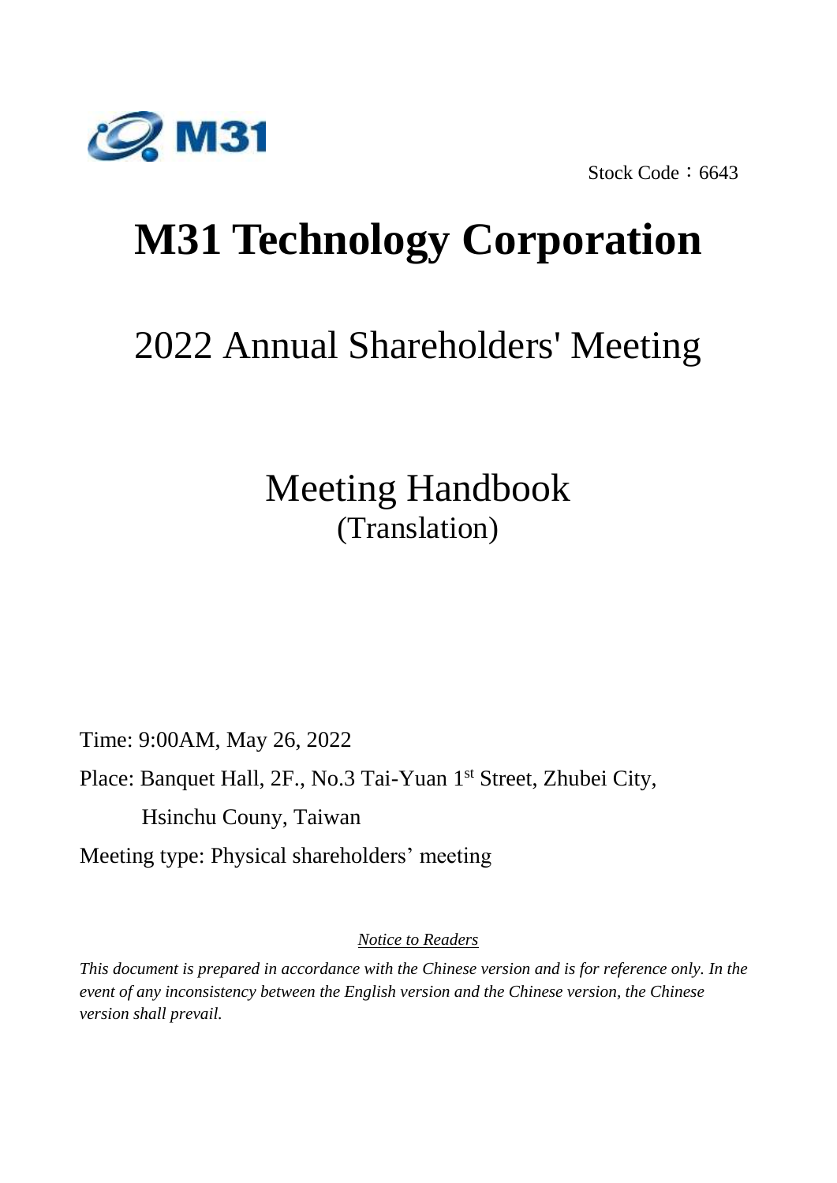M31

Stock Code：6643

# M31 Technology Corporation

## 2022 Annual Shareholders' Meeting

## Meeting Handbook
(Translation)

Time: 9:00AM, May 26, 2022

Place: Banquet Hall, 2F., No.3 Tai-Yuan 1st Street, Zhubei City, Hsinchu Couny, Taiwan

Meeting type: Physical shareholders' meeting

*Notice to Readers*

*This document is prepared in accordance with the Chinese version and is for reference only. In the event of any inconsistency between the English version and the Chinese version, the Chinese version shall prevail.*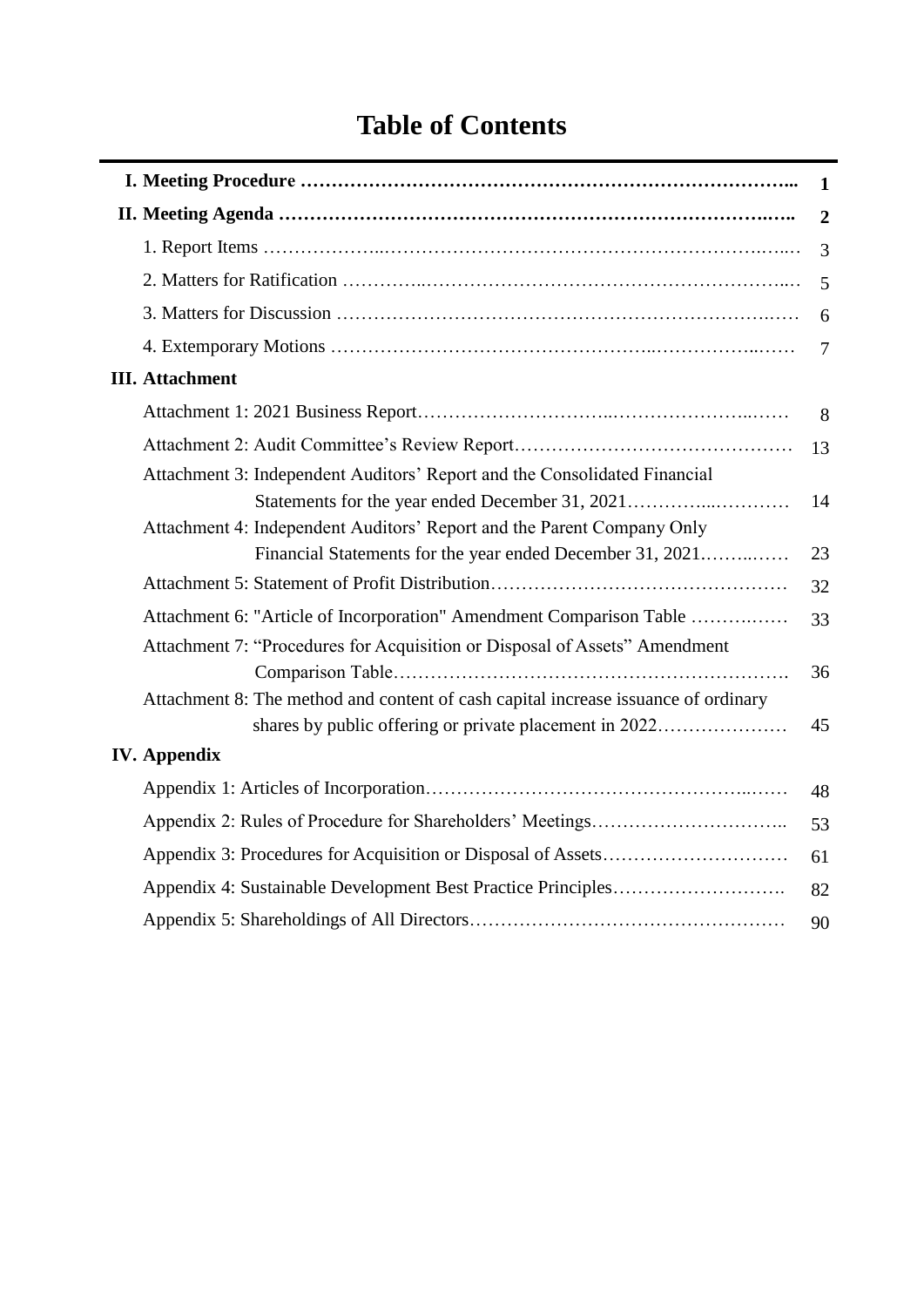# Table of Contents

| | |
|---|---|
| **I. Meeting Procedure** | **1** |
| **II. Meeting Agenda** | **2** |
| 1. Report Items | 3 |
| 2. Matters for Ratification | 5 |
| 3. Matters for Discussion | 6 |
| 4. Extemporary Motions | 7 |
| **III. Attachment** | |
| Attachment 1: 2021 Business Report | 8 |
| Attachment 2: Audit Committee's Review Report | 13 |
| Attachment 3: Independent Auditors' Report and the Consolidated Financial Statements for the year ended December 31, 2021 | 14 |
| Attachment 4: Independent Auditors' Report and the Parent Company Only Financial Statements for the year ended December 31, 2021 | 23 |
| Attachment 5: Statement of Profit Distribution | 32 |
| Attachment 6: "Article of Incorporation" Amendment Comparison Table | 33 |
| Attachment 7: "Procedures for Acquisition or Disposal of Assets" Amendment Comparison Table | 36 |
| Attachment 8: The method and content of cash capital increase issuance of ordinary shares by public offering or private placement in 2022 | 45 |
| **IV. Appendix** | |
| Appendix 1: Articles of Incorporation | 48 |
| Appendix 2: Rules of Procedure for Shareholders' Meetings | 53 |
| Appendix 3: Procedures for Acquisition or Disposal of Assets | 61 |
| Appendix 4: Sustainable Development Best Practice Principles | 82 |
| Appendix 5: Shareholdings of All Directors | 90 |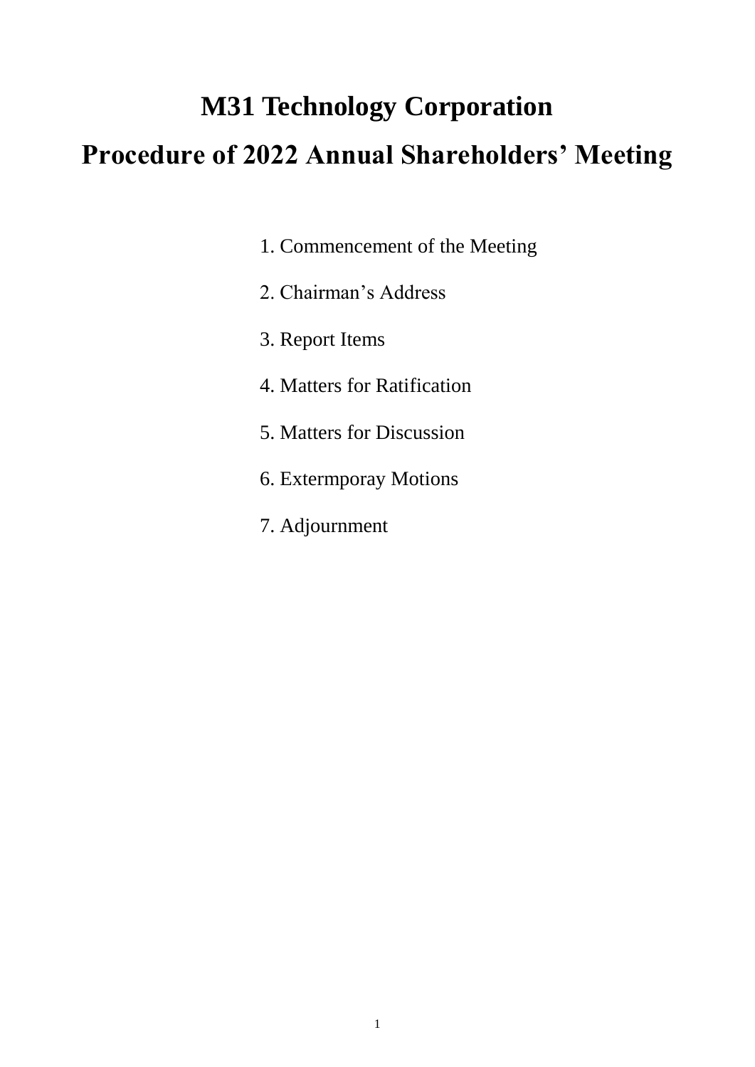# M31 Technology Corporation

# Procedure of 2022 Annual Shareholders' Meeting

1. Commencement of the Meeting
2. Chairman's Address
3. Report Items
4. Matters for Ratification
5. Matters for Discussion
6. Extermporay Motions
7. Adjournment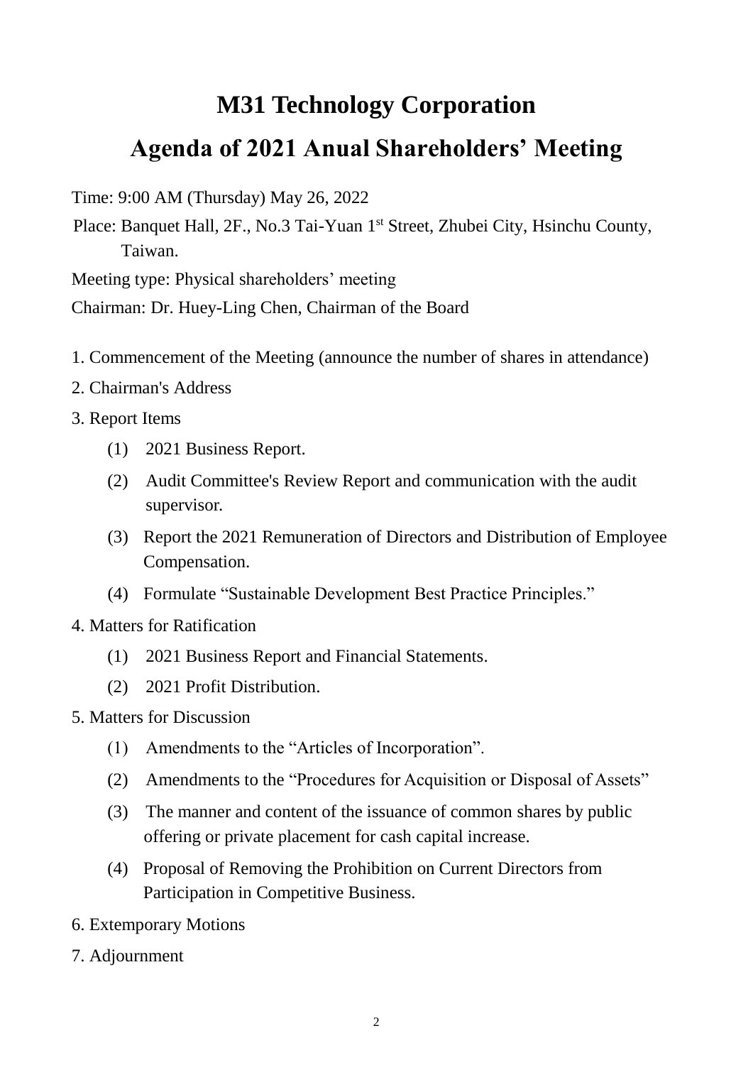# M31 Technology Corporation

# Agenda of 2021 Anual Shareholders' Meeting

Time: 9:00 AM (Thursday) May 26, 2022

Place: Banquet Hall, 2F., No.3 Tai-Yuan 1st Street, Zhubei City, Hsinchu County, Taiwan.

Meeting type: Physical shareholders' meeting

Chairman: Dr. Huey-Ling Chen, Chairman of the Board

1. Commencement of the Meeting (announce the number of shares in attendance)
2. Chairman's Address
3. Report Items
   - (1) 2021 Business Report.
   - (2) Audit Committee's Review Report and communication with the audit supervisor.
   - (3) Report the 2021 Remuneration of Directors and Distribution of Employee Compensation.
   - (4) Formulate "Sustainable Development Best Practice Principles."
4. Matters for Ratification
   - (1) 2021 Business Report and Financial Statements.
   - (2) 2021 Profit Distribution.
5. Matters for Discussion
   - (1) Amendments to the "Articles of Incorporation".
   - (2) Amendments to the "Procedures for Acquisition or Disposal of Assets"
   - (3) The manner and content of the issuance of common shares by public offering or private placement for cash capital increase.
   - (4) Proposal of Removing the Prohibition on Current Directors from Participation in Competitive Business.
6. Extemporary Motions
7. Adjournment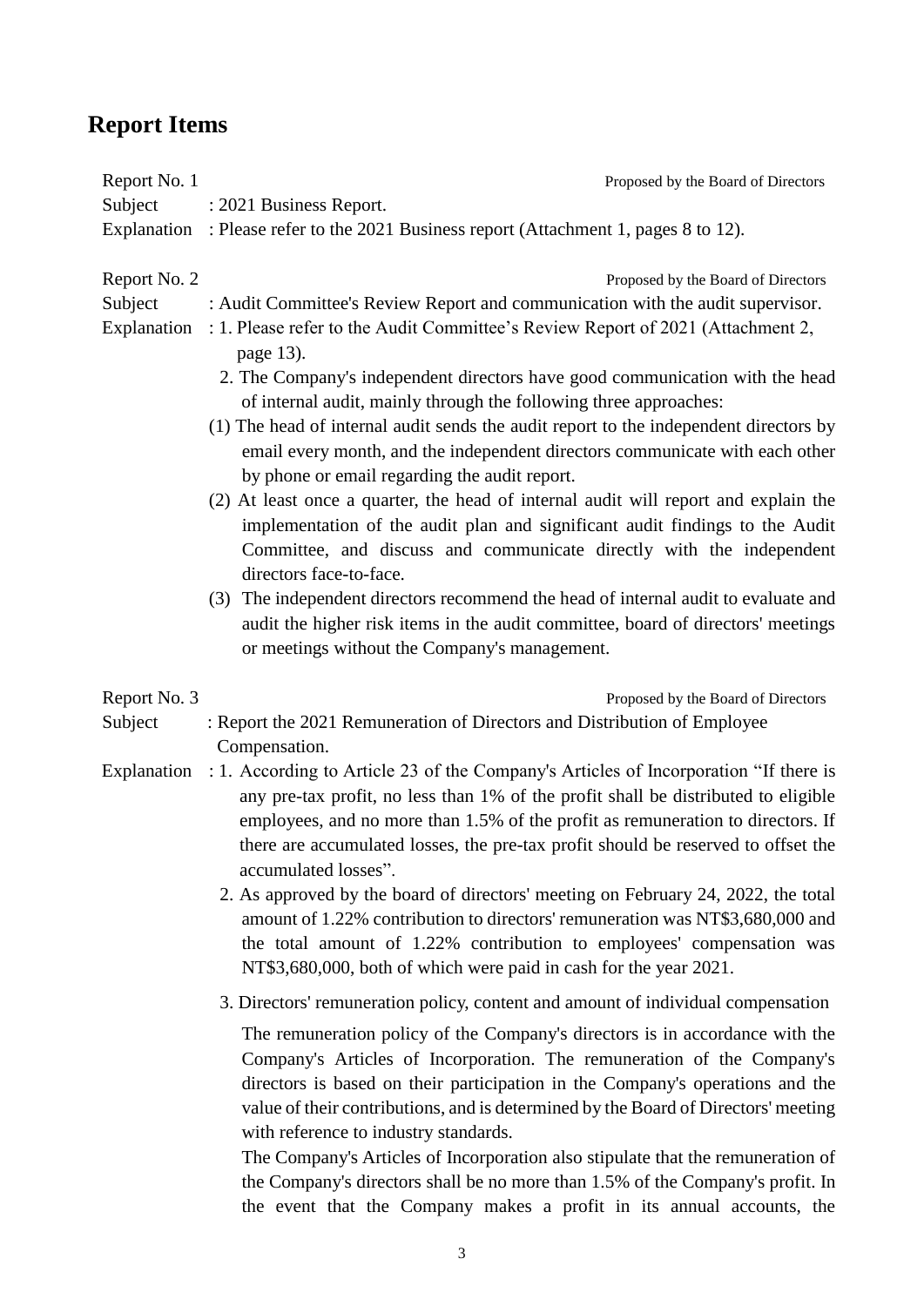# Report Items

Report No. 1 — Proposed by the Board of Directors

Subject : 2021 Business Report.

Explanation : Please refer to the 2021 Business report (Attachment 1, pages 8 to 12).

Report No. 2 — Proposed by the Board of Directors

Subject : Audit Committee's Review Report and communication with the audit supervisor.

Explanation : 1. Please refer to the Audit Committee's Review Report of 2021 (Attachment 2, page 13).

2. The Company's independent directors have good communication with the head of internal audit, mainly through the following three approaches:

(1) The head of internal audit sends the audit report to the independent directors by email every month, and the independent directors communicate with each other by phone or email regarding the audit report.

(2) At least once a quarter, the head of internal audit will report and explain the implementation of the audit plan and significant audit findings to the Audit Committee, and discuss and communicate directly with the independent directors face-to-face.

(3) The independent directors recommend the head of internal audit to evaluate and audit the higher risk items in the audit committee, board of directors' meetings or meetings without the Company's management.

Report No. 3 — Proposed by the Board of Directors

Subject : Report the 2021 Remuneration of Directors and Distribution of Employee Compensation.

Explanation : 1. According to Article 23 of the Company's Articles of Incorporation "If there is any pre-tax profit, no less than 1% of the profit shall be distributed to eligible employees, and no more than 1.5% of the profit as remuneration to directors. If there are accumulated losses, the pre-tax profit should be reserved to offset the accumulated losses".

2. As approved by the board of directors' meeting on February 24, 2022, the total amount of 1.22% contribution to directors' remuneration was NT$3,680,000 and the total amount of 1.22% contribution to employees' compensation was NT$3,680,000, both of which were paid in cash for the year 2021.

3. Directors' remuneration policy, content and amount of individual compensation

The remuneration policy of the Company's directors is in accordance with the Company's Articles of Incorporation. The remuneration of the Company's directors is based on their participation in the Company's operations and the value of their contributions, and is determined by the Board of Directors' meeting with reference to industry standards.

The Company's Articles of Incorporation also stipulate that the remuneration of the Company's directors shall be no more than 1.5% of the Company's profit. In the event that the Company makes a profit in its annual accounts, the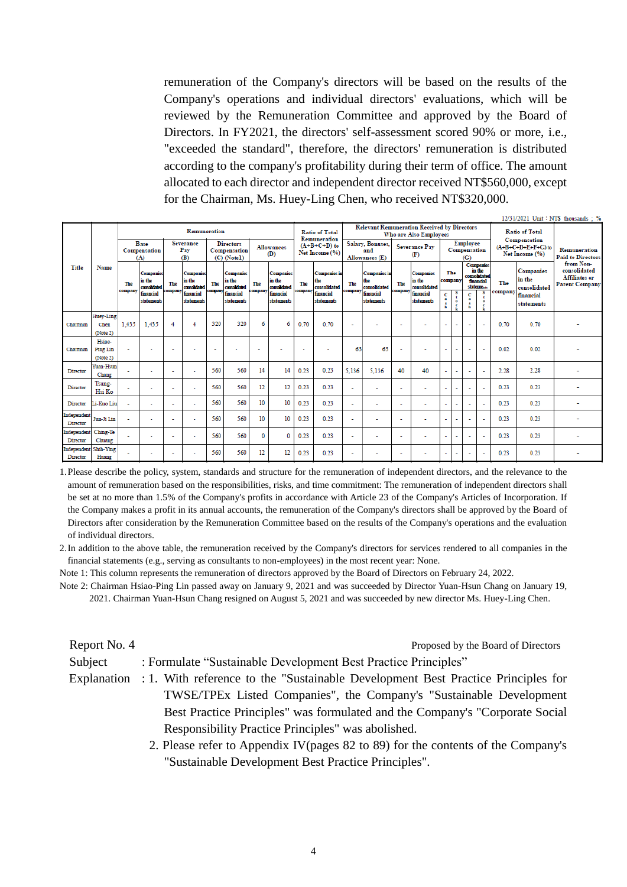remuneration of the Company's directors will be based on the results of the Company's operations and individual directors' evaluations, which will be reviewed by the Remuneration Committee and approved by the Board of Directors. In FY2021, the directors' self-assessment scored 90% or more, i.e., "exceeded the standard", therefore, the directors' remuneration is distributed according to the company's profitability during their term of office. The amount allocated to each director and independent director received NT$560,000, except for the Chairman, Ms. Huey-Ling Chen, who received NT$320,000.

12/31/2021 Unit : NT$ thousands ; %

| Title | Name | Remuneration | | | | | | | | Ratio of Total Remuneration (A+B+C+D) to Net Income (%) | | Relevant Remuneration Received by Directors Who are Also Employees | | | | | | | | Ratio of Total Compensation (A+B+C+D+E+F+G) to Net Income (%) | | Remuneration Paid to Directors from Non-consolidated Affiliates or Parent Company |
|---|---|---|---|---|---|---|---|---|---|---|---|---|---|---|---|---|---|---|---|---|---|---|
| | | Base Compensation (A) | | Severance Pay (B) | | Directors Compensation (C) (Note1) | | Allowances (D) | | | | Salary, Bonuses, and Allowances (E) | | Severance Pay (F) | | Employee Compensation (G) | | | | | | |
| | | The company | Companies in the consolidated financial statements | The company | Companies in the consolidated financial statements | The company | Companies in the consolidated financial statements | The company | Companies in the consolidated financial statements | The company | Companies in the consolidated financial statements | The company | Companies in the consolidated financial statements | The company | Companies in the consolidated financial statements | The company | | Companies in the consolidated financial statements | | The company | Companies in the consolidated financial statements | |
| | | | | | | | | | | | | | | | | Cash | Stock | Cash | Stock | | | |
| Chairman | Huey-Ling Chen (Note 2) | 1,435 | 1,435 | 4 | 4 | 320 | 320 | 6 | 6 | 0.70 | 0.70 | - | - | - | - | - | - | - | - | 0.70 | 0.70 | - |
| Chairman | Hsiao-Ping Lin (Note 2) | - | - | - | - | - | - | - | - | - | - | 63 | 63 | - | - | - | - | - | - | 0.02 | 0.02 | - |
| Director | Yuan-Hsun Chang | - | - | - | - | 560 | 560 | 14 | 14 | 0.23 | 0.23 | 5,136 | 5,136 | 40 | 40 | - | - | - | - | 2.28 | 2.28 | - |
| Director | Tsung-Hsi Ko | - | - | - | - | 560 | 560 | 12 | 12 | 0.23 | 0.23 | - | - | - | - | - | - | - | - | 0.23 | 0.23 | - |
| Director | Li-Kuo Liu | - | - | - | - | 560 | 560 | 10 | 10 | 0.23 | 0.23 | - | - | - | - | - | - | - | - | 0.23 | 0.23 | - |
| Independent Director | Jun-Ji Lin | - | - | - | - | 560 | 560 | 10 | 10 | 0.23 | 0.23 | - | - | - | - | - | - | - | - | 0.23 | 0.23 | - |
| Independent Director | Ching-Te Chiang | - | - | - | - | 560 | 560 | 0 | 0 | 0.23 | 0.23 | - | - | - | - | - | - | - | - | 0.23 | 0.23 | - |
| Independent Director | Shih-Ying Huang | - | - | - | - | 560 | 560 | 12 | 12 | 0.23 | 0.23 | - | - | - | - | - | - | - | - | 0.23 | 0.23 | - |

1. Please describe the policy, system, standards and structure for the remuneration of independent directors, and the relevance to the amount of remuneration based on the responsibilities, risks, and time commitment: The remuneration of independent directors shall be set at no more than 1.5% of the Company's profits in accordance with Article 23 of the Company's Articles of Incorporation. If the Company makes a profit in its annual accounts, the remuneration of the Company's directors shall be approved by the Board of Directors after consideration by the Remuneration Committee based on the results of the Company's operations and the evaluation of individual directors.
2. In addition to the above table, the remuneration received by the Company's directors for services rendered to all companies in the financial statements (e.g., serving as consultants to non-employees) in the most recent year: None.

Note 1: This column represents the remuneration of directors approved by the Board of Directors on February 24, 2022.

Note 2: Chairman Hsiao-Ping Lin passed away on January 9, 2021 and was succeeded by Director Yuan-Hsun Chang on January 19, 2021. Chairman Yuan-Hsun Chang resigned on August 5, 2021 and was succeeded by new director Ms. Huey-Ling Chen.

Report No. 4 — Proposed by the Board of Directors

Subject : Formulate "Sustainable Development Best Practice Principles"

Explanation :
1. With reference to the "Sustainable Development Best Practice Principles for TWSE/TPEx Listed Companies", the Company's "Sustainable Development Best Practice Principles" was formulated and the Company's "Corporate Social Responsibility Practice Principles" was abolished.
2. Please refer to Appendix IV(pages 82 to 89) for the contents of the Company's "Sustainable Development Best Practice Principles".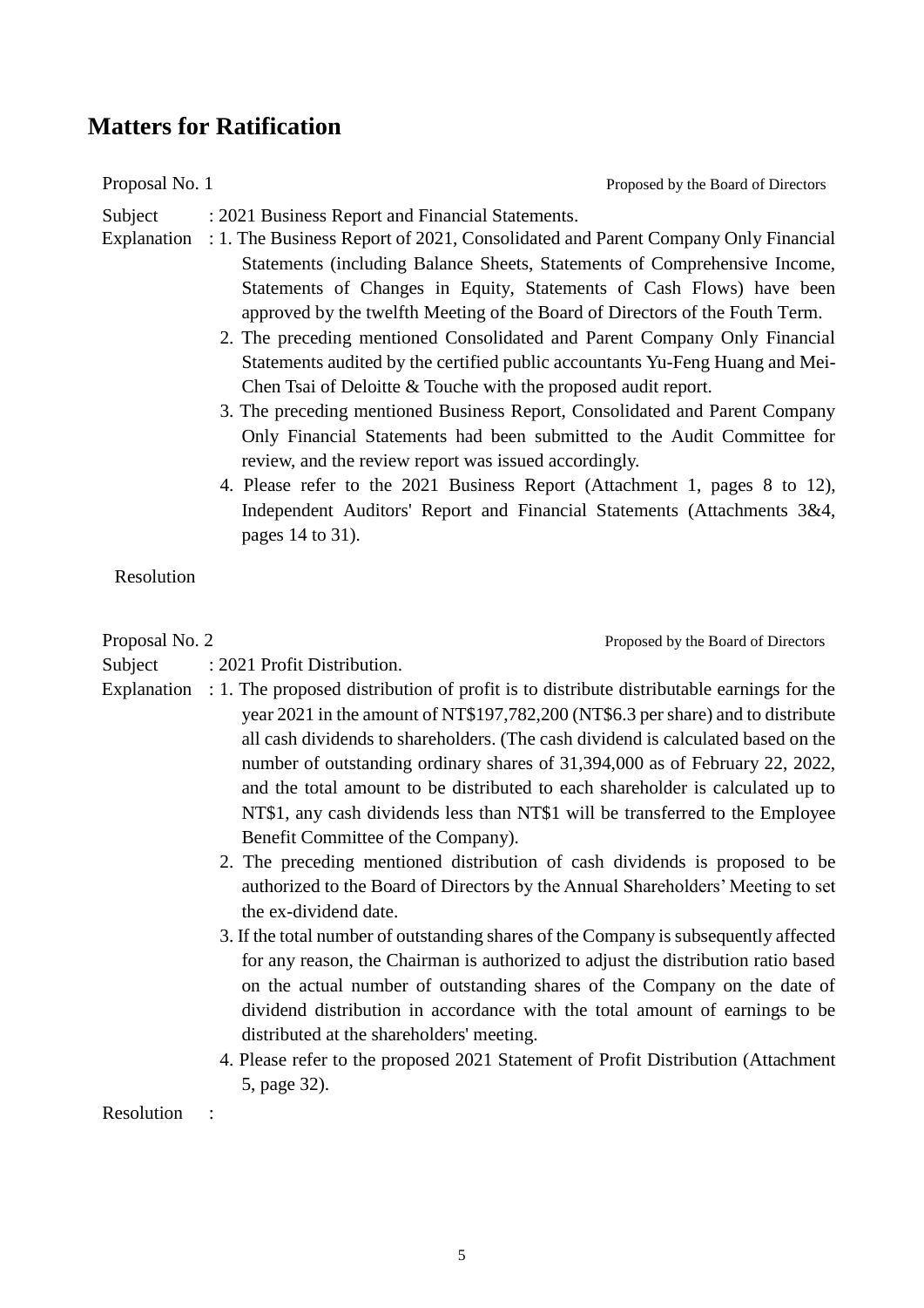## Matters for Ratification

Proposal No. 1 — Proposed by the Board of Directors

Subject : 2021 Business Report and Financial Statements.

Explanation :

1. The Business Report of 2021, Consolidated and Parent Company Only Financial Statements (including Balance Sheets, Statements of Comprehensive Income, Statements of Changes in Equity, Statements of Cash Flows) have been approved by the twelfth Meeting of the Board of Directors of the Fouth Term.
2. The preceding mentioned Consolidated and Parent Company Only Financial Statements audited by the certified public accountants Yu-Feng Huang and Mei-Chen Tsai of Deloitte & Touche with the proposed audit report.
3. The preceding mentioned Business Report, Consolidated and Parent Company Only Financial Statements had been submitted to the Audit Committee for review, and the review report was issued accordingly.
4. Please refer to the 2021 Business Report (Attachment 1, pages 8 to 12), Independent Auditors' Report and Financial Statements (Attachments 3&4, pages 14 to 31).

Resolution

Proposal No. 2 — Proposed by the Board of Directors

Subject : 2021 Profit Distribution.

Explanation :

1. The proposed distribution of profit is to distribute distributable earnings for the year 2021 in the amount of NT$197,782,200 (NT$6.3 per share) and to distribute all cash dividends to shareholders. (The cash dividend is calculated based on the number of outstanding ordinary shares of 31,394,000 as of February 22, 2022, and the total amount to be distributed to each shareholder is calculated up to NT$1, any cash dividends less than NT$1 will be transferred to the Employee Benefit Committee of the Company).
2. The preceding mentioned distribution of cash dividends is proposed to be authorized to the Board of Directors by the Annual Shareholders' Meeting to set the ex-dividend date.
3. If the total number of outstanding shares of the Company is subsequently affected for any reason, the Chairman is authorized to adjust the distribution ratio based on the actual number of outstanding shares of the Company on the date of dividend distribution in accordance with the total amount of earnings to be distributed at the shareholders' meeting.
4. Please refer to the proposed 2021 Statement of Profit Distribution (Attachment 5, page 32).

Resolution :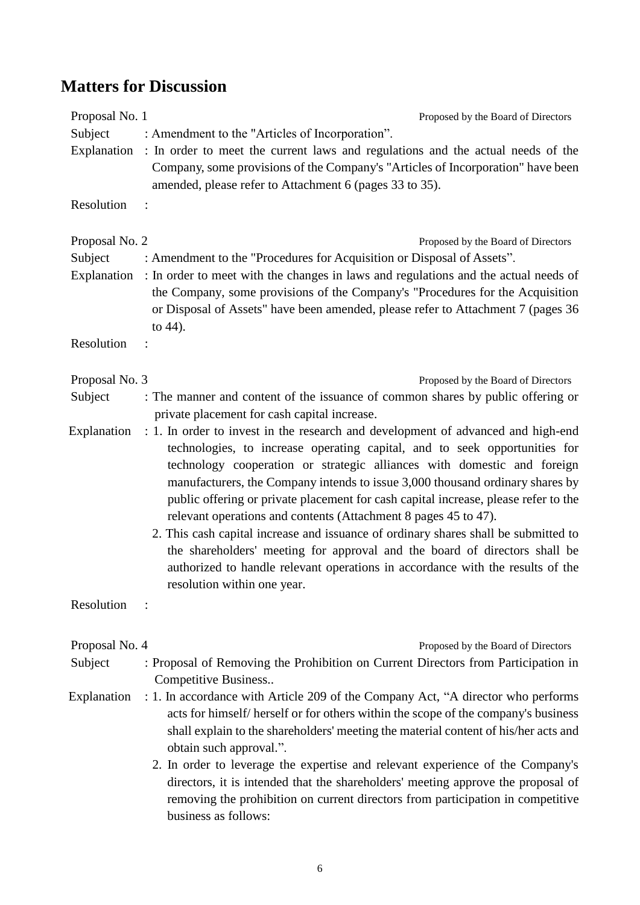## Matters for Discussion

Proposal No. 1 — Proposed by the Board of Directors

Subject : Amendment to the "Articles of Incorporation".

Explanation : In order to meet the current laws and regulations and the actual needs of the Company, some provisions of the Company's "Articles of Incorporation" have been amended, please refer to Attachment 6 (pages 33 to 35).

Resolution :

Proposal No. 2 — Proposed by the Board of Directors

Subject : Amendment to the "Procedures for Acquisition or Disposal of Assets".

Explanation : In order to meet with the changes in laws and regulations and the actual needs of the Company, some provisions of the Company's "Procedures for the Acquisition or Disposal of Assets" have been amended, please refer to Attachment 7 (pages 36 to 44).

Resolution :

Proposal No. 3 — Proposed by the Board of Directors

Subject : The manner and content of the issuance of common shares by public offering or private placement for cash capital increase.

Explanation :

1. In order to invest in the research and development of advanced and high-end technologies, to increase operating capital, and to seek opportunities for technology cooperation or strategic alliances with domestic and foreign manufacturers, the Company intends to issue 3,000 thousand ordinary shares by public offering or private placement for cash capital increase, please refer to the relevant operations and contents (Attachment 8 pages 45 to 47).
2. This cash capital increase and issuance of ordinary shares shall be submitted to the shareholders' meeting for approval and the board of directors shall be authorized to handle relevant operations in accordance with the results of the resolution within one year.

Resolution :

Proposal No. 4 — Proposed by the Board of Directors

Subject : Proposal of Removing the Prohibition on Current Directors from Participation in Competitive Business..

Explanation :

1. In accordance with Article 209 of the Company Act, "A director who performs acts for himself/ herself or for others within the scope of the company's business shall explain to the shareholders' meeting the material content of his/her acts and obtain such approval.".
2. In order to leverage the expertise and relevant experience of the Company's directors, it is intended that the shareholders' meeting approve the proposal of removing the prohibition on current directors from participation in competitive business as follows: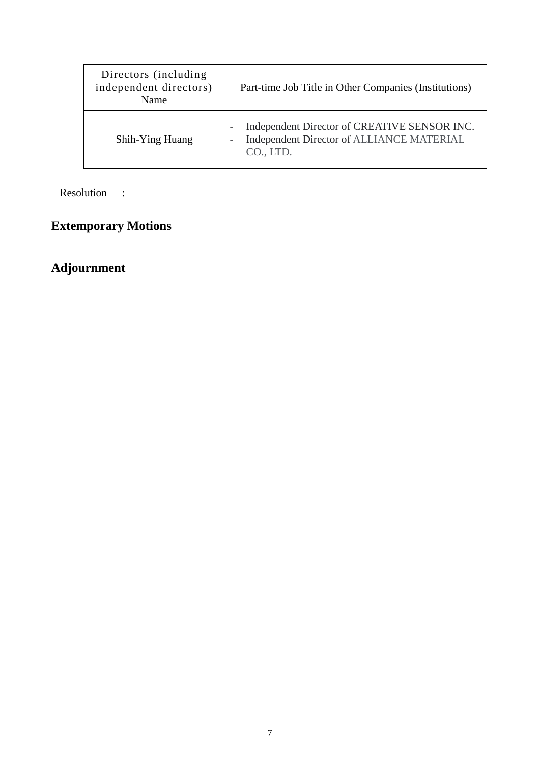| Directors (including independent directors) Name | Part-time Job Title in Other Companies (Institutions) |
|---|---|
| Shih-Ying Huang | - Independent Director of CREATIVE SENSOR INC.<br>- Independent Director of ALLIANCE MATERIAL CO., LTD. |

Resolution :

## Extemporary Motions

## Adjournment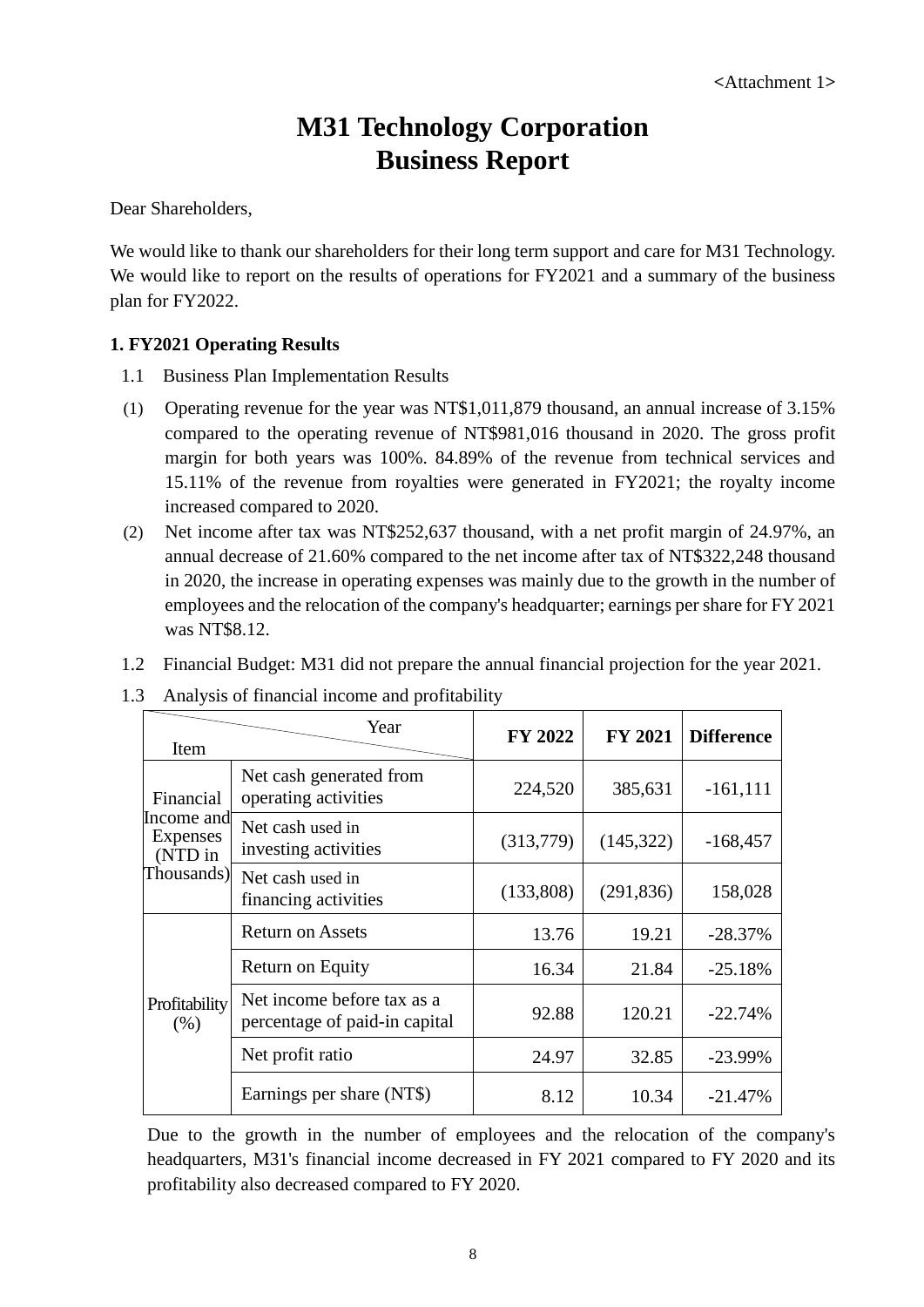<Attachment 1>

# M31 Technology Corporation
# Business Report

Dear Shareholders,

We would like to thank our shareholders for their long term support and care for M31 Technology. We would like to report on the results of operations for FY2021 and a summary of the business plan for FY2022.

### 1. FY2021 Operating Results

1.1 Business Plan Implementation Results

(1) Operating revenue for the year was NT$1,011,879 thousand, an annual increase of 3.15% compared to the operating revenue of NT$981,016 thousand in 2020. The gross profit margin for both years was 100%. 84.89% of the revenue from technical services and 15.11% of the revenue from royalties were generated in FY2021; the royalty income increased compared to 2020.

(2) Net income after tax was NT$252,637 thousand, with a net profit margin of 24.97%, an annual decrease of 21.60% compared to the net income after tax of NT$322,248 thousand in 2020, the increase in operating expenses was mainly due to the growth in the number of employees and the relocation of the company's headquarter; earnings per share for FY 2021 was NT$8.12.

1.2 Financial Budget: M31 did not prepare the annual financial projection for the year 2021.

1.3 Analysis of financial income and profitability

| Item | Year | FY 2022 | FY 2021 | Difference |
|---|---|---|---|---|
| Financial Income and Expenses (NTD in Thousands) | Net cash generated from operating activities | 224,520 | 385,631 | -161,111 |
| | Net cash used in investing activities | (313,779) | (145,322) | -168,457 |
| | Net cash used in financing activities | (133,808) | (291,836) | 158,028 |
| Profitability (%) | Return on Assets | 13.76 | 19.21 | -28.37% |
| | Return on Equity | 16.34 | 21.84 | -25.18% |
| | Net income before tax as a percentage of paid-in capital | 92.88 | 120.21 | -22.74% |
| | Net profit ratio | 24.97 | 32.85 | -23.99% |
| | Earnings per share (NT$) | 8.12 | 10.34 | -21.47% |

Due to the growth in the number of employees and the relocation of the company's headquarters, M31's financial income decreased in FY 2021 compared to FY 2020 and its profitability also decreased compared to FY 2020.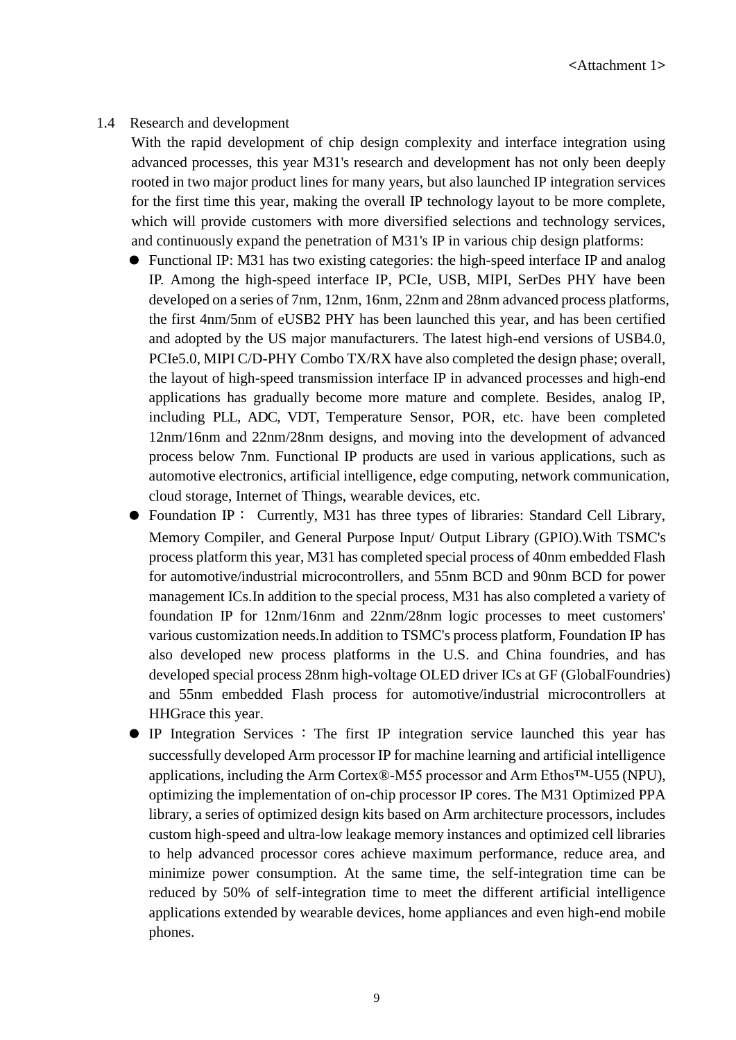<Attachment 1>

1.4 Research and development

With the rapid development of chip design complexity and interface integration using advanced processes, this year M31's research and development has not only been deeply rooted in two major product lines for many years, but also launched IP integration services for the first time this year, making the overall IP technology layout to be more complete, which will provide customers with more diversified selections and technology services, and continuously expand the penetration of M31's IP in various chip design platforms:

- Functional IP: M31 has two existing categories: the high-speed interface IP and analog IP. Among the high-speed interface IP, PCIe, USB, MIPI, SerDes PHY have been developed on a series of 7nm, 12nm, 16nm, 22nm and 28nm advanced process platforms, the first 4nm/5nm of eUSB2 PHY has been launched this year, and has been certified and adopted by the US major manufacturers. The latest high-end versions of USB4.0, PCIe5.0, MIPI C/D-PHY Combo TX/RX have also completed the design phase; overall, the layout of high-speed transmission interface IP in advanced processes and high-end applications has gradually become more mature and complete. Besides, analog IP, including PLL, ADC, VDT, Temperature Sensor, POR, etc. have been completed 12nm/16nm and 22nm/28nm designs, and moving into the development of advanced process below 7nm. Functional IP products are used in various applications, such as automotive electronics, artificial intelligence, edge computing, network communication, cloud storage, Internet of Things, wearable devices, etc.
- Foundation IP： Currently, M31 has three types of libraries: Standard Cell Library, Memory Compiler, and General Purpose Input/ Output Library (GPIO).With TSMC's process platform this year, M31 has completed special process of 40nm embedded Flash for automotive/industrial microcontrollers, and 55nm BCD and 90nm BCD for power management ICs.In addition to the special process, M31 has also completed a variety of foundation IP for 12nm/16nm and 22nm/28nm logic processes to meet customers' various customization needs.In addition to TSMC's process platform, Foundation IP has also developed new process platforms in the U.S. and China foundries, and has developed special process 28nm high-voltage OLED driver ICs at GF (GlobalFoundries) and 55nm embedded Flash process for automotive/industrial microcontrollers at HHGrace this year.
- IP Integration Services ：The first IP integration service launched this year has successfully developed Arm processor IP for machine learning and artificial intelligence applications, including the Arm Cortex®-M55 processor and Arm Ethos™-U55 (NPU), optimizing the implementation of on-chip processor IP cores. The M31 Optimized PPA library, a series of optimized design kits based on Arm architecture processors, includes custom high-speed and ultra-low leakage memory instances and optimized cell libraries to help advanced processor cores achieve maximum performance, reduce area, and minimize power consumption. At the same time, the self-integration time can be reduced by 50% of self-integration time to meet the different artificial intelligence applications extended by wearable devices, home appliances and even high-end mobile phones.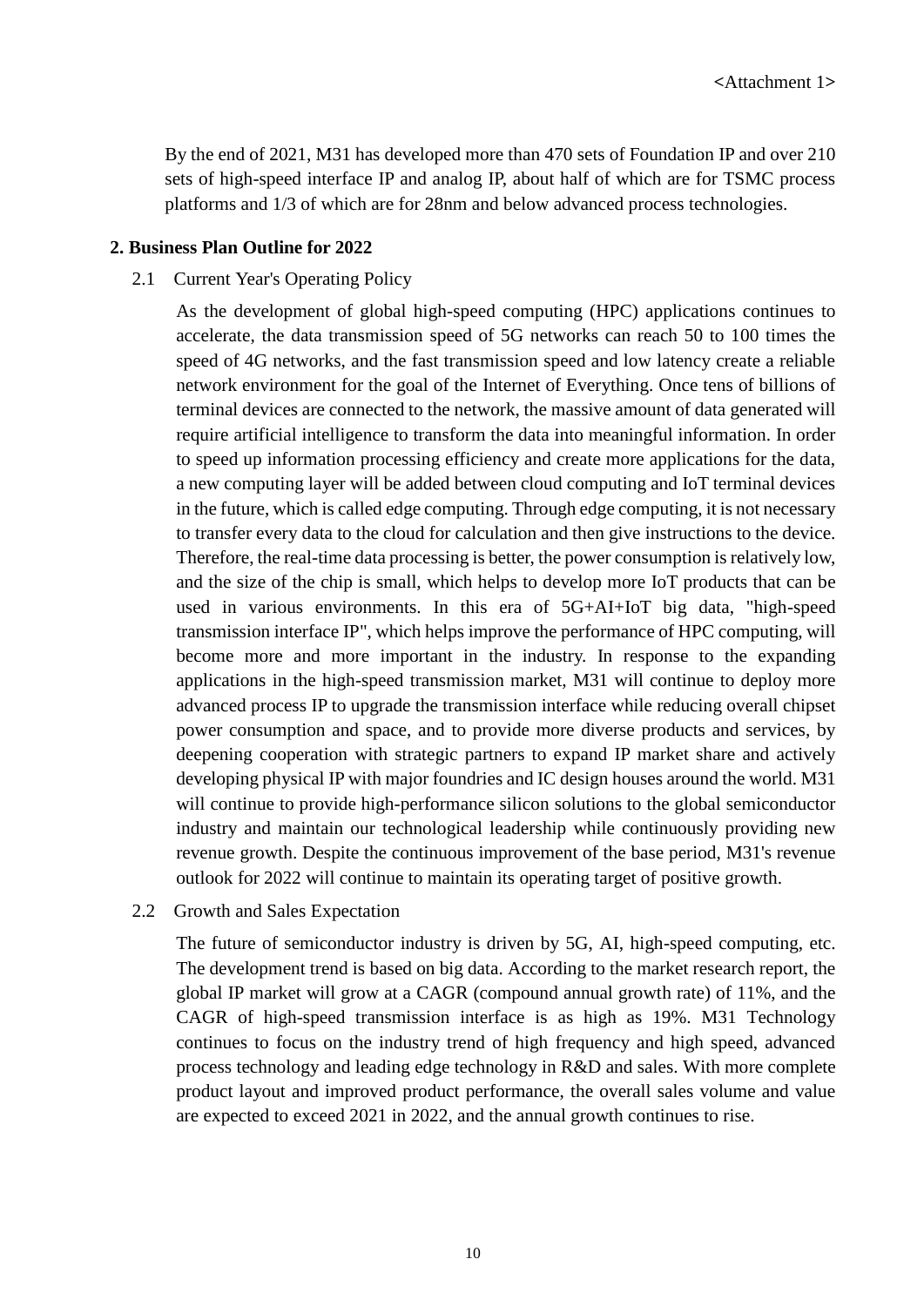<Attachment 1>

By the end of 2021, M31 has developed more than 470 sets of Foundation IP and over 210 sets of high-speed interface IP and analog IP, about half of which are for TSMC process platforms and 1/3 of which are for 28nm and below advanced process technologies.

**2. Business Plan Outline for 2022**

2.1 Current Year's Operating Policy

As the development of global high-speed computing (HPC) applications continues to accelerate, the data transmission speed of 5G networks can reach 50 to 100 times the speed of 4G networks, and the fast transmission speed and low latency create a reliable network environment for the goal of the Internet of Everything. Once tens of billions of terminal devices are connected to the network, the massive amount of data generated will require artificial intelligence to transform the data into meaningful information. In order to speed up information processing efficiency and create more applications for the data, a new computing layer will be added between cloud computing and IoT terminal devices in the future, which is called edge computing. Through edge computing, it is not necessary to transfer every data to the cloud for calculation and then give instructions to the device. Therefore, the real-time data processing is better, the power consumption is relatively low, and the size of the chip is small, which helps to develop more IoT products that can be used in various environments. In this era of 5G+AI+IoT big data, "high-speed transmission interface IP", which helps improve the performance of HPC computing, will become more and more important in the industry. In response to the expanding applications in the high-speed transmission market, M31 will continue to deploy more advanced process IP to upgrade the transmission interface while reducing overall chipset power consumption and space, and to provide more diverse products and services, by deepening cooperation with strategic partners to expand IP market share and actively developing physical IP with major foundries and IC design houses around the world. M31 will continue to provide high-performance silicon solutions to the global semiconductor industry and maintain our technological leadership while continuously providing new revenue growth. Despite the continuous improvement of the base period, M31's revenue outlook for 2022 will continue to maintain its operating target of positive growth.

2.2 Growth and Sales Expectation

The future of semiconductor industry is driven by 5G, AI, high-speed computing, etc. The development trend is based on big data. According to the market research report, the global IP market will grow at a CAGR (compound annual growth rate) of 11%, and the CAGR of high-speed transmission interface is as high as 19%. M31 Technology continues to focus on the industry trend of high frequency and high speed, advanced process technology and leading edge technology in R&D and sales. With more complete product layout and improved product performance, the overall sales volume and value are expected to exceed 2021 in 2022, and the annual growth continues to rise.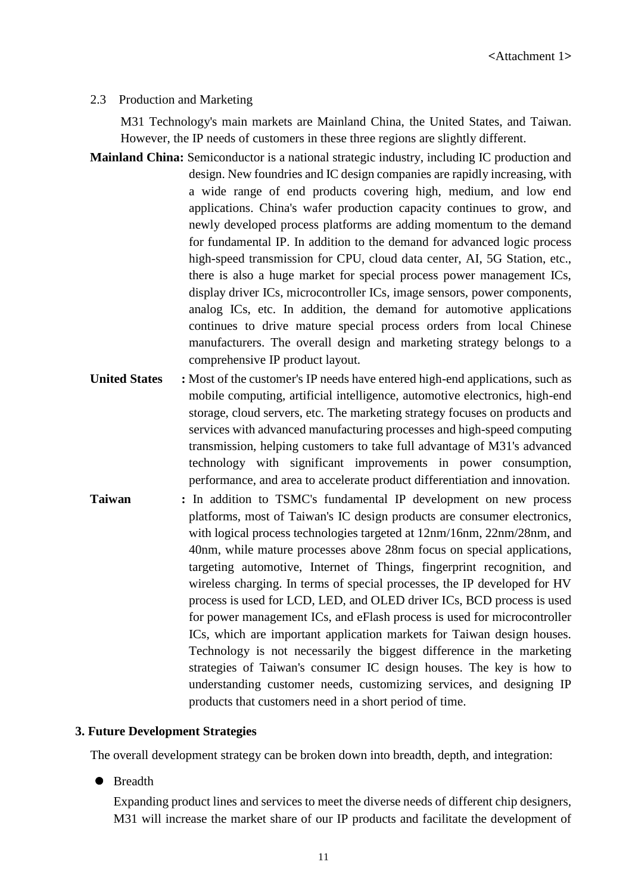<Attachment 1>

### 2.3 Production and Marketing

M31 Technology's main markets are Mainland China, the United States, and Taiwan. However, the IP needs of customers in these three regions are slightly different.

**Mainland China:** Semiconductor is a national strategic industry, including IC production and design. New foundries and IC design companies are rapidly increasing, with a wide range of end products covering high, medium, and low end applications. China's wafer production capacity continues to grow, and newly developed process platforms are adding momentum to the demand for fundamental IP. In addition to the demand for advanced logic process high-speed transmission for CPU, cloud data center, AI, 5G Station, etc., there is also a huge market for special process power management ICs, display driver ICs, microcontroller ICs, image sensors, power components, analog ICs, etc. In addition, the demand for automotive applications continues to drive mature special process orders from local Chinese manufacturers. The overall design and marketing strategy belongs to a comprehensive IP product layout.

**United States** **:** Most of the customer's IP needs have entered high-end applications, such as mobile computing, artificial intelligence, automotive electronics, high-end storage, cloud servers, etc. The marketing strategy focuses on products and services with advanced manufacturing processes and high-speed computing transmission, helping customers to take full advantage of M31's advanced technology with significant improvements in power consumption, performance, and area to accelerate product differentiation and innovation.

**Taiwan** **:** In addition to TSMC's fundamental IP development on new process platforms, most of Taiwan's IC design products are consumer electronics, with logical process technologies targeted at 12nm/16nm, 22nm/28nm, and 40nm, while mature processes above 28nm focus on special applications, targeting automotive, Internet of Things, fingerprint recognition, and wireless charging. In terms of special processes, the IP developed for HV process is used for LCD, LED, and OLED driver ICs, BCD process is used for power management ICs, and eFlash process is used for microcontroller ICs, which are important application markets for Taiwan design houses. Technology is not necessarily the biggest difference in the marketing strategies of Taiwan's consumer IC design houses. The key is how to understanding customer needs, customizing services, and designing IP products that customers need in a short period of time.

## 3. Future Development Strategies

The overall development strategy can be broken down into breadth, depth, and integration:

- Breadth

  Expanding product lines and services to meet the diverse needs of different chip designers, M31 will increase the market share of our IP products and facilitate the development of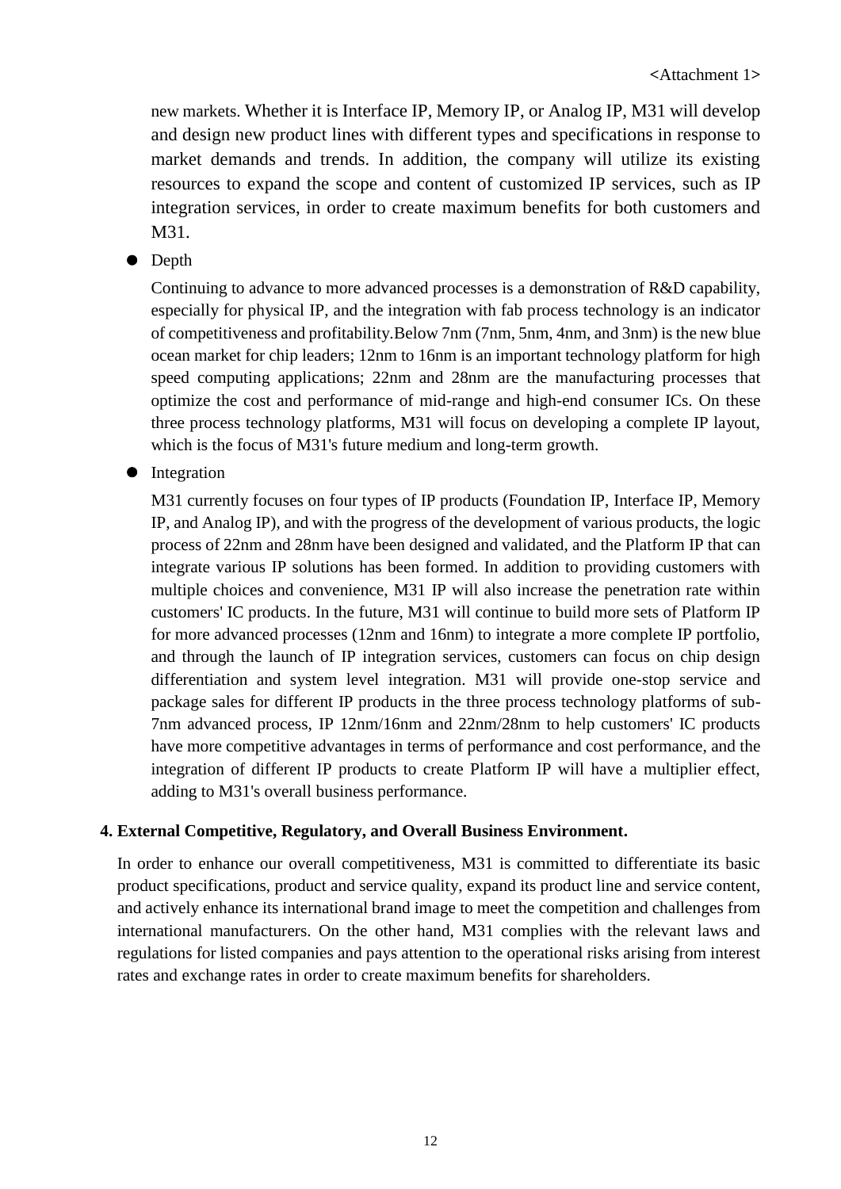new markets. Whether it is Interface IP, Memory IP, or Analog IP, M31 will develop and design new product lines with different types and specifications in response to market demands and trends. In addition, the company will utilize its existing resources to expand the scope and content of customized IP services, such as IP integration services, in order to create maximum benefits for both customers and M31.

- Depth

  Continuing to advance to more advanced processes is a demonstration of R&D capability, especially for physical IP, and the integration with fab process technology is an indicator of competitiveness and profitability.Below 7nm (7nm, 5nm, 4nm, and 3nm) is the new blue ocean market for chip leaders; 12nm to 16nm is an important technology platform for high speed computing applications; 22nm and 28nm are the manufacturing processes that optimize the cost and performance of mid-range and high-end consumer ICs. On these three process technology platforms, M31 will focus on developing a complete IP layout, which is the focus of M31's future medium and long-term growth.

- Integration

  M31 currently focuses on four types of IP products (Foundation IP, Interface IP, Memory IP, and Analog IP), and with the progress of the development of various products, the logic process of 22nm and 28nm have been designed and validated, and the Platform IP that can integrate various IP solutions has been formed. In addition to providing customers with multiple choices and convenience, M31 IP will also increase the penetration rate within customers' IC products. In the future, M31 will continue to build more sets of Platform IP for more advanced processes (12nm and 16nm) to integrate a more complete IP portfolio, and through the launch of IP integration services, customers can focus on chip design differentiation and system level integration. M31 will provide one-stop service and package sales for different IP products in the three process technology platforms of sub-7nm advanced process, IP 12nm/16nm and 22nm/28nm to help customers' IC products have more competitive advantages in terms of performance and cost performance, and the integration of different IP products to create Platform IP will have a multiplier effect, adding to M31's overall business performance.

**4. External Competitive, Regulatory, and Overall Business Environment.**

In order to enhance our overall competitiveness, M31 is committed to differentiate its basic product specifications, product and service quality, expand its product line and service content, and actively enhance its international brand image to meet the competition and challenges from international manufacturers. On the other hand, M31 complies with the relevant laws and regulations for listed companies and pays attention to the operational risks arising from interest rates and exchange rates in order to create maximum benefits for shareholders.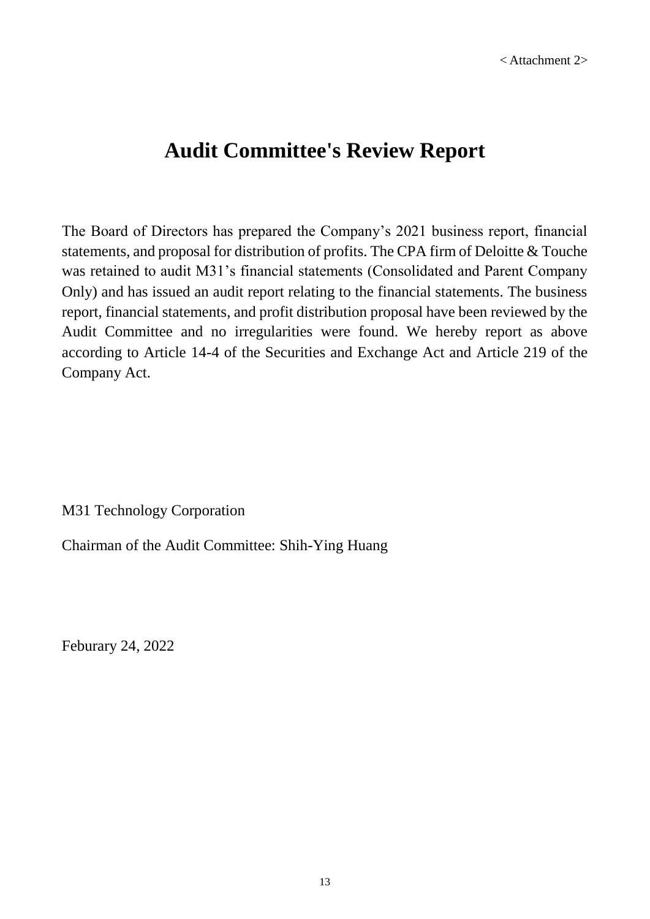< Attachment 2>

# Audit Committee's Review Report

The Board of Directors has prepared the Company's 2021 business report, financial statements, and proposal for distribution of profits. The CPA firm of Deloitte & Touche was retained to audit M31's financial statements (Consolidated and Parent Company Only) and has issued an audit report relating to the financial statements. The business report, financial statements, and profit distribution proposal have been reviewed by the Audit Committee and no irregularities were found. We hereby report as above according to Article 14-4 of the Securities and Exchange Act and Article 219 of the Company Act.

M31 Technology Corporation

Chairman of the Audit Committee: Shih-Ying Huang

Feburary 24, 2022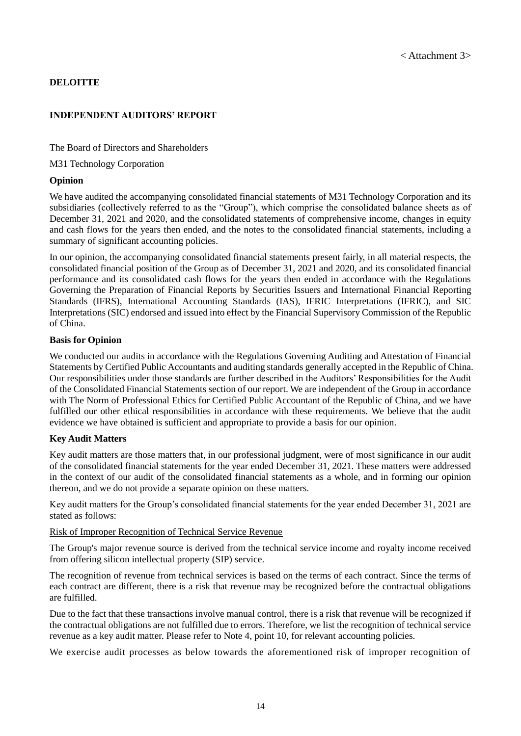< Attachment 3>

**DELOITTE**

**INDEPENDENT AUDITORS' REPORT**

The Board of Directors and Shareholders

M31 Technology Corporation

**Opinion**

We have audited the accompanying consolidated financial statements of M31 Technology Corporation and its subsidiaries (collectively referred to as the "Group"), which comprise the consolidated balance sheets as of December 31, 2021 and 2020, and the consolidated statements of comprehensive income, changes in equity and cash flows for the years then ended, and the notes to the consolidated financial statements, including a summary of significant accounting policies.

In our opinion, the accompanying consolidated financial statements present fairly, in all material respects, the consolidated financial position of the Group as of December 31, 2021 and 2020, and its consolidated financial performance and its consolidated cash flows for the years then ended in accordance with the Regulations Governing the Preparation of Financial Reports by Securities Issuers and International Financial Reporting Standards (IFRS), International Accounting Standards (IAS), IFRIC Interpretations (IFRIC), and SIC Interpretations (SIC) endorsed and issued into effect by the Financial Supervisory Commission of the Republic of China.

**Basis for Opinion**

We conducted our audits in accordance with the Regulations Governing Auditing and Attestation of Financial Statements by Certified Public Accountants and auditing standards generally accepted in the Republic of China. Our responsibilities under those standards are further described in the Auditors' Responsibilities for the Audit of the Consolidated Financial Statements section of our report. We are independent of the Group in accordance with The Norm of Professional Ethics for Certified Public Accountant of the Republic of China, and we have fulfilled our other ethical responsibilities in accordance with these requirements. We believe that the audit evidence we have obtained is sufficient and appropriate to provide a basis for our opinion.

**Key Audit Matters**

Key audit matters are those matters that, in our professional judgment, were of most significance in our audit of the consolidated financial statements for the year ended December 31, 2021. These matters were addressed in the context of our audit of the consolidated financial statements as a whole, and in forming our opinion thereon, and we do not provide a separate opinion on these matters.

Key audit matters for the Group's consolidated financial statements for the year ended December 31, 2021 are stated as follows:

Risk of Improper Recognition of Technical Service Revenue

The Group's major revenue source is derived from the technical service income and royalty income received from offering silicon intellectual property (SIP) service.

The recognition of revenue from technical services is based on the terms of each contract. Since the terms of each contract are different, there is a risk that revenue may be recognized before the contractual obligations are fulfilled.

Due to the fact that these transactions involve manual control, there is a risk that revenue will be recognized if the contractual obligations are not fulfilled due to errors. Therefore, we list the recognition of technical service revenue as a key audit matter. Please refer to Note 4, point 10, for relevant accounting policies.

We exercise audit processes as below towards the aforementioned risk of improper recognition of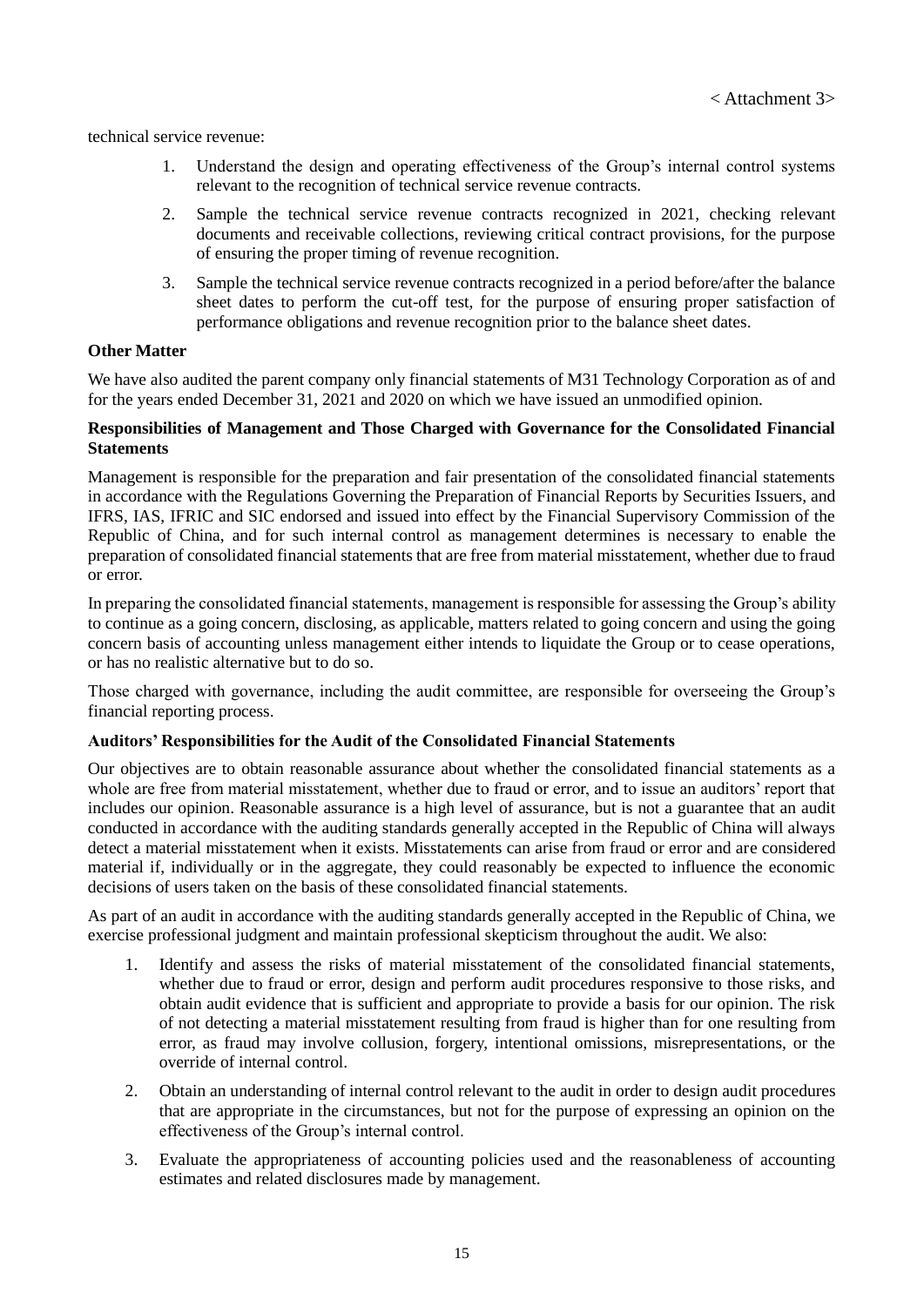< Attachment 3>

technical service revenue:

1. Understand the design and operating effectiveness of the Group's internal control systems relevant to the recognition of technical service revenue contracts.
2. Sample the technical service revenue contracts recognized in 2021, checking relevant documents and receivable collections, reviewing critical contract provisions, for the purpose of ensuring the proper timing of revenue recognition.
3. Sample the technical service revenue contracts recognized in a period before/after the balance sheet dates to perform the cut-off test, for the purpose of ensuring proper satisfaction of performance obligations and revenue recognition prior to the balance sheet dates.

**Other Matter**

We have also audited the parent company only financial statements of M31 Technology Corporation as of and for the years ended December 31, 2021 and 2020 on which we have issued an unmodified opinion.

**Responsibilities of Management and Those Charged with Governance for the Consolidated Financial Statements**

Management is responsible for the preparation and fair presentation of the consolidated financial statements in accordance with the Regulations Governing the Preparation of Financial Reports by Securities Issuers, and IFRS, IAS, IFRIC and SIC endorsed and issued into effect by the Financial Supervisory Commission of the Republic of China, and for such internal control as management determines is necessary to enable the preparation of consolidated financial statements that are free from material misstatement, whether due to fraud or error.

In preparing the consolidated financial statements, management is responsible for assessing the Group's ability to continue as a going concern, disclosing, as applicable, matters related to going concern and using the going concern basis of accounting unless management either intends to liquidate the Group or to cease operations, or has no realistic alternative but to do so.

Those charged with governance, including the audit committee, are responsible for overseeing the Group's financial reporting process.

**Auditors' Responsibilities for the Audit of the Consolidated Financial Statements**

Our objectives are to obtain reasonable assurance about whether the consolidated financial statements as a whole are free from material misstatement, whether due to fraud or error, and to issue an auditors' report that includes our opinion. Reasonable assurance is a high level of assurance, but is not a guarantee that an audit conducted in accordance with the auditing standards generally accepted in the Republic of China will always detect a material misstatement when it exists. Misstatements can arise from fraud or error and are considered material if, individually or in the aggregate, they could reasonably be expected to influence the economic decisions of users taken on the basis of these consolidated financial statements.

As part of an audit in accordance with the auditing standards generally accepted in the Republic of China, we exercise professional judgment and maintain professional skepticism throughout the audit. We also:

1. Identify and assess the risks of material misstatement of the consolidated financial statements, whether due to fraud or error, design and perform audit procedures responsive to those risks, and obtain audit evidence that is sufficient and appropriate to provide a basis for our opinion. The risk of not detecting a material misstatement resulting from fraud is higher than for one resulting from error, as fraud may involve collusion, forgery, intentional omissions, misrepresentations, or the override of internal control.
2. Obtain an understanding of internal control relevant to the audit in order to design audit procedures that are appropriate in the circumstances, but not for the purpose of expressing an opinion on the effectiveness of the Group's internal control.
3. Evaluate the appropriateness of accounting policies used and the reasonableness of accounting estimates and related disclosures made by management.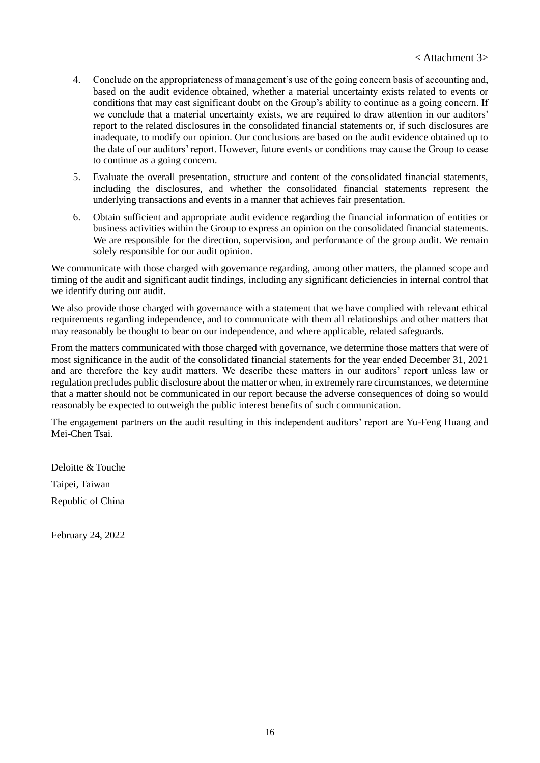< Attachment 3>

4. Conclude on the appropriateness of management's use of the going concern basis of accounting and, based on the audit evidence obtained, whether a material uncertainty exists related to events or conditions that may cast significant doubt on the Group's ability to continue as a going concern. If we conclude that a material uncertainty exists, we are required to draw attention in our auditors' report to the related disclosures in the consolidated financial statements or, if such disclosures are inadequate, to modify our opinion. Our conclusions are based on the audit evidence obtained up to the date of our auditors' report. However, future events or conditions may cause the Group to cease to continue as a going concern.

5. Evaluate the overall presentation, structure and content of the consolidated financial statements, including the disclosures, and whether the consolidated financial statements represent the underlying transactions and events in a manner that achieves fair presentation.

6. Obtain sufficient and appropriate audit evidence regarding the financial information of entities or business activities within the Group to express an opinion on the consolidated financial statements. We are responsible for the direction, supervision, and performance of the group audit. We remain solely responsible for our audit opinion.

We communicate with those charged with governance regarding, among other matters, the planned scope and timing of the audit and significant audit findings, including any significant deficiencies in internal control that we identify during our audit.

We also provide those charged with governance with a statement that we have complied with relevant ethical requirements regarding independence, and to communicate with them all relationships and other matters that may reasonably be thought to bear on our independence, and where applicable, related safeguards.

From the matters communicated with those charged with governance, we determine those matters that were of most significance in the audit of the consolidated financial statements for the year ended December 31, 2021 and are therefore the key audit matters. We describe these matters in our auditors' report unless law or regulation precludes public disclosure about the matter or when, in extremely rare circumstances, we determine that a matter should not be communicated in our report because the adverse consequences of doing so would reasonably be expected to outweigh the public interest benefits of such communication.

The engagement partners on the audit resulting in this independent auditors' report are Yu-Feng Huang and Mei-Chen Tsai.

Deloitte & Touche

Taipei, Taiwan

Republic of China

February 24, 2022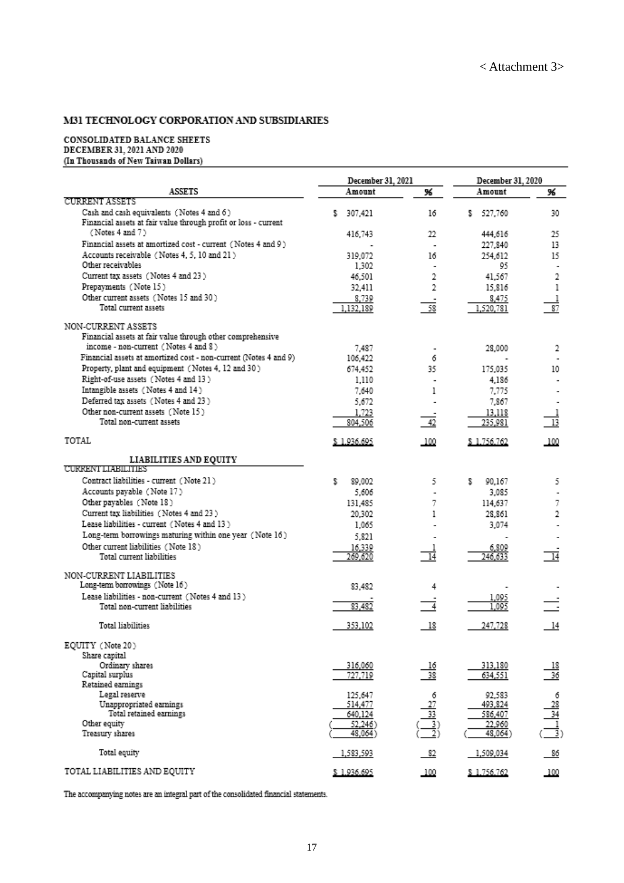< Attachment 3>

## M31 TECHNOLOGY CORPORATION AND SUBSIDIARIES

**CONSOLIDATED BALANCE SHEETS**
**DECEMBER 31, 2021 AND 2020**
**(In Thousands of New Taiwan Dollars)**

| | December 31, 2021 | | December 31, 2020 | |
|---|---|---|---|---|
| **ASSETS** | **Amount** | **%** | **Amount** | **%** |
| CURRENT ASSETS | | | | |
| Cash and cash equivalents (Notes 4 and 6) | $ 307,421 | 16 | $ 527,760 | 30 |
| Financial assets at fair value through profit or loss - current (Notes 4 and 7) | 416,743 | 22 | 444,616 | 25 |
| Financial assets at amortized cost - current (Notes 4 and 9) | - | - | 227,840 | 13 |
| Accounts receivable (Notes 4, 5, 10 and 21) | 319,072 | 16 | 254,612 | 15 |
| Other receivables | 1,302 | - | 95 | - |
| Current tax assets (Notes 4 and 23) | 46,501 | 2 | 41,567 | 2 |
| Prepayments (Note 15) | 32,411 | 2 | 15,816 | 1 |
| Other current assets (Notes 15 and 30) | 8,739 | - | 8,475 | 1 |
| Total current assets | 1,132,189 | 58 | 1,520,781 | 87 |
| NON-CURRENT ASSETS | | | | |
| Financial assets at fair value through other comprehensive income - non-current (Notes 4 and 8) | 7,487 | - | 28,000 | 2 |
| Financial assets at amortized cost - non-current (Notes 4 and 9) | 106,422 | 6 | - | - |
| Property, plant and equipment (Notes 4, 12 and 30) | 674,452 | 35 | 175,035 | 10 |
| Right-of-use assets (Notes 4 and 13) | 1,110 | - | 4,186 | - |
| Intangible assets (Notes 4 and 14) | 7,640 | 1 | 7,775 | - |
| Deferred tax assets (Notes 4 and 23) | 5,672 | - | 7,867 | - |
| Other non-current assets (Note 15) | 1,723 | - | 13,118 | 1 |
| Total non-current assets | 804,506 | 42 | 235,981 | 13 |
| TOTAL | $ 1,936,695 | 100 | $ 1,756,762 | 100 |
| **LIABILITIES AND EQUITY** | | | | |
| CURRENT LIABILITIES | | | | |
| Contract liabilities - current (Note 21) | $ 89,002 | 5 | $ 90,167 | 5 |
| Accounts payable (Note 17) | 5,606 | - | 3,085 | - |
| Other payables (Note 18) | 131,485 | 7 | 114,637 | 7 |
| Current tax liabilities (Notes 4 and 23) | 20,302 | 1 | 28,861 | 2 |
| Lease liabilities - current (Notes 4 and 13) | 1,065 | - | 3,074 | - |
| Long-term borrowings maturing within one year (Note 16) | 5,821 | - | - | - |
| Other current liabilities (Note 18) | 16,339 | 1 | 6,809 | - |
| Total current liabilities | 269,620 | 14 | 246,633 | 14 |
| NON-CURRENT LIABILITIES | | | | |
| Long-term borrowings (Note 16) | 83,482 | 4 | - | - |
| Lease liabilities - non-current (Notes 4 and 13) | - | - | 1,095 | - |
| Total non-current liabilities | 83,482 | 4 | 1,095 | - |
| Total liabilities | 353,102 | 18 | 247,728 | 14 |
| EQUITY (Note 20) | | | | |
| Share capital | | | | |
| Ordinary shares | 316,060 | 16 | 313,180 | 18 |
| Capital surplus | 727,719 | 38 | 634,551 | 36 |
| Retained earnings | | | | |
| Legal reserve | 125,647 | 6 | 92,583 | 6 |
| Unappropriated earnings | 514,477 | 27 | 493,824 | 28 |
| Total retained earnings | 640,124 | 33 | 586,407 | 34 |
| Other equity | ( 52,246) | ( 3) | 22,960 | 1 |
| Treasury shares | ( 48,064) | ( 2) | ( 48,064) | ( 3) |
| Total equity | 1,583,593 | 82 | 1,509,034 | 86 |
| TOTAL LIABILITIES AND EQUITY | $ 1,936,695 | 100 | $ 1,756,762 | 100 |

The accompanying notes are an integral part of the consolidated financial statements.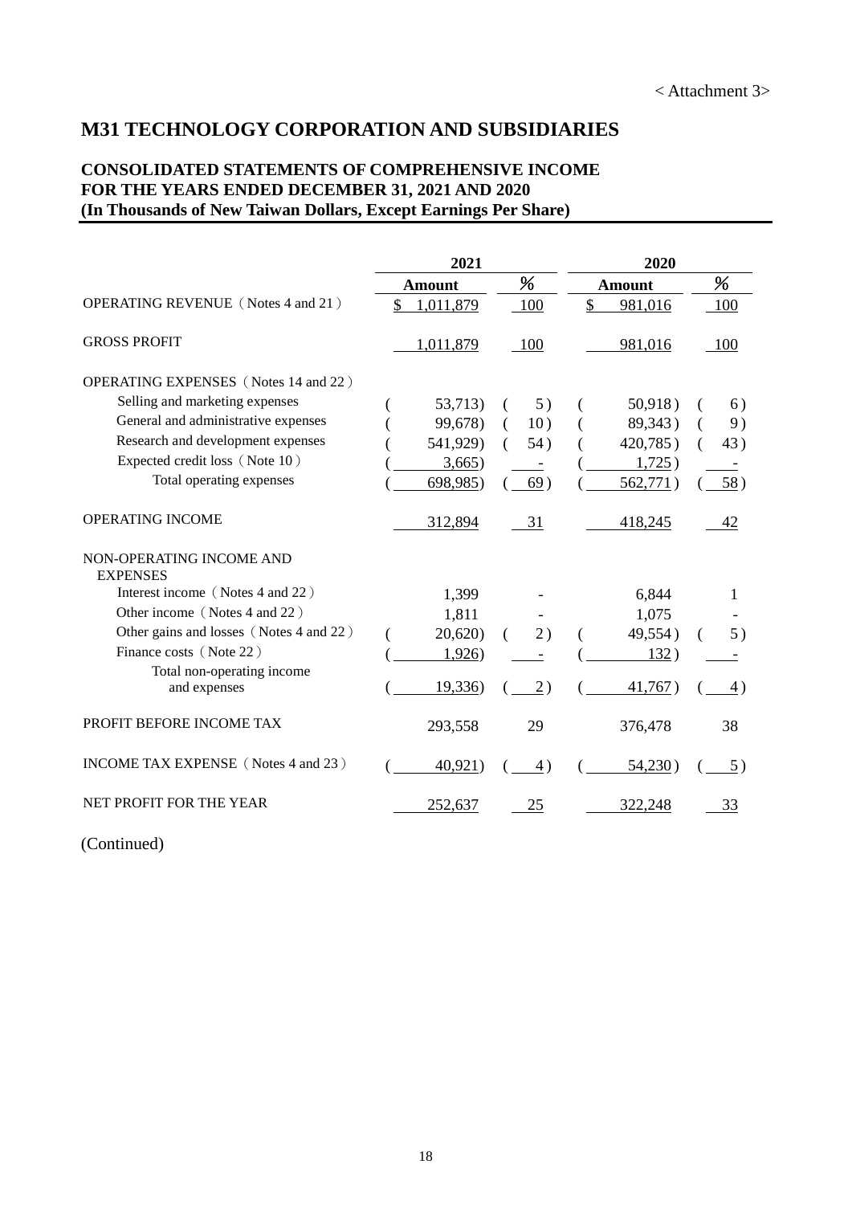< Attachment 3>

# M31 TECHNOLOGY CORPORATION AND SUBSIDIARIES

## CONSOLIDATED STATEMENTS OF COMPREHENSIVE INCOME
## FOR THE YEARS ENDED DECEMBER 31, 2021 AND 2020
## (In Thousands of New Taiwan Dollars, Except Earnings Per Share)

| | 2021 | | 2020 | |
|---|---|---|---|---|
| | Amount | % | Amount | % |
| OPERATING REVENUE (Notes 4 and 21) | $ 1,011,879 | 100 | $ 981,016 | 100 |
| GROSS PROFIT | 1,011,879 | 100 | 981,016 | 100 |
| OPERATING EXPENSES (Notes 14 and 22) | | | | |
| Selling and marketing expenses | ( 53,713) | ( 5) | ( 50,918) | ( 6) |
| General and administrative expenses | ( 99,678) | ( 10) | ( 89,343) | ( 9) |
| Research and development expenses | ( 541,929) | ( 54) | ( 420,785) | ( 43) |
| Expected credit loss (Note 10) | ( 3,665) | - | ( 1,725) | - |
| Total operating expenses | ( 698,985) | ( 69) | ( 562,771) | ( 58) |
| OPERATING INCOME | 312,894 | 31 | 418,245 | 42 |
| NON-OPERATING INCOME AND EXPENSES | | | | |
| Interest income (Notes 4 and 22) | 1,399 | - | 6,844 | 1 |
| Other income (Notes 4 and 22) | 1,811 | - | 1,075 | - |
| Other gains and losses (Notes 4 and 22) | ( 20,620) | ( 2) | ( 49,554) | ( 5) |
| Finance costs (Note 22) | ( 1,926) | - | ( 132) | - |
| Total non-operating income and expenses | ( 19,336) | ( 2) | ( 41,767) | ( 4) |
| PROFIT BEFORE INCOME TAX | 293,558 | 29 | 376,478 | 38 |
| INCOME TAX EXPENSE (Notes 4 and 23) | ( 40,921) | ( 4) | ( 54,230) | ( 5) |
| NET PROFIT FOR THE YEAR | 252,637 | 25 | 322,248 | 33 |

(Continued)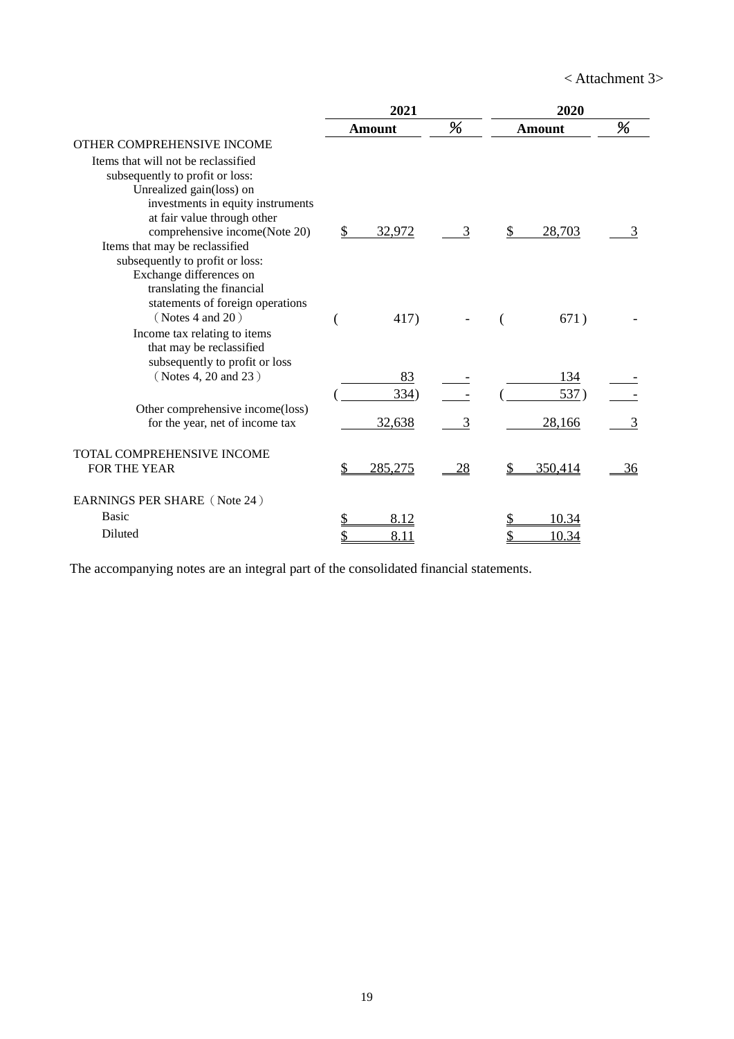< Attachment 3>

| | 2021 | | 2020 | |
|---|---|---|---|---|
| | Amount | % | Amount | % |
| OTHER COMPREHENSIVE INCOME | | | | |
| Items that will not be reclassified subsequently to profit or loss: | | | | |
| Unrealized gain(loss) on investments in equity instruments at fair value through other comprehensive income(Note 20) | $ 32,972 | 3 | $ 28,703 | 3 |
| Items that may be reclassified subsequently to profit or loss: | | | | |
| Exchange differences on translating the financial statements of foreign operations（Notes 4 and 20） | ( 417) | - | ( 671) | - |
| Income tax relating to items that may be reclassified subsequently to profit or loss（Notes 4, 20 and 23） | 83 | - | 134 | - |
| | ( 334) | - | ( 537) | - |
| Other comprehensive income(loss) for the year, net of income tax | 32,638 | 3 | 28,166 | 3 |
| TOTAL COMPREHENSIVE INCOME FOR THE YEAR | $ 285,275 | 28 | $ 350,414 | 36 |
| EARNINGS PER SHARE（Note 24） | | | | |
| Basic | $ 8.12 | | $ 10.34 | |
| Diluted | $ 8.11 | | $ 10.34 | |

The accompanying notes are an integral part of the consolidated financial statements.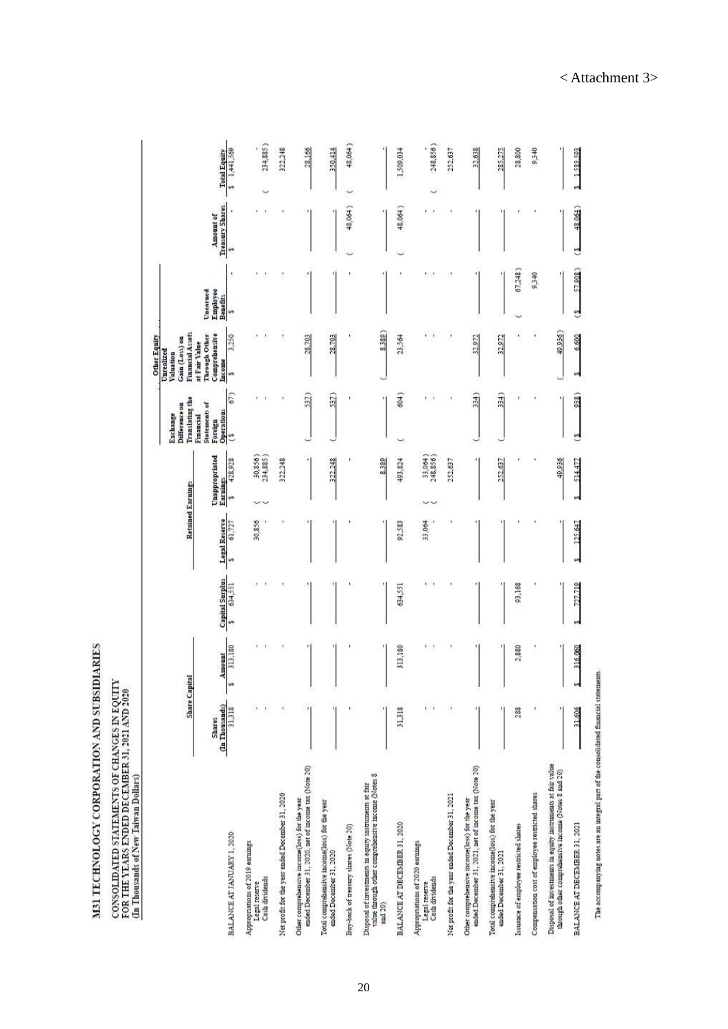< Attachment 3>

# M31 TECHNOLOGY CORPORATION AND SUBSIDIARIES

CONSOLIDATED STATEMENTS OF CHANGES IN EQUITY
FOR THE YEARS ENDED DECEMBER 31, 2021 AND 2020
(In Thousands of New Taiwan Dollars)

| | Share Capital | | | Retained Earnings | | Other Equity | | | | |
|---|---|---|---|---|---|---|---|---|---|---|
| | Shares (In Thousands) | Amount | Capital Surplus | Legal Reserve | Unappropriated Earnings | Exchange Difference on Translating the Financial Statements of Foreign Operations | Unrealized Valuation Gain (Loss) on Financial Assets at Fair Value Through Other Comprehensive Income | Unearned Employee Benefits | Amount of Treasury Shares | Total Equity |
| BALANCE AT JANUARY 1, 2020 | 31,318 | $ 313,180 | $ 634,551 | $ 61,727 | $ 428,928 | ($ 67) | $ 3,250 | $ - | $ - | $ 1,441,569 |
| Appropriations of 2019 earnings | | | | | | | | | | |
| Legal reserve | - | - | - | 30,856 | ( 30,856) | - | - | - | - | - |
| Cash dividends | - | - | - | - | ( 234,885) | - | - | - | - | ( 234,885) |
| Net profit for the year ended December 31, 2020 | - | - | - | - | 322,248 | - | - | - | - | 322,248 |
| Other comprehensive income(loss) for the year ended December 31, 2020, net of income tax (Note 20) | - | - | - | - | - | ( 537) | 28,703 | - | - | 28,166 |
| Total comprehensive income(loss) for the year ended December 31, 2020 | - | - | - | - | 322,248 | ( 537) | 28,703 | - | - | 350,414 |
| Buy-back of treasury shares (Note 20) | - | - | - | - | - | - | - | - | ( 48,064) | ( 48,064) |
| Disposal of investments in equity instruments at fair value through other comprehensive income (Notes 8 and 20) | - | - | - | - | 8,389 | - | ( 8,389) | - | - | - |
| BALANCE AT DECEMBER 31, 2020 | 31,318 | 313,180 | 634,551 | 92,583 | 493,824 | ( 604) | 23,564 | - | ( 48,064) | 1,509,034 |
| Appropriations of 2020 earnings | | | | | | | | | | |
| Legal reserve | - | - | - | 33,064 | ( 33,064) | - | - | - | - | - |
| Cash dividends | - | - | - | - | ( 248,856) | - | - | - | - | ( 248,856) |
| Net profit for the year ended December 31, 2021 | - | - | - | - | 252,637 | - | - | - | - | 252,637 |
| Other comprehensive income(loss) for the year ended December 31, 2021, net of income tax (Note 20) | - | - | - | - | - | ( 334) | 32,972 | - | - | 32,638 |
| Total comprehensive income(loss) for the year ended December 31, 2021 | - | - | - | - | 252,637 | ( 334) | 32,972 | - | - | 285,275 |
| Issuance of employee restricted shares | 288 | 2,880 | 93,168 | - | - | - | - | ( 67,248) | - | 28,800 |
| Compensation cost of employee restricted shares | - | - | - | - | - | - | - | 9,340 | - | 9,340 |
| Disposal of investments in equity instruments at fair value through other comprehensive income (Notes 8 and 20) | - | - | - | - | 49,936 | - | ( 49,936) | - | - | - |
| BALANCE AT DECEMBER 31, 2021 | 31,606 | $ 316,060 | $ 727,719 | $ 125,647 | $ 514,477 | ($ 938) | $ 6,600 | ($ 57,908) | ($ 48,064) | $ 1,583,593 |

The accompanying notes are an integral part of the consolidated financial statements.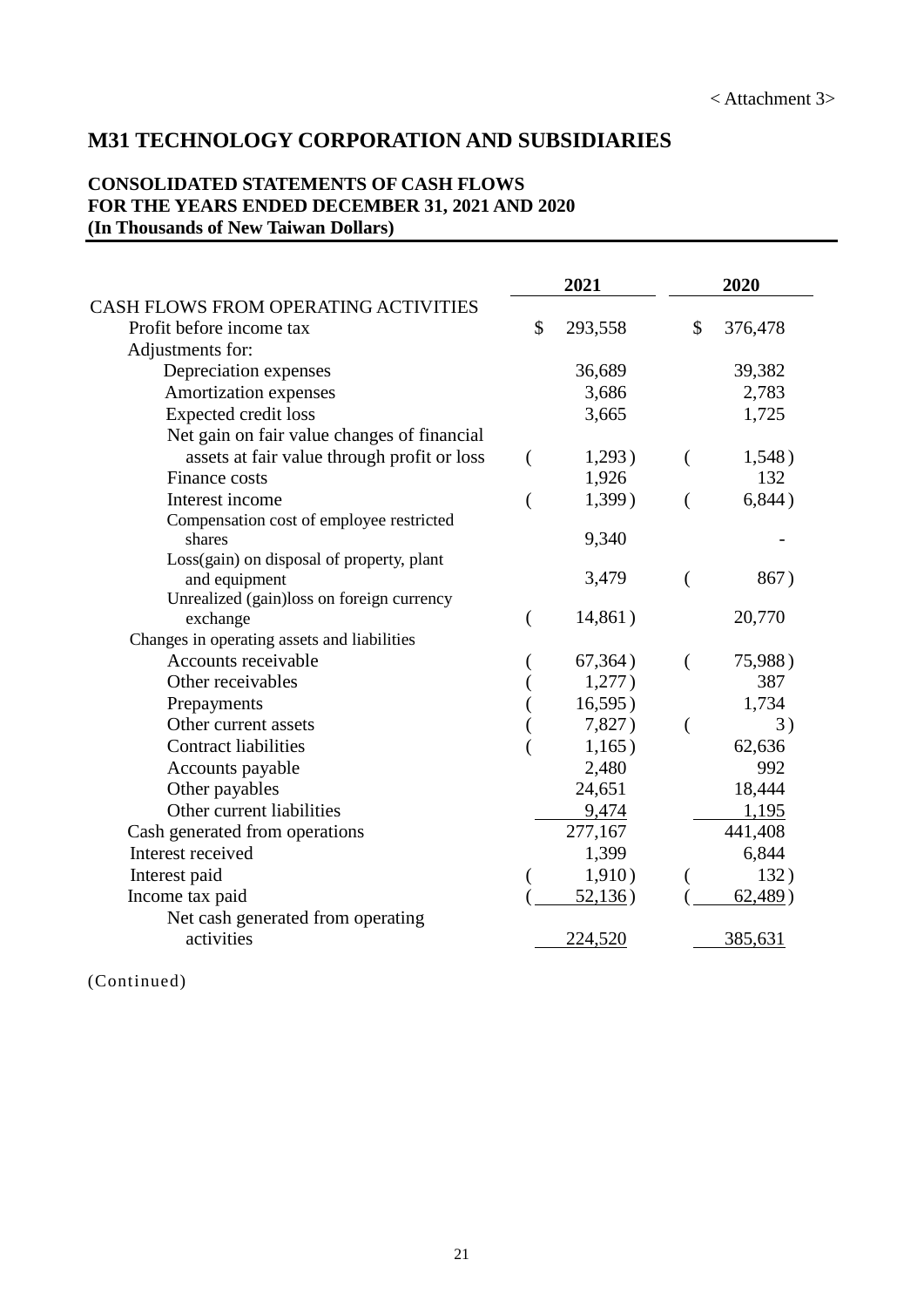< Attachment 3>

# M31 TECHNOLOGY CORPORATION AND SUBSIDIARIES

**CONSOLIDATED STATEMENTS OF CASH FLOWS**
**FOR THE YEARS ENDED DECEMBER 31, 2021 AND 2020**
**(In Thousands of New Taiwan Dollars)**

| | 2021 | 2020 |
|---|---|---|
| CASH FLOWS FROM OPERATING ACTIVITIES | | |
| Profit before income tax | $ 293,558 | $ 376,478 |
| Adjustments for: | | |
| Depreciation expenses | 36,689 | 39,382 |
| Amortization expenses | 3,686 | 2,783 |
| Expected credit loss | 3,665 | 1,725 |
| Net gain on fair value changes of financial assets at fair value through profit or loss | (1,293) | (1,548) |
| Finance costs | 1,926 | 132 |
| Interest income | (1,399) | (6,844) |
| Compensation cost of employee restricted shares | 9,340 | - |
| Loss(gain) on disposal of property, plant and equipment | 3,479 | (867) |
| Unrealized (gain)loss on foreign currency exchange | (14,861) | 20,770 |
| Changes in operating assets and liabilities | | |
| Accounts receivable | (67,364) | (75,988) |
| Other receivables | (1,277) | 387 |
| Prepayments | (16,595) | 1,734 |
| Other current assets | (7,827) | (3) |
| Contract liabilities | (1,165) | 62,636 |
| Accounts payable | 2,480 | 992 |
| Other payables | 24,651 | 18,444 |
| Other current liabilities | 9,474 | 1,195 |
| Cash generated from operations | 277,167 | 441,408 |
| Interest received | 1,399 | 6,844 |
| Interest paid | (1,910) | (132) |
| Income tax paid | (52,136) | (62,489) |
| Net cash generated from operating activities | 224,520 | 385,631 |

(Continued)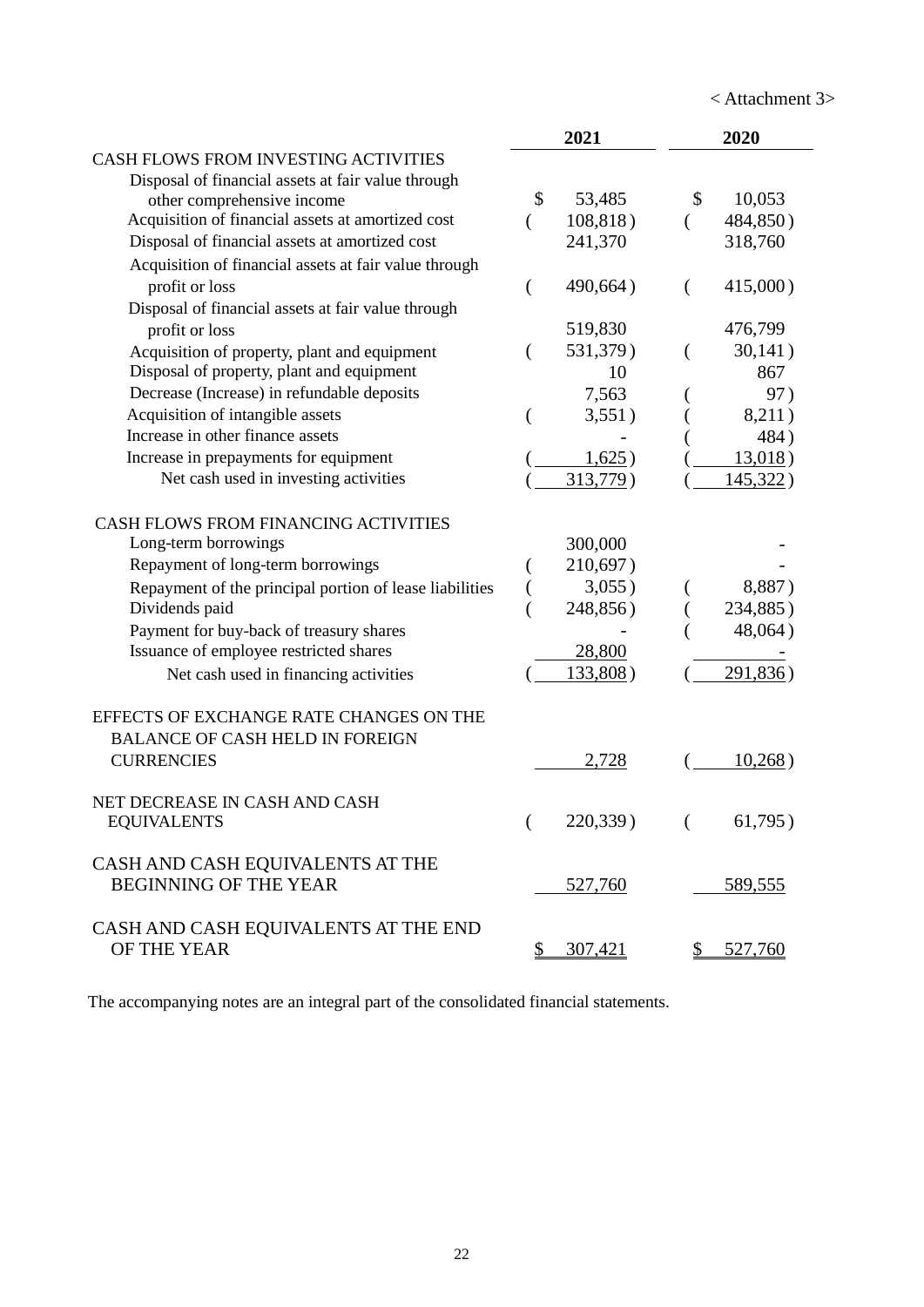< Attachment 3>

| | 2021 | 2020 |
|---|---|---|
| CASH FLOWS FROM INVESTING ACTIVITIES | | |
| Disposal of financial assets at fair value through other comprehensive income | $ 53,485 | $ 10,053 |
| Acquisition of financial assets at amortized cost | ( 108,818 ) | ( 484,850 ) |
| Disposal of financial assets at amortized cost | 241,370 | 318,760 |
| Acquisition of financial assets at fair value through profit or loss | ( 490,664 ) | ( 415,000 ) |
| Disposal of financial assets at fair value through profit or loss | 519,830 | 476,799 |
| Acquisition of property, plant and equipment | ( 531,379 ) | ( 30,141 ) |
| Disposal of property, plant and equipment | 10 | 867 |
| Decrease (Increase) in refundable deposits | 7,563 | ( 97 ) |
| Acquisition of intangible assets | ( 3,551 ) | ( 8,211 ) |
| Increase in other finance assets | - | ( 484 ) |
| Increase in prepayments for equipment | ( 1,625 ) | ( 13,018 ) |
| Net cash used in investing activities | ( 313,779 ) | ( 145,322 ) |
| CASH FLOWS FROM FINANCING ACTIVITIES | | |
| Long-term borrowings | 300,000 | - |
| Repayment of long-term borrowings | ( 210,697 ) | - |
| Repayment of the principal portion of lease liabilities | ( 3,055 ) | ( 8,887 ) |
| Dividends paid | ( 248,856 ) | ( 234,885 ) |
| Payment for buy-back of treasury shares | - | ( 48,064 ) |
| Issuance of employee restricted shares | 28,800 | - |
| Net cash used in financing activities | ( 133,808 ) | ( 291,836 ) |
| EFFECTS OF EXCHANGE RATE CHANGES ON THE BALANCE OF CASH HELD IN FOREIGN CURRENCIES | 2,728 | ( 10,268 ) |
| NET DECREASE IN CASH AND CASH EQUIVALENTS | ( 220,339 ) | ( 61,795 ) |
| CASH AND CASH EQUIVALENTS AT THE BEGINNING OF THE YEAR | 527,760 | 589,555 |
| CASH AND CASH EQUIVALENTS AT THE END OF THE YEAR | $ 307,421 | $ 527,760 |

The accompanying notes are an integral part of the consolidated financial statements.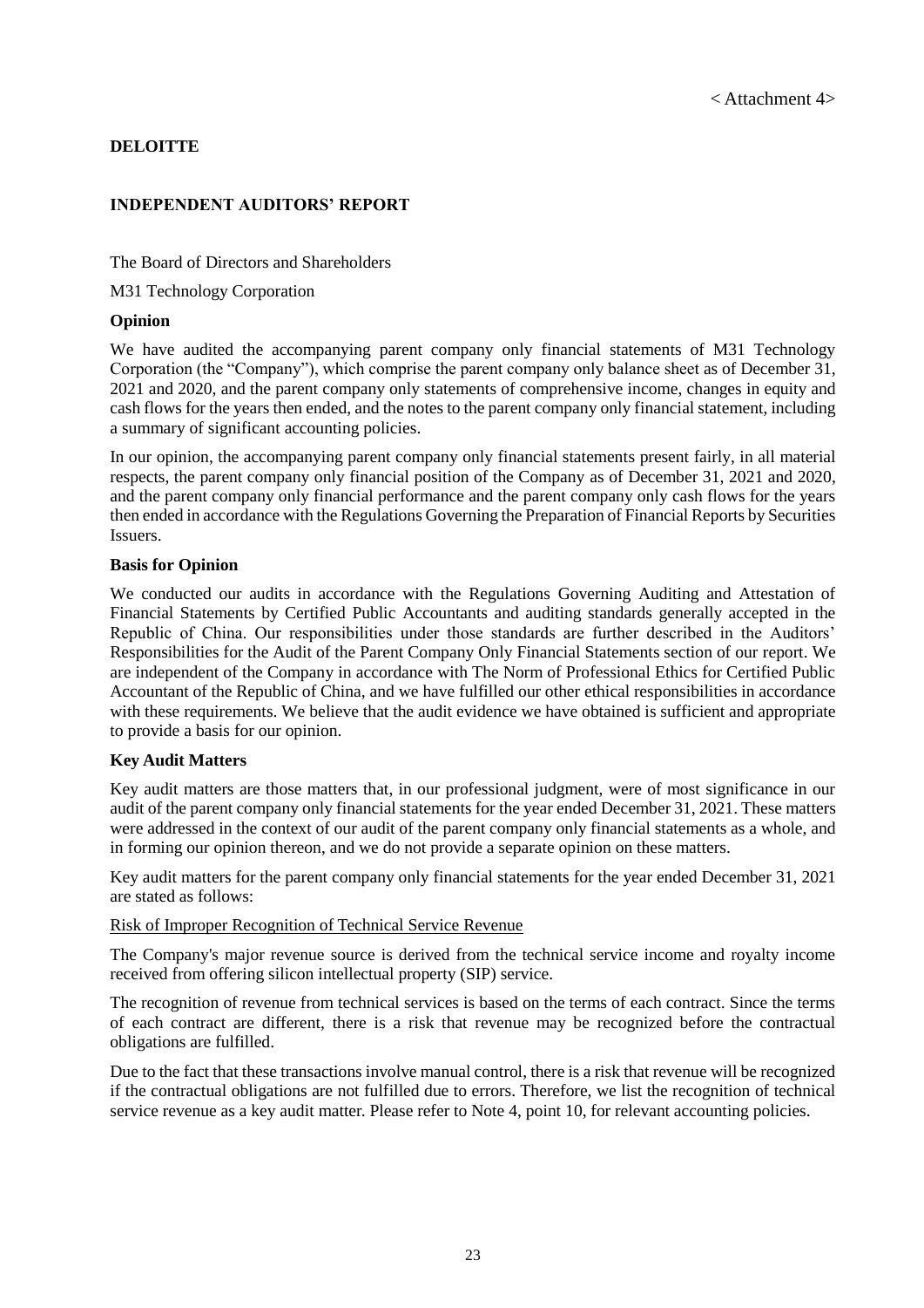< Attachment 4>

**DELOITTE**

# INDEPENDENT AUDITORS' REPORT

The Board of Directors and Shareholders

M31 Technology Corporation

## Opinion

We have audited the accompanying parent company only financial statements of M31 Technology Corporation (the "Company"), which comprise the parent company only balance sheet as of December 31, 2021 and 2020, and the parent company only statements of comprehensive income, changes in equity and cash flows for the years then ended, and the notes to the parent company only financial statement, including a summary of significant accounting policies.

In our opinion, the accompanying parent company only financial statements present fairly, in all material respects, the parent company only financial position of the Company as of December 31, 2021 and 2020, and the parent company only financial performance and the parent company only cash flows for the years then ended in accordance with the Regulations Governing the Preparation of Financial Reports by Securities Issuers.

## Basis for Opinion

We conducted our audits in accordance with the Regulations Governing Auditing and Attestation of Financial Statements by Certified Public Accountants and auditing standards generally accepted in the Republic of China. Our responsibilities under those standards are further described in the Auditors' Responsibilities for the Audit of the Parent Company Only Financial Statements section of our report. We are independent of the Company in accordance with The Norm of Professional Ethics for Certified Public Accountant of the Republic of China, and we have fulfilled our other ethical responsibilities in accordance with these requirements. We believe that the audit evidence we have obtained is sufficient and appropriate to provide a basis for our opinion.

## Key Audit Matters

Key audit matters are those matters that, in our professional judgment, were of most significance in our audit of the parent company only financial statements for the year ended December 31, 2021. These matters were addressed in the context of our audit of the parent company only financial statements as a whole, and in forming our opinion thereon, and we do not provide a separate opinion on these matters.

Key audit matters for the parent company only financial statements for the year ended December 31, 2021 are stated as follows:

Risk of Improper Recognition of Technical Service Revenue

The Company's major revenue source is derived from the technical service income and royalty income received from offering silicon intellectual property (SIP) service.

The recognition of revenue from technical services is based on the terms of each contract. Since the terms of each contract are different, there is a risk that revenue may be recognized before the contractual obligations are fulfilled.

Due to the fact that these transactions involve manual control, there is a risk that revenue will be recognized if the contractual obligations are not fulfilled due to errors. Therefore, we list the recognition of technical service revenue as a key audit matter. Please refer to Note 4, point 10, for relevant accounting policies.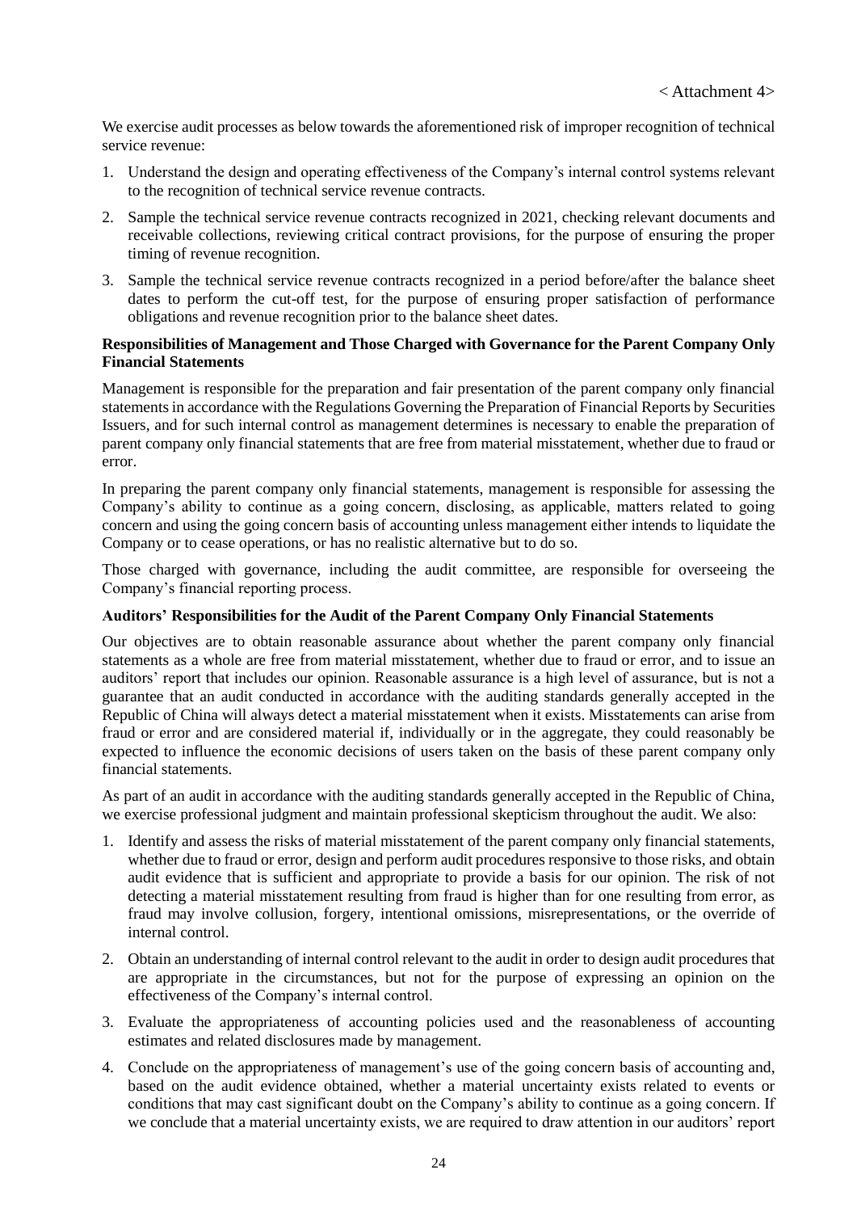< Attachment 4>

We exercise audit processes as below towards the aforementioned risk of improper recognition of technical service revenue:

1. Understand the design and operating effectiveness of the Company's internal control systems relevant to the recognition of technical service revenue contracts.
2. Sample the technical service revenue contracts recognized in 2021, checking relevant documents and receivable collections, reviewing critical contract provisions, for the purpose of ensuring the proper timing of revenue recognition.
3. Sample the technical service revenue contracts recognized in a period before/after the balance sheet dates to perform the cut-off test, for the purpose of ensuring proper satisfaction of performance obligations and revenue recognition prior to the balance sheet dates.

**Responsibilities of Management and Those Charged with Governance for the Parent Company Only Financial Statements**

Management is responsible for the preparation and fair presentation of the parent company only financial statements in accordance with the Regulations Governing the Preparation of Financial Reports by Securities Issuers, and for such internal control as management determines is necessary to enable the preparation of parent company only financial statements that are free from material misstatement, whether due to fraud or error.

In preparing the parent company only financial statements, management is responsible for assessing the Company's ability to continue as a going concern, disclosing, as applicable, matters related to going concern and using the going concern basis of accounting unless management either intends to liquidate the Company or to cease operations, or has no realistic alternative but to do so.

Those charged with governance, including the audit committee, are responsible for overseeing the Company's financial reporting process.

**Auditors' Responsibilities for the Audit of the Parent Company Only Financial Statements**

Our objectives are to obtain reasonable assurance about whether the parent company only financial statements as a whole are free from material misstatement, whether due to fraud or error, and to issue an auditors' report that includes our opinion. Reasonable assurance is a high level of assurance, but is not a guarantee that an audit conducted in accordance with the auditing standards generally accepted in the Republic of China will always detect a material misstatement when it exists. Misstatements can arise from fraud or error and are considered material if, individually or in the aggregate, they could reasonably be expected to influence the economic decisions of users taken on the basis of these parent company only financial statements.

As part of an audit in accordance with the auditing standards generally accepted in the Republic of China, we exercise professional judgment and maintain professional skepticism throughout the audit. We also:

1. Identify and assess the risks of material misstatement of the parent company only financial statements, whether due to fraud or error, design and perform audit procedures responsive to those risks, and obtain audit evidence that is sufficient and appropriate to provide a basis for our opinion. The risk of not detecting a material misstatement resulting from fraud is higher than for one resulting from error, as fraud may involve collusion, forgery, intentional omissions, misrepresentations, or the override of internal control.
2. Obtain an understanding of internal control relevant to the audit in order to design audit procedures that are appropriate in the circumstances, but not for the purpose of expressing an opinion on the effectiveness of the Company's internal control.
3. Evaluate the appropriateness of accounting policies used and the reasonableness of accounting estimates and related disclosures made by management.
4. Conclude on the appropriateness of management's use of the going concern basis of accounting and, based on the audit evidence obtained, whether a material uncertainty exists related to events or conditions that may cast significant doubt on the Company's ability to continue as a going concern. If we conclude that a material uncertainty exists, we are required to draw attention in our auditors' report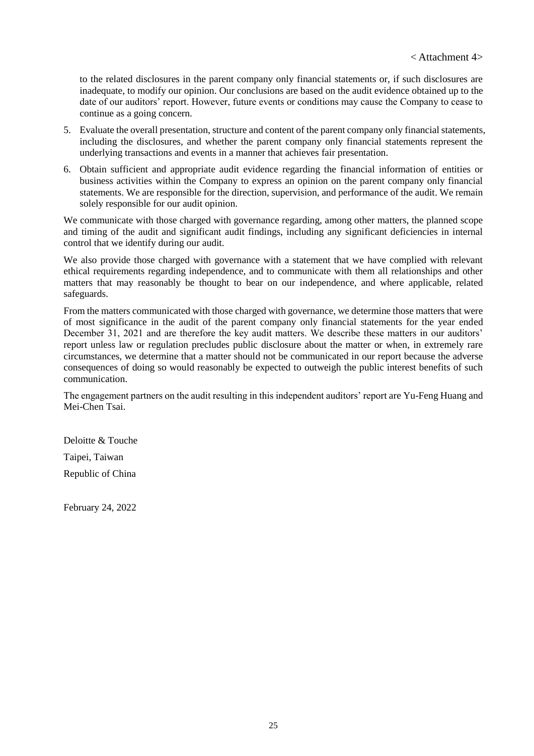< Attachment 4>

to the related disclosures in the parent company only financial statements or, if such disclosures are inadequate, to modify our opinion. Our conclusions are based on the audit evidence obtained up to the date of our auditors' report. However, future events or conditions may cause the Company to cease to continue as a going concern.

5. Evaluate the overall presentation, structure and content of the parent company only financial statements, including the disclosures, and whether the parent company only financial statements represent the underlying transactions and events in a manner that achieves fair presentation.

6. Obtain sufficient and appropriate audit evidence regarding the financial information of entities or business activities within the Company to express an opinion on the parent company only financial statements. We are responsible for the direction, supervision, and performance of the audit. We remain solely responsible for our audit opinion.

We communicate with those charged with governance regarding, among other matters, the planned scope and timing of the audit and significant audit findings, including any significant deficiencies in internal control that we identify during our audit.

We also provide those charged with governance with a statement that we have complied with relevant ethical requirements regarding independence, and to communicate with them all relationships and other matters that may reasonably be thought to bear on our independence, and where applicable, related safeguards.

From the matters communicated with those charged with governance, we determine those matters that were of most significance in the audit of the parent company only financial statements for the year ended December 31, 2021 and are therefore the key audit matters. We describe these matters in our auditors' report unless law or regulation precludes public disclosure about the matter or when, in extremely rare circumstances, we determine that a matter should not be communicated in our report because the adverse consequences of doing so would reasonably be expected to outweigh the public interest benefits of such communication.

The engagement partners on the audit resulting in this independent auditors' report are Yu-Feng Huang and Mei-Chen Tsai.

Deloitte & Touche

Taipei, Taiwan

Republic of China

February 24, 2022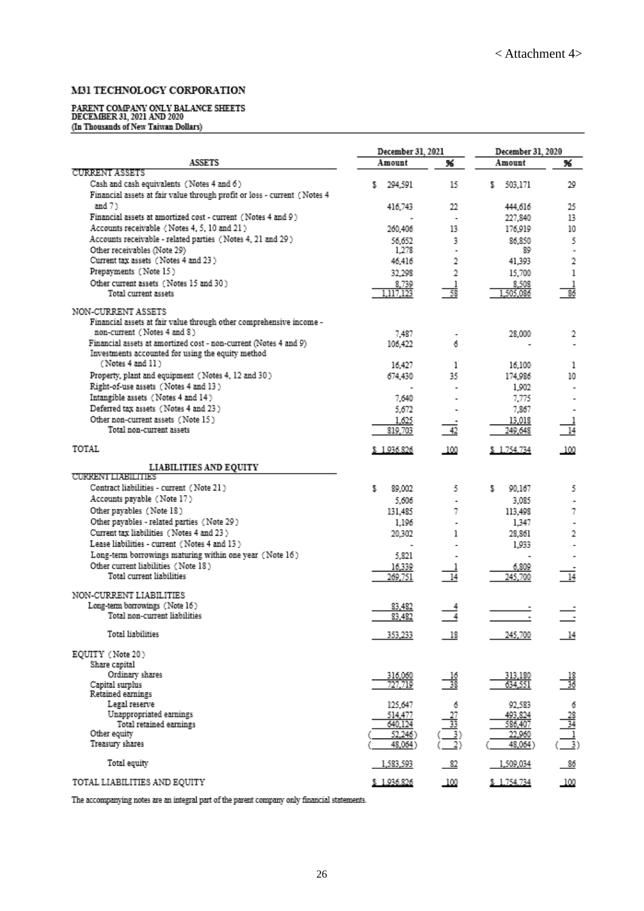< Attachment 4>

# M31 TECHNOLOGY CORPORATION

## PARENT COMPANY ONLY BALANCE SHEETS
**DECEMBER 31, 2021 AND 2020**
**(In Thousands of New Taiwan Dollars)**

| | December 31, 2021 | | December 31, 2020 | |
|---|---|---|---|---|
| **ASSETS** | **Amount** | **%** | **Amount** | **%** |
| CURRENT ASSETS | | | | |
| Cash and cash equivalents (Notes 4 and 6) | $ 294,591 | 15 | $ 503,171 | 29 |
| Financial assets at fair value through profit or loss - current (Notes 4 and 7) | 416,743 | 22 | 444,616 | 25 |
| Financial assets at amortized cost - current (Notes 4 and 9) | - | - | 227,840 | 13 |
| Accounts receivable (Notes 4, 5, 10 and 21) | 260,406 | 13 | 176,919 | 10 |
| Accounts receivable - related parties (Notes 4, 21 and 29) | 56,652 | 3 | 86,850 | 5 |
| Other receivables (Note 29) | 1,278 | - | 89 | - |
| Current tax assets (Notes 4 and 23) | 46,416 | 2 | 41,393 | 2 |
| Prepayments (Note 15) | 32,298 | 2 | 15,700 | 1 |
| Other current assets (Notes 15 and 30) | 8,739 | 1 | 8,508 | 1 |
| Total current assets | 1,117,123 | 58 | 1,505,086 | 86 |
| NON-CURRENT ASSETS | | | | |
| Financial assets at fair value through other comprehensive income - non-current (Notes 4 and 8) | 7,487 | - | 28,000 | 2 |
| Financial assets at amortized cost - non-current (Notes 4 and 9) | 106,422 | 6 | - | - |
| Investments accounted for using the equity method (Notes 4 and 11) | 16,427 | 1 | 16,100 | 1 |
| Property, plant and equipment (Notes 4, 12 and 30) | 674,430 | 35 | 174,986 | 10 |
| Right-of-use assets (Notes 4 and 13) | - | - | 1,902 | - |
| Intangible assets (Notes 4 and 14) | 7,640 | - | 7,775 | - |
| Deferred tax assets (Notes 4 and 23) | 5,672 | - | 7,867 | - |
| Other non-current assets (Note 15) | 1,625 | - | 13,018 | 1 |
| Total non-current assets | 819,703 | 42 | 249,648 | 14 |
| TOTAL | $ 1,936,826 | 100 | $ 1,754,734 | 100 |
| **LIABILITIES AND EQUITY** | | | | |
| CURRENT LIABILITIES | | | | |
| Contract liabilities - current (Note 21) | $ 89,002 | 5 | $ 90,167 | 5 |
| Accounts payable (Note 17) | 5,606 | - | 3,085 | - |
| Other payables (Note 18) | 131,485 | 7 | 113,498 | 7 |
| Other payables - related parties (Note 29) | 1,196 | - | 1,347 | - |
| Current tax liabilities (Notes 4 and 23) | 20,302 | 1 | 28,861 | 2 |
| Lease liabilities - current (Notes 4 and 13) | - | - | 1,933 | - |
| Long-term borrowings maturing within one year (Note 16) | 5,821 | - | - | - |
| Other current liabilities (Note 18) | 16,339 | 1 | 6,809 | - |
| Total current liabilities | 269,751 | 14 | 245,700 | 14 |
| NON-CURRENT LIABILITIES | | | | |
| Long-term borrowings (Note 16) | 83,482 | 4 | - | - |
| Total non-current liabilities | 83,482 | 4 | - | - |
| Total liabilities | 353,233 | 18 | 245,700 | 14 |
| EQUITY (Note 20) | | | | |
| Share capital | | | | |
| Ordinary shares | 316,060 | 16 | 313,180 | 18 |
| Capital surplus | 727,719 | 38 | 634,551 | 36 |
| Retained earnings | | | | |
| Legal reserve | 125,647 | 6 | 92,583 | 6 |
| Unappropriated earnings | 514,477 | 27 | 493,824 | 28 |
| Total retained earnings | 640,124 | 33 | 586,407 | 34 |
| Other equity | ( 52,246) | ( 3) | 22,960 | 1 |
| Treasury shares | ( 48,064) | ( 2) | ( 48,064) | ( 3) |
| Total equity | 1,583,593 | 82 | 1,509,034 | 86 |
| TOTAL LIABILITIES AND EQUITY | $ 1,936,826 | 100 | $ 1,754,734 | 100 |

The accompanying notes are an integral part of the parent company only financial statements.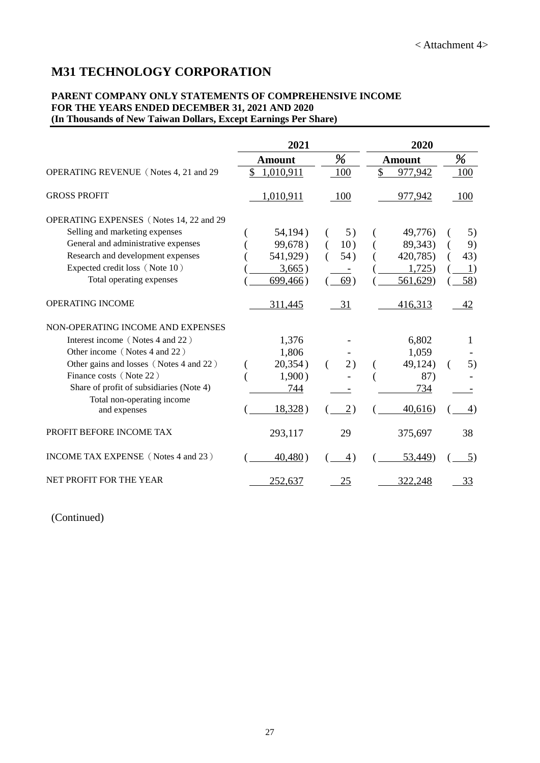< Attachment 4>

# M31 TECHNOLOGY CORPORATION

**PARENT COMPANY ONLY STATEMENTS OF COMPREHENSIVE INCOME**
**FOR THE YEARS ENDED DECEMBER 31, 2021 AND 2020**
**(In Thousands of New Taiwan Dollars, Except Earnings Per Share)**

| | 2021 | | 2020 | |
|---|---|---|---|---|
| | Amount | % | Amount | % |
| OPERATING REVENUE（Notes 4, 21 and 29 | $ 1,010,911 | 100 | $ 977,942 | 100 |
| GROSS PROFIT | 1,010,911 | 100 | 977,942 | 100 |
| OPERATING EXPENSES（Notes 14, 22 and 29 | | | | |
| Selling and marketing expenses | ( 54,194 ) | ( 5 ) | ( 49,776) | ( 5) |
| General and administrative expenses | ( 99,678 ) | ( 10 ) | ( 89,343) | ( 9) |
| Research and development expenses | ( 541,929 ) | ( 54 ) | ( 420,785) | ( 43) |
| Expected credit loss（Note 10） | ( 3,665 ) | - | ( 1,725) | ( 1) |
| Total operating expenses | ( 699,466 ) | ( 69 ) | ( 561,629) | ( 58) |
| OPERATING INCOME | 311,445 | 31 | 416,313 | 42 |
| NON-OPERATING INCOME AND EXPENSES | | | | |
| Interest income（Notes 4 and 22） | 1,376 | - | 6,802 | 1 |
| Other income（Notes 4 and 22） | 1,806 | - | 1,059 | - |
| Other gains and losses（Notes 4 and 22） | ( 20,354 ) | ( 2 ) | ( 49,124) | ( 5) |
| Finance costs（Note 22） | ( 1,900 ) | - | ( 87) | - |
| Share of profit of subsidiaries (Note 4) | 744 | - | 734 | - |
| Total non-operating income and expenses | ( 18,328 ) | ( 2 ) | ( 40,616) | ( 4) |
| PROFIT BEFORE INCOME TAX | 293,117 | 29 | 375,697 | 38 |
| INCOME TAX EXPENSE（Notes 4 and 23） | ( 40,480 ) | ( 4 ) | ( 53,449) | ( 5) |
| NET PROFIT FOR THE YEAR | 252,637 | 25 | 322,248 | 33 |

(Continued)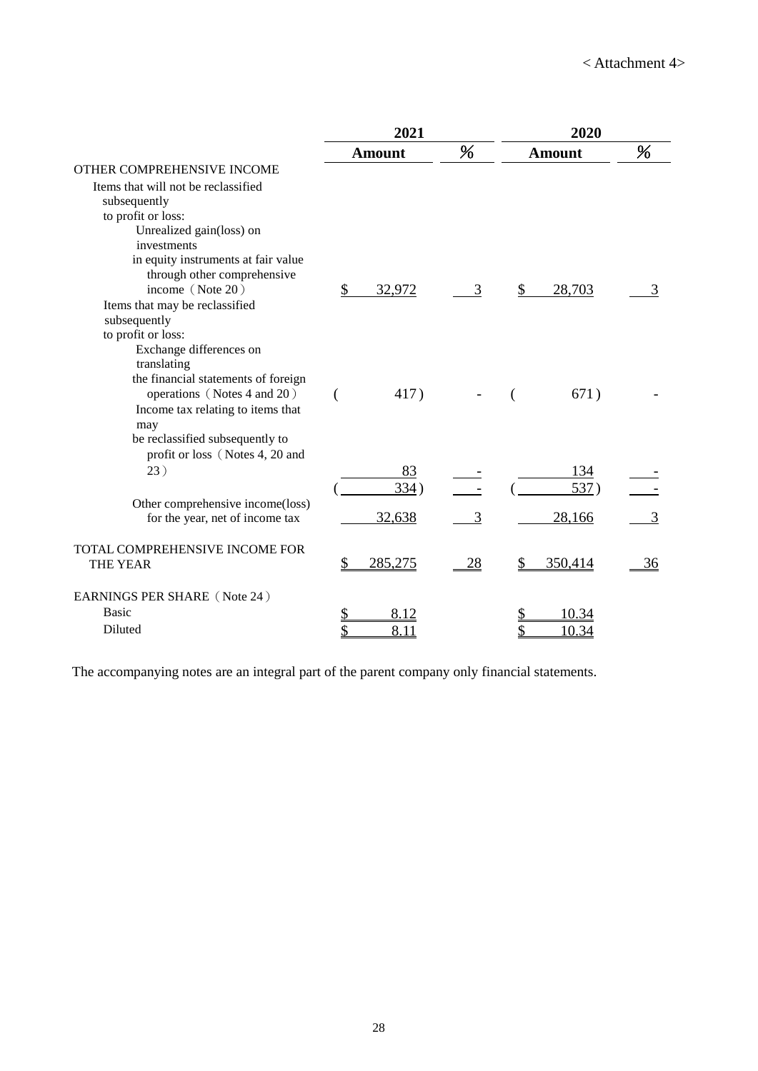< Attachment 4>

| | 2021 | | 2020 | |
|---|---|---|---|---|
| | Amount | % | Amount | % |
| OTHER COMPREHENSIVE INCOME | | | | |
| Items that will not be reclassified subsequently to profit or loss: | | | | |
| Unrealized gain(loss) on investments in equity instruments at fair value through other comprehensive income（Note 20） | $ 32,972 | 3 | $ 28,703 | 3 |
| Items that may be reclassified subsequently to profit or loss: | | | | |
| Exchange differences on translating the financial statements of foreign operations（Notes 4 and 20） | ( 417) | - | ( 671) | - |
| Income tax relating to items that may be reclassified subsequently to profit or loss（Notes 4, 20 and 23） | 83 | - | 134 | - |
| | ( 334) | - | ( 537) | - |
| Other comprehensive income(loss) for the year, net of income tax | 32,638 | 3 | 28,166 | 3 |
| TOTAL COMPREHENSIVE INCOME FOR THE YEAR | $ 285,275 | 28 | $ 350,414 | 36 |
| EARNINGS PER SHARE（Note 24） | | | | |
| Basic | $ 8.12 | | $ 10.34 | |
| Diluted | $ 8.11 | | $ 10.34 | |

The accompanying notes are an integral part of the parent company only financial statements.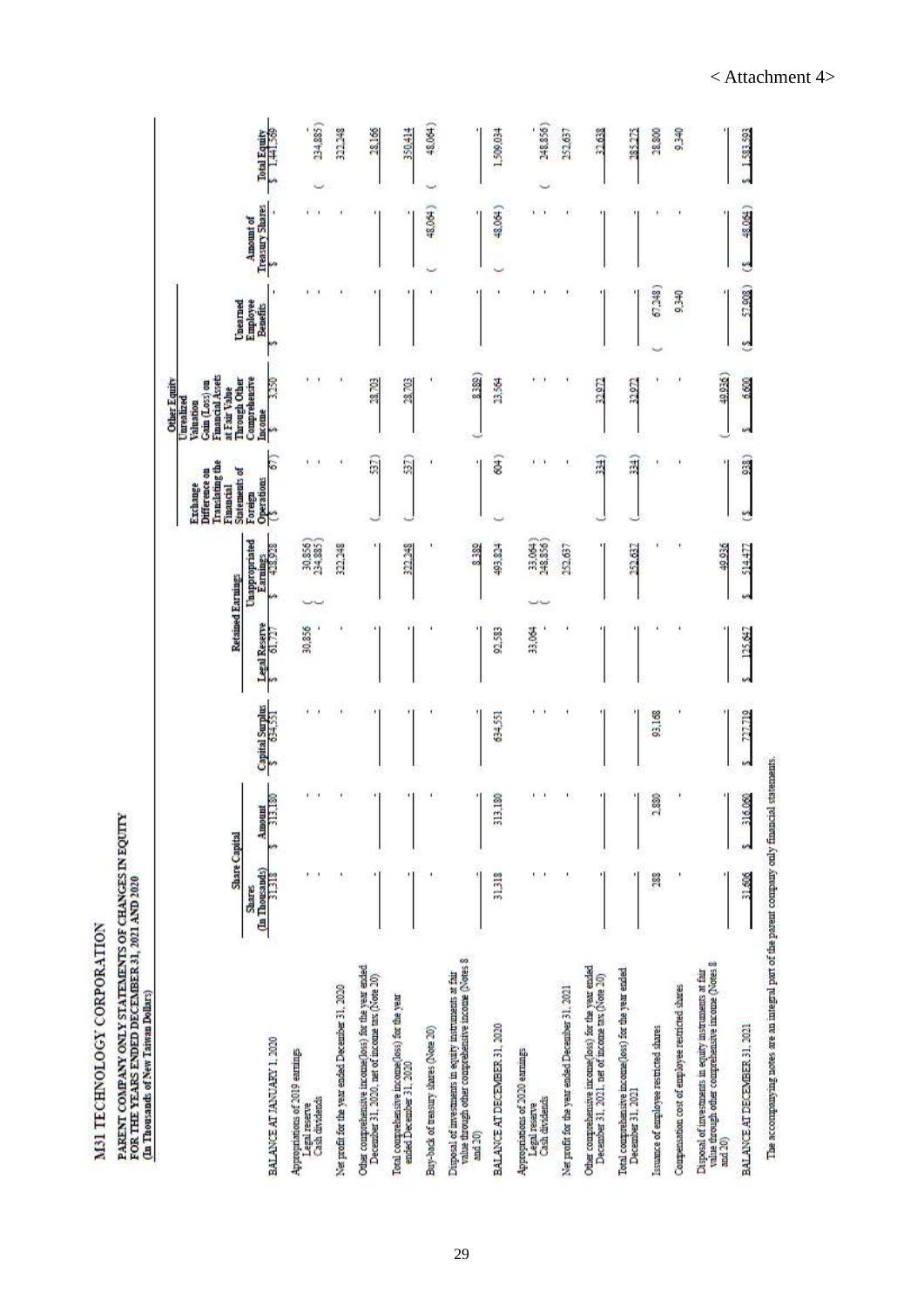< Attachment 4>

# M31 TECHNOLOGY CORPORATION

**PARENT COMPANY ONLY STATEMENTS OF CHANGES IN EQUITY**
**FOR THE YEARS ENDED DECEMBER 31, 2021 AND 2020**
**(In Thousands of New Taiwan Dollars)**

| | Share Capital | | | Retained Earnings | | Other Equity | | | | |
|---|---|---|---|---|---|---|---|---|---|---|
| | Shares (In Thousands) | Amount | Capital Surplus | Legal Reserve | Unappropriated Earnings | Exchange Difference on Translating the Financial Statements of Foreign Operations | Unrealized Valuation Gain (Loss) on Financial Assets at Fair Value Through Other Comprehensive Income | Unearned Employee Benefits | Amount of Treasury Shares | Total Equity |
| BALANCE AT JANUARY 1, 2020 | 31,318 | $ 313,180 | $ 634,551 | $ 61,727 | $ 428,928 | ($ 67) | $ 3,250 | $ - | $ - | $ 1,441,569 |
| Appropriations of 2019 earnings | | | | | | | | | | |
| Legal reserve | - | - | - | 30,856 | ( 30,856) | - | - | - | - | - |
| Cash dividends | - | - | - | - | ( 234,885) | - | - | - | - | ( 234,885) |
| Net profit for the year ended December 31, 2020 | - | - | - | - | 322,248 | - | - | - | - | 322,248 |
| Other comprehensive income(loss) for the year ended December 31, 2020, net of income tax (Note 20) | - | - | - | - | - | ( 537) | 28,703 | - | - | 28,166 |
| Total comprehensive income(loss) for the year ended December 31, 2020 | - | - | - | - | 322,248 | ( 537) | 28,703 | - | - | 350,414 |
| Buy-back of treasury shares (Note 30) | - | - | - | - | - | - | - | - | ( 48,064) | ( 48,064) |
| Disposal of investments in equity instruments at fair value through other comprehensive income (Notes 8 and 20) | - | - | - | - | 8,382 | - | ( 8,382) | - | - | - |
| BALANCE AT DECEMBER 31, 2020 | 31,318 | 313,180 | 634,551 | 92,583 | 493,824 | ( 604) | 23,564 | - | ( 48,064) | 1,509,034 |
| Appropriations of 2020 earnings | | | | | | | | | | |
| Legal reserve | - | - | - | 33,064 | ( 33,064) | - | - | - | - | - |
| Cash dividends | - | - | - | - | ( 248,856) | - | - | - | - | ( 248,856) |
| Net profit for the year ended December 31, 2021 | - | - | - | - | 252,637 | - | - | - | - | 252,637 |
| Other comprehensive income(loss) for the year ended December 31, 2021, net of income tax (Note 20) | - | - | - | - | - | ( 334) | 32,972 | - | - | 32,638 |
| Total comprehensive income(loss) for the year ended December 31, 2021 | - | - | - | - | 252,637 | ( 334) | 32,972 | - | - | 285,275 |
| Issuance of employee restricted shares | 288 | 2,880 | 93,168 | - | - | - | - | ( 67,248) | - | 28,800 |
| Compensation cost of employee restricted shares | - | - | - | - | - | - | - | 9,340 | - | 9,340 |
| Disposal of investments in equity instruments at fair value through other comprehensive income (Notes 8 and 20) | - | - | - | - | 49,936 | - | ( 49,936) | - | - | - |
| BALANCE AT DECEMBER 31, 2021 | 31,606 | $ 316,060 | $ 727,719 | $ 125,647 | $ 514,477 | ($ 938) | $ 6,600 | ($ 57,908) | ($ 48,064) | $ 1,583,593 |

The accompanying notes are an integral part of the parent company only financial statements.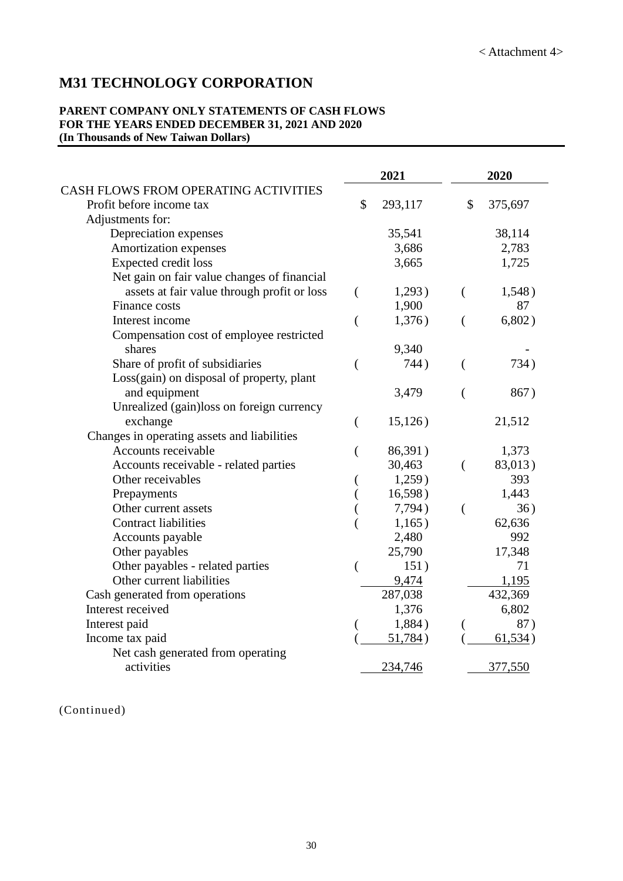< Attachment 4>

# M31 TECHNOLOGY CORPORATION

**PARENT COMPANY ONLY STATEMENTS OF CASH FLOWS**
**FOR THE YEARS ENDED DECEMBER 31, 2021 AND 2020**
**(In Thousands of New Taiwan Dollars)**

| | 2021 | 2020 |
|---|---|---|
| CASH FLOWS FROM OPERATING ACTIVITIES | | |
| Profit before income tax | $ 293,117 | $ 375,697 |
| Adjustments for: | | |
| Depreciation expenses | 35,541 | 38,114 |
| Amortization expenses | 3,686 | 2,783 |
| Expected credit loss | 3,665 | 1,725 |
| Net gain on fair value changes of financial assets at fair value through profit or loss | ( 1,293 ) | ( 1,548 ) |
| Finance costs | 1,900 | 87 |
| Interest income | ( 1,376 ) | ( 6,802 ) |
| Compensation cost of employee restricted shares | 9,340 | - |
| Share of profit of subsidiaries | ( 744 ) | ( 734 ) |
| Loss(gain) on disposal of property, plant and equipment | 3,479 | ( 867 ) |
| Unrealized (gain)loss on foreign currency exchange | ( 15,126 ) | 21,512 |
| Changes in operating assets and liabilities | | |
| Accounts receivable | ( 86,391 ) | 1,373 |
| Accounts receivable - related parties | 30,463 | ( 83,013 ) |
| Other receivables | ( 1,259 ) | 393 |
| Prepayments | ( 16,598 ) | 1,443 |
| Other current assets | ( 7,794 ) | ( 36 ) |
| Contract liabilities | ( 1,165 ) | 62,636 |
| Accounts payable | 2,480 | 992 |
| Other payables | 25,790 | 17,348 |
| Other payables - related parties | ( 151 ) | 71 |
| Other current liabilities | 9,474 | 1,195 |
| Cash generated from operations | 287,038 | 432,369 |
| Interest received | 1,376 | 6,802 |
| Interest paid | ( 1,884 ) | ( 87 ) |
| Income tax paid | ( 51,784 ) | ( 61,534 ) |
| Net cash generated from operating activities | 234,746 | 377,550 |

(Continued)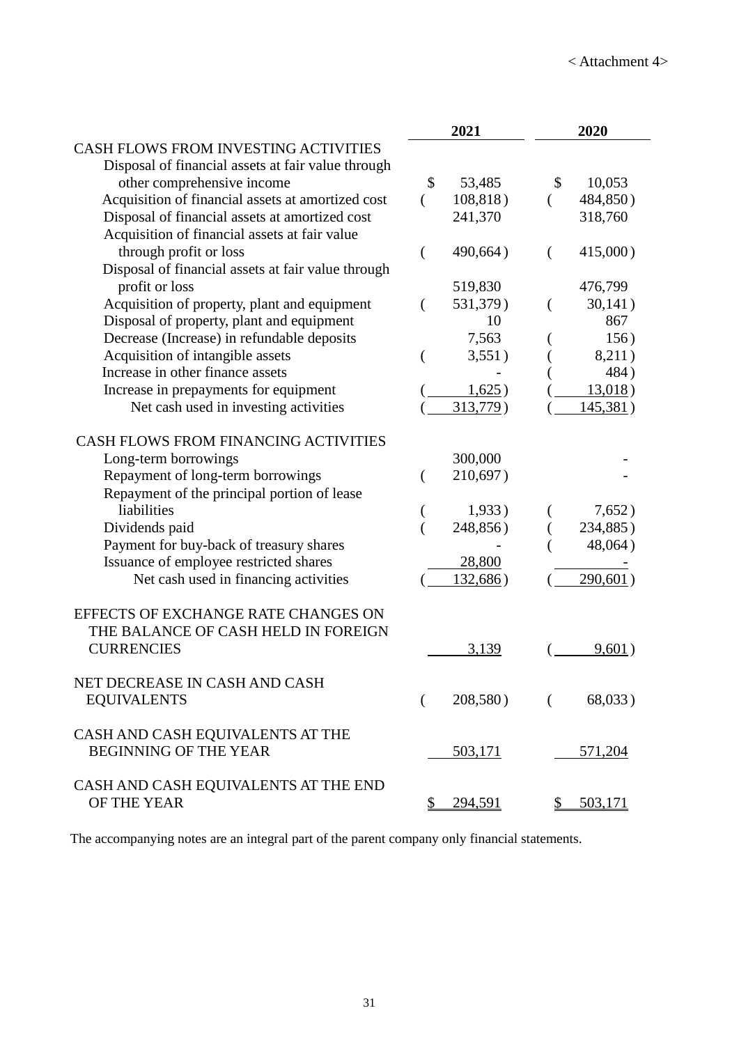< Attachment 4>

| | 2021 | 2020 |
|---|---|---|
| CASH FLOWS FROM INVESTING ACTIVITIES | | |
| Disposal of financial assets at fair value through other comprehensive income | $ 53,485 | $ 10,053 |
| Acquisition of financial assets at amortized cost | ( 108,818 ) | ( 484,850 ) |
| Disposal of financial assets at amortized cost | 241,370 | 318,760 |
| Acquisition of financial assets at fair value through profit or loss | ( 490,664 ) | ( 415,000 ) |
| Disposal of financial assets at fair value through profit or loss | 519,830 | 476,799 |
| Acquisition of property, plant and equipment | ( 531,379 ) | ( 30,141 ) |
| Disposal of property, plant and equipment | 10 | 867 |
| Decrease (Increase) in refundable deposits | 7,563 | ( 156 ) |
| Acquisition of intangible assets | ( 3,551 ) | ( 8,211 ) |
| Increase in other finance assets | - | ( 484 ) |
| Increase in prepayments for equipment | ( 1,625 ) | ( 13,018 ) |
| Net cash used in investing activities | ( 313,779 ) | ( 145,381 ) |
| CASH FLOWS FROM FINANCING ACTIVITIES | | |
| Long-term borrowings | 300,000 | - |
| Repayment of long-term borrowings | ( 210,697 ) | - |
| Repayment of the principal portion of lease liabilities | ( 1,933 ) | ( 7,652 ) |
| Dividends paid | ( 248,856 ) | ( 234,885 ) |
| Payment for buy-back of treasury shares | - | ( 48,064 ) |
| Issuance of employee restricted shares | 28,800 | - |
| Net cash used in financing activities | ( 132,686 ) | ( 290,601 ) |
| EFFECTS OF EXCHANGE RATE CHANGES ON THE BALANCE OF CASH HELD IN FOREIGN CURRENCIES | 3,139 | ( 9,601 ) |
| NET DECREASE IN CASH AND CASH EQUIVALENTS | ( 208,580 ) | ( 68,033 ) |
| CASH AND CASH EQUIVALENTS AT THE BEGINNING OF THE YEAR | 503,171 | 571,204 |
| CASH AND CASH EQUIVALENTS AT THE END OF THE YEAR | $ 294,591 | $ 503,171 |

The accompanying notes are an integral part of the parent company only financial statements.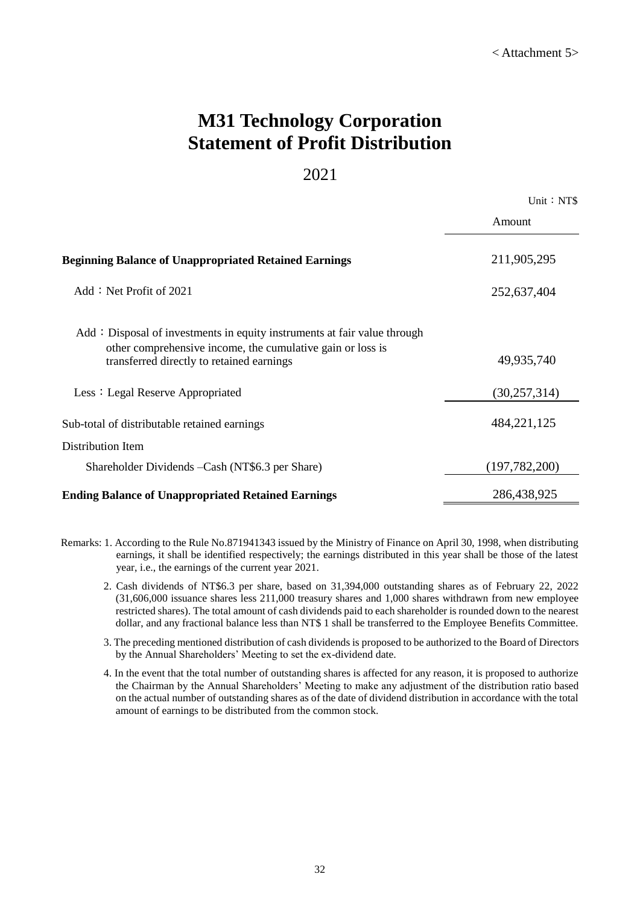< Attachment 5>

# M31 Technology Corporation
# Statement of Profit Distribution

## 2021

Unit：NT$

| | Amount |
|---|---|
| **Beginning Balance of Unappropriated Retained Earnings** | 211,905,295 |
| Add：Net Profit of 2021 | 252,637,404 |
| Add：Disposal of investments in equity instruments at fair value through other comprehensive income, the cumulative gain or loss is transferred directly to retained earnings | 49,935,740 |
| Less：Legal Reserve Appropriated | (30,257,314) |
| Sub-total of distributable retained earnings | 484,221,125 |
| Distribution Item | |
| Shareholder Dividends –Cash (NT$6.3 per Share) | (197,782,200) |
| **Ending Balance of Unappropriated Retained Earnings** | 286,438,925 |

Remarks:
1. According to the Rule No.871941343 issued by the Ministry of Finance on April 30, 1998, when distributing earnings, it shall be identified respectively; the earnings distributed in this year shall be those of the latest year, i.e., the earnings of the current year 2021.
2. Cash dividends of NT$6.3 per share, based on 31,394,000 outstanding shares as of February 22, 2022 (31,606,000 issuance shares less 211,000 treasury shares and 1,000 shares withdrawn from new employee restricted shares). The total amount of cash dividends paid to each shareholder is rounded down to the nearest dollar, and any fractional balance less than NT$ 1 shall be transferred to the Employee Benefits Committee.
3. The preceding mentioned distribution of cash dividends is proposed to be authorized to the Board of Directors by the Annual Shareholders' Meeting to set the ex-dividend date.
4. In the event that the total number of outstanding shares is affected for any reason, it is proposed to authorize the Chairman by the Annual Shareholders' Meeting to make any adjustment of the distribution ratio based on the actual number of outstanding shares as of the date of dividend distribution in accordance with the total amount of earnings to be distributed from the common stock.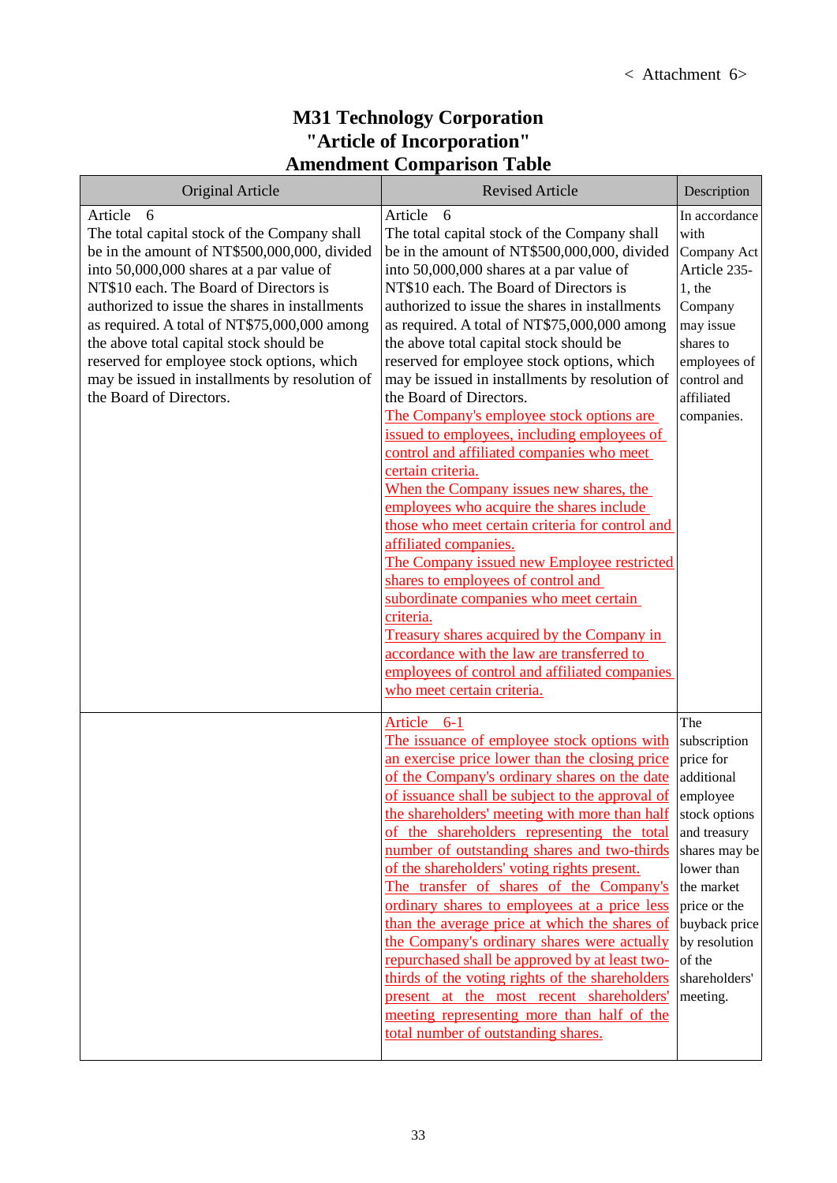< Attachment 6>

# M31 Technology Corporation
# "Article of Incorporation"
# Amendment Comparison Table

| Original Article | Revised Article | Description |
|---|---|---|
| Article 6<br>The total capital stock of the Company shall be in the amount of NT$500,000,000, divided into 50,000,000 shares at a par value of NT$10 each. The Board of Directors is authorized to issue the shares in installments as required. A total of NT$75,000,000 among the above total capital stock should be reserved for employee stock options, which may be issued in installments by resolution of the Board of Directors. | Article 6<br>The total capital stock of the Company shall be in the amount of NT$500,000,000, divided into 50,000,000 shares at a par value of NT$10 each. The Board of Directors is authorized to issue the shares in installments as required. A total of NT$75,000,000 among the above total capital stock should be reserved for employee stock options, which may be issued in installments by resolution of the Board of Directors.<br>The Company's employee stock options are issued to employees, including employees of control and affiliated companies who meet certain criteria.<br>When the Company issues new shares, the employees who acquire the shares include those who meet certain criteria for control and affiliated companies.<br>The Company issued new Employee restricted shares to employees of control and subordinate companies who meet certain criteria.<br>Treasury shares acquired by the Company in accordance with the law are transferred to employees of control and affiliated companies who meet certain criteria. | In accordance with Company Act Article 235-1, the Company may issue shares to employees of control and affiliated companies. |
| | Article 6-1<br>The issuance of employee stock options with an exercise price lower than the closing price of the Company's ordinary shares on the date of issuance shall be subject to the approval of the shareholders' meeting with more than half of the shareholders representing the total number of outstanding shares and two-thirds of the shareholders' voting rights present.<br>The transfer of shares of the Company's ordinary shares to employees at a price less than the average price at which the shares of the Company's ordinary shares were actually repurchased shall be approved by at least two-thirds of the voting rights of the shareholders present at the most recent shareholders' meeting representing more than half of the total number of outstanding shares. | The subscription price for additional employee stock options and treasury shares may be lower than the market price or the buyback price by resolution of the shareholders' meeting. |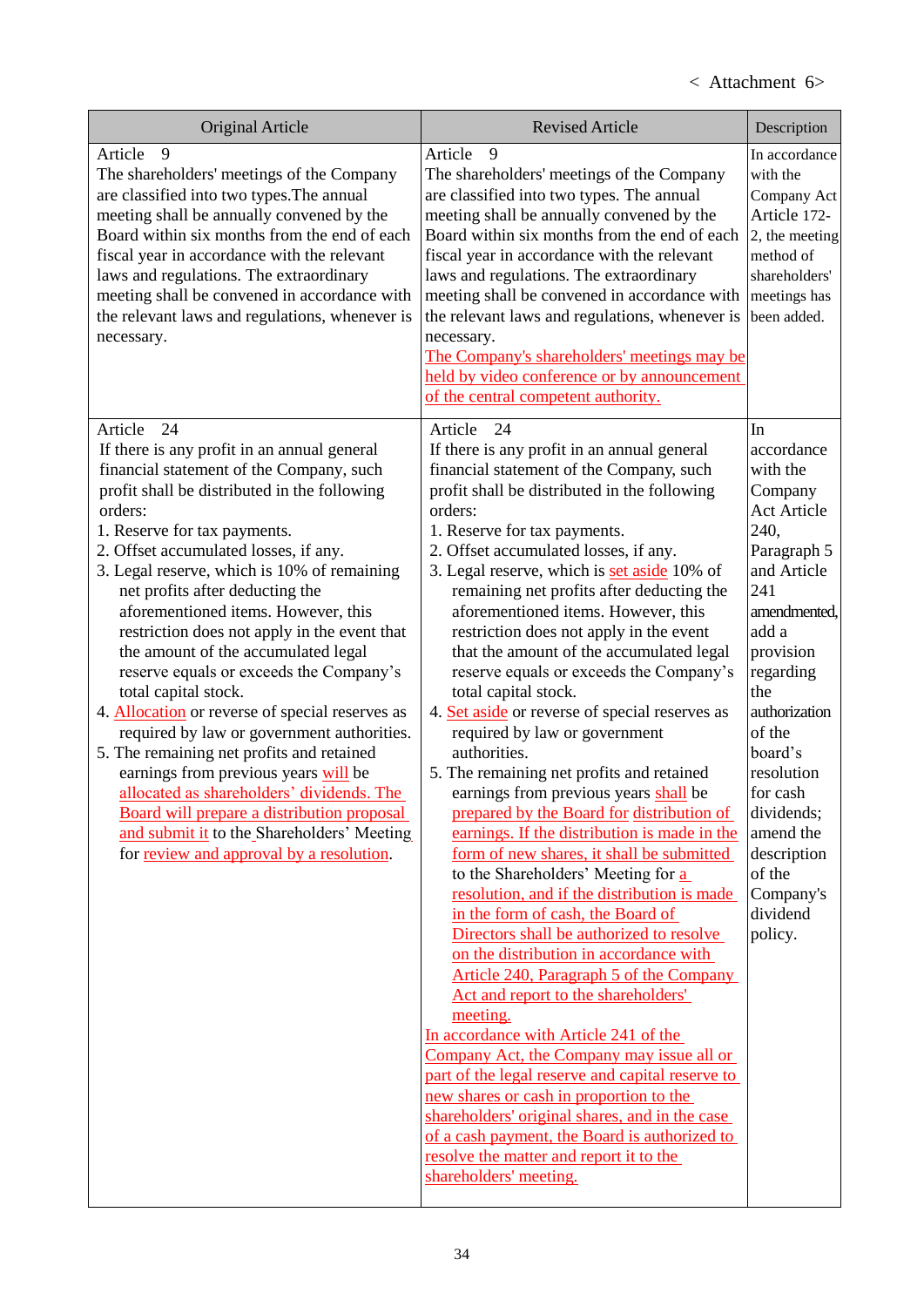< Attachment 6>

| Original Article | Revised Article | Description |
|---|---|---|
| Article 9<br>The shareholders' meetings of the Company are classified into two types.The annual meeting shall be annually convened by the Board within six months from the end of each fiscal year in accordance with the relevant laws and regulations. The extraordinary meeting shall be convened in accordance with the relevant laws and regulations, whenever is necessary. | Article 9<br>The shareholders' meetings of the Company are classified into two types. The annual meeting shall be annually convened by the Board within six months from the end of each fiscal year in accordance with the relevant laws and regulations. The extraordinary meeting shall be convened in accordance with the relevant laws and regulations, whenever is necessary.<br>The Company's shareholders' meetings may be held by video conference or by announcement of the central competent authority. | In accordance with the Company Act Article 172-2, the meeting method of shareholders' meetings has been added. |
| Article 24<br>If there is any profit in an annual general financial statement of the Company, such profit shall be distributed in the following orders:<br>1. Reserve for tax payments.<br>2. Offset accumulated losses, if any.<br>3. Legal reserve, which is 10% of remaining net profits after deducting the aforementioned items. However, this restriction does not apply in the event that the amount of the accumulated legal reserve equals or exceeds the Company's total capital stock.<br>4. Allocation or reverse of special reserves as required by law or government authorities.<br>5. The remaining net profits and retained earnings from previous years will be allocated as shareholders' dividends. The Board will prepare a distribution proposal and submit it to the Shareholders' Meeting for review and approval by a resolution. | Article 24<br>If there is any profit in an annual general financial statement of the Company, such profit shall be distributed in the following orders:<br>1. Reserve for tax payments.<br>2. Offset accumulated losses, if any.<br>3. Legal reserve, which is set aside 10% of remaining net profits after deducting the aforementioned items. However, this restriction does not apply in the event that the amount of the accumulated legal reserve equals or exceeds the Company's total capital stock.<br>4. Set aside or reverse of special reserves as required by law or government authorities.<br>5. The remaining net profits and retained earnings from previous years shall be prepared by the Board for distribution of earnings. If the distribution is made in the form of new shares, it shall be submitted to the Shareholders' Meeting for a resolution, and if the distribution is made in the form of cash, the Board of Directors shall be authorized to resolve on the distribution in accordance with Article 240, Paragraph 5 of the Company Act and report to the shareholders' meeting.<br>In accordance with Article 241 of the Company Act, the Company may issue all or part of the legal reserve and capital reserve to new shares or cash in proportion to the shareholders' original shares, and in the case of a cash payment, the Board is authorized to resolve the matter and report it to the shareholders' meeting. | In accordance with the Company Act Article 240, Paragraph 5 and Article 241 amendmented, add a provision regarding the authorization of the board's resolution for cash dividends; amend the description of the Company's dividend policy. |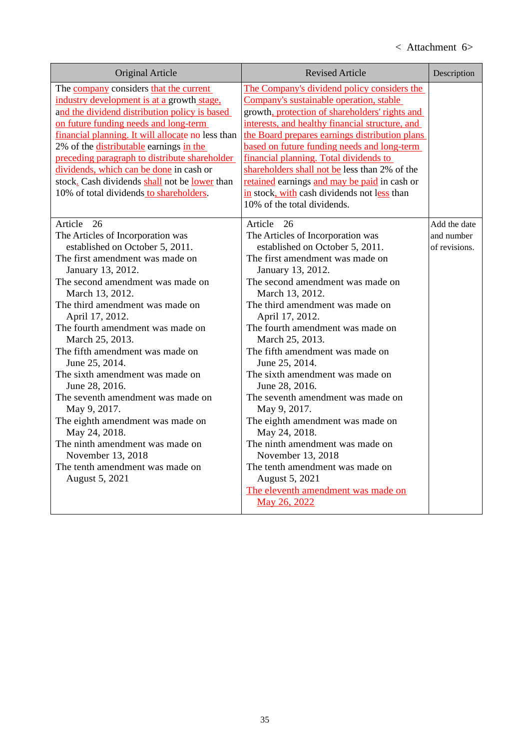< Attachment 6>

| Original Article | Revised Article | Description |
|---|---|---|
| The company considers that the current industry development is at a growth stage, and the dividend distribution policy is based on future funding needs and long-term financial planning. It will allocate no less than 2% of the distributable earnings in the preceding paragraph to distribute shareholder dividends, which can be done in cash or stock. Cash dividends shall not be lower than 10% of total dividends to shareholders. | The Company's dividend policy considers the Company's sustainable operation, stable growth, protection of shareholders' rights and interests, and healthy financial structure, and the Board prepares earnings distribution plans based on future funding needs and long-term financial planning. Total dividends to shareholders shall not be less than 2% of the retained earnings and may be paid in cash or in stock, with cash dividends not less than 10% of the total dividends. | |
| Article 26<br>The Articles of Incorporation was established on October 5, 2011.<br>The first amendment was made on January 13, 2012.<br>The second amendment was made on March 13, 2012.<br>The third amendment was made on April 17, 2012.<br>The fourth amendment was made on March 25, 2013.<br>The fifth amendment was made on June 25, 2014.<br>The sixth amendment was made on June 28, 2016.<br>The seventh amendment was made on May 9, 2017.<br>The eighth amendment was made on May 24, 2018.<br>The ninth amendment was made on November 13, 2018<br>The tenth amendment was made on August 5, 2021 | Article 26<br>The Articles of Incorporation was established on October 5, 2011.<br>The first amendment was made on January 13, 2012.<br>The second amendment was made on March 13, 2012.<br>The third amendment was made on April 17, 2012.<br>The fourth amendment was made on March 25, 2013.<br>The fifth amendment was made on June 25, 2014.<br>The sixth amendment was made on June 28, 2016.<br>The seventh amendment was made on May 9, 2017.<br>The eighth amendment was made on May 24, 2018.<br>The ninth amendment was made on November 13, 2018<br>The tenth amendment was made on August 5, 2021<br>The eleventh amendment was made on May 26, 2022 | Add the date and number of revisions. |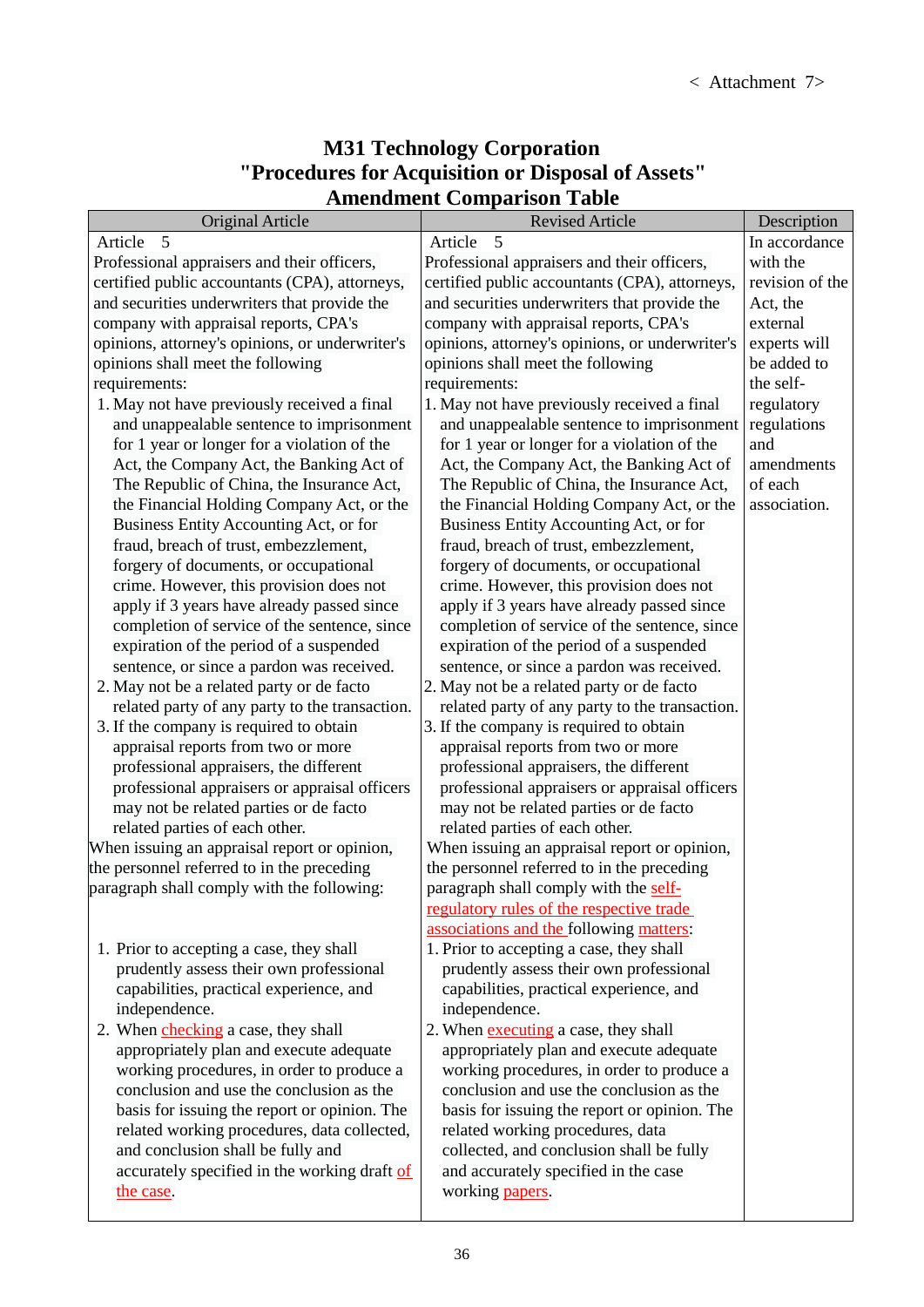< Attachment 7>

# M31 Technology Corporation
# "Procedures for Acquisition or Disposal of Assets"
# Amendment Comparison Table

| Original Article | Revised Article | Description |
|---|---|---|
| Article 5<br>Professional appraisers and their officers, certified public accountants (CPA), attorneys, and securities underwriters that provide the company with appraisal reports, CPA's opinions, attorney's opinions, or underwriter's opinions shall meet the following requirements:<br>1. May not have previously received a final and unappealable sentence to imprisonment for 1 year or longer for a violation of the Act, the Company Act, the Banking Act of The Republic of China, the Insurance Act, the Financial Holding Company Act, or the Business Entity Accounting Act, or for fraud, breach of trust, embezzlement, forgery of documents, or occupational crime. However, this provision does not apply if 3 years have already passed since completion of service of the sentence, since expiration of the period of a suspended sentence, or since a pardon was received.<br>2. May not be a related party or de facto related party of any party to the transaction.<br>3. If the company is required to obtain appraisal reports from two or more professional appraisers, the different professional appraisers or appraisal officers may not be related parties or de facto related parties of each other.<br>When issuing an appraisal report or opinion, the personnel referred to in the preceding paragraph shall comply with the following:<br>1. Prior to accepting a case, they shall prudently assess their own professional capabilities, practical experience, and independence.<br>2. When checking a case, they shall appropriately plan and execute adequate working procedures, in order to produce a conclusion and use the conclusion as the basis for issuing the report or opinion. The related working procedures, data collected, and conclusion shall be fully and accurately specified in the working draft of the case. | Article 5<br>Professional appraisers and their officers, certified public accountants (CPA), attorneys, and securities underwriters that provide the company with appraisal reports, CPA's opinions, attorney's opinions, or underwriter's opinions shall meet the following requirements:<br>1. May not have previously received a final and unappealable sentence to imprisonment for 1 year or longer for a violation of the Act, the Company Act, the Banking Act of The Republic of China, the Insurance Act, the Financial Holding Company Act, or the Business Entity Accounting Act, or for fraud, breach of trust, embezzlement, forgery of documents, or occupational crime. However, this provision does not apply if 3 years have already passed since completion of service of the sentence, since expiration of the period of a suspended sentence, or since a pardon was received.<br>2. May not be a related party or de facto related party of any party to the transaction.<br>3. If the company is required to obtain appraisal reports from two or more professional appraisers, the different professional appraisers or appraisal officers may not be related parties or de facto related parties of each other.<br>When issuing an appraisal report or opinion, the personnel referred to in the preceding paragraph shall comply with the self-regulatory rules of the respective trade associations and the following matters:<br>1. Prior to accepting a case, they shall prudently assess their own professional capabilities, practical experience, and independence.<br>2. When executing a case, they shall appropriately plan and execute adequate working procedures, in order to produce a conclusion and use the conclusion as the basis for issuing the report or opinion. The related working procedures, data collected, and conclusion shall be fully and accurately specified in the case working papers. | In accordance with the revision of the Act, the external experts will be added to the self-regulatory regulations and amendments of each association. |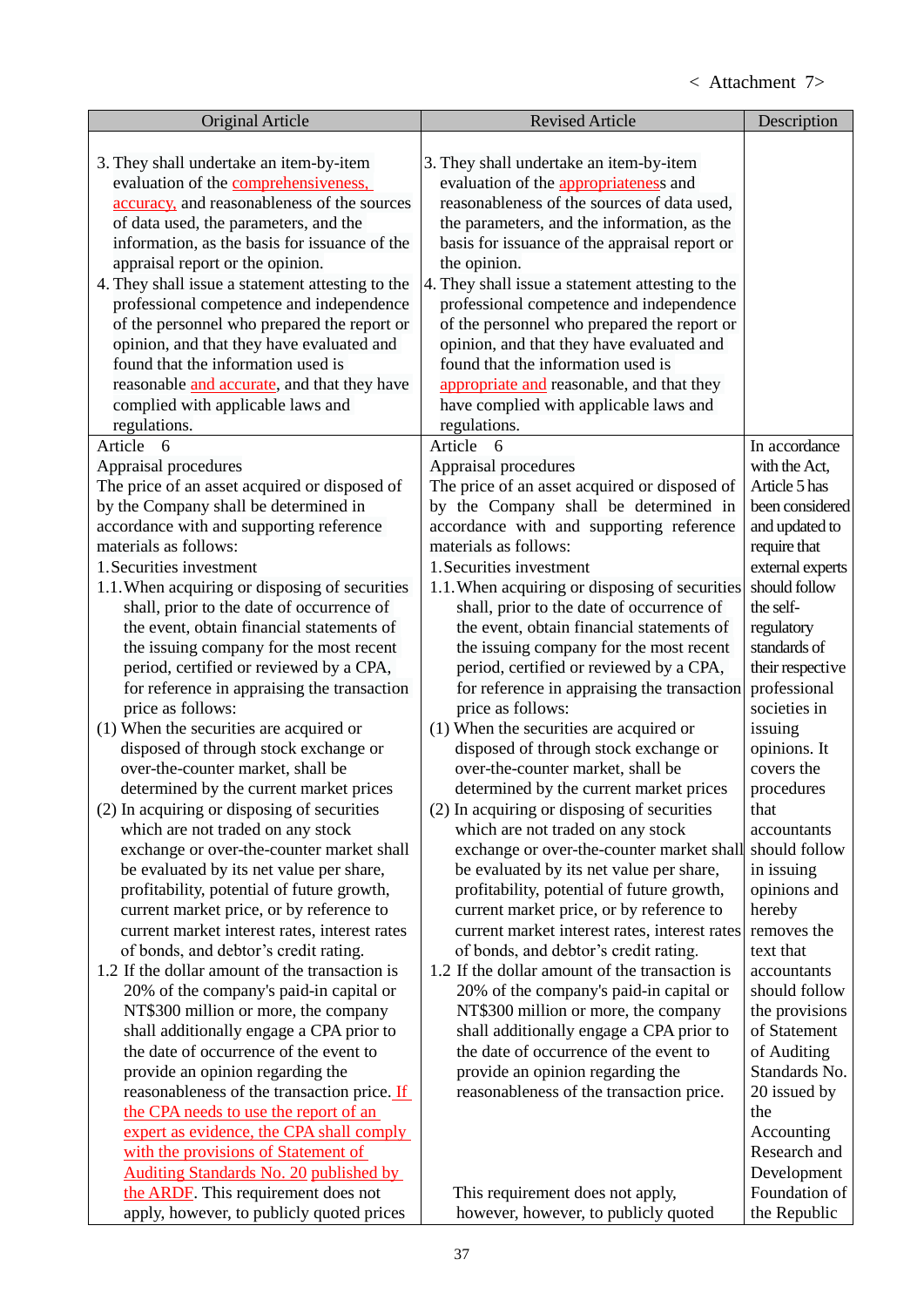< Attachment 7>

| Original Article | Revised Article | Description |
|---|---|---|
| 3. They shall undertake an item-by-item evaluation of the comprehensiveness, accuracy, and reasonableness of the sources of data used, the parameters, and the information, as the basis for issuance of the appraisal report or the opinion.<br>4. They shall issue a statement attesting to the professional competence and independence of the personnel who prepared the report or opinion, and that they have evaluated and found that the information used is reasonable and accurate, and that they have complied with applicable laws and regulations. | 3. They shall undertake an item-by-item evaluation of the appropriateness and reasonableness of the sources of data used, the parameters, and the information, as the basis for issuance of the appraisal report or the opinion.<br>4. They shall issue a statement attesting to the professional competence and independence of the personnel who prepared the report or opinion, and that they have evaluated and found that the information used is appropriate and reasonable, and that they have complied with applicable laws and regulations. | |
| Article 6<br>Appraisal procedures<br>The price of an asset acquired or disposed of by the Company shall be determined in accordance with and supporting reference materials as follows:<br>1. Securities investment<br>1.1. When acquiring or disposing of securities shall, prior to the date of occurrence of the event, obtain financial statements of the issuing company for the most recent period, certified or reviewed by a CPA, for reference in appraising the transaction price as follows:<br>(1) When the securities are acquired or disposed of through stock exchange or over-the-counter market, shall be determined by the current market prices<br>(2) In acquiring or disposing of securities which are not traded on any stock exchange or over-the-counter market shall be evaluated by its net value per share, profitability, potential of future growth, current market price, or by reference to current market interest rates, interest rates of bonds, and debtor's credit rating.<br>1.2 If the dollar amount of the transaction is 20% of the company's paid-in capital or NT$300 million or more, the company shall additionally engage a CPA prior to the date of occurrence of the event to provide an opinion regarding the reasonableness of the transaction price. If the CPA needs to use the report of an expert as evidence, the CPA shall comply with the provisions of Statement of Auditing Standards No. 20 published by the ARDF. This requirement does not apply, however, to publicly quoted prices | Article 6<br>Appraisal procedures<br>The price of an asset acquired or disposed of by the Company shall be determined in accordance with and supporting reference materials as follows:<br>1. Securities investment<br>1.1. When acquiring or disposing of securities shall, prior to the date of occurrence of the event, obtain financial statements of the issuing company for the most recent period, certified or reviewed by a CPA, for reference in appraising the transaction price as follows:<br>(1) When the securities are acquired or disposed of through stock exchange or over-the-counter market, shall be determined by the current market prices<br>(2) In acquiring or disposing of securities which are not traded on any stock exchange or over-the-counter market shall be evaluated by its net value per share, profitability, potential of future growth, current market price, or by reference to current market interest rates, interest rates of bonds, and debtor's credit rating.<br>1.2 If the dollar amount of the transaction is 20% of the company's paid-in capital or NT$300 million or more, the company shall additionally engage a CPA prior to the date of occurrence of the event to provide an opinion regarding the reasonableness of the transaction price.<br>This requirement does not apply, however, however, to publicly quoted | In accordance with the Act, Article 5 has been considered and updated to require that external experts should follow the self-regulatory standards of their respective professional societies in issuing opinions. It covers the procedures that accountants should follow in issuing opinions and hereby removes the text that accountants should follow the provisions of Statement of Auditing Standards No. 20 issued by the Accounting Research and Development Foundation of the Republic |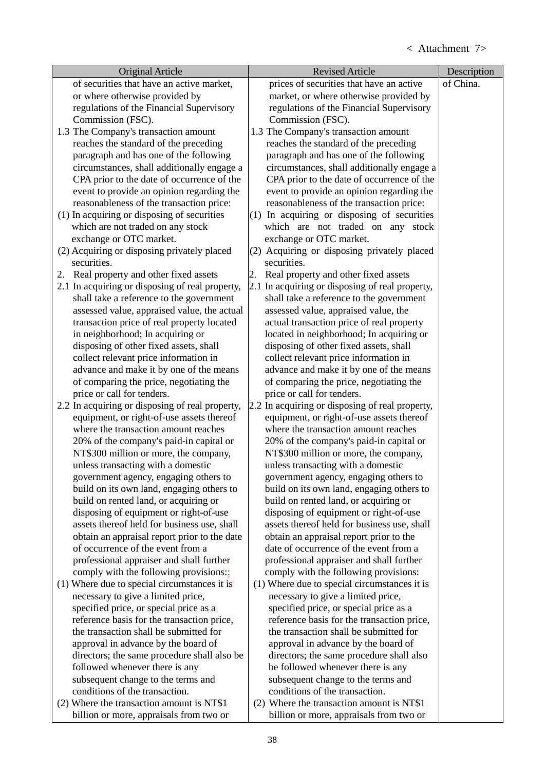< Attachment 7>

| Original Article | Revised Article | Description |
|---|---|---|
| of securities that have an active market, or where otherwise provided by regulations of the Financial Supervisory Commission (FSC).<br>1.3 The Company's transaction amount reaches the standard of the preceding paragraph and has one of the following circumstances, shall additionally engage a CPA prior to the date of occurrence of the event to provide an opinion regarding the reasonableness of the transaction price:<br>(1) In acquiring or disposing of securities which are not traded on any stock exchange or OTC market.<br>(2) Acquiring or disposing privately placed securities.<br>2. Real property and other fixed assets<br>2.1 In acquiring or disposing of real property, shall take a reference to the government assessed value, appraised value, the actual transaction price of real property located in neighborhood; In acquiring or disposing of other fixed assets, shall collect relevant price information in advance and make it by one of the means of comparing the price, negotiating the price or call for tenders.<br>2.2 In acquiring or disposing of real property, equipment, or right-of-use assets thereof where the transaction amount reaches 20% of the company's paid-in capital or NT$300 million or more, the company, unless transacting with a domestic government agency, engaging others to build on its own land, engaging others to build on rented land, or acquiring or disposing of equipment or right-of-use assets thereof held for business use, shall obtain an appraisal report prior to the date of occurrence of the event from a professional appraiser and shall further comply with the following provisions::<br>(1) Where due to special circumstances it is necessary to give a limited price, specified price, or special price as a reference basis for the transaction price, the transaction shall be submitted for approval in advance by the board of directors; the same procedure shall also be followed whenever there is any subsequent change to the terms and conditions of the transaction.<br>(2) Where the transaction amount is NT$1 billion or more, appraisals from two or | prices of securities that have an active market, or where otherwise provided by regulations of the Financial Supervisory Commission (FSC).<br>1.3 The Company's transaction amount reaches the standard of the preceding paragraph and has one of the following circumstances, shall additionally engage a CPA prior to the date of occurrence of the event to provide an opinion regarding the reasonableness of the transaction price:<br>(1) In acquiring or disposing of securities which are not traded on any stock exchange or OTC market.<br>(2) Acquiring or disposing privately placed securities.<br>2. Real property and other fixed assets<br>2.1 In acquiring or disposing of real property, shall take a reference to the government assessed value, appraised value, the actual transaction price of real property located in neighborhood; In acquiring or disposing of other fixed assets, shall collect relevant price information in advance and make it by one of the means of comparing the price, negotiating the price or call for tenders.<br>2.2 In acquiring or disposing of real property, equipment, or right-of-use assets thereof where the transaction amount reaches 20% of the company's paid-in capital or NT$300 million or more, the company, unless transacting with a domestic government agency, engaging others to build on its own land, engaging others to build on rented land, or acquiring or disposing of equipment or right-of-use assets thereof held for business use, shall obtain an appraisal report prior to the date of occurrence of the event from a professional appraiser and shall further comply with the following provisions:<br>(1) Where due to special circumstances it is necessary to give a limited price, specified price, or special price as a reference basis for the transaction price, the transaction shall be submitted for approval in advance by the board of directors; the same procedure shall also be followed whenever there is any subsequent change to the terms and conditions of the transaction.<br>(2) Where the transaction amount is NT$1 billion or more, appraisals from two or | of China. |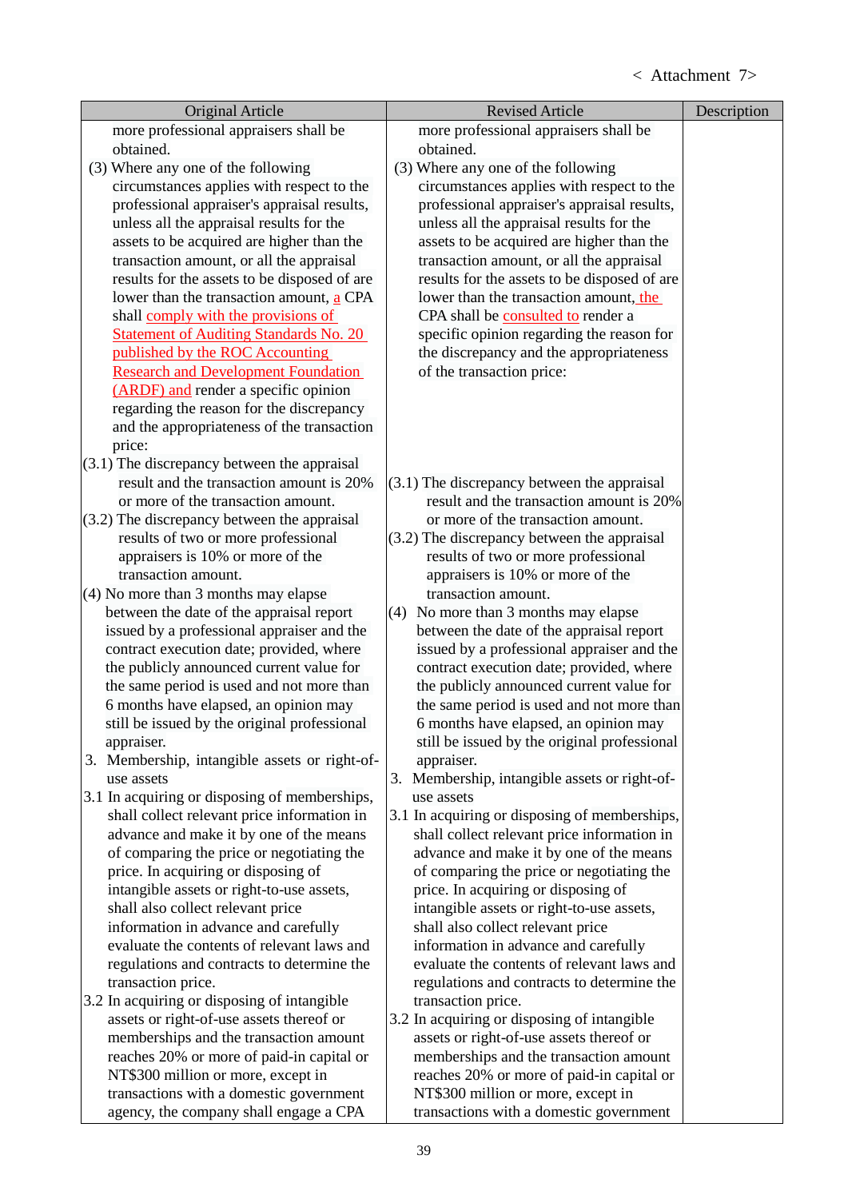< Attachment 7>

| Original Article | Revised Article | Description |
|---|---|---|
| more professional appraisers shall be obtained.<br>(3) Where any one of the following circumstances applies with respect to the professional appraiser's appraisal results, unless all the appraisal results for the assets to be acquired are higher than the transaction amount, or all the appraisal results for the assets to be disposed of are lower than the transaction amount, a CPA shall comply with the provisions of Statement of Auditing Standards No. 20 published by the ROC Accounting Research and Development Foundation (ARDF) and render a specific opinion regarding the reason for the discrepancy and the appropriateness of the transaction price:<br>(3.1) The discrepancy between the appraisal result and the transaction amount is 20% or more of the transaction amount.<br>(3.2) The discrepancy between the appraisal results of two or more professional appraisers is 10% or more of the transaction amount.<br>(4) No more than 3 months may elapse between the date of the appraisal report issued by a professional appraiser and the contract execution date; provided, where the publicly announced current value for the same period is used and not more than 6 months have elapsed, an opinion may still be issued by the original professional appraiser.<br>3. Membership, intangible assets or right-of-use assets<br>3.1 In acquiring or disposing of memberships, shall collect relevant price information in advance and make it by one of the means of comparing the price or negotiating the price. In acquiring or disposing of intangible assets or right-to-use assets, shall also collect relevant price information in advance and carefully evaluate the contents of relevant laws and regulations and contracts to determine the transaction price.<br>3.2 In acquiring or disposing of intangible assets or right-of-use assets thereof or memberships and the transaction amount reaches 20% or more of paid-in capital or NT$300 million or more, except in transactions with a domestic government agency, the company shall engage a CPA | more professional appraisers shall be obtained.<br>(3) Where any one of the following circumstances applies with respect to the professional appraiser's appraisal results, unless all the appraisal results for the assets to be acquired are higher than the transaction amount, or all the appraisal results for the assets to be disposed of are lower than the transaction amount, the CPA shall be consulted to render a specific opinion regarding the reason for the discrepancy and the appropriateness of the transaction price:<br>(3.1) The discrepancy between the appraisal result and the transaction amount is 20% or more of the transaction amount.<br>(3.2) The discrepancy between the appraisal results of two or more professional appraisers is 10% or more of the transaction amount.<br>(4) No more than 3 months may elapse between the date of the appraisal report issued by a professional appraiser and the contract execution date; provided, where the publicly announced current value for the same period is used and not more than 6 months have elapsed, an opinion may still be issued by the original professional appraiser.<br>3. Membership, intangible assets or right-of-use assets<br>3.1 In acquiring or disposing of memberships, shall collect relevant price information in advance and make it by one of the means of comparing the price or negotiating the price. In acquiring or disposing of intangible assets or right-to-use assets, shall also collect relevant price information in advance and carefully evaluate the contents of relevant laws and regulations and contracts to determine the transaction price.<br>3.2 In acquiring or disposing of intangible assets or right-of-use assets thereof or memberships and the transaction amount reaches 20% or more of paid-in capital or NT$300 million or more, except in transactions with a domestic government | |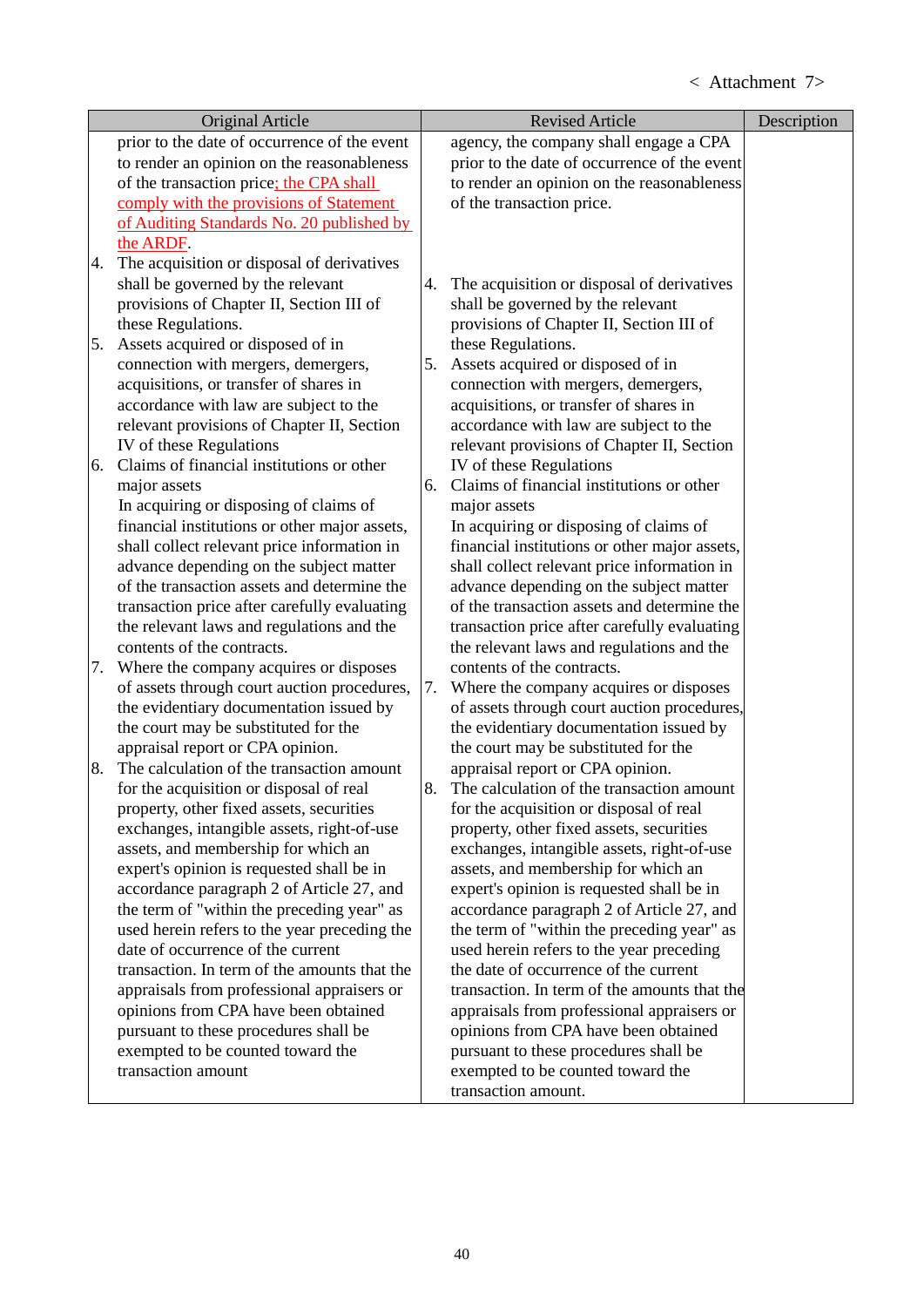< Attachment 7>

| Original Article | Revised Article | Description |
|---|---|---|
| prior to the date of occurrence of the event to render an opinion on the reasonableness of the transaction price<u>; the CPA shall comply with the provisions of Statement of Auditing Standards No. 20 published by the ARDF</u>.<br>4. The acquisition or disposal of derivatives shall be governed by the relevant provisions of Chapter II, Section III of these Regulations.<br>5. Assets acquired or disposed of in connection with mergers, demergers, acquisitions, or transfer of shares in accordance with law are subject to the relevant provisions of Chapter II, Section IV of these Regulations<br>6. Claims of financial institutions or other major assets<br>In acquiring or disposing of claims of financial institutions or other major assets, shall collect relevant price information in advance depending on the subject matter of the transaction assets and determine the transaction price after carefully evaluating the relevant laws and regulations and the contents of the contracts.<br>7. Where the company acquires or disposes of assets through court auction procedures, the evidentiary documentation issued by the court may be substituted for the appraisal report or CPA opinion.<br>8. The calculation of the transaction amount for the acquisition or disposal of real property, other fixed assets, securities exchanges, intangible assets, right-of-use assets, and membership for which an expert's opinion is requested shall be in accordance paragraph 2 of Article 27, and the term of "within the preceding year" as used herein refers to the year preceding the date of occurrence of the current transaction. In term of the amounts that the appraisals from professional appraisers or opinions from CPA have been obtained pursuant to these procedures shall be exempted to be counted toward the transaction amount | agency, the company shall engage a CPA prior to the date of occurrence of the event to render an opinion on the reasonableness of the transaction price.<br>4. The acquisition or disposal of derivatives shall be governed by the relevant provisions of Chapter II, Section III of these Regulations.<br>5. Assets acquired or disposed of in connection with mergers, demergers, acquisitions, or transfer of shares in accordance with law are subject to the relevant provisions of Chapter II, Section IV of these Regulations<br>6. Claims of financial institutions or other major assets<br>In acquiring or disposing of claims of financial institutions or other major assets, shall collect relevant price information in advance depending on the subject matter of the transaction assets and determine the transaction price after carefully evaluating the relevant laws and regulations and the contents of the contracts.<br>7. Where the company acquires or disposes of assets through court auction procedures, the evidentiary documentation issued by the court may be substituted for the appraisal report or CPA opinion.<br>8. The calculation of the transaction amount for the acquisition or disposal of real property, other fixed assets, securities exchanges, intangible assets, right-of-use assets, and membership for which an expert's opinion is requested shall be in accordance paragraph 2 of Article 27, and the term of "within the preceding year" as used herein refers to the year preceding the date of occurrence of the current transaction. In term of the amounts that the appraisals from professional appraisers or opinions from CPA have been obtained pursuant to these procedures shall be exempted to be counted toward the transaction amount. | |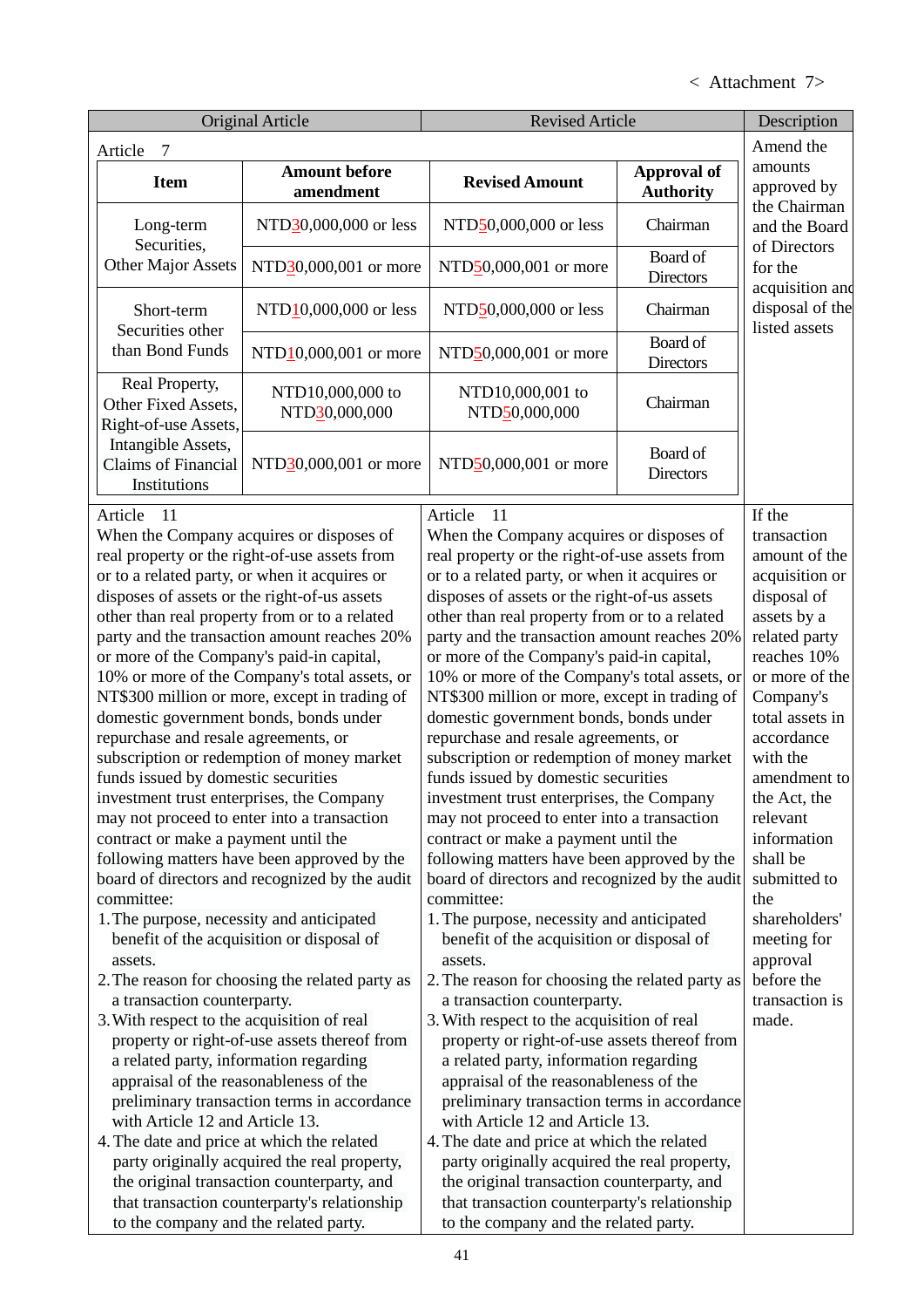< Attachment 7>

| Original Article | Revised Article | Description |
|---|---|---|
| Article 7 (see table below) | | Amend the amounts approved by the Chairman and the Board of Directors for the acquisition and disposal of the listed assets |
| Article 11<br>When the Company acquires or disposes of real property or the right-of-use assets from or to a related party, or when it acquires or disposes of assets or the right-of-us assets other than real property from or to a related party and the transaction amount reaches 20% or more of the Company's paid-in capital, 10% or more of the Company's total assets, or NT$300 million or more, except in trading of domestic government bonds, bonds under repurchase and resale agreements, or subscription or redemption of money market funds issued by domestic securities investment trust enterprises, the Company may not proceed to enter into a transaction contract or make a payment until the following matters have been approved by the board of directors and recognized by the audit committee:<br>1. The purpose, necessity and anticipated benefit of the acquisition or disposal of assets.<br>2. The reason for choosing the related party as a transaction counterparty.<br>3. With respect to the acquisition of real property or right-of-use assets thereof from a related party, information regarding appraisal of the reasonableness of the preliminary transaction terms in accordance with Article 12 and Article 13.<br>4. The date and price at which the related party originally acquired the real property, the original transaction counterparty, and that transaction counterparty's relationship to the company and the related party. | Article 11<br>When the Company acquires or disposes of real property or the right-of-use assets from or to a related party, or when it acquires or disposes of assets or the right-of-us assets other than real property from or to a related party and the transaction amount reaches 20% or more of the Company's paid-in capital, 10% or more of the Company's total assets, or NT$300 million or more, except in trading of domestic government bonds, bonds under repurchase and resale agreements, or subscription or redemption of money market funds issued by domestic securities investment trust enterprises, the Company may not proceed to enter into a transaction contract or make a payment until the following matters have been approved by the board of directors and recognized by the audit committee:<br>1. The purpose, necessity and anticipated benefit of the acquisition or disposal of assets.<br>2. The reason for choosing the related party as a transaction counterparty.<br>3. With respect to the acquisition of real property or right-of-use assets thereof from a related party, information regarding appraisal of the reasonableness of the preliminary transaction terms in accordance with Article 12 and Article 13.<br>4. The date and price at which the related party originally acquired the real property, the original transaction counterparty, and that transaction counterparty's relationship to the company and the related party. | If the transaction amount of the acquisition or disposal of assets by a related party reaches 10% or more of the Company's total assets in accordance with the amendment to the Act, the relevant information shall be submitted to the shareholders' meeting for approval before the transaction is made. |

Article 7

| Item | Amount before amendment | Revised Amount | Approval of Authority |
|---|---|---|---|
| Long-term Securities, Other Major Assets | NTD30,000,000 or less | NTD50,000,000 or less | Chairman |
| | NTD30,000,001 or more | NTD50,000,001 or more | Board of Directors |
| Short-term Securities other than Bond Funds | NTD10,000,000 or less | NTD50,000,000 or less | Chairman |
| | NTD10,000,001 or more | NTD50,000,001 or more | Board of Directors |
| Real Property, Other Fixed Assets, Right-of-use Assets, Intangible Assets, Claims of Financial Institutions | NTD10,000,000 to NTD30,000,000 | NTD10,000,001 to NTD50,000,000 | Chairman |
| | NTD30,000,001 or more | NTD50,000,001 or more | Board of Directors |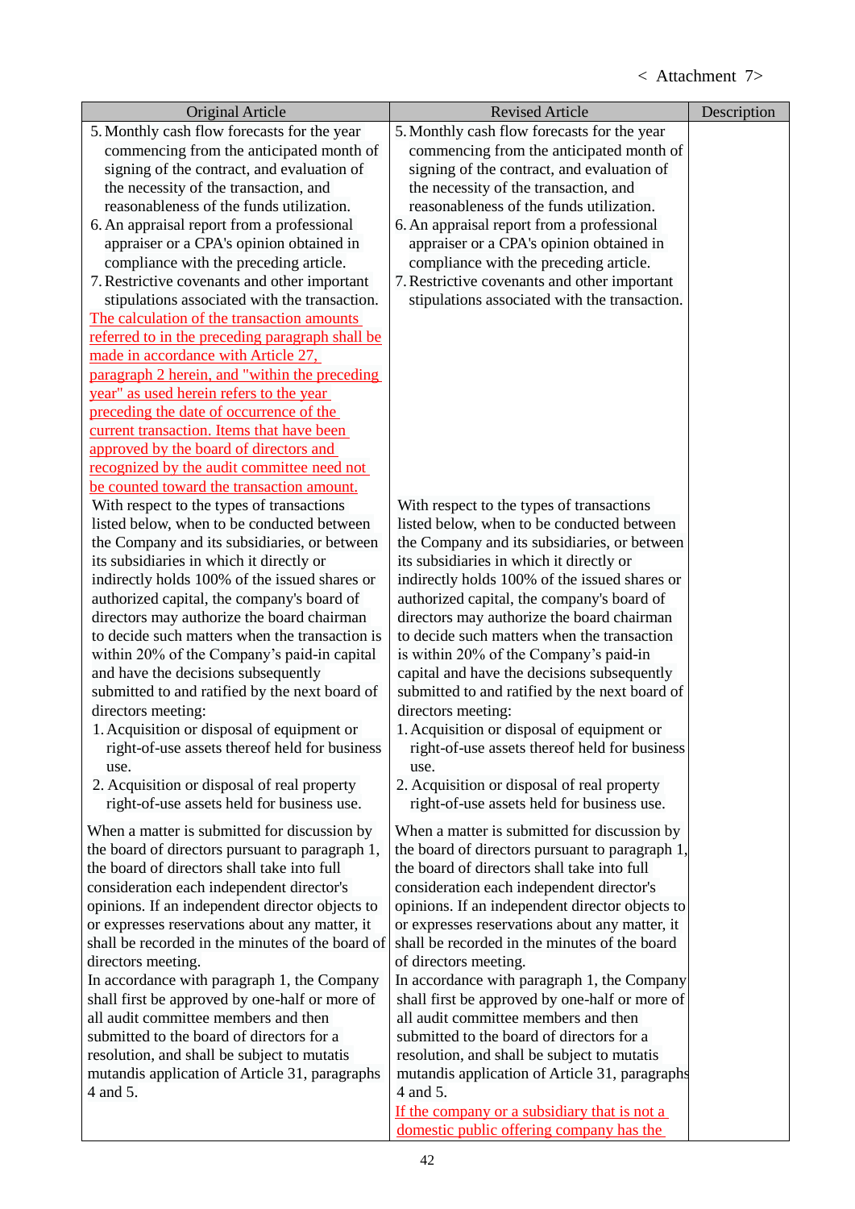< Attachment 7>

| Original Article | Revised Article | Description |
|---|---|---|
| 5. Monthly cash flow forecasts for the year commencing from the anticipated month of signing of the contract, and evaluation of the necessity of the transaction, and reasonableness of the funds utilization.<br>6. An appraisal report from a professional appraiser or a CPA's opinion obtained in compliance with the preceding article.<br>7. Restrictive covenants and other important stipulations associated with the transaction.<br>The calculation of the transaction amounts referred to in the preceding paragraph shall be made in accordance with Article 27, paragraph 2 herein, and "within the preceding year" as used herein refers to the year preceding the date of occurrence of the current transaction. Items that have been approved by the board of directors and recognized by the audit committee need not be counted toward the transaction amount. | 5. Monthly cash flow forecasts for the year commencing from the anticipated month of signing of the contract, and evaluation of the necessity of the transaction, and reasonableness of the funds utilization.<br>6. An appraisal report from a professional appraiser or a CPA's opinion obtained in compliance with the preceding article.<br>7. Restrictive covenants and other important stipulations associated with the transaction. | |
| With respect to the types of transactions listed below, when to be conducted between the Company and its subsidiaries, or between its subsidiaries in which it directly or indirectly holds 100% of the issued shares or authorized capital, the company's board of directors may authorize the board chairman to decide such matters when the transaction is within 20% of the Company's paid-in capital and have the decisions subsequently submitted to and ratified by the next board of directors meeting:<br>1. Acquisition or disposal of equipment or right-of-use assets thereof held for business use.<br>2. Acquisition or disposal of real property right-of-use assets held for business use. | With respect to the types of transactions listed below, when to be conducted between the Company and its subsidiaries, or between its subsidiaries in which it directly or indirectly holds 100% of the issued shares or authorized capital, the company's board of directors may authorize the board chairman to decide such matters when the transaction is within 20% of the Company's paid-in capital and have the decisions subsequently submitted to and ratified by the next board of directors meeting:<br>1. Acquisition or disposal of equipment or right-of-use assets thereof held for business use.<br>2. Acquisition or disposal of real property right-of-use assets held for business use. | |
| When a matter is submitted for discussion by the board of directors pursuant to paragraph 1, the board of directors shall take into full consideration each independent director's opinions. If an independent director objects to or expresses reservations about any matter, it shall be recorded in the minutes of the board of directors meeting.<br>In accordance with paragraph 1, the Company shall first be approved by one-half or more of all audit committee members and then submitted to the board of directors for a resolution, and shall be subject to mutatis mutandis application of Article 31, paragraphs 4 and 5. | When a matter is submitted for discussion by the board of directors pursuant to paragraph 1, the board of directors shall take into full consideration each independent director's opinions. If an independent director objects to or expresses reservations about any matter, it shall be recorded in the minutes of the board of directors meeting.<br>In accordance with paragraph 1, the Company shall first be approved by one-half or more of all audit committee members and then submitted to the board of directors for a resolution, and shall be subject to mutatis mutandis application of Article 31, paragraphs 4 and 5.<br>If the company or a subsidiary that is not a domestic public offering company has the | |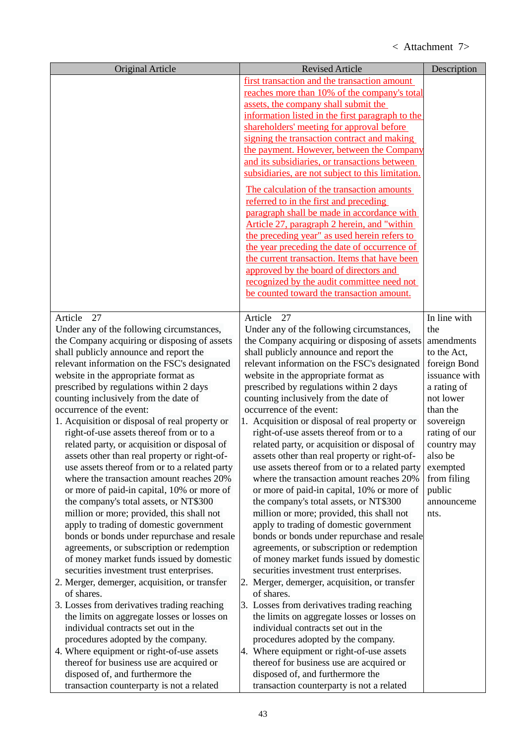< Attachment 7>

| Original Article | Revised Article | Description |
|---|---|---|
| | first transaction and the transaction amount reaches more than 10% of the company's total assets, the company shall submit the information listed in the first paragraph to the shareholders' meeting for approval before signing the transaction contract and making the payment. However, between the Company and its subsidiaries, or transactions between subsidiaries, are not subject to this limitation.<br><br>The calculation of the transaction amounts referred to in the first and preceding paragraph shall be made in accordance with Article 27, paragraph 2 herein, and "within the preceding year" as used herein refers to the year preceding the date of occurrence of the current transaction. Items that have been approved by the board of directors and recognized by the audit committee need not be counted toward the transaction amount. | |
| Article 27<br>Under any of the following circumstances, the Company acquiring or disposing of assets shall publicly announce and report the relevant information on the FSC's designated website in the appropriate format as prescribed by regulations within 2 days counting inclusively from the date of occurrence of the event:<br>1. Acquisition or disposal of real property or right-of-use assets thereof from or to a related party, or acquisition or disposal of assets other than real property or right-of-use assets thereof from or to a related party where the transaction amount reaches 20% or more of paid-in capital, 10% or more of the company's total assets, or NT$300 million or more; provided, this shall not apply to trading of domestic government bonds or bonds under repurchase and resale agreements, or subscription or redemption of money market funds issued by domestic securities investment trust enterprises.<br>2. Merger, demerger, acquisition, or transfer of shares.<br>3. Losses from derivatives trading reaching the limits on aggregate losses or losses on individual contracts set out in the procedures adopted by the company.<br>4. Where equipment or right-of-use assets thereof for business use are acquired or disposed of, and furthermore the transaction counterparty is not a related | Article 27<br>Under any of the following circumstances, the Company acquiring or disposing of assets shall publicly announce and report the relevant information on the FSC's designated website in the appropriate format as prescribed by regulations within 2 days counting inclusively from the date of occurrence of the event:<br>1. Acquisition or disposal of real property or right-of-use assets thereof from or to a related party, or acquisition or disposal of assets other than real property or right-of-use assets thereof from or to a related party where the transaction amount reaches 20% or more of paid-in capital, 10% or more of the company's total assets, or NT$300 million or more; provided, this shall not apply to trading of domestic government bonds or bonds under repurchase and resale agreements, or subscription or redemption of money market funds issued by domestic securities investment trust enterprises.<br>2. Merger, demerger, acquisition, or transfer of shares.<br>3. Losses from derivatives trading reaching the limits on aggregate losses or losses on individual contracts set out in the procedures adopted by the company.<br>4. Where equipment or right-of-use assets thereof for business use are acquired or disposed of, and furthermore the transaction counterparty is not a related | In line with the amendments to the Act, foreign Bond issuance with a rating of not lower than the sovereign rating of our country may also be exempted from filing public announcements. |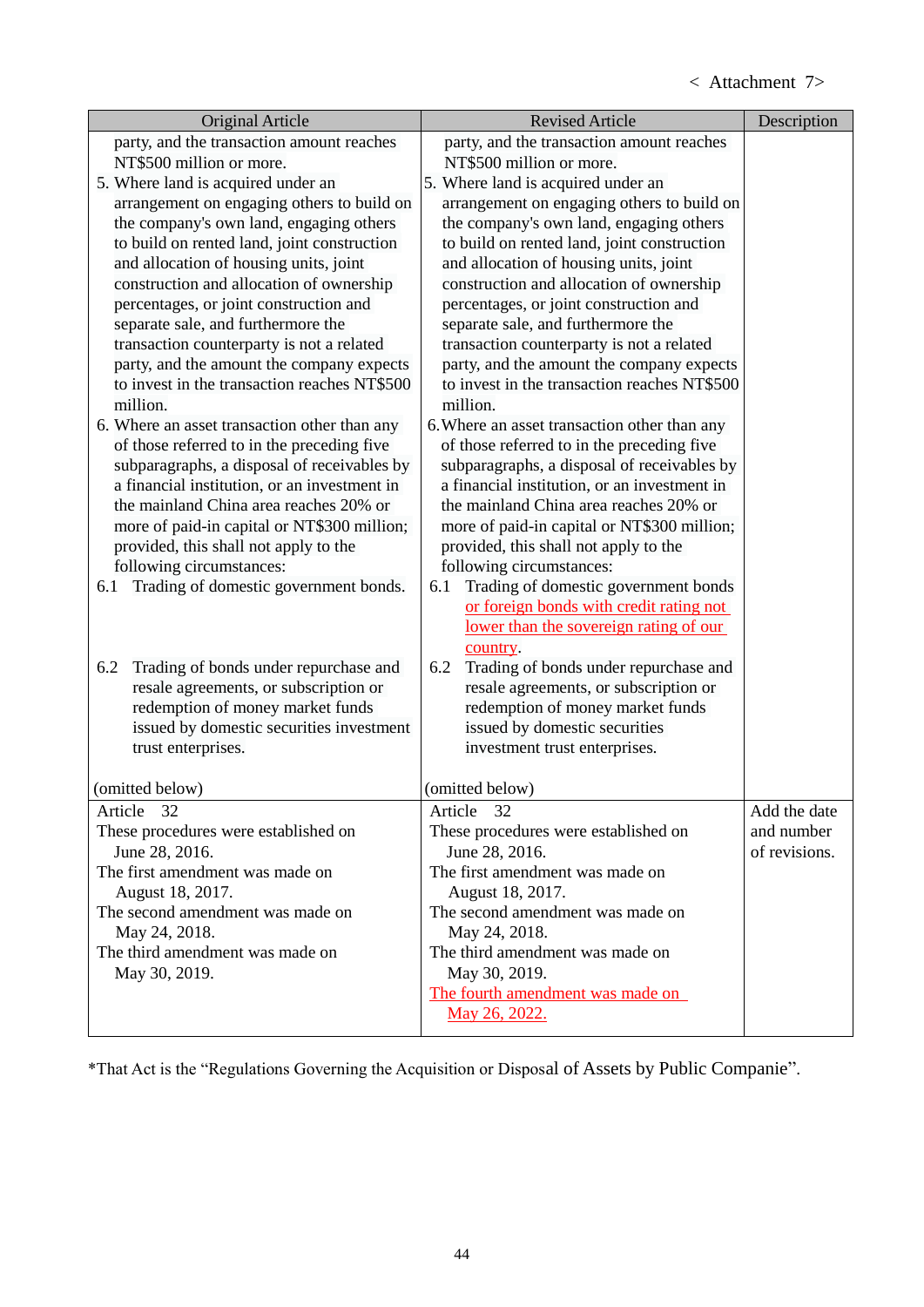< Attachment 7>

| Original Article | Revised Article | Description |
|---|---|---|
| party, and the transaction amount reaches NT$500 million or more.<br>5. Where land is acquired under an arrangement on engaging others to build on the company's own land, engaging others to build on rented land, joint construction and allocation of housing units, joint construction and allocation of ownership percentages, or joint construction and separate sale, and furthermore the transaction counterparty is not a related party, and the amount the company expects to invest in the transaction reaches NT$500 million.<br>6. Where an asset transaction other than any of those referred to in the preceding five subparagraphs, a disposal of receivables by a financial institution, or an investment in the mainland China area reaches 20% or more of paid-in capital or NT$300 million; provided, this shall not apply to the following circumstances:<br>6.1 Trading of domestic government bonds.<br>6.2 Trading of bonds under repurchase and resale agreements, or subscription or redemption of money market funds issued by domestic securities investment trust enterprises.<br>(omitted below) | party, and the transaction amount reaches NT$500 million or more.<br>5. Where land is acquired under an arrangement on engaging others to build on the company's own land, engaging others to build on rented land, joint construction and allocation of housing units, joint construction and allocation of ownership percentages, or joint construction and separate sale, and furthermore the transaction counterparty is not a related party, and the amount the company expects to invest in the transaction reaches NT$500 million.<br>6. Where an asset transaction other than any of those referred to in the preceding five subparagraphs, a disposal of receivables by a financial institution, or an investment in the mainland China area reaches 20% or more of paid-in capital or NT$300 million; provided, this shall not apply to the following circumstances:<br>6.1 Trading of domestic government bonds or foreign bonds with credit rating not lower than the sovereign rating of our country.<br>6.2 Trading of bonds under repurchase and resale agreements, or subscription or redemption of money market funds issued by domestic securities investment trust enterprises.<br>(omitted below) | |
| Article 32<br>These procedures were established on June 28, 2016.<br>The first amendment was made on August 18, 2017.<br>The second amendment was made on May 24, 2018.<br>The third amendment was made on May 30, 2019. | Article 32<br>These procedures were established on June 28, 2016.<br>The first amendment was made on August 18, 2017.<br>The second amendment was made on May 24, 2018.<br>The third amendment was made on May 30, 2019.<br>The fourth amendment was made on May 26, 2022. | Add the date and number of revisions. |

*That Act is the "Regulations Governing the Acquisition or Disposal of Assets by Public Companie".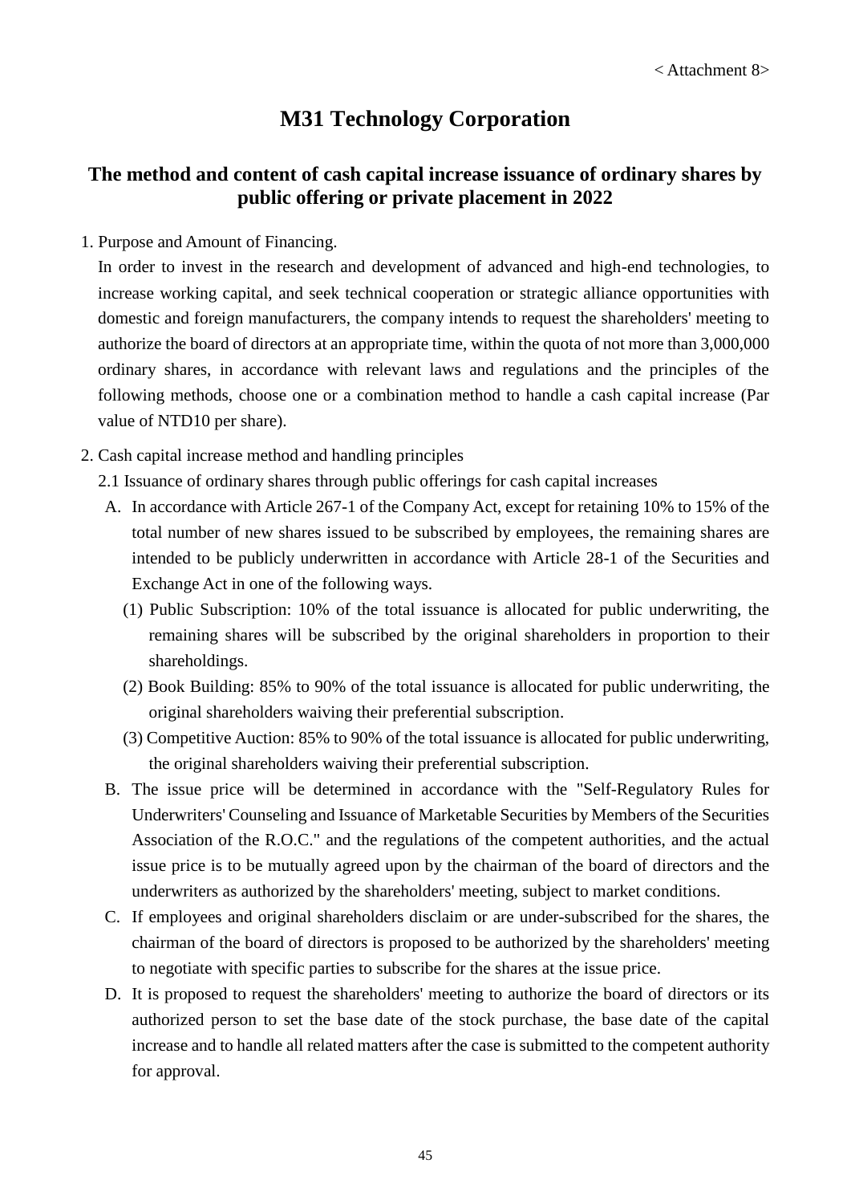< Attachment 8>

# M31 Technology Corporation

## The method and content of cash capital increase issuance of ordinary shares by public offering or private placement in 2022

1. Purpose and Amount of Financing.

   In order to invest in the research and development of advanced and high-end technologies, to increase working capital, and seek technical cooperation or strategic alliance opportunities with domestic and foreign manufacturers, the company intends to request the shareholders' meeting to authorize the board of directors at an appropriate time, within the quota of not more than 3,000,000 ordinary shares, in accordance with relevant laws and regulations and the principles of the following methods, choose one or a combination method to handle a cash capital increase (Par value of NTD10 per share).

2. Cash capital increase method and handling principles

   2.1 Issuance of ordinary shares through public offerings for cash capital increases

   A. In accordance with Article 267-1 of the Company Act, except for retaining 10% to 15% of the total number of new shares issued to be subscribed by employees, the remaining shares are intended to be publicly underwritten in accordance with Article 28-1 of the Securities and Exchange Act in one of the following ways.

      (1) Public Subscription: 10% of the total issuance is allocated for public underwriting, the remaining shares will be subscribed by the original shareholders in proportion to their shareholdings.

      (2) Book Building: 85% to 90% of the total issuance is allocated for public underwriting, the original shareholders waiving their preferential subscription.

      (3) Competitive Auction: 85% to 90% of the total issuance is allocated for public underwriting, the original shareholders waiving their preferential subscription.

   B. The issue price will be determined in accordance with the "Self-Regulatory Rules for Underwriters' Counseling and Issuance of Marketable Securities by Members of the Securities Association of the R.O.C." and the regulations of the competent authorities, and the actual issue price is to be mutually agreed upon by the chairman of the board of directors and the underwriters as authorized by the shareholders' meeting, subject to market conditions.

   C. If employees and original shareholders disclaim or are under-subscribed for the shares, the chairman of the board of directors is proposed to be authorized by the shareholders' meeting to negotiate with specific parties to subscribe for the shares at the issue price.

   D. It is proposed to request the shareholders' meeting to authorize the board of directors or its authorized person to set the base date of the stock purchase, the base date of the capital increase and to handle all related matters after the case is submitted to the competent authority for approval.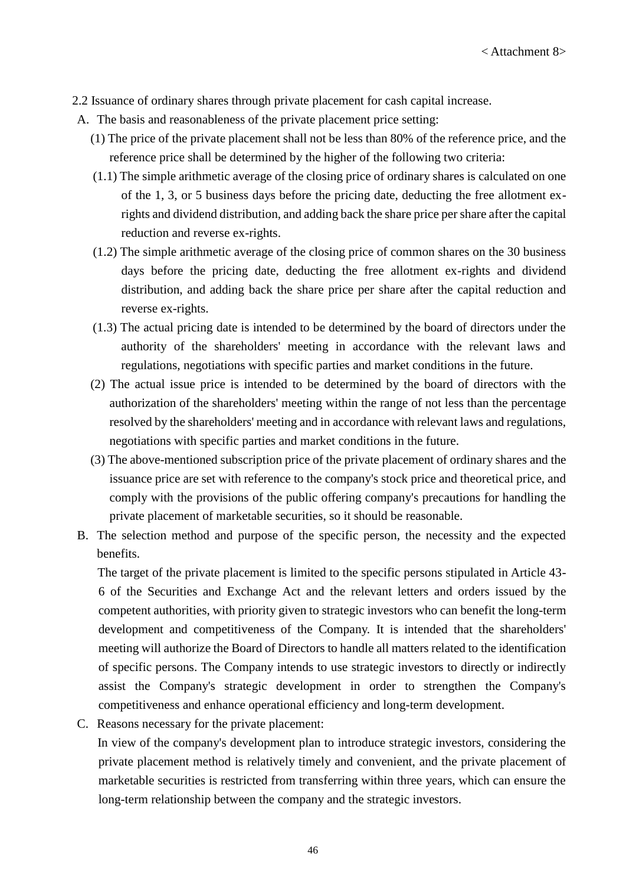< Attachment 8>

2.2 Issuance of ordinary shares through private placement for cash capital increase.

A. The basis and reasonableness of the private placement price setting:

(1) The price of the private placement shall not be less than 80% of the reference price, and the reference price shall be determined by the higher of the following two criteria:

(1.1) The simple arithmetic average of the closing price of ordinary shares is calculated on one of the 1, 3, or 5 business days before the pricing date, deducting the free allotment ex-rights and dividend distribution, and adding back the share price per share after the capital reduction and reverse ex-rights.

(1.2) The simple arithmetic average of the closing price of common shares on the 30 business days before the pricing date, deducting the free allotment ex-rights and dividend distribution, and adding back the share price per share after the capital reduction and reverse ex-rights.

(1.3) The actual pricing date is intended to be determined by the board of directors under the authority of the shareholders' meeting in accordance with the relevant laws and regulations, negotiations with specific parties and market conditions in the future.

(2) The actual issue price is intended to be determined by the board of directors with the authorization of the shareholders' meeting within the range of not less than the percentage resolved by the shareholders' meeting and in accordance with relevant laws and regulations, negotiations with specific parties and market conditions in the future.

(3) The above-mentioned subscription price of the private placement of ordinary shares and the issuance price are set with reference to the company's stock price and theoretical price, and comply with the provisions of the public offering company's precautions for handling the private placement of marketable securities, so it should be reasonable.

B. The selection method and purpose of the specific person, the necessity and the expected benefits.

The target of the private placement is limited to the specific persons stipulated in Article 43-6 of the Securities and Exchange Act and the relevant letters and orders issued by the competent authorities, with priority given to strategic investors who can benefit the long-term development and competitiveness of the Company. It is intended that the shareholders' meeting will authorize the Board of Directors to handle all matters related to the identification of specific persons. The Company intends to use strategic investors to directly or indirectly assist the Company's strategic development in order to strengthen the Company's competitiveness and enhance operational efficiency and long-term development.

C. Reasons necessary for the private placement:

In view of the company's development plan to introduce strategic investors, considering the private placement method is relatively timely and convenient, and the private placement of marketable securities is restricted from transferring within three years, which can ensure the long-term relationship between the company and the strategic investors.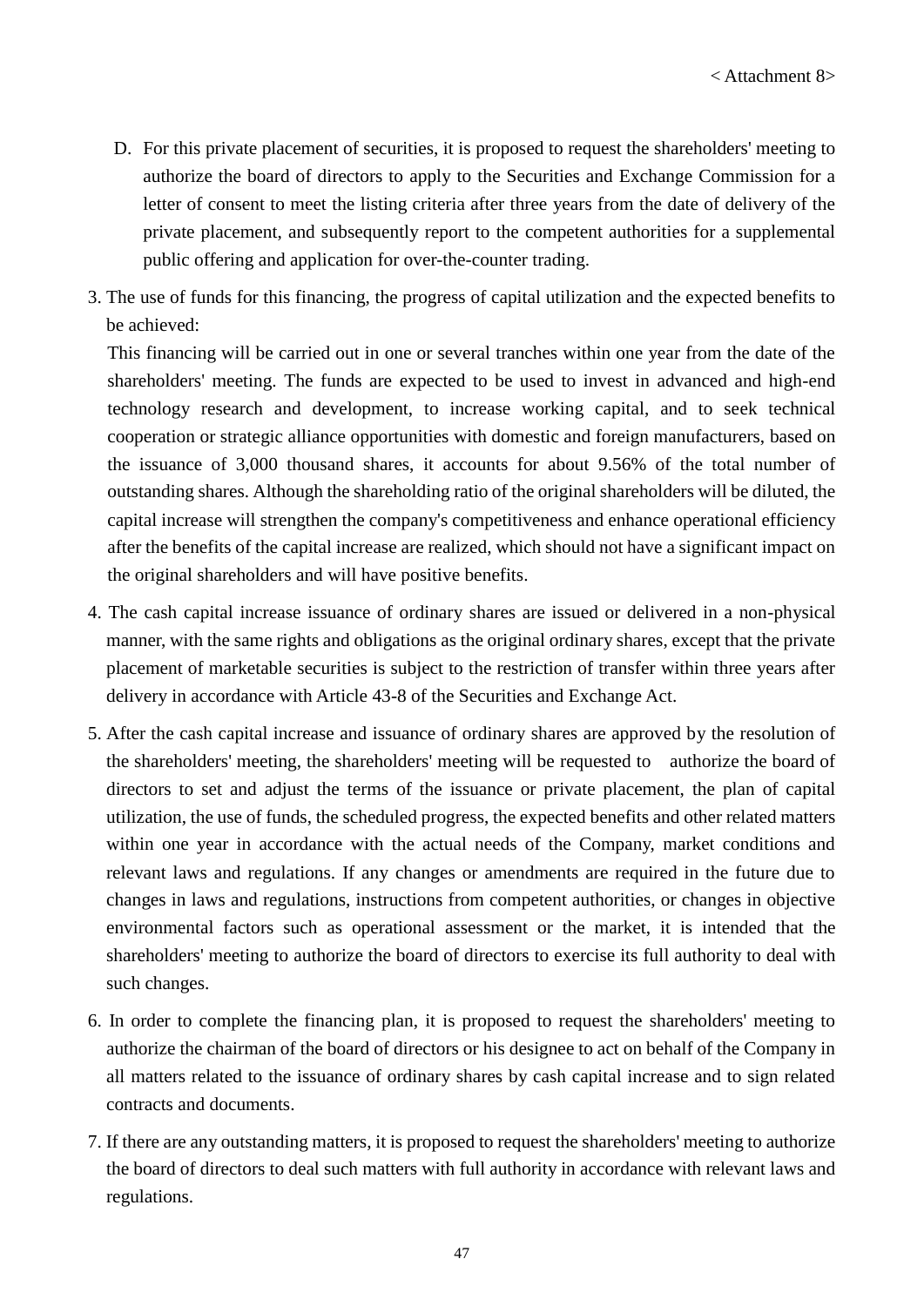< Attachment 8>

D. For this private placement of securities, it is proposed to request the shareholders' meeting to authorize the board of directors to apply to the Securities and Exchange Commission for a letter of consent to meet the listing criteria after three years from the date of delivery of the private placement, and subsequently report to the competent authorities for a supplemental public offering and application for over-the-counter trading.

3. The use of funds for this financing, the progress of capital utilization and the expected benefits to be achieved:

   This financing will be carried out in one or several tranches within one year from the date of the shareholders' meeting. The funds are expected to be used to invest in advanced and high-end technology research and development, to increase working capital, and to seek technical cooperation or strategic alliance opportunities with domestic and foreign manufacturers, based on the issuance of 3,000 thousand shares, it accounts for about 9.56% of the total number of outstanding shares. Although the shareholding ratio of the original shareholders will be diluted, the capital increase will strengthen the company's competitiveness and enhance operational efficiency after the benefits of the capital increase are realized, which should not have a significant impact on the original shareholders and will have positive benefits.

4. The cash capital increase issuance of ordinary shares are issued or delivered in a non-physical manner, with the same rights and obligations as the original ordinary shares, except that the private placement of marketable securities is subject to the restriction of transfer within three years after delivery in accordance with Article 43-8 of the Securities and Exchange Act.

5. After the cash capital increase and issuance of ordinary shares are approved by the resolution of the shareholders' meeting, the shareholders' meeting will be requested to authorize the board of directors to set and adjust the terms of the issuance or private placement, the plan of capital utilization, the use of funds, the scheduled progress, the expected benefits and other related matters within one year in accordance with the actual needs of the Company, market conditions and relevant laws and regulations. If any changes or amendments are required in the future due to changes in laws and regulations, instructions from competent authorities, or changes in objective environmental factors such as operational assessment or the market, it is intended that the shareholders' meeting to authorize the board of directors to exercise its full authority to deal with such changes.

6. In order to complete the financing plan, it is proposed to request the shareholders' meeting to authorize the chairman of the board of directors or his designee to act on behalf of the Company in all matters related to the issuance of ordinary shares by cash capital increase and to sign related contracts and documents.

7. If there are any outstanding matters, it is proposed to request the shareholders' meeting to authorize the board of directors to deal such matters with full authority in accordance with relevant laws and regulations.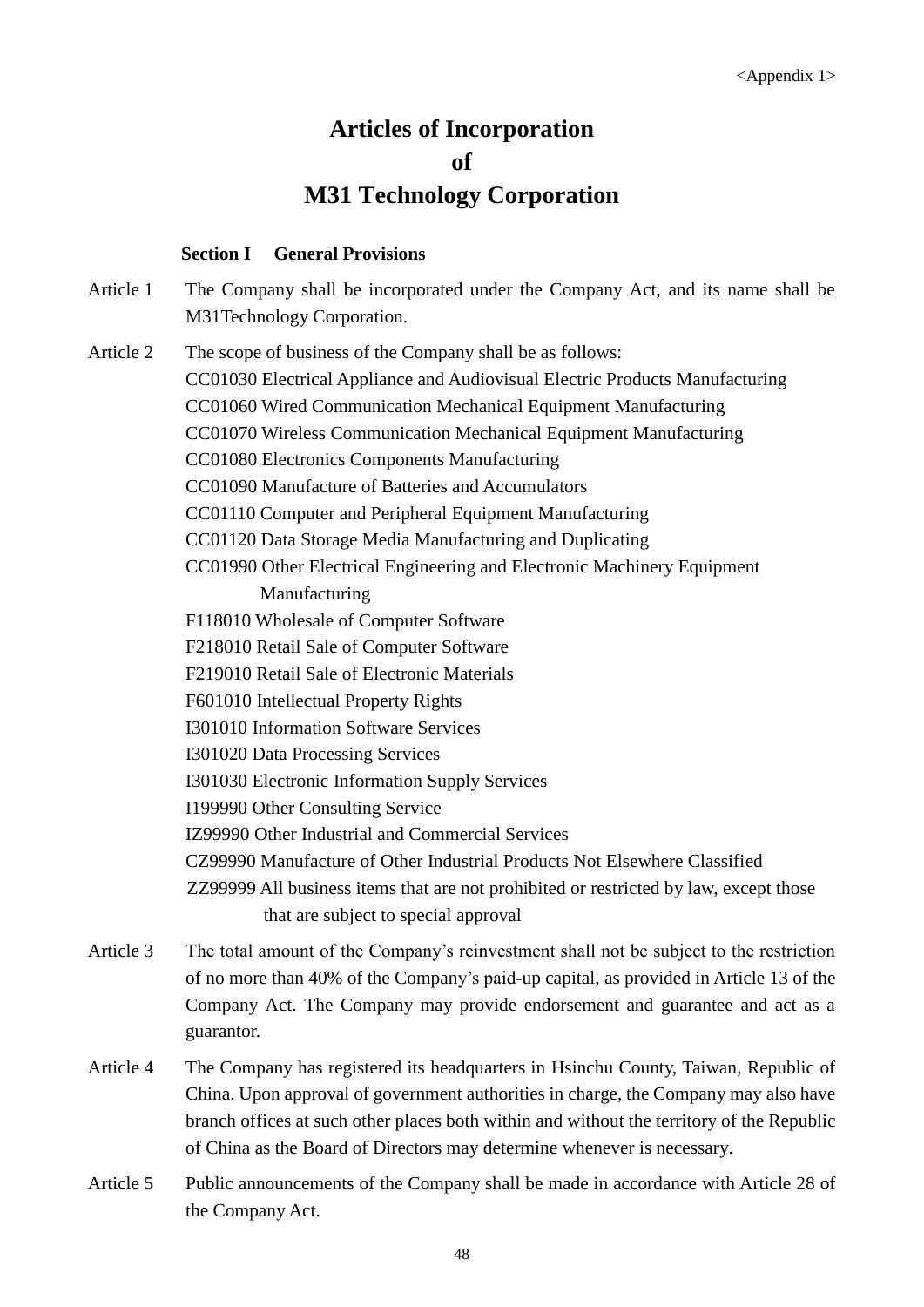<Appendix 1>

# Articles of Incorporation
# of
# M31 Technology Corporation

### Section I General Provisions

Article 1 The Company shall be incorporated under the Company Act, and its name shall be M31Technology Corporation.

Article 2 The scope of business of the Company shall be as follows:

CC01030 Electrical Appliance and Audiovisual Electric Products Manufacturing
CC01060 Wired Communication Mechanical Equipment Manufacturing
CC01070 Wireless Communication Mechanical Equipment Manufacturing
CC01080 Electronics Components Manufacturing
CC01090 Manufacture of Batteries and Accumulators
CC01110 Computer and Peripheral Equipment Manufacturing
CC01120 Data Storage Media Manufacturing and Duplicating
CC01990 Other Electrical Engineering and Electronic Machinery Equipment Manufacturing
F118010 Wholesale of Computer Software
F218010 Retail Sale of Computer Software
F219010 Retail Sale of Electronic Materials
F601010 Intellectual Property Rights
I301010 Information Software Services
I301020 Data Processing Services
I301030 Electronic Information Supply Services
I199990 Other Consulting Service
IZ99990 Other Industrial and Commercial Services
CZ99990 Manufacture of Other Industrial Products Not Elsewhere Classified
ZZ99999 All business items that are not prohibited or restricted by law, except those that are subject to special approval

Article 3 The total amount of the Company's reinvestment shall not be subject to the restriction of no more than 40% of the Company's paid-up capital, as provided in Article 13 of the Company Act. The Company may provide endorsement and guarantee and act as a guarantor.

Article 4 The Company has registered its headquarters in Hsinchu County, Taiwan, Republic of China. Upon approval of government authorities in charge, the Company may also have branch offices at such other places both within and without the territory of the Republic of China as the Board of Directors may determine whenever is necessary.

Article 5 Public announcements of the Company shall be made in accordance with Article 28 of the Company Act.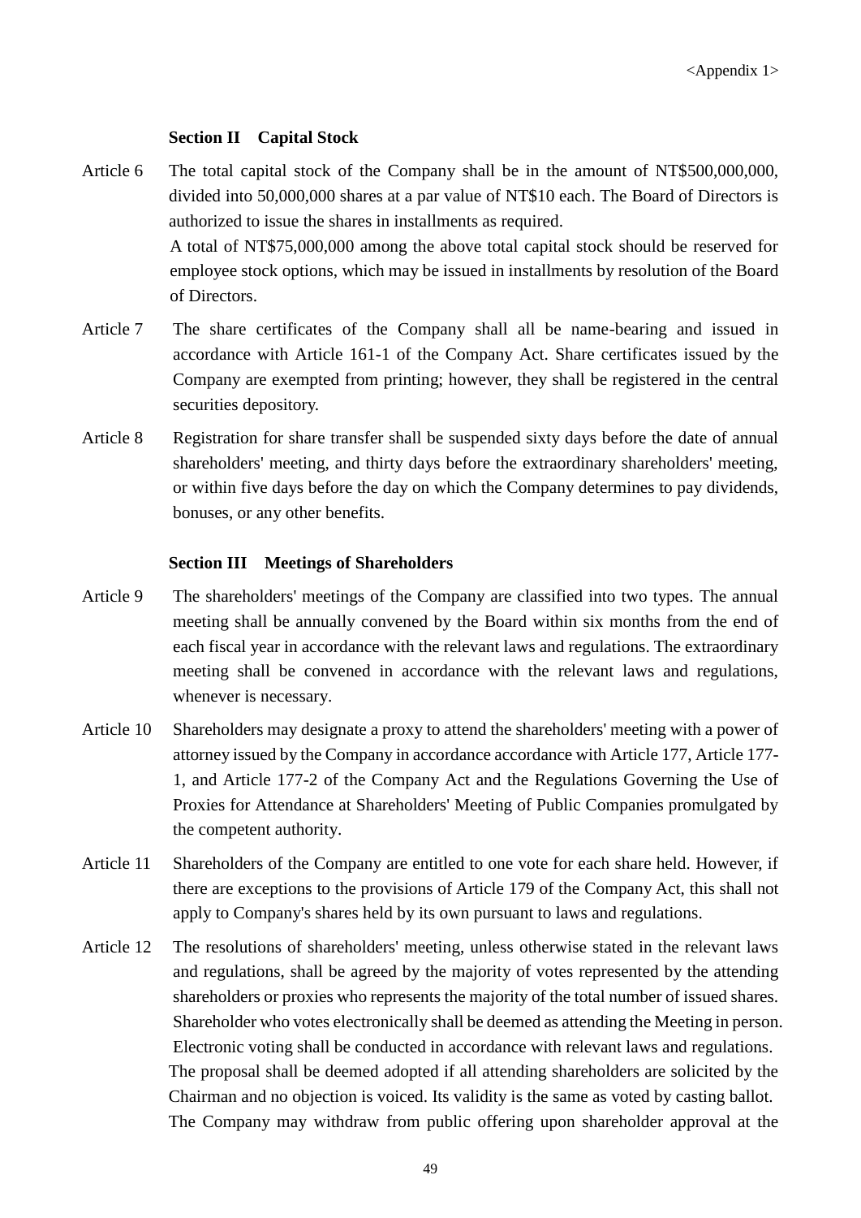<Appendix 1>

### Section II Capital Stock

Article 6 The total capital stock of the Company shall be in the amount of NT$500,000,000, divided into 50,000,000 shares at a par value of NT$10 each. The Board of Directors is authorized to issue the shares in installments as required.

A total of NT$75,000,000 among the above total capital stock should be reserved for employee stock options, which may be issued in installments by resolution of the Board of Directors.

Article 7 The share certificates of the Company shall all be name-bearing and issued in accordance with Article 161-1 of the Company Act. Share certificates issued by the Company are exempted from printing; however, they shall be registered in the central securities depository.

Article 8 Registration for share transfer shall be suspended sixty days before the date of annual shareholders' meeting, and thirty days before the extraordinary shareholders' meeting, or within five days before the day on which the Company determines to pay dividends, bonuses, or any other benefits.

### Section III Meetings of Shareholders

Article 9 The shareholders' meetings of the Company are classified into two types. The annual meeting shall be annually convened by the Board within six months from the end of each fiscal year in accordance with the relevant laws and regulations. The extraordinary meeting shall be convened in accordance with the relevant laws and regulations, whenever is necessary.

Article 10 Shareholders may designate a proxy to attend the shareholders' meeting with a power of attorney issued by the Company in accordance accordance with Article 177, Article 177-1, and Article 177-2 of the Company Act and the Regulations Governing the Use of Proxies for Attendance at Shareholders' Meeting of Public Companies promulgated by the competent authority.

Article 11 Shareholders of the Company are entitled to one vote for each share held. However, if there are exceptions to the provisions of Article 179 of the Company Act, this shall not apply to Company's shares held by its own pursuant to laws and regulations.

Article 12 The resolutions of shareholders' meeting, unless otherwise stated in the relevant laws and regulations, shall be agreed by the majority of votes represented by the attending shareholders or proxies who represents the majority of the total number of issued shares. Shareholder who votes electronically shall be deemed as attending the Meeting in person. Electronic voting shall be conducted in accordance with relevant laws and regulations.

The proposal shall be deemed adopted if all attending shareholders are solicited by the Chairman and no objection is voiced. Its validity is the same as voted by casting ballot.

The Company may withdraw from public offering upon shareholder approval at the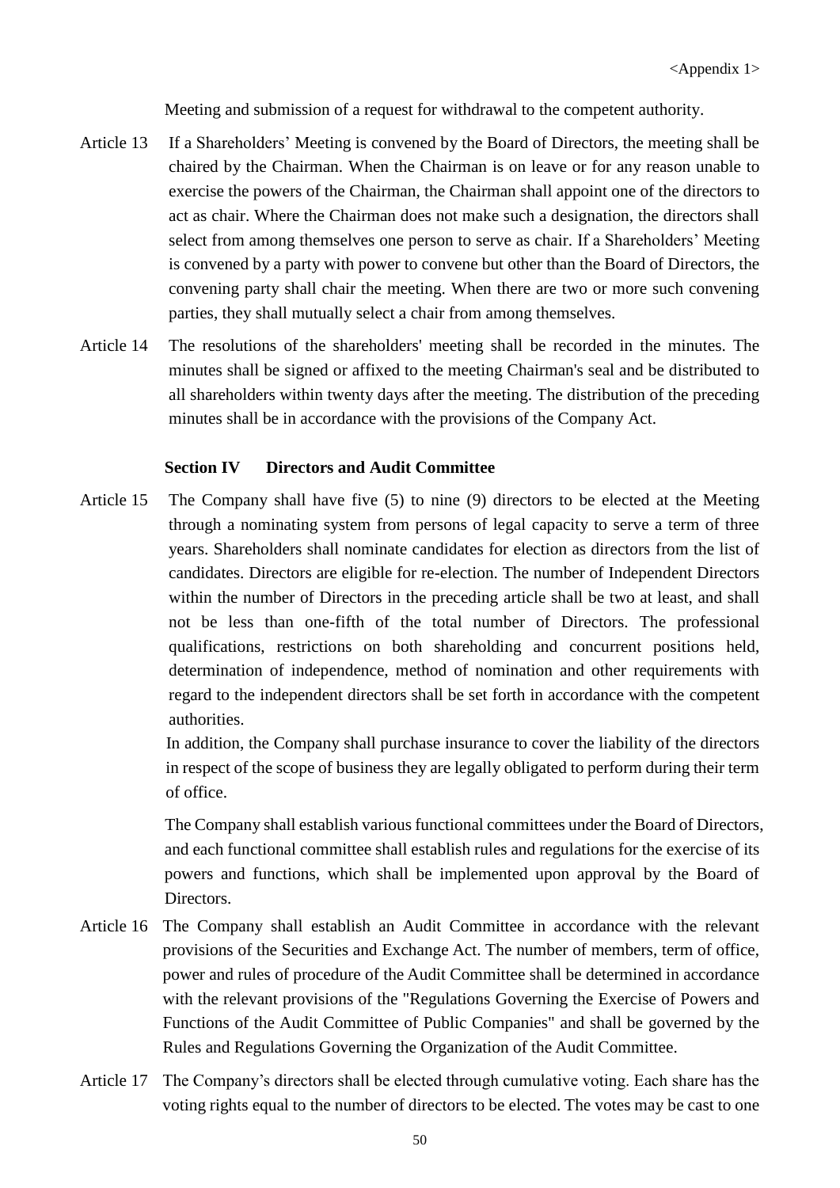Meeting and submission of a request for withdrawal to the competent authority.

Article 13 If a Shareholders' Meeting is convened by the Board of Directors, the meeting shall be chaired by the Chairman. When the Chairman is on leave or for any reason unable to exercise the powers of the Chairman, the Chairman shall appoint one of the directors to act as chair. Where the Chairman does not make such a designation, the directors shall select from among themselves one person to serve as chair. If a Shareholders' Meeting is convened by a party with power to convene but other than the Board of Directors, the convening party shall chair the meeting. When there are two or more such convening parties, they shall mutually select a chair from among themselves.

Article 14 The resolutions of the shareholders' meeting shall be recorded in the minutes. The minutes shall be signed or affixed to the meeting Chairman's seal and be distributed to all shareholders within twenty days after the meeting. The distribution of the preceding minutes shall be in accordance with the provisions of the Company Act.

### Section IV Directors and Audit Committee

Article 15 The Company shall have five (5) to nine (9) directors to be elected at the Meeting through a nominating system from persons of legal capacity to serve a term of three years. Shareholders shall nominate candidates for election as directors from the list of candidates. Directors are eligible for re-election. The number of Independent Directors within the number of Directors in the preceding article shall be two at least, and shall not be less than one-fifth of the total number of Directors. The professional qualifications, restrictions on both shareholding and concurrent positions held, determination of independence, method of nomination and other requirements with regard to the independent directors shall be set forth in accordance with the competent authorities.

In addition, the Company shall purchase insurance to cover the liability of the directors in respect of the scope of business they are legally obligated to perform during their term of office.

The Company shall establish various functional committees under the Board of Directors, and each functional committee shall establish rules and regulations for the exercise of its powers and functions, which shall be implemented upon approval by the Board of Directors.

Article 16 The Company shall establish an Audit Committee in accordance with the relevant provisions of the Securities and Exchange Act. The number of members, term of office, power and rules of procedure of the Audit Committee shall be determined in accordance with the relevant provisions of the "Regulations Governing the Exercise of Powers and Functions of the Audit Committee of Public Companies" and shall be governed by the Rules and Regulations Governing the Organization of the Audit Committee.

Article 17 The Company's directors shall be elected through cumulative voting. Each share has the voting rights equal to the number of directors to be elected. The votes may be cast to one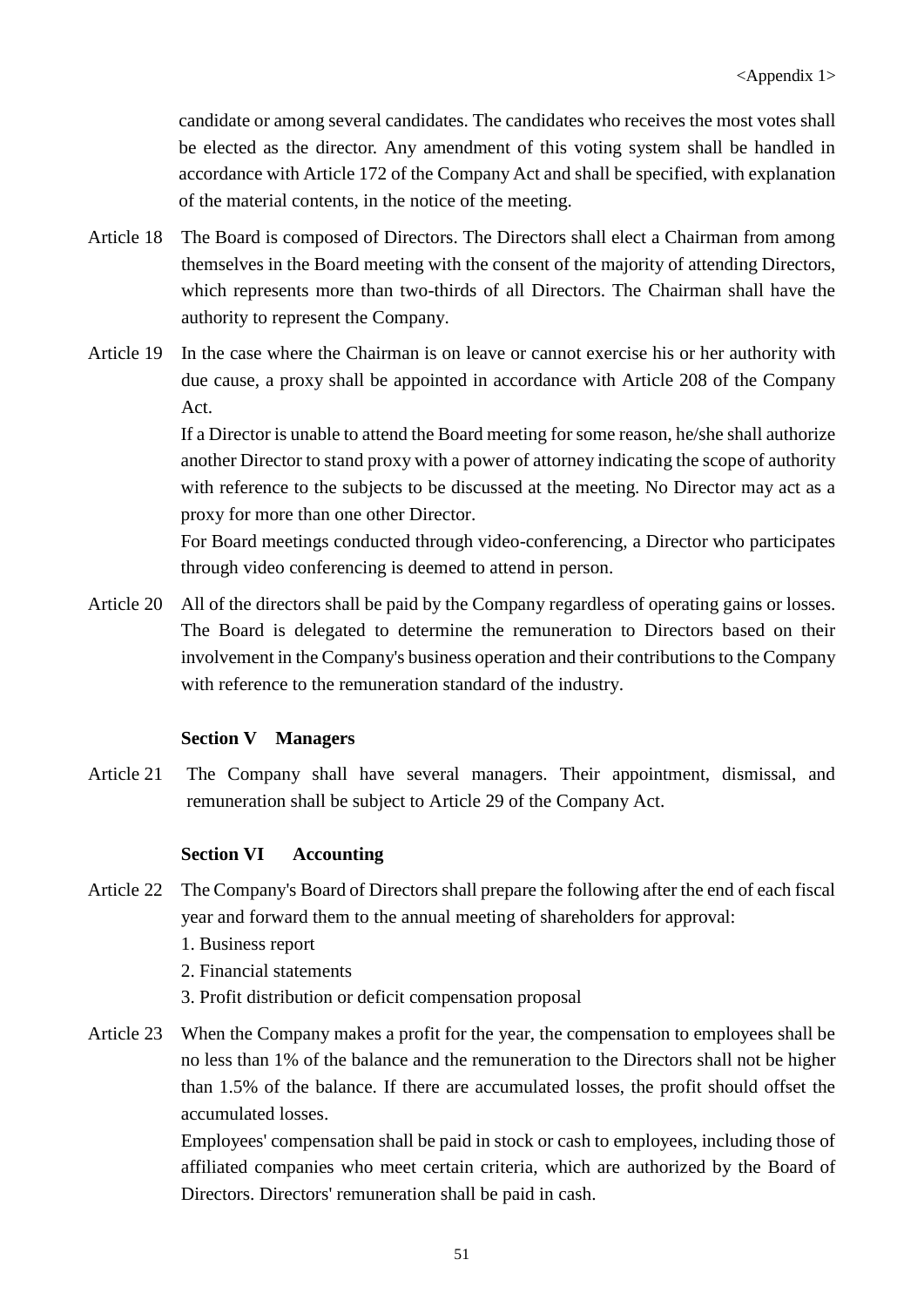candidate or among several candidates. The candidates who receives the most votes shall be elected as the director. Any amendment of this voting system shall be handled in accordance with Article 172 of the Company Act and shall be specified, with explanation of the material contents, in the notice of the meeting.

Article 18 The Board is composed of Directors. The Directors shall elect a Chairman from among themselves in the Board meeting with the consent of the majority of attending Directors, which represents more than two-thirds of all Directors. The Chairman shall have the authority to represent the Company.

Article 19 In the case where the Chairman is on leave or cannot exercise his or her authority with due cause, a proxy shall be appointed in accordance with Article 208 of the Company Act.

If a Director is unable to attend the Board meeting for some reason, he/she shall authorize another Director to stand proxy with a power of attorney indicating the scope of authority with reference to the subjects to be discussed at the meeting. No Director may act as a proxy for more than one other Director.

For Board meetings conducted through video-conferencing, a Director who participates through video conferencing is deemed to attend in person.

Article 20 All of the directors shall be paid by the Company regardless of operating gains or losses. The Board is delegated to determine the remuneration to Directors based on their involvement in the Company's business operation and their contributions to the Company with reference to the remuneration standard of the industry.

**Section V Managers**

Article 21 The Company shall have several managers. Their appointment, dismissal, and remuneration shall be subject to Article 29 of the Company Act.

**Section VI Accounting**

Article 22 The Company's Board of Directors shall prepare the following after the end of each fiscal year and forward them to the annual meeting of shareholders for approval:

1. Business report
2. Financial statements
3. Profit distribution or deficit compensation proposal

Article 23 When the Company makes a profit for the year, the compensation to employees shall be no less than 1% of the balance and the remuneration to the Directors shall not be higher than 1.5% of the balance. If there are accumulated losses, the profit should offset the accumulated losses.

Employees' compensation shall be paid in stock or cash to employees, including those of affiliated companies who meet certain criteria, which are authorized by the Board of Directors. Directors' remuneration shall be paid in cash.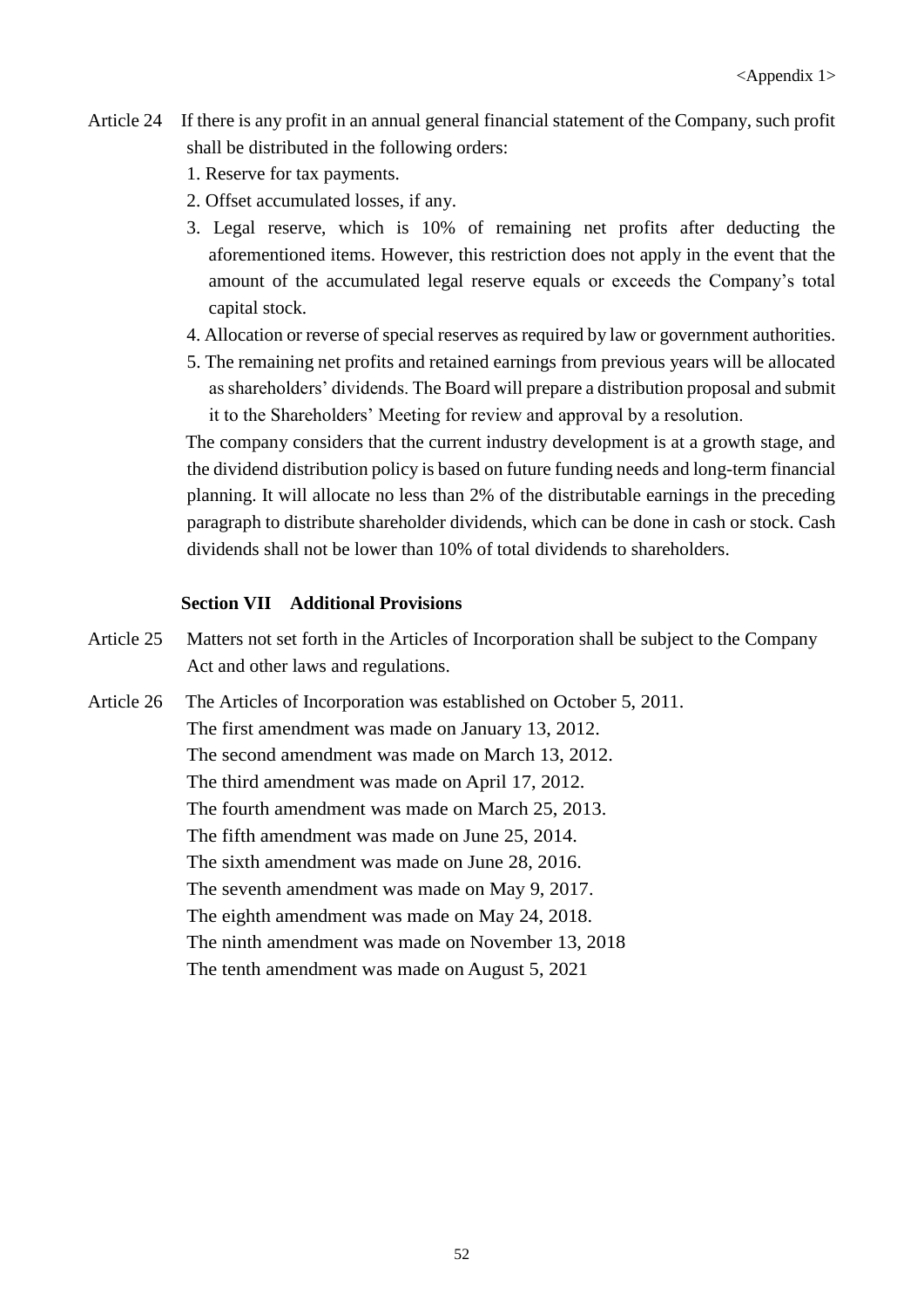<Appendix 1>

Article 24 If there is any profit in an annual general financial statement of the Company, such profit shall be distributed in the following orders:

1. Reserve for tax payments.
2. Offset accumulated losses, if any.
3. Legal reserve, which is 10% of remaining net profits after deducting the aforementioned items. However, this restriction does not apply in the event that the amount of the accumulated legal reserve equals or exceeds the Company's total capital stock.
4. Allocation or reverse of special reserves as required by law or government authorities.
5. The remaining net profits and retained earnings from previous years will be allocated as shareholders' dividends. The Board will prepare a distribution proposal and submit it to the Shareholders' Meeting for review and approval by a resolution.

The company considers that the current industry development is at a growth stage, and the dividend distribution policy is based on future funding needs and long-term financial planning. It will allocate no less than 2% of the distributable earnings in the preceding paragraph to distribute shareholder dividends, which can be done in cash or stock. Cash dividends shall not be lower than 10% of total dividends to shareholders.

## Section VII Additional Provisions

Article 25 Matters not set forth in the Articles of Incorporation shall be subject to the Company Act and other laws and regulations.

Article 26 The Articles of Incorporation was established on October 5, 2011.
The first amendment was made on January 13, 2012.
The second amendment was made on March 13, 2012.
The third amendment was made on April 17, 2012.
The fourth amendment was made on March 25, 2013.
The fifth amendment was made on June 25, 2014.
The sixth amendment was made on June 28, 2016.
The seventh amendment was made on May 9, 2017.
The eighth amendment was made on May 24, 2018.
The ninth amendment was made on November 13, 2018
The tenth amendment was made on August 5, 2021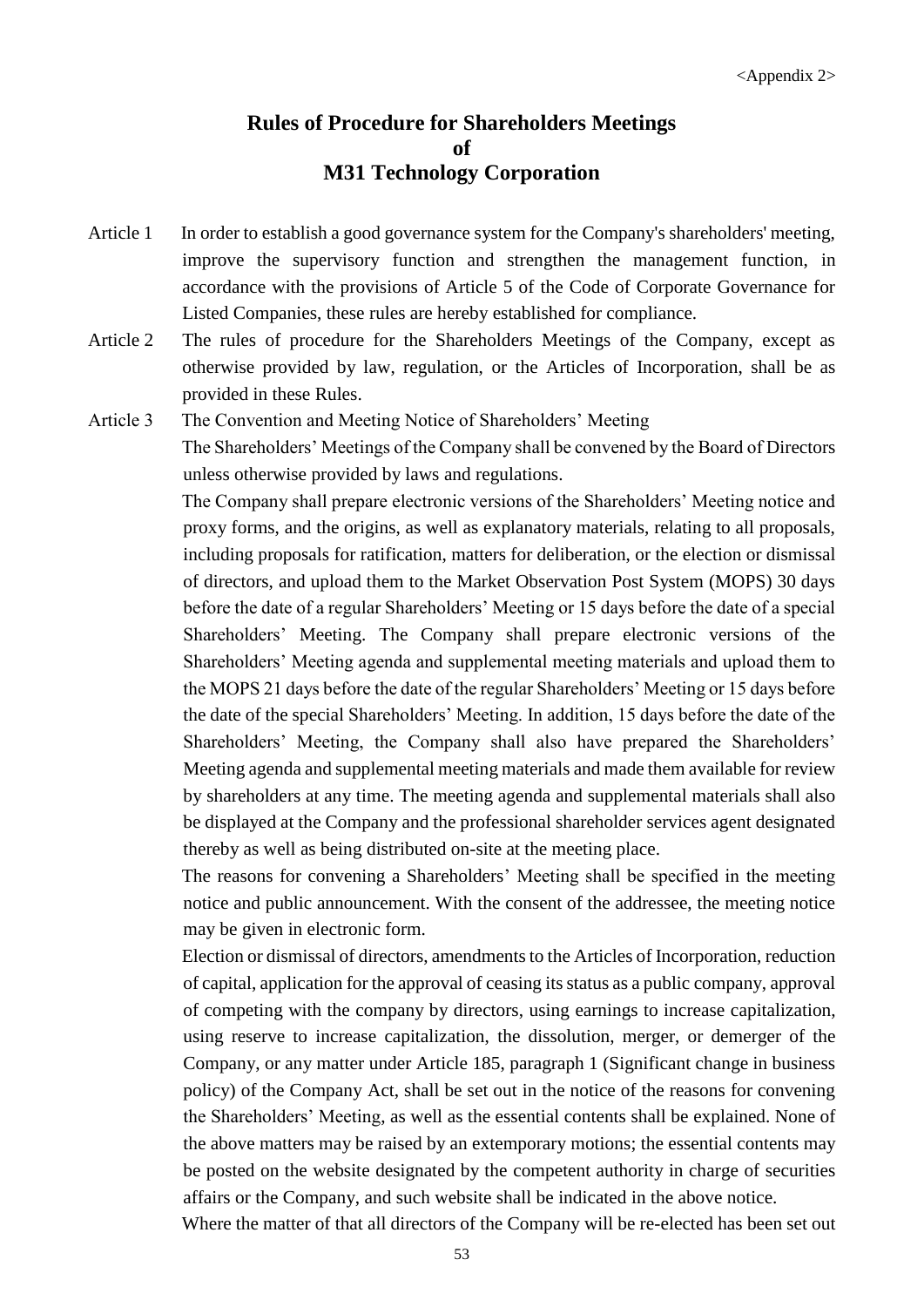<Appendix 2>

# Rules of Procedure for Shareholders Meetings of M31 Technology Corporation

Article 1 In order to establish a good governance system for the Company's shareholders' meeting, improve the supervisory function and strengthen the management function, in accordance with the provisions of Article 5 of the Code of Corporate Governance for Listed Companies, these rules are hereby established for compliance.

Article 2 The rules of procedure for the Shareholders Meetings of the Company, except as otherwise provided by law, regulation, or the Articles of Incorporation, shall be as provided in these Rules.

Article 3 The Convention and Meeting Notice of Shareholders' Meeting

The Shareholders' Meetings of the Company shall be convened by the Board of Directors unless otherwise provided by laws and regulations.

The Company shall prepare electronic versions of the Shareholders' Meeting notice and proxy forms, and the origins, as well as explanatory materials, relating to all proposals, including proposals for ratification, matters for deliberation, or the election or dismissal of directors, and upload them to the Market Observation Post System (MOPS) 30 days before the date of a regular Shareholders' Meeting or 15 days before the date of a special Shareholders' Meeting. The Company shall prepare electronic versions of the Shareholders' Meeting agenda and supplemental meeting materials and upload them to the MOPS 21 days before the date of the regular Shareholders' Meeting or 15 days before the date of the special Shareholders' Meeting. In addition, 15 days before the date of the Shareholders' Meeting, the Company shall also have prepared the Shareholders' Meeting agenda and supplemental meeting materials and made them available for review by shareholders at any time. The meeting agenda and supplemental materials shall also be displayed at the Company and the professional shareholder services agent designated thereby as well as being distributed on-site at the meeting place.

The reasons for convening a Shareholders' Meeting shall be specified in the meeting notice and public announcement. With the consent of the addressee, the meeting notice may be given in electronic form.

Election or dismissal of directors, amendments to the Articles of Incorporation, reduction of capital, application for the approval of ceasing its status as a public company, approval of competing with the company by directors, using earnings to increase capitalization, using reserve to increase capitalization, the dissolution, merger, or demerger of the Company, or any matter under Article 185, paragraph 1 (Significant change in business policy) of the Company Act, shall be set out in the notice of the reasons for convening the Shareholders' Meeting, as well as the essential contents shall be explained. None of the above matters may be raised by an extemporary motions; the essential contents may be posted on the website designated by the competent authority in charge of securities affairs or the Company, and such website shall be indicated in the above notice.

Where the matter of that all directors of the Company will be re-elected has been set out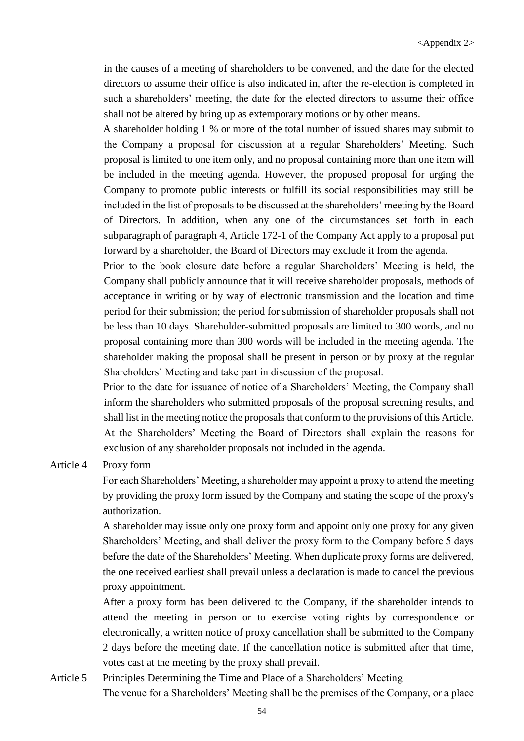in the causes of a meeting of shareholders to be convened, and the date for the elected directors to assume their office is also indicated in, after the re-election is completed in such a shareholders' meeting, the date for the elected directors to assume their office shall not be altered by bring up as extemporary motions or by other means.

A shareholder holding 1 % or more of the total number of issued shares may submit to the Company a proposal for discussion at a regular Shareholders' Meeting. Such proposal is limited to one item only, and no proposal containing more than one item will be included in the meeting agenda. However, the proposed proposal for urging the Company to promote public interests or fulfill its social responsibilities may still be included in the list of proposals to be discussed at the shareholders' meeting by the Board of Directors. In addition, when any one of the circumstances set forth in each subparagraph of paragraph 4, Article 172-1 of the Company Act apply to a proposal put forward by a shareholder, the Board of Directors may exclude it from the agenda.

Prior to the book closure date before a regular Shareholders' Meeting is held, the Company shall publicly announce that it will receive shareholder proposals, methods of acceptance in writing or by way of electronic transmission and the location and time period for their submission; the period for submission of shareholder proposals shall not be less than 10 days. Shareholder-submitted proposals are limited to 300 words, and no proposal containing more than 300 words will be included in the meeting agenda. The shareholder making the proposal shall be present in person or by proxy at the regular Shareholders' Meeting and take part in discussion of the proposal.

Prior to the date for issuance of notice of a Shareholders' Meeting, the Company shall inform the shareholders who submitted proposals of the proposal screening results, and shall list in the meeting notice the proposals that conform to the provisions of this Article. At the Shareholders' Meeting the Board of Directors shall explain the reasons for exclusion of any shareholder proposals not included in the agenda.

Article 4 Proxy form

For each Shareholders' Meeting, a shareholder may appoint a proxy to attend the meeting by providing the proxy form issued by the Company and stating the scope of the proxy's authorization.

A shareholder may issue only one proxy form and appoint only one proxy for any given Shareholders' Meeting, and shall deliver the proxy form to the Company before 5 days before the date of the Shareholders' Meeting. When duplicate proxy forms are delivered, the one received earliest shall prevail unless a declaration is made to cancel the previous proxy appointment.

After a proxy form has been delivered to the Company, if the shareholder intends to attend the meeting in person or to exercise voting rights by correspondence or electronically, a written notice of proxy cancellation shall be submitted to the Company 2 days before the meeting date. If the cancellation notice is submitted after that time, votes cast at the meeting by the proxy shall prevail.

Article 5 Principles Determining the Time and Place of a Shareholders' Meeting

The venue for a Shareholders' Meeting shall be the premises of the Company, or a place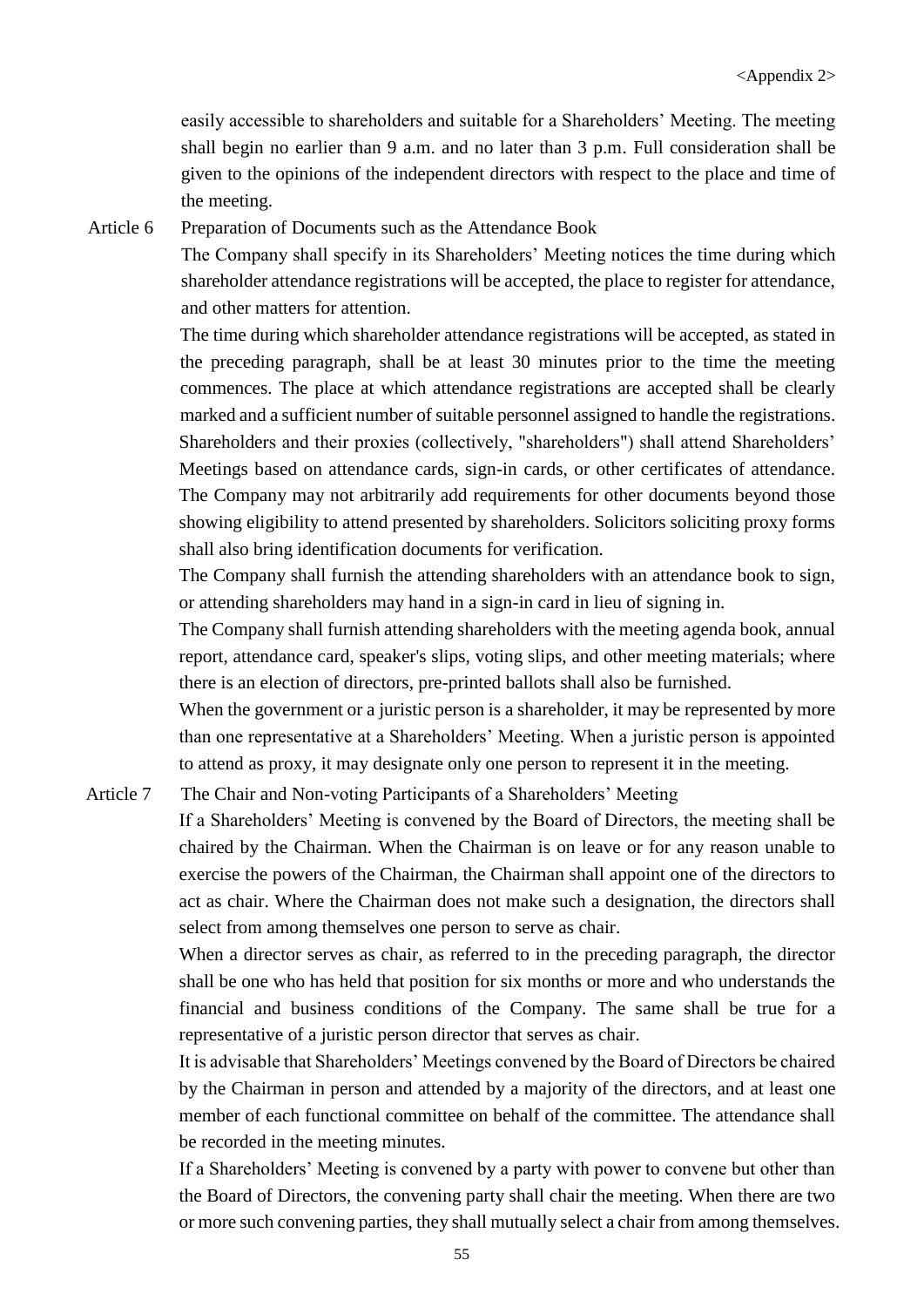easily accessible to shareholders and suitable for a Shareholders' Meeting. The meeting shall begin no earlier than 9 a.m. and no later than 3 p.m. Full consideration shall be given to the opinions of the independent directors with respect to the place and time of the meeting.

Article 6 Preparation of Documents such as the Attendance Book

The Company shall specify in its Shareholders' Meeting notices the time during which shareholder attendance registrations will be accepted, the place to register for attendance, and other matters for attention.

The time during which shareholder attendance registrations will be accepted, as stated in the preceding paragraph, shall be at least 30 minutes prior to the time the meeting commences. The place at which attendance registrations are accepted shall be clearly marked and a sufficient number of suitable personnel assigned to handle the registrations. Shareholders and their proxies (collectively, "shareholders") shall attend Shareholders' Meetings based on attendance cards, sign-in cards, or other certificates of attendance. The Company may not arbitrarily add requirements for other documents beyond those showing eligibility to attend presented by shareholders. Solicitors soliciting proxy forms shall also bring identification documents for verification.

The Company shall furnish the attending shareholders with an attendance book to sign, or attending shareholders may hand in a sign-in card in lieu of signing in.

The Company shall furnish attending shareholders with the meeting agenda book, annual report, attendance card, speaker's slips, voting slips, and other meeting materials; where there is an election of directors, pre-printed ballots shall also be furnished.

When the government or a juristic person is a shareholder, it may be represented by more than one representative at a Shareholders' Meeting. When a juristic person is appointed to attend as proxy, it may designate only one person to represent it in the meeting.

Article 7 The Chair and Non-voting Participants of a Shareholders' Meeting

If a Shareholders' Meeting is convened by the Board of Directors, the meeting shall be chaired by the Chairman. When the Chairman is on leave or for any reason unable to exercise the powers of the Chairman, the Chairman shall appoint one of the directors to act as chair. Where the Chairman does not make such a designation, the directors shall select from among themselves one person to serve as chair.

When a director serves as chair, as referred to in the preceding paragraph, the director shall be one who has held that position for six months or more and who understands the financial and business conditions of the Company. The same shall be true for a representative of a juristic person director that serves as chair.

It is advisable that Shareholders' Meetings convened by the Board of Directors be chaired by the Chairman in person and attended by a majority of the directors, and at least one member of each functional committee on behalf of the committee. The attendance shall be recorded in the meeting minutes.

If a Shareholders' Meeting is convened by a party with power to convene but other than the Board of Directors, the convening party shall chair the meeting. When there are two or more such convening parties, they shall mutually select a chair from among themselves.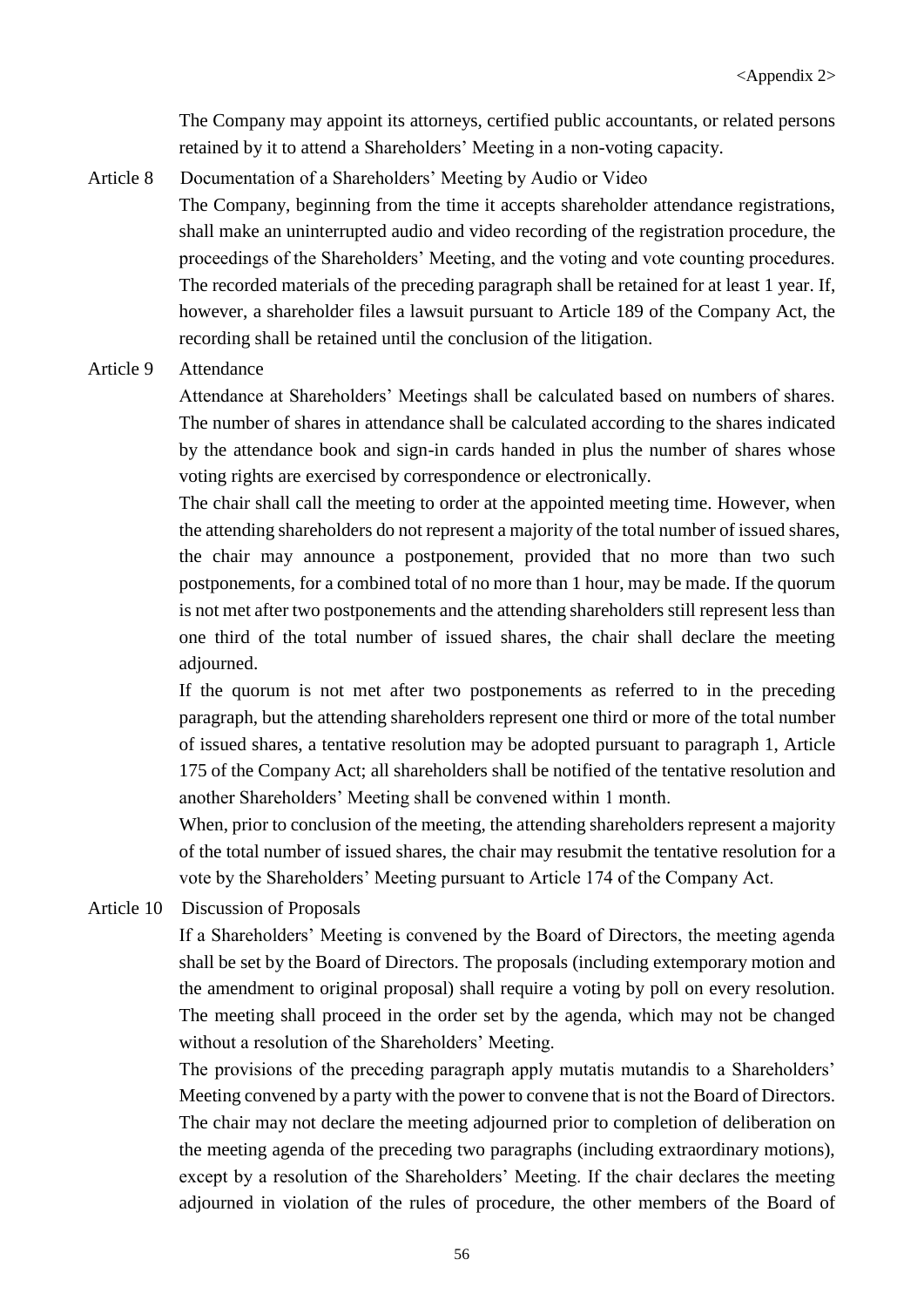The Company may appoint its attorneys, certified public accountants, or related persons retained by it to attend a Shareholders' Meeting in a non-voting capacity.

Article 8 Documentation of a Shareholders' Meeting by Audio or Video

The Company, beginning from the time it accepts shareholder attendance registrations, shall make an uninterrupted audio and video recording of the registration procedure, the proceedings of the Shareholders' Meeting, and the voting and vote counting procedures.

The recorded materials of the preceding paragraph shall be retained for at least 1 year. If, however, a shareholder files a lawsuit pursuant to Article 189 of the Company Act, the recording shall be retained until the conclusion of the litigation.

Article 9 Attendance

Attendance at Shareholders' Meetings shall be calculated based on numbers of shares. The number of shares in attendance shall be calculated according to the shares indicated by the attendance book and sign-in cards handed in plus the number of shares whose voting rights are exercised by correspondence or electronically.

The chair shall call the meeting to order at the appointed meeting time. However, when the attending shareholders do not represent a majority of the total number of issued shares, the chair may announce a postponement, provided that no more than two such postponements, for a combined total of no more than 1 hour, may be made. If the quorum is not met after two postponements and the attending shareholders still represent less than one third of the total number of issued shares, the chair shall declare the meeting adjourned.

If the quorum is not met after two postponements as referred to in the preceding paragraph, but the attending shareholders represent one third or more of the total number of issued shares, a tentative resolution may be adopted pursuant to paragraph 1, Article 175 of the Company Act; all shareholders shall be notified of the tentative resolution and another Shareholders' Meeting shall be convened within 1 month.

When, prior to conclusion of the meeting, the attending shareholders represent a majority of the total number of issued shares, the chair may resubmit the tentative resolution for a vote by the Shareholders' Meeting pursuant to Article 174 of the Company Act.

Article 10 Discussion of Proposals

If a Shareholders' Meeting is convened by the Board of Directors, the meeting agenda shall be set by the Board of Directors. The proposals (including extemporary motion and the amendment to original proposal) shall require a voting by poll on every resolution. The meeting shall proceed in the order set by the agenda, which may not be changed without a resolution of the Shareholders' Meeting.

The provisions of the preceding paragraph apply mutatis mutandis to a Shareholders' Meeting convened by a party with the power to convene that is not the Board of Directors.

The chair may not declare the meeting adjourned prior to completion of deliberation on the meeting agenda of the preceding two paragraphs (including extraordinary motions), except by a resolution of the Shareholders' Meeting. If the chair declares the meeting adjourned in violation of the rules of procedure, the other members of the Board of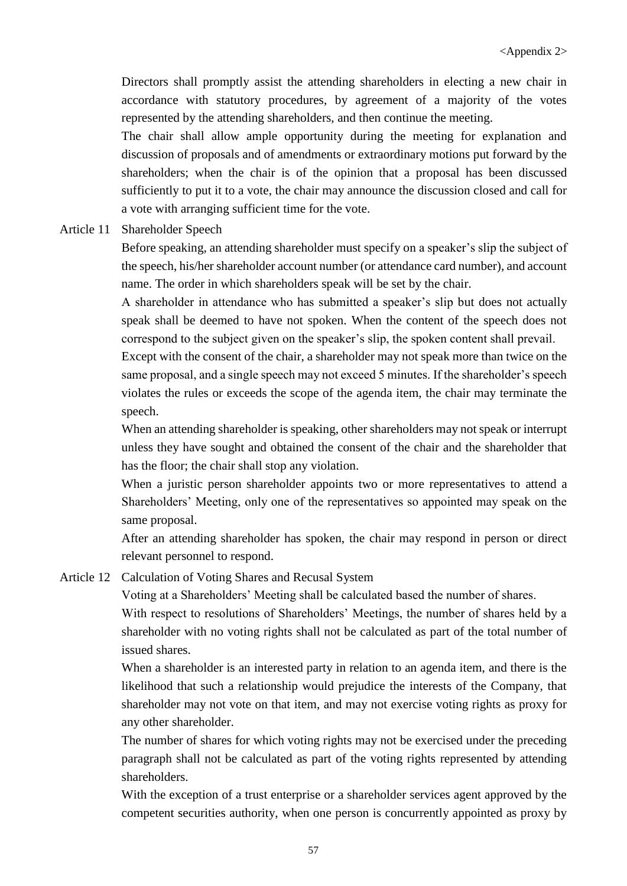Directors shall promptly assist the attending shareholders in electing a new chair in accordance with statutory procedures, by agreement of a majority of the votes represented by the attending shareholders, and then continue the meeting.

The chair shall allow ample opportunity during the meeting for explanation and discussion of proposals and of amendments or extraordinary motions put forward by the shareholders; when the chair is of the opinion that a proposal has been discussed sufficiently to put it to a vote, the chair may announce the discussion closed and call for a vote with arranging sufficient time for the vote.

Article 11 Shareholder Speech

Before speaking, an attending shareholder must specify on a speaker's slip the subject of the speech, his/her shareholder account number (or attendance card number), and account name. The order in which shareholders speak will be set by the chair.

A shareholder in attendance who has submitted a speaker's slip but does not actually speak shall be deemed to have not spoken. When the content of the speech does not correspond to the subject given on the speaker's slip, the spoken content shall prevail.

Except with the consent of the chair, a shareholder may not speak more than twice on the same proposal, and a single speech may not exceed 5 minutes. If the shareholder's speech violates the rules or exceeds the scope of the agenda item, the chair may terminate the speech.

When an attending shareholder is speaking, other shareholders may not speak or interrupt unless they have sought and obtained the consent of the chair and the shareholder that has the floor; the chair shall stop any violation.

When a juristic person shareholder appoints two or more representatives to attend a Shareholders' Meeting, only one of the representatives so appointed may speak on the same proposal.

After an attending shareholder has spoken, the chair may respond in person or direct relevant personnel to respond.

Article 12 Calculation of Voting Shares and Recusal System

Voting at a Shareholders' Meeting shall be calculated based the number of shares.

With respect to resolutions of Shareholders' Meetings, the number of shares held by a shareholder with no voting rights shall not be calculated as part of the total number of issued shares.

When a shareholder is an interested party in relation to an agenda item, and there is the likelihood that such a relationship would prejudice the interests of the Company, that shareholder may not vote on that item, and may not exercise voting rights as proxy for any other shareholder.

The number of shares for which voting rights may not be exercised under the preceding paragraph shall not be calculated as part of the voting rights represented by attending shareholders.

With the exception of a trust enterprise or a shareholder services agent approved by the competent securities authority, when one person is concurrently appointed as proxy by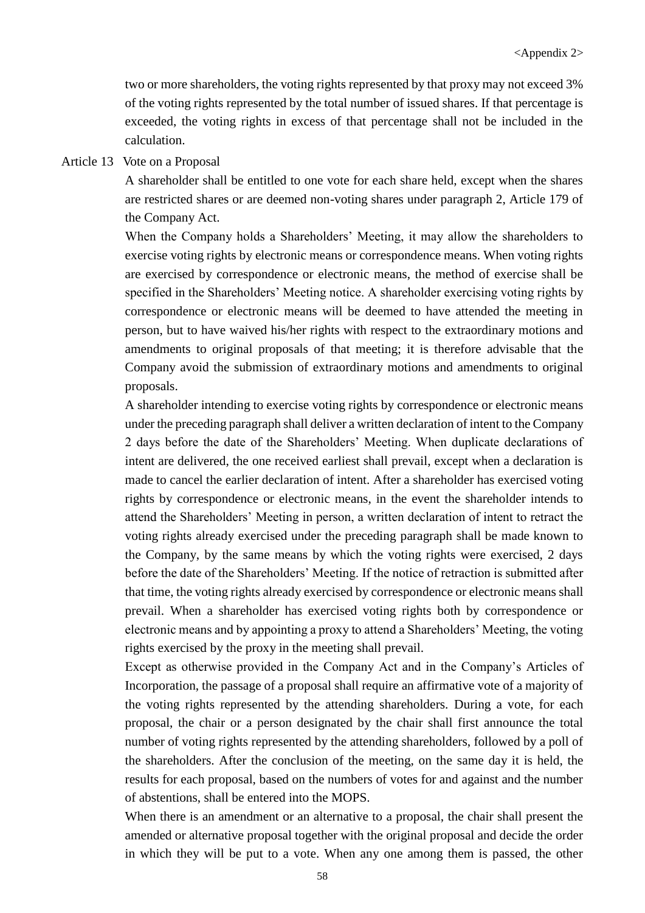two or more shareholders, the voting rights represented by that proxy may not exceed 3% of the voting rights represented by the total number of issued shares. If that percentage is exceeded, the voting rights in excess of that percentage shall not be included in the calculation.

Article 13 Vote on a Proposal

A shareholder shall be entitled to one vote for each share held, except when the shares are restricted shares or are deemed non-voting shares under paragraph 2, Article 179 of the Company Act.

When the Company holds a Shareholders' Meeting, it may allow the shareholders to exercise voting rights by electronic means or correspondence means. When voting rights are exercised by correspondence or electronic means, the method of exercise shall be specified in the Shareholders' Meeting notice. A shareholder exercising voting rights by correspondence or electronic means will be deemed to have attended the meeting in person, but to have waived his/her rights with respect to the extraordinary motions and amendments to original proposals of that meeting; it is therefore advisable that the Company avoid the submission of extraordinary motions and amendments to original proposals.

A shareholder intending to exercise voting rights by correspondence or electronic means under the preceding paragraph shall deliver a written declaration of intent to the Company 2 days before the date of the Shareholders' Meeting. When duplicate declarations of intent are delivered, the one received earliest shall prevail, except when a declaration is made to cancel the earlier declaration of intent. After a shareholder has exercised voting rights by correspondence or electronic means, in the event the shareholder intends to attend the Shareholders' Meeting in person, a written declaration of intent to retract the voting rights already exercised under the preceding paragraph shall be made known to the Company, by the same means by which the voting rights were exercised, 2 days before the date of the Shareholders' Meeting. If the notice of retraction is submitted after that time, the voting rights already exercised by correspondence or electronic means shall prevail. When a shareholder has exercised voting rights both by correspondence or electronic means and by appointing a proxy to attend a Shareholders' Meeting, the voting rights exercised by the proxy in the meeting shall prevail.

Except as otherwise provided in the Company Act and in the Company's Articles of Incorporation, the passage of a proposal shall require an affirmative vote of a majority of the voting rights represented by the attending shareholders. During a vote, for each proposal, the chair or a person designated by the chair shall first announce the total number of voting rights represented by the attending shareholders, followed by a poll of the shareholders. After the conclusion of the meeting, on the same day it is held, the results for each proposal, based on the numbers of votes for and against and the number of abstentions, shall be entered into the MOPS.

When there is an amendment or an alternative to a proposal, the chair shall present the amended or alternative proposal together with the original proposal and decide the order in which they will be put to a vote. When any one among them is passed, the other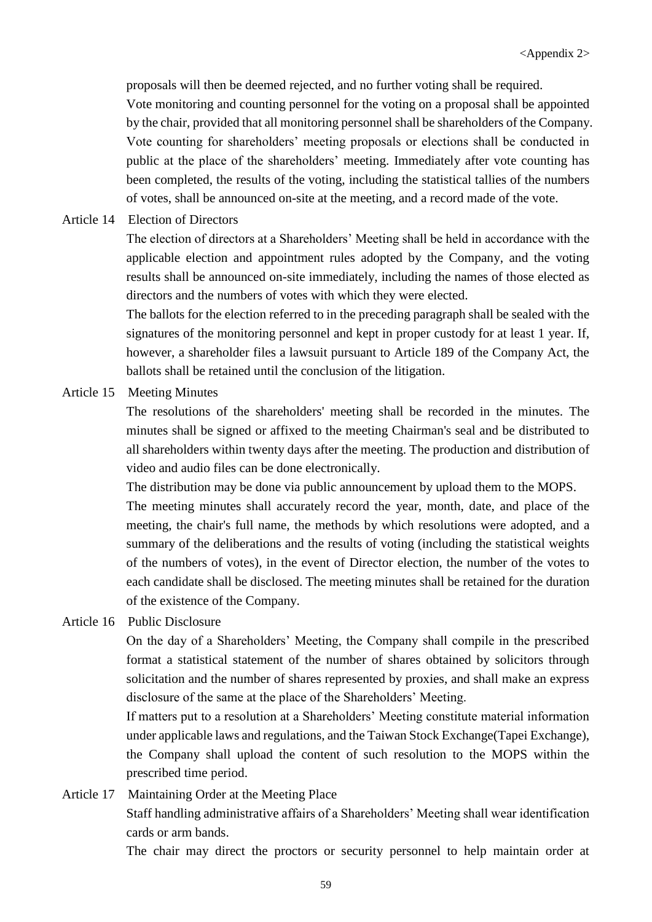proposals will then be deemed rejected, and no further voting shall be required.

Vote monitoring and counting personnel for the voting on a proposal shall be appointed by the chair, provided that all monitoring personnel shall be shareholders of the Company.

Vote counting for shareholders' meeting proposals or elections shall be conducted in public at the place of the shareholders' meeting. Immediately after vote counting has been completed, the results of the voting, including the statistical tallies of the numbers of votes, shall be announced on-site at the meeting, and a record made of the vote.

Article 14 Election of Directors

The election of directors at a Shareholders' Meeting shall be held in accordance with the applicable election and appointment rules adopted by the Company, and the voting results shall be announced on-site immediately, including the names of those elected as directors and the numbers of votes with which they were elected.

The ballots for the election referred to in the preceding paragraph shall be sealed with the signatures of the monitoring personnel and kept in proper custody for at least 1 year. If, however, a shareholder files a lawsuit pursuant to Article 189 of the Company Act, the ballots shall be retained until the conclusion of the litigation.

Article 15 Meeting Minutes

The resolutions of the shareholders' meeting shall be recorded in the minutes. The minutes shall be signed or affixed to the meeting Chairman's seal and be distributed to all shareholders within twenty days after the meeting. The production and distribution of video and audio files can be done electronically.

The distribution may be done via public announcement by upload them to the MOPS.

The meeting minutes shall accurately record the year, month, date, and place of the meeting, the chair's full name, the methods by which resolutions were adopted, and a summary of the deliberations and the results of voting (including the statistical weights of the numbers of votes), in the event of Director election, the number of the votes to each candidate shall be disclosed. The meeting minutes shall be retained for the duration of the existence of the Company.

Article 16 Public Disclosure

On the day of a Shareholders' Meeting, the Company shall compile in the prescribed format a statistical statement of the number of shares obtained by solicitors through solicitation and the number of shares represented by proxies, and shall make an express disclosure of the same at the place of the Shareholders' Meeting.

If matters put to a resolution at a Shareholders' Meeting constitute material information under applicable laws and regulations, and the Taiwan Stock Exchange(Tapei Exchange), the Company shall upload the content of such resolution to the MOPS within the prescribed time period.

Article 17 Maintaining Order at the Meeting Place

Staff handling administrative affairs of a Shareholders' Meeting shall wear identification cards or arm bands.

The chair may direct the proctors or security personnel to help maintain order at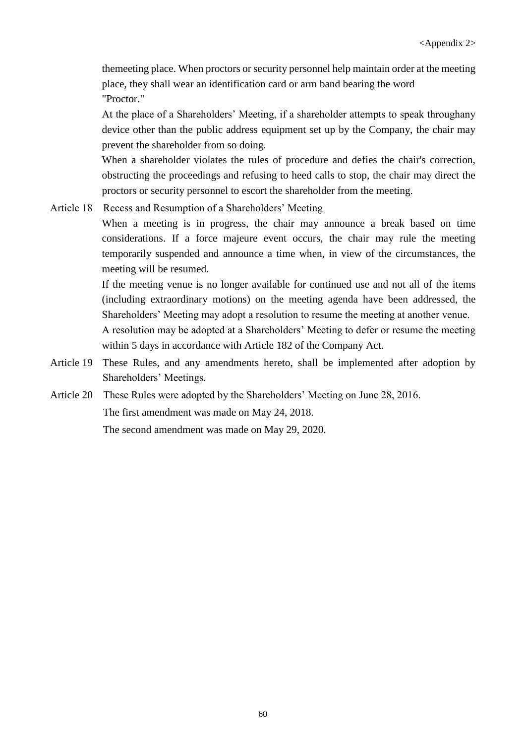themeeting place. When proctors or security personnel help maintain order at the meeting place, they shall wear an identification card or arm band bearing the word "Proctor."

At the place of a Shareholders' Meeting, if a shareholder attempts to speak throughany device other than the public address equipment set up by the Company, the chair may prevent the shareholder from so doing.

When a shareholder violates the rules of procedure and defies the chair's correction, obstructing the proceedings and refusing to heed calls to stop, the chair may direct the proctors or security personnel to escort the shareholder from the meeting.

Article 18 Recess and Resumption of a Shareholders' Meeting

When a meeting is in progress, the chair may announce a break based on time considerations. If a force majeure event occurs, the chair may rule the meeting temporarily suspended and announce a time when, in view of the circumstances, the meeting will be resumed.

If the meeting venue is no longer available for continued use and not all of the items (including extraordinary motions) on the meeting agenda have been addressed, the Shareholders' Meeting may adopt a resolution to resume the meeting at another venue.

A resolution may be adopted at a Shareholders' Meeting to defer or resume the meeting within 5 days in accordance with Article 182 of the Company Act.

Article 19 These Rules, and any amendments hereto, shall be implemented after adoption by Shareholders' Meetings.

Article 20 These Rules were adopted by the Shareholders' Meeting on June 28, 2016.

The first amendment was made on May 24, 2018.

The second amendment was made on May 29, 2020.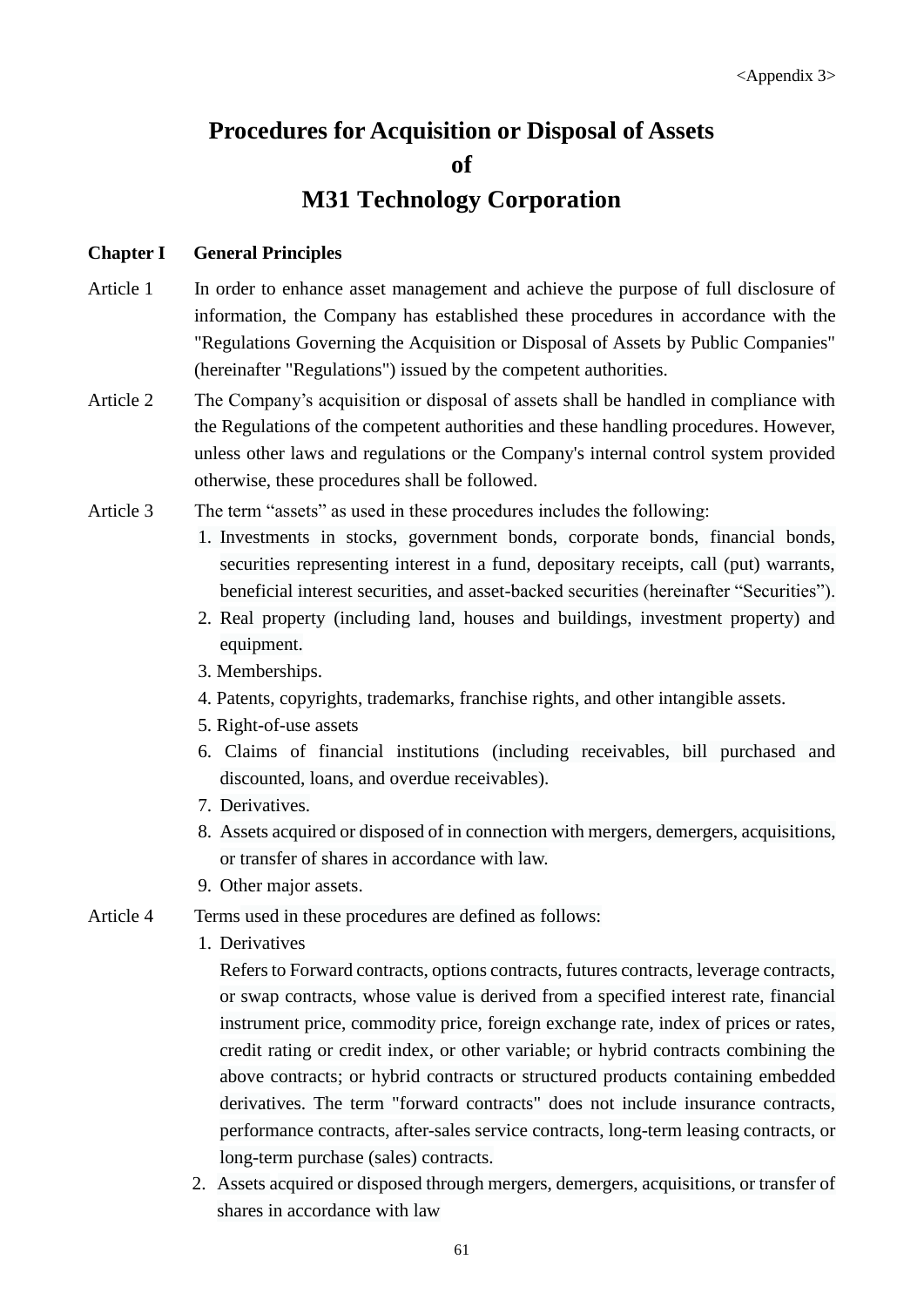<Appendix 3>

# Procedures for Acquisition or Disposal of Assets of M31 Technology Corporation

## Chapter I General Principles

Article 1 In order to enhance asset management and achieve the purpose of full disclosure of information, the Company has established these procedures in accordance with the "Regulations Governing the Acquisition or Disposal of Assets by Public Companies" (hereinafter "Regulations") issued by the competent authorities.

Article 2 The Company's acquisition or disposal of assets shall be handled in compliance with the Regulations of the competent authorities and these handling procedures. However, unless other laws and regulations or the Company's internal control system provided otherwise, these procedures shall be followed.

Article 3 The term "assets" as used in these procedures includes the following:

1. Investments in stocks, government bonds, corporate bonds, financial bonds, securities representing interest in a fund, depositary receipts, call (put) warrants, beneficial interest securities, and asset-backed securities (hereinafter "Securities").
2. Real property (including land, houses and buildings, investment property) and equipment.
3. Memberships.
4. Patents, copyrights, trademarks, franchise rights, and other intangible assets.
5. Right-of-use assets
6. Claims of financial institutions (including receivables, bill purchased and discounted, loans, and overdue receivables).
7. Derivatives.
8. Assets acquired or disposed of in connection with mergers, demergers, acquisitions, or transfer of shares in accordance with law.
9. Other major assets.

Article 4 Terms used in these procedures are defined as follows:

1. Derivatives

   Refers to Forward contracts, options contracts, futures contracts, leverage contracts, or swap contracts, whose value is derived from a specified interest rate, financial instrument price, commodity price, foreign exchange rate, index of prices or rates, credit rating or credit index, or other variable; or hybrid contracts combining the above contracts; or hybrid contracts or structured products containing embedded derivatives. The term "forward contracts" does not include insurance contracts, performance contracts, after-sales service contracts, long-term leasing contracts, or long-term purchase (sales) contracts.
2. Assets acquired or disposed through mergers, demergers, acquisitions, or transfer of shares in accordance with law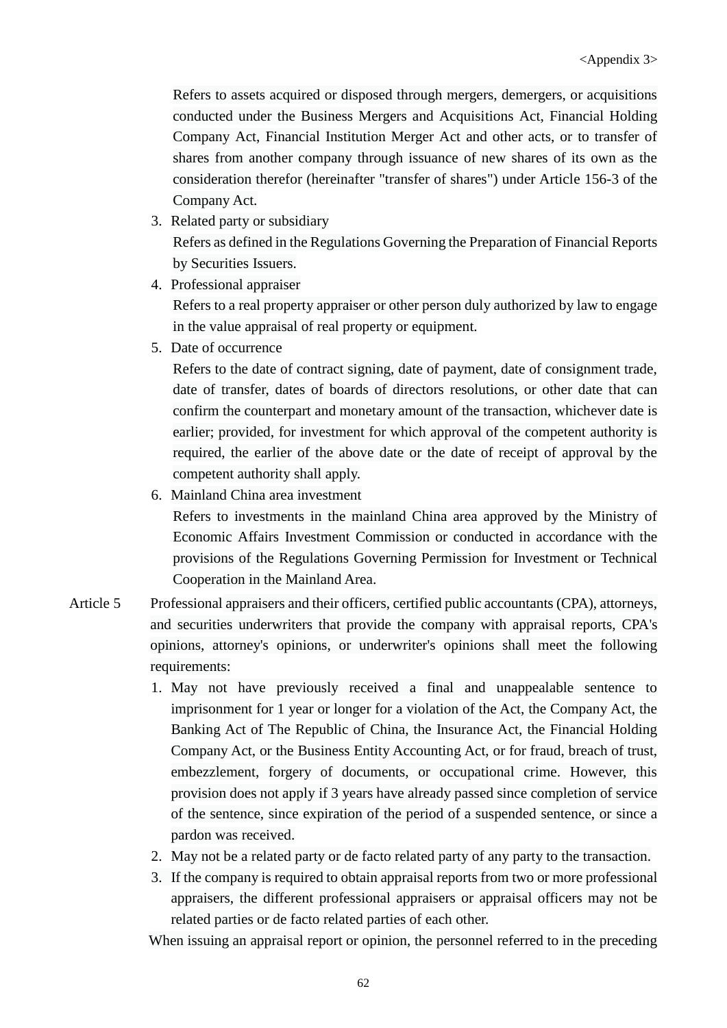Refers to assets acquired or disposed through mergers, demergers, or acquisitions conducted under the Business Mergers and Acquisitions Act, Financial Holding Company Act, Financial Institution Merger Act and other acts, or to transfer of shares from another company through issuance of new shares of its own as the consideration therefor (hereinafter "transfer of shares") under Article 156-3 of the Company Act.

3. Related party or subsidiary

   Refers as defined in the Regulations Governing the Preparation of Financial Reports by Securities Issuers.

4. Professional appraiser

   Refers to a real property appraiser or other person duly authorized by law to engage in the value appraisal of real property or equipment.

5. Date of occurrence

   Refers to the date of contract signing, date of payment, date of consignment trade, date of transfer, dates of boards of directors resolutions, or other date that can confirm the counterpart and monetary amount of the transaction, whichever date is earlier; provided, for investment for which approval of the competent authority is required, the earlier of the above date or the date of receipt of approval by the competent authority shall apply.

6. Mainland China area investment

   Refers to investments in the mainland China area approved by the Ministry of Economic Affairs Investment Commission or conducted in accordance with the provisions of the Regulations Governing Permission for Investment or Technical Cooperation in the Mainland Area.

Article 5 Professional appraisers and their officers, certified public accountants (CPA), attorneys, and securities underwriters that provide the company with appraisal reports, CPA's opinions, attorney's opinions, or underwriter's opinions shall meet the following requirements:

1. May not have previously received a final and unappealable sentence to imprisonment for 1 year or longer for a violation of the Act, the Company Act, the Banking Act of The Republic of China, the Insurance Act, the Financial Holding Company Act, or the Business Entity Accounting Act, or for fraud, breach of trust, embezzlement, forgery of documents, or occupational crime. However, this provision does not apply if 3 years have already passed since completion of service of the sentence, since expiration of the period of a suspended sentence, or since a pardon was received.
2. May not be a related party or de facto related party of any party to the transaction.
3. If the company is required to obtain appraisal reports from two or more professional appraisers, the different professional appraisers or appraisal officers may not be related parties or de facto related parties of each other.

When issuing an appraisal report or opinion, the personnel referred to in the preceding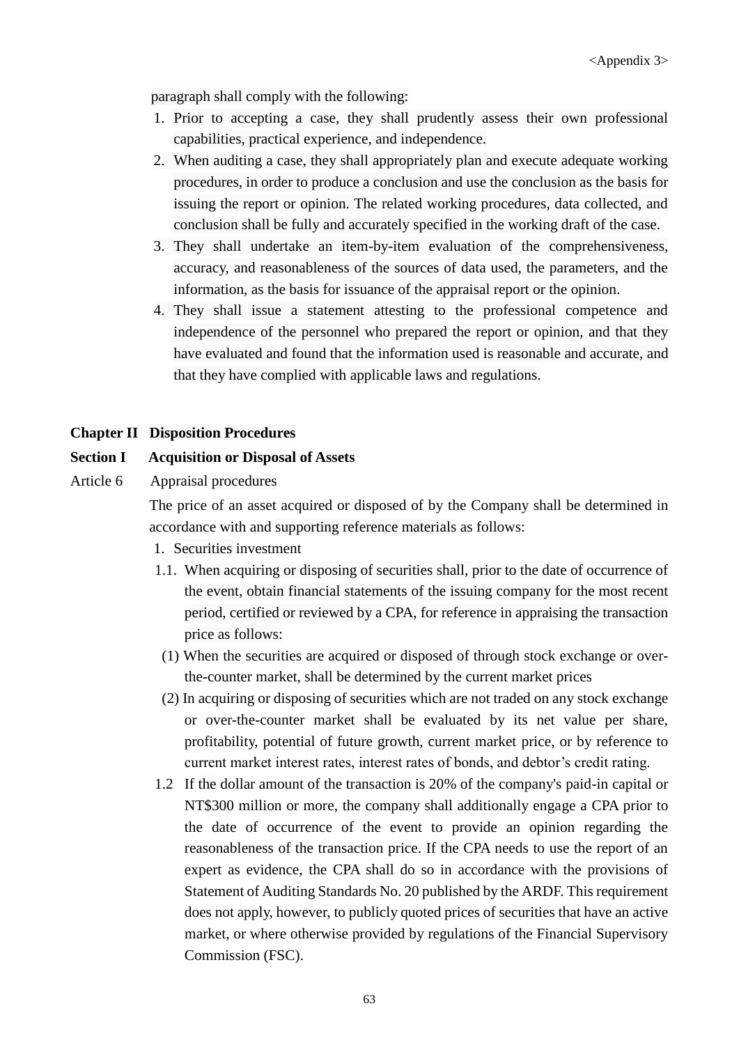paragraph shall comply with the following:

1. Prior to accepting a case, they shall prudently assess their own professional capabilities, practical experience, and independence.
2. When auditing a case, they shall appropriately plan and execute adequate working procedures, in order to produce a conclusion and use the conclusion as the basis for issuing the report or opinion. The related working procedures, data collected, and conclusion shall be fully and accurately specified in the working draft of the case.
3. They shall undertake an item-by-item evaluation of the comprehensiveness, accuracy, and reasonableness of the sources of data used, the parameters, and the information, as the basis for issuance of the appraisal report or the opinion.
4. They shall issue a statement attesting to the professional competence and independence of the personnel who prepared the report or opinion, and that they have evaluated and found that the information used is reasonable and accurate, and that they have complied with applicable laws and regulations.

## Chapter II Disposition Procedures

### Section I Acquisition or Disposal of Assets

Article 6 Appraisal procedures

The price of an asset acquired or disposed of by the Company shall be determined in accordance with and supporting reference materials as follows:

1. Securities investment

1.1. When acquiring or disposing of securities shall, prior to the date of occurrence of the event, obtain financial statements of the issuing company for the most recent period, certified or reviewed by a CPA, for reference in appraising the transaction price as follows:

(1) When the securities are acquired or disposed of through stock exchange or over-the-counter market, shall be determined by the current market prices

(2) In acquiring or disposing of securities which are not traded on any stock exchange or over-the-counter market shall be evaluated by its net value per share, profitability, potential of future growth, current market price, or by reference to current market interest rates, interest rates of bonds, and debtor's credit rating.

1.2 If the dollar amount of the transaction is 20% of the company's paid-in capital or NT$300 million or more, the company shall additionally engage a CPA prior to the date of occurrence of the event to provide an opinion regarding the reasonableness of the transaction price. If the CPA needs to use the report of an expert as evidence, the CPA shall do so in accordance with the provisions of Statement of Auditing Standards No. 20 published by the ARDF. This requirement does not apply, however, to publicly quoted prices of securities that have an active market, or where otherwise provided by regulations of the Financial Supervisory Commission (FSC).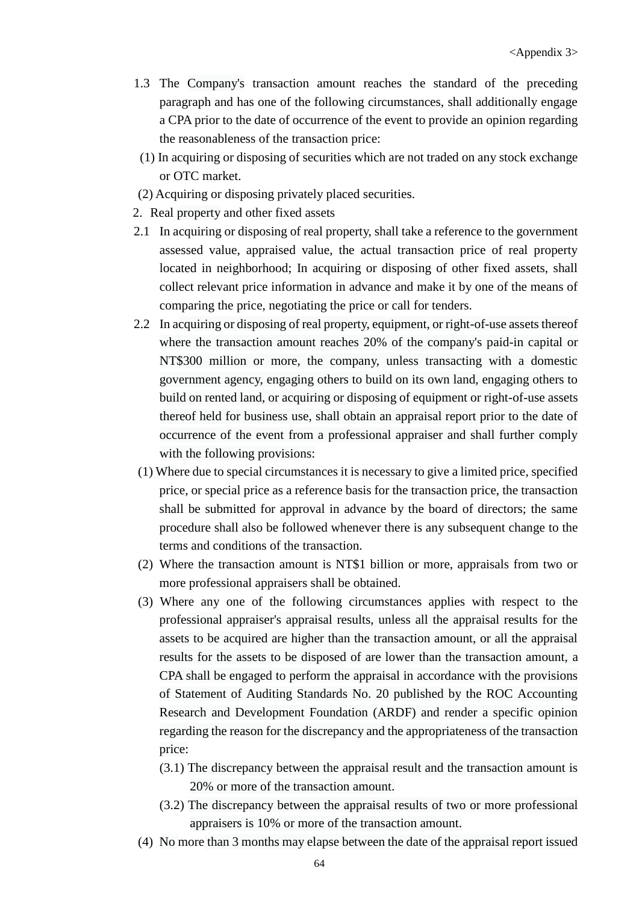<Appendix 3>

1.3 The Company's transaction amount reaches the standard of the preceding paragraph and has one of the following circumstances, shall additionally engage a CPA prior to the date of occurrence of the event to provide an opinion regarding the reasonableness of the transaction price:

(1) In acquiring or disposing of securities which are not traded on any stock exchange or OTC market.

(2) Acquiring or disposing privately placed securities.

2. Real property and other fixed assets

2.1 In acquiring or disposing of real property, shall take a reference to the government assessed value, appraised value, the actual transaction price of real property located in neighborhood; In acquiring or disposing of other fixed assets, shall collect relevant price information in advance and make it by one of the means of comparing the price, negotiating the price or call for tenders.

2.2 In acquiring or disposing of real property, equipment, or right-of-use assets thereof where the transaction amount reaches 20% of the company's paid-in capital or NT$300 million or more, the company, unless transacting with a domestic government agency, engaging others to build on its own land, engaging others to build on rented land, or acquiring or disposing of equipment or right-of-use assets thereof held for business use, shall obtain an appraisal report prior to the date of occurrence of the event from a professional appraiser and shall further comply with the following provisions:

(1) Where due to special circumstances it is necessary to give a limited price, specified price, or special price as a reference basis for the transaction price, the transaction shall be submitted for approval in advance by the board of directors; the same procedure shall also be followed whenever there is any subsequent change to the terms and conditions of the transaction.

(2) Where the transaction amount is NT$1 billion or more, appraisals from two or more professional appraisers shall be obtained.

(3) Where any one of the following circumstances applies with respect to the professional appraiser's appraisal results, unless all the appraisal results for the assets to be acquired are higher than the transaction amount, or all the appraisal results for the assets to be disposed of are lower than the transaction amount, a CPA shall be engaged to perform the appraisal in accordance with the provisions of Statement of Auditing Standards No. 20 published by the ROC Accounting Research and Development Foundation (ARDF) and render a specific opinion regarding the reason for the discrepancy and the appropriateness of the transaction price:

(3.1) The discrepancy between the appraisal result and the transaction amount is 20% or more of the transaction amount.

(3.2) The discrepancy between the appraisal results of two or more professional appraisers is 10% or more of the transaction amount.

(4) No more than 3 months may elapse between the date of the appraisal report issued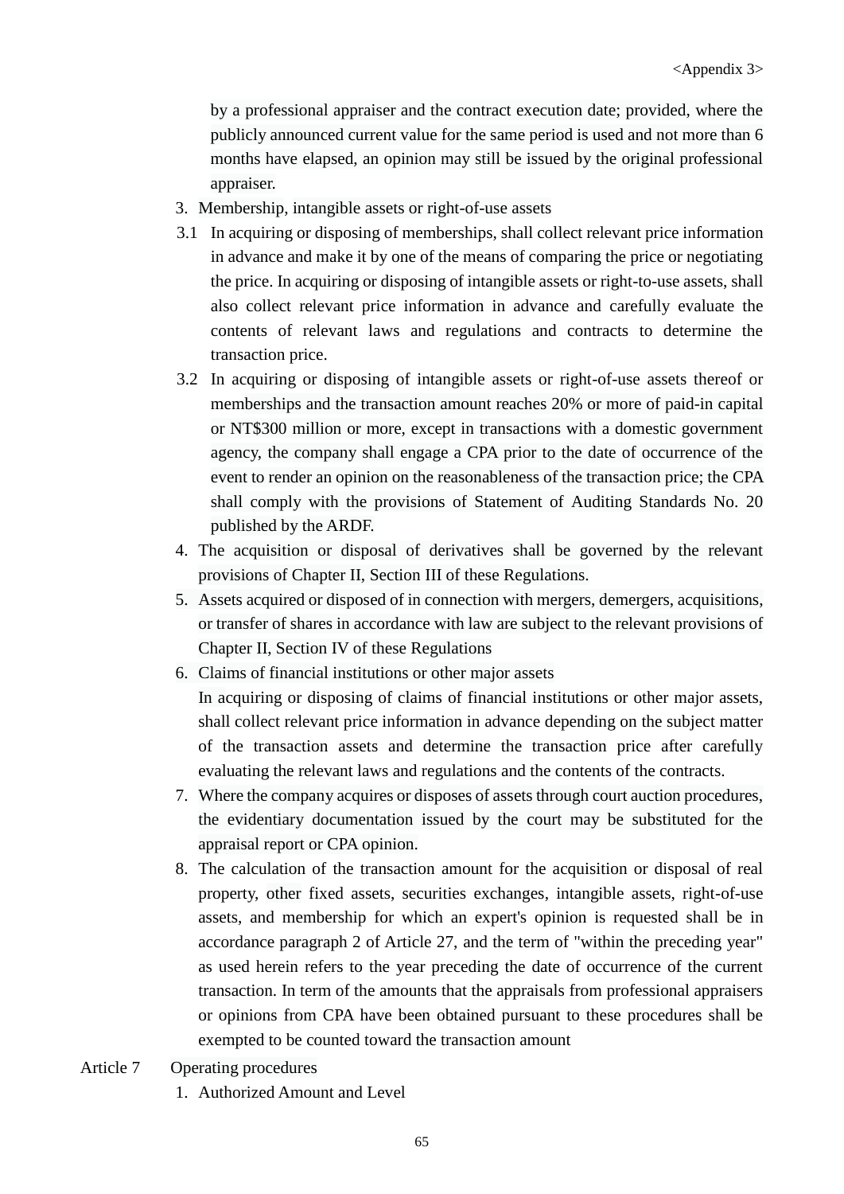by a professional appraiser and the contract execution date; provided, where the publicly announced current value for the same period is used and not more than 6 months have elapsed, an opinion may still be issued by the original professional appraiser.

3. Membership, intangible assets or right-of-use assets

3.1 In acquiring or disposing of memberships, shall collect relevant price information in advance and make it by one of the means of comparing the price or negotiating the price. In acquiring or disposing of intangible assets or right-to-use assets, shall also collect relevant price information in advance and carefully evaluate the contents of relevant laws and regulations and contracts to determine the transaction price.

3.2 In acquiring or disposing of intangible assets or right-of-use assets thereof or memberships and the transaction amount reaches 20% or more of paid-in capital or NT$300 million or more, except in transactions with a domestic government agency, the company shall engage a CPA prior to the date of occurrence of the event to render an opinion on the reasonableness of the transaction price; the CPA shall comply with the provisions of Statement of Auditing Standards No. 20 published by the ARDF.

4. The acquisition or disposal of derivatives shall be governed by the relevant provisions of Chapter II, Section III of these Regulations.

5. Assets acquired or disposed of in connection with mergers, demergers, acquisitions, or transfer of shares in accordance with law are subject to the relevant provisions of Chapter II, Section IV of these Regulations

6. Claims of financial institutions or other major assets

   In acquiring or disposing of claims of financial institutions or other major assets, shall collect relevant price information in advance depending on the subject matter of the transaction assets and determine the transaction price after carefully evaluating the relevant laws and regulations and the contents of the contracts.

7. Where the company acquires or disposes of assets through court auction procedures, the evidentiary documentation issued by the court may be substituted for the appraisal report or CPA opinion.

8. The calculation of the transaction amount for the acquisition or disposal of real property, other fixed assets, securities exchanges, intangible assets, right-of-use assets, and membership for which an expert's opinion is requested shall be in accordance paragraph 2 of Article 27, and the term of "within the preceding year" as used herein refers to the year preceding the date of occurrence of the current transaction. In term of the amounts that the appraisals from professional appraisers or opinions from CPA have been obtained pursuant to these procedures shall be exempted to be counted toward the transaction amount

Article 7 Operating procedures

1. Authorized Amount and Level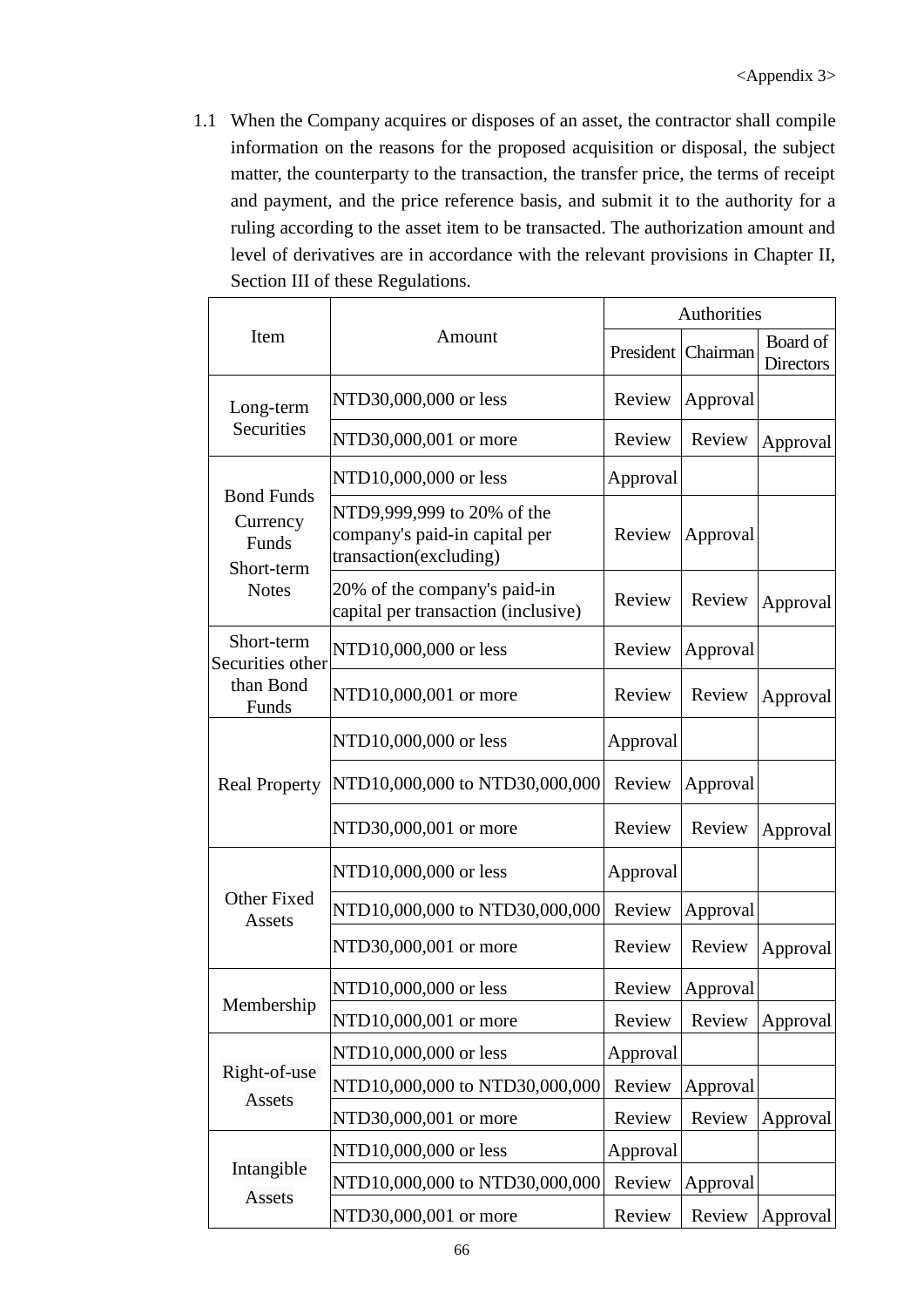<Appendix 3>

1.1 When the Company acquires or disposes of an asset, the contractor shall compile information on the reasons for the proposed acquisition or disposal, the subject matter, the counterparty to the transaction, the transfer price, the terms of receipt and payment, and the price reference basis, and submit it to the authority for a ruling according to the asset item to be transacted. The authorization amount and level of derivatives are in accordance with the relevant provisions in Chapter II, Section III of these Regulations.

| Item | Amount | Authorities | | |
|---|---|---|---|---|
| | | President | Chairman | Board of Directors |
| Long-term Securities | NTD30,000,000 or less | Review | Approval | |
| | NTD30,000,001 or more | Review | Review | Approval |
| Bond Funds Currency Funds Short-term Notes | NTD10,000,000 or less | Approval | | |
| | NTD9,999,999 to 20% of the company's paid-in capital per transaction(excluding) | Review | Approval | |
| | 20% of the company's paid-in capital per transaction (inclusive) | Review | Review | Approval |
| Short-term Securities other than Bond Funds | NTD10,000,000 or less | Review | Approval | |
| | NTD10,000,001 or more | Review | Review | Approval |
| Real Property | NTD10,000,000 or less | Approval | | |
| | NTD10,000,000 to NTD30,000,000 | Review | Approval | |
| | NTD30,000,001 or more | Review | Review | Approval |
| Other Fixed Assets | NTD10,000,000 or less | Approval | | |
| | NTD10,000,000 to NTD30,000,000 | Review | Approval | |
| | NTD30,000,001 or more | Review | Review | Approval |
| Membership | NTD10,000,000 or less | Review | Approval | |
| | NTD10,000,001 or more | Review | Review | Approval |
| Right-of-use Assets | NTD10,000,000 or less | Approval | | |
| | NTD10,000,000 to NTD30,000,000 | Review | Approval | |
| | NTD30,000,001 or more | Review | Review | Approval |
| Intangible Assets | NTD10,000,000 or less | Approval | | |
| | NTD10,000,000 to NTD30,000,000 | Review | Approval | |
| | NTD30,000,001 or more | Review | Review | Approval |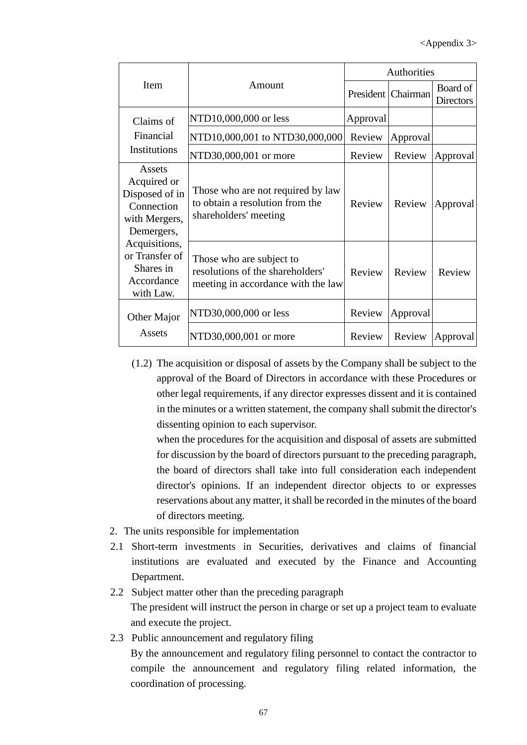<Appendix 3>

| Item | Amount | Authorities | | |
|---|---|---|---|---|
| | | President | Chairman | Board of Directors |
| Claims of Financial Institutions | NTD10,000,000 or less | Approval | | |
| | NTD10,000,001 to NTD30,000,000 | Review | Approval | |
| | NTD30,000,001 or more | Review | Review | Approval |
| Assets Acquired or Disposed of in Connection with Mergers, Demergers, Acquisitions, or Transfer of Shares in Accordance with Law. | Those who are not required by law to obtain a resolution from the shareholders' meeting | Review | Review | Approval |
| | Those who are subject to resolutions of the shareholders' meeting in accordance with the law | Review | Review | Review |
| Other Major Assets | NTD30,000,000 or less | Review | Approval | |
| | NTD30,000,001 or more | Review | Review | Approval |

(1.2) The acquisition or disposal of assets by the Company shall be subject to the approval of the Board of Directors in accordance with these Procedures or other legal requirements, if any director expresses dissent and it is contained in the minutes or a written statement, the company shall submit the director's dissenting opinion to each supervisor.

when the procedures for the acquisition and disposal of assets are submitted for discussion by the board of directors pursuant to the preceding paragraph, the board of directors shall take into full consideration each independent director's opinions. If an independent director objects to or expresses reservations about any matter, it shall be recorded in the minutes of the board of directors meeting.

2. The units responsible for implementation

2.1 Short-term investments in Securities, derivatives and claims of financial institutions are evaluated and executed by the Finance and Accounting Department.

2.2 Subject matter other than the preceding paragraph

The president will instruct the person in charge or set up a project team to evaluate and execute the project.

2.3 Public announcement and regulatory filing

By the announcement and regulatory filing personnel to contact the contractor to compile the announcement and regulatory filing related information, the coordination of processing.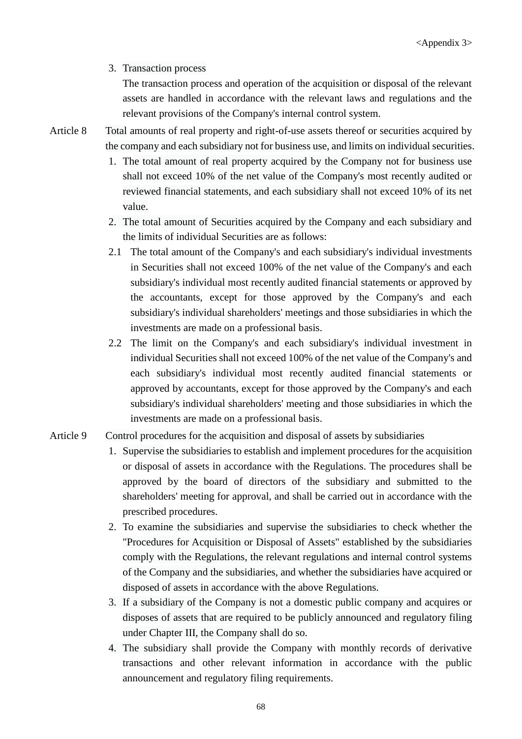<Appendix 3>

3. Transaction process

   The transaction process and operation of the acquisition or disposal of the relevant assets are handled in accordance with the relevant laws and regulations and the relevant provisions of the Company's internal control system.

Article 8 Total amounts of real property and right-of-use assets thereof or securities acquired by the company and each subsidiary not for business use, and limits on individual securities.

1. The total amount of real property acquired by the Company not for business use shall not exceed 10% of the net value of the Company's most recently audited or reviewed financial statements, and each subsidiary shall not exceed 10% of its net value.
2. The total amount of Securities acquired by the Company and each subsidiary and the limits of individual Securities are as follows:

   2.1 The total amount of the Company's and each subsidiary's individual investments in Securities shall not exceed 100% of the net value of the Company's and each subsidiary's individual most recently audited financial statements or approved by the accountants, except for those approved by the Company's and each subsidiary's individual shareholders' meetings and those subsidiaries in which the investments are made on a professional basis.

   2.2 The limit on the Company's and each subsidiary's individual investment in individual Securities shall not exceed 100% of the net value of the Company's and each subsidiary's individual most recently audited financial statements or approved by accountants, except for those approved by the Company's and each subsidiary's individual shareholders' meeting and those subsidiaries in which the investments are made on a professional basis.

Article 9 Control procedures for the acquisition and disposal of assets by subsidiaries

1. Supervise the subsidiaries to establish and implement procedures for the acquisition or disposal of assets in accordance with the Regulations. The procedures shall be approved by the board of directors of the subsidiary and submitted to the shareholders' meeting for approval, and shall be carried out in accordance with the prescribed procedures.
2. To examine the subsidiaries and supervise the subsidiaries to check whether the "Procedures for Acquisition or Disposal of Assets" established by the subsidiaries comply with the Regulations, the relevant regulations and internal control systems of the Company and the subsidiaries, and whether the subsidiaries have acquired or disposed of assets in accordance with the above Regulations.
3. If a subsidiary of the Company is not a domestic public company and acquires or disposes of assets that are required to be publicly announced and regulatory filing under Chapter III, the Company shall do so.
4. The subsidiary shall provide the Company with monthly records of derivative transactions and other relevant information in accordance with the public announcement and regulatory filing requirements.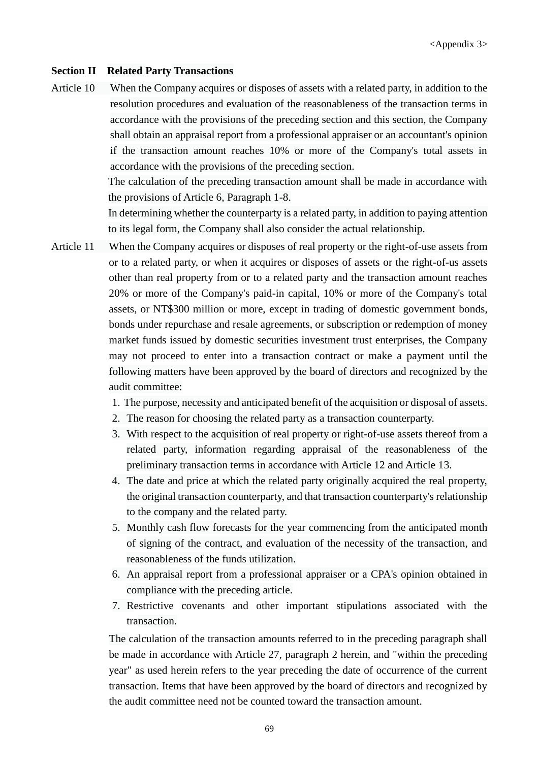<Appendix 3>

**Section II Related Party Transactions**

Article 10 When the Company acquires or disposes of assets with a related party, in addition to the resolution procedures and evaluation of the reasonableness of the transaction terms in accordance with the provisions of the preceding section and this section, the Company shall obtain an appraisal report from a professional appraiser or an accountant's opinion if the transaction amount reaches 10% or more of the Company's total assets in accordance with the provisions of the preceding section.

The calculation of the preceding transaction amount shall be made in accordance with the provisions of Article 6, Paragraph 1-8.

In determining whether the counterparty is a related party, in addition to paying attention to its legal form, the Company shall also consider the actual relationship.

Article 11 When the Company acquires or disposes of real property or the right-of-use assets from or to a related party, or when it acquires or disposes of assets or the right-of-us assets other than real property from or to a related party and the transaction amount reaches 20% or more of the Company's paid-in capital, 10% or more of the Company's total assets, or NT$300 million or more, except in trading of domestic government bonds, bonds under repurchase and resale agreements, or subscription or redemption of money market funds issued by domestic securities investment trust enterprises, the Company may not proceed to enter into a transaction contract or make a payment until the following matters have been approved by the board of directors and recognized by the audit committee:

1. The purpose, necessity and anticipated benefit of the acquisition or disposal of assets.
2. The reason for choosing the related party as a transaction counterparty.
3. With respect to the acquisition of real property or right-of-use assets thereof from a related party, information regarding appraisal of the reasonableness of the preliminary transaction terms in accordance with Article 12 and Article 13.
4. The date and price at which the related party originally acquired the real property, the original transaction counterparty, and that transaction counterparty's relationship to the company and the related party.
5. Monthly cash flow forecasts for the year commencing from the anticipated month of signing of the contract, and evaluation of the necessity of the transaction, and reasonableness of the funds utilization.
6. An appraisal report from a professional appraiser or a CPA's opinion obtained in compliance with the preceding article.
7. Restrictive covenants and other important stipulations associated with the transaction.

The calculation of the transaction amounts referred to in the preceding paragraph shall be made in accordance with Article 27, paragraph 2 herein, and "within the preceding year" as used herein refers to the year preceding the date of occurrence of the current transaction. Items that have been approved by the board of directors and recognized by the audit committee need not be counted toward the transaction amount.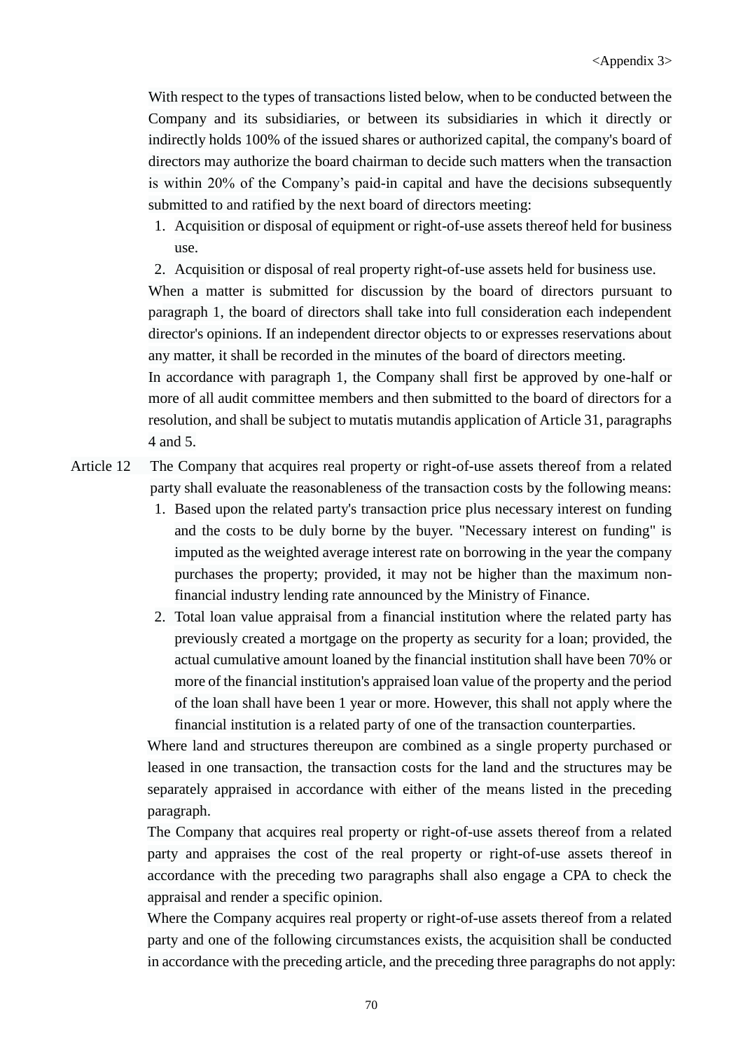<Appendix 3>

With respect to the types of transactions listed below, when to be conducted between the Company and its subsidiaries, or between its subsidiaries in which it directly or indirectly holds 100% of the issued shares or authorized capital, the company's board of directors may authorize the board chairman to decide such matters when the transaction is within 20% of the Company's paid-in capital and have the decisions subsequently submitted to and ratified by the next board of directors meeting:

1. Acquisition or disposal of equipment or right-of-use assets thereof held for business use.
2. Acquisition or disposal of real property right-of-use assets held for business use.

When a matter is submitted for discussion by the board of directors pursuant to paragraph 1, the board of directors shall take into full consideration each independent director's opinions. If an independent director objects to or expresses reservations about any matter, it shall be recorded in the minutes of the board of directors meeting.

In accordance with paragraph 1, the Company shall first be approved by one-half or more of all audit committee members and then submitted to the board of directors for a resolution, and shall be subject to mutatis mutandis application of Article 31, paragraphs 4 and 5.

Article 12 The Company that acquires real property or right-of-use assets thereof from a related party shall evaluate the reasonableness of the transaction costs by the following means:

1. Based upon the related party's transaction price plus necessary interest on funding and the costs to be duly borne by the buyer. "Necessary interest on funding" is imputed as the weighted average interest rate on borrowing in the year the company purchases the property; provided, it may not be higher than the maximum non-financial industry lending rate announced by the Ministry of Finance.
2. Total loan value appraisal from a financial institution where the related party has previously created a mortgage on the property as security for a loan; provided, the actual cumulative amount loaned by the financial institution shall have been 70% or more of the financial institution's appraised loan value of the property and the period of the loan shall have been 1 year or more. However, this shall not apply where the financial institution is a related party of one of the transaction counterparties.

Where land and structures thereupon are combined as a single property purchased or leased in one transaction, the transaction costs for the land and the structures may be separately appraised in accordance with either of the means listed in the preceding paragraph.

The Company that acquires real property or right-of-use assets thereof from a related party and appraises the cost of the real property or right-of-use assets thereof in accordance with the preceding two paragraphs shall also engage a CPA to check the appraisal and render a specific opinion.

Where the Company acquires real property or right-of-use assets thereof from a related party and one of the following circumstances exists, the acquisition shall be conducted in accordance with the preceding article, and the preceding three paragraphs do not apply: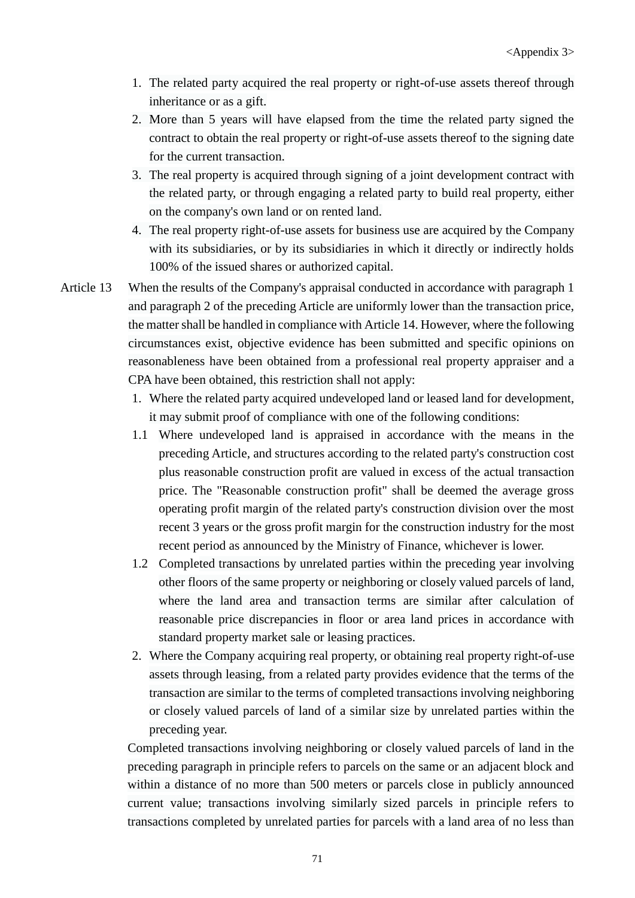1. The related party acquired the real property or right-of-use assets thereof through inheritance or as a gift.
2. More than 5 years will have elapsed from the time the related party signed the contract to obtain the real property or right-of-use assets thereof to the signing date for the current transaction.
3. The real property is acquired through signing of a joint development contract with the related party, or through engaging a related party to build real property, either on the company's own land or on rented land.
4. The real property right-of-use assets for business use are acquired by the Company with its subsidiaries, or by its subsidiaries in which it directly or indirectly holds 100% of the issued shares or authorized capital.

Article 13 When the results of the Company's appraisal conducted in accordance with paragraph 1 and paragraph 2 of the preceding Article are uniformly lower than the transaction price, the matter shall be handled in compliance with Article 14. However, where the following circumstances exist, objective evidence has been submitted and specific opinions on reasonableness have been obtained from a professional real property appraiser and a CPA have been obtained, this restriction shall not apply:

1. Where the related party acquired undeveloped land or leased land for development, it may submit proof of compliance with one of the following conditions:
   - 1.1 Where undeveloped land is appraised in accordance with the means in the preceding Article, and structures according to the related party's construction cost plus reasonable construction profit are valued in excess of the actual transaction price. The "Reasonable construction profit" shall be deemed the average gross operating profit margin of the related party's construction division over the most recent 3 years or the gross profit margin for the construction industry for the most recent period as announced by the Ministry of Finance, whichever is lower.
   - 1.2 Completed transactions by unrelated parties within the preceding year involving other floors of the same property or neighboring or closely valued parcels of land, where the land area and transaction terms are similar after calculation of reasonable price discrepancies in floor or area land prices in accordance with standard property market sale or leasing practices.
2. Where the Company acquiring real property, or obtaining real property right-of-use assets through leasing, from a related party provides evidence that the terms of the transaction are similar to the terms of completed transactions involving neighboring or closely valued parcels of land of a similar size by unrelated parties within the preceding year.

Completed transactions involving neighboring or closely valued parcels of land in the preceding paragraph in principle refers to parcels on the same or an adjacent block and within a distance of no more than 500 meters or parcels close in publicly announced current value; transactions involving similarly sized parcels in principle refers to transactions completed by unrelated parties for parcels with a land area of no less than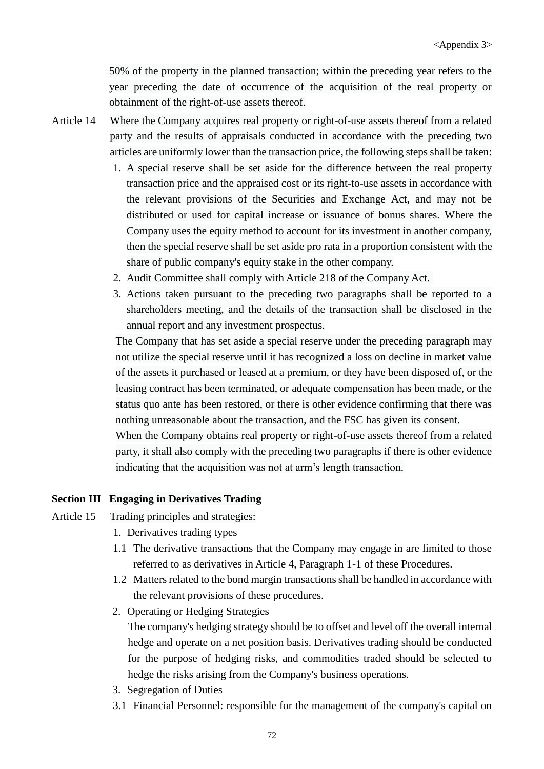50% of the property in the planned transaction; within the preceding year refers to the year preceding the date of occurrence of the acquisition of the real property or obtainment of the right-of-use assets thereof.

Article 14 Where the Company acquires real property or right-of-use assets thereof from a related party and the results of appraisals conducted in accordance with the preceding two articles are uniformly lower than the transaction price, the following steps shall be taken:

1. A special reserve shall be set aside for the difference between the real property transaction price and the appraised cost or its right-to-use assets in accordance with the relevant provisions of the Securities and Exchange Act, and may not be distributed or used for capital increase or issuance of bonus shares. Where the Company uses the equity method to account for its investment in another company, then the special reserve shall be set aside pro rata in a proportion consistent with the share of public company's equity stake in the other company.
2. Audit Committee shall comply with Article 218 of the Company Act.
3. Actions taken pursuant to the preceding two paragraphs shall be reported to a shareholders meeting, and the details of the transaction shall be disclosed in the annual report and any investment prospectus.

The Company that has set aside a special reserve under the preceding paragraph may not utilize the special reserve until it has recognized a loss on decline in market value of the assets it purchased or leased at a premium, or they have been disposed of, or the leasing contract has been terminated, or adequate compensation has been made, or the status quo ante has been restored, or there is other evidence confirming that there was nothing unreasonable about the transaction, and the FSC has given its consent.

When the Company obtains real property or right-of-use assets thereof from a related party, it shall also comply with the preceding two paragraphs if there is other evidence indicating that the acquisition was not at arm's length transaction.

## Section III Engaging in Derivatives Trading

Article 15 Trading principles and strategies:

1. Derivatives trading types

1.1 The derivative transactions that the Company may engage in are limited to those referred to as derivatives in Article 4, Paragraph 1-1 of these Procedures.

1.2 Matters related to the bond margin transactions shall be handled in accordance with the relevant provisions of these procedures.

2. Operating or Hedging Strategies

The company's hedging strategy should be to offset and level off the overall internal hedge and operate on a net position basis. Derivatives trading should be conducted for the purpose of hedging risks, and commodities traded should be selected to hedge the risks arising from the Company's business operations.

3. Segregation of Duties

3.1 Financial Personnel: responsible for the management of the company's capital on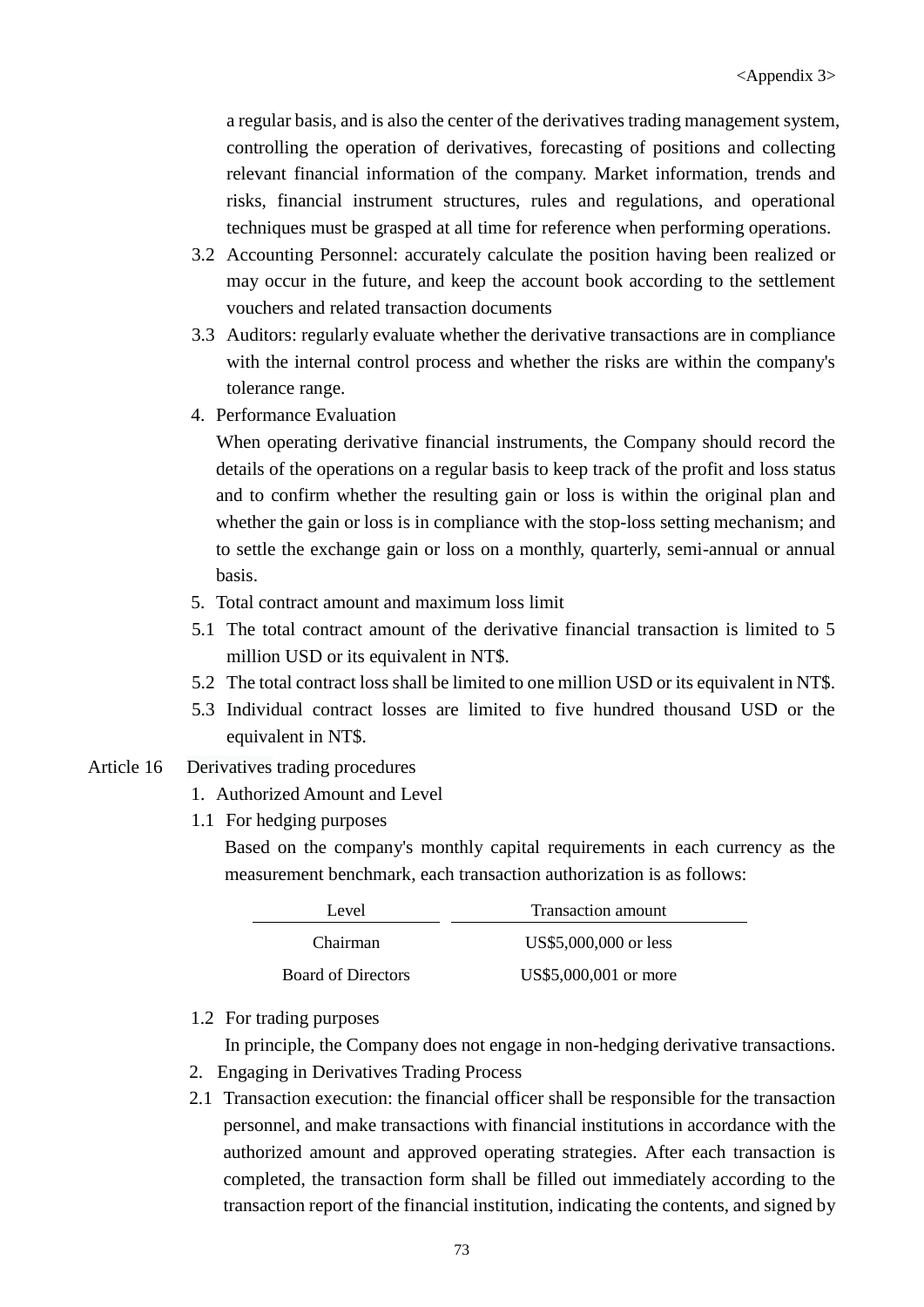a regular basis, and is also the center of the derivatives trading management system, controlling the operation of derivatives, forecasting of positions and collecting relevant financial information of the company. Market information, trends and risks, financial instrument structures, rules and regulations, and operational techniques must be grasped at all time for reference when performing operations.

3.2 Accounting Personnel: accurately calculate the position having been realized or may occur in the future, and keep the account book according to the settlement vouchers and related transaction documents

3.3 Auditors: regularly evaluate whether the derivative transactions are in compliance with the internal control process and whether the risks are within the company's tolerance range.

4. Performance Evaluation

When operating derivative financial instruments, the Company should record the details of the operations on a regular basis to keep track of the profit and loss status and to confirm whether the resulting gain or loss is within the original plan and whether the gain or loss is in compliance with the stop-loss setting mechanism; and to settle the exchange gain or loss on a monthly, quarterly, semi-annual or annual basis.

5. Total contract amount and maximum loss limit

5.1 The total contract amount of the derivative financial transaction is limited to 5 million USD or its equivalent in NT$.

5.2 The total contract loss shall be limited to one million USD or its equivalent in NT$.

5.3 Individual contract losses are limited to five hundred thousand USD or the equivalent in NT$.

Article 16 Derivatives trading procedures

1. Authorized Amount and Level

1.1 For hedging purposes

Based on the company's monthly capital requirements in each currency as the measurement benchmark, each transaction authorization is as follows:

| Level | Transaction amount |
|---|---|
| Chairman | US$5,000,000 or less |
| Board of Directors | US$5,000,001 or more |

1.2 For trading purposes

In principle, the Company does not engage in non-hedging derivative transactions.

2. Engaging in Derivatives Trading Process

2.1 Transaction execution: the financial officer shall be responsible for the transaction personnel, and make transactions with financial institutions in accordance with the authorized amount and approved operating strategies. After each transaction is completed, the transaction form shall be filled out immediately according to the transaction report of the financial institution, indicating the contents, and signed by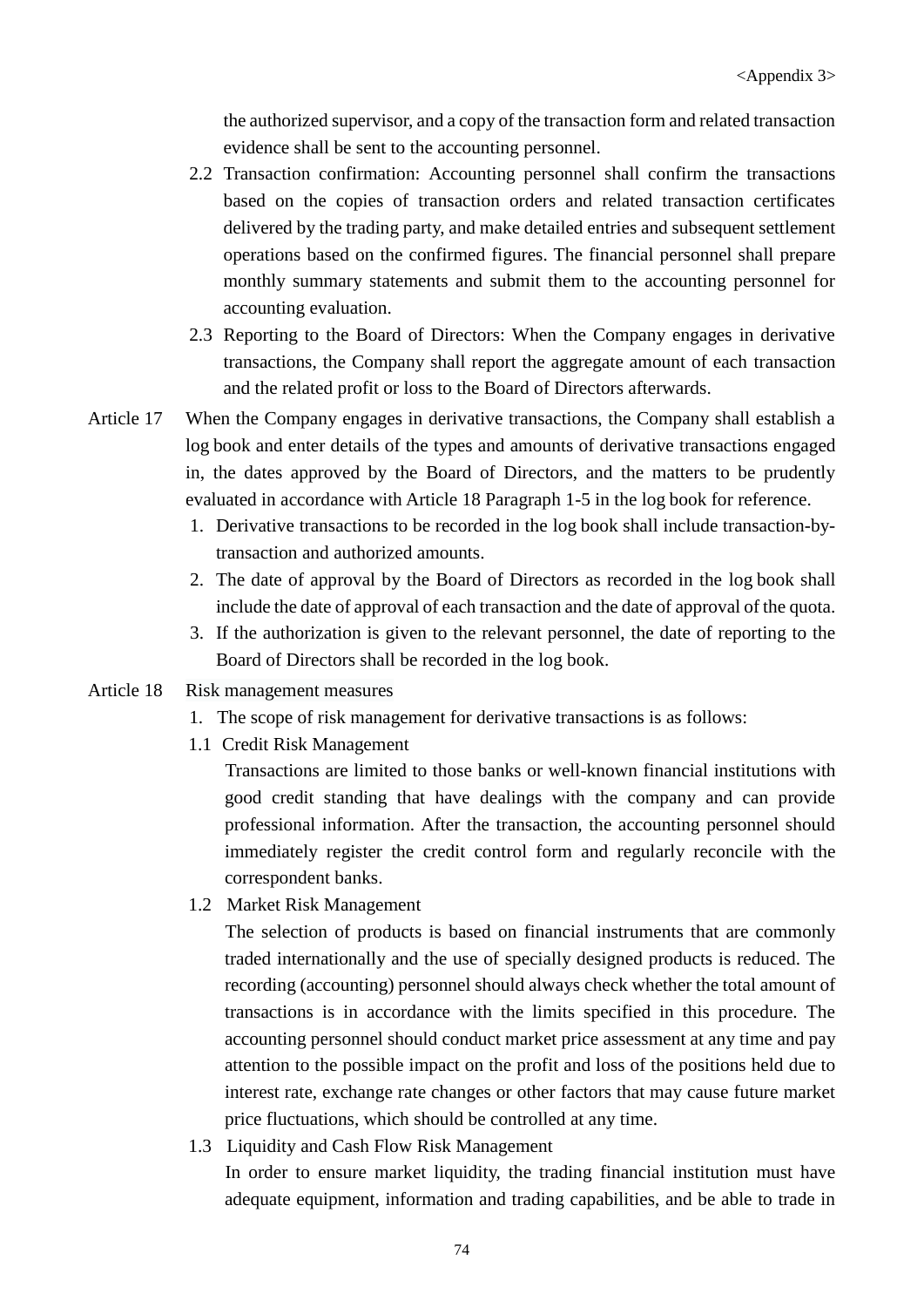the authorized supervisor, and a copy of the transaction form and related transaction evidence shall be sent to the accounting personnel.

2.2 Transaction confirmation: Accounting personnel shall confirm the transactions based on the copies of transaction orders and related transaction certificates delivered by the trading party, and make detailed entries and subsequent settlement operations based on the confirmed figures. The financial personnel shall prepare monthly summary statements and submit them to the accounting personnel for accounting evaluation.

2.3 Reporting to the Board of Directors: When the Company engages in derivative transactions, the Company shall report the aggregate amount of each transaction and the related profit or loss to the Board of Directors afterwards.

Article 17 When the Company engages in derivative transactions, the Company shall establish a log book and enter details of the types and amounts of derivative transactions engaged in, the dates approved by the Board of Directors, and the matters to be prudently evaluated in accordance with Article 18 Paragraph 1-5 in the log book for reference.

1. Derivative transactions to be recorded in the log book shall include transaction-by-transaction and authorized amounts.
2. The date of approval by the Board of Directors as recorded in the log book shall include the date of approval of each transaction and the date of approval of the quota.
3. If the authorization is given to the relevant personnel, the date of reporting to the Board of Directors shall be recorded in the log book.

Article 18 Risk management measures

1. The scope of risk management for derivative transactions is as follows:

1.1 Credit Risk Management

Transactions are limited to those banks or well-known financial institutions with good credit standing that have dealings with the company and can provide professional information. After the transaction, the accounting personnel should immediately register the credit control form and regularly reconcile with the correspondent banks.

1.2 Market Risk Management

The selection of products is based on financial instruments that are commonly traded internationally and the use of specially designed products is reduced. The recording (accounting) personnel should always check whether the total amount of transactions is in accordance with the limits specified in this procedure. The accounting personnel should conduct market price assessment at any time and pay attention to the possible impact on the profit and loss of the positions held due to interest rate, exchange rate changes or other factors that may cause future market price fluctuations, which should be controlled at any time.

1.3 Liquidity and Cash Flow Risk Management

In order to ensure market liquidity, the trading financial institution must have adequate equipment, information and trading capabilities, and be able to trade in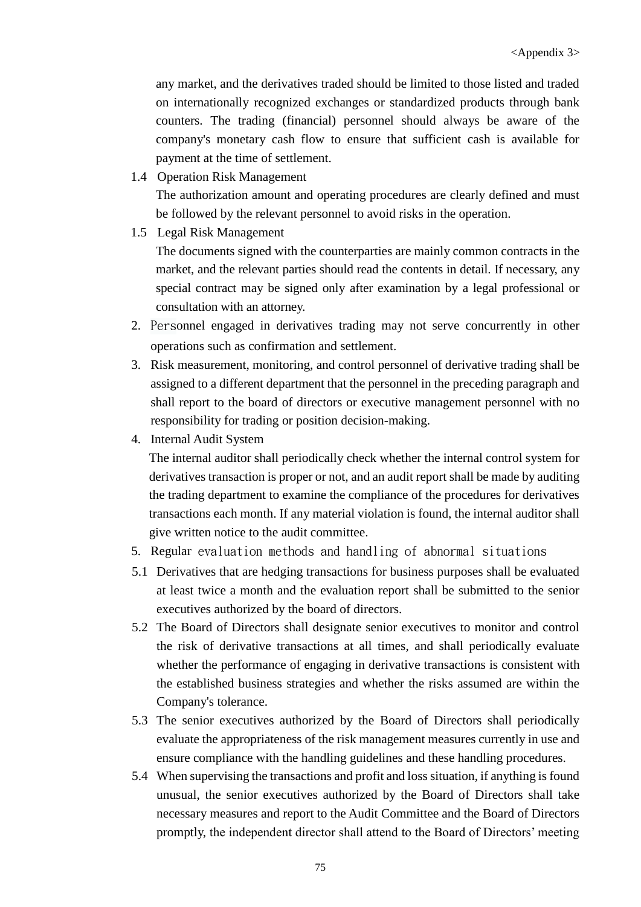any market, and the derivatives traded should be limited to those listed and traded on internationally recognized exchanges or standardized products through bank counters. The trading (financial) personnel should always be aware of the company's monetary cash flow to ensure that sufficient cash is available for payment at the time of settlement.

1.4 Operation Risk Management

The authorization amount and operating procedures are clearly defined and must be followed by the relevant personnel to avoid risks in the operation.

1.5 Legal Risk Management

The documents signed with the counterparties are mainly common contracts in the market, and the relevant parties should read the contents in detail. If necessary, any special contract may be signed only after examination by a legal professional or consultation with an attorney.

2. Personnel engaged in derivatives trading may not serve concurrently in other operations such as confirmation and settlement.
3. Risk measurement, monitoring, and control personnel of derivative trading shall be assigned to a different department that the personnel in the preceding paragraph and shall report to the board of directors or executive management personnel with no responsibility for trading or position decision-making.
4. Internal Audit System

   The internal auditor shall periodically check whether the internal control system for derivatives transaction is proper or not, and an audit report shall be made by auditing the trading department to examine the compliance of the procedures for derivatives transactions each month. If any material violation is found, the internal auditor shall give written notice to the audit committee.
5. Regular evaluation methods and handling of abnormal situations

5.1 Derivatives that are hedging transactions for business purposes shall be evaluated at least twice a month and the evaluation report shall be submitted to the senior executives authorized by the board of directors.

5.2 The Board of Directors shall designate senior executives to monitor and control the risk of derivative transactions at all times, and shall periodically evaluate whether the performance of engaging in derivative transactions is consistent with the established business strategies and whether the risks assumed are within the Company's tolerance.

5.3 The senior executives authorized by the Board of Directors shall periodically evaluate the appropriateness of the risk management measures currently in use and ensure compliance with the handling guidelines and these handling procedures.

5.4 When supervising the transactions and profit and loss situation, if anything is found unusual, the senior executives authorized by the Board of Directors shall take necessary measures and report to the Audit Committee and the Board of Directors promptly, the independent director shall attend to the Board of Directors' meeting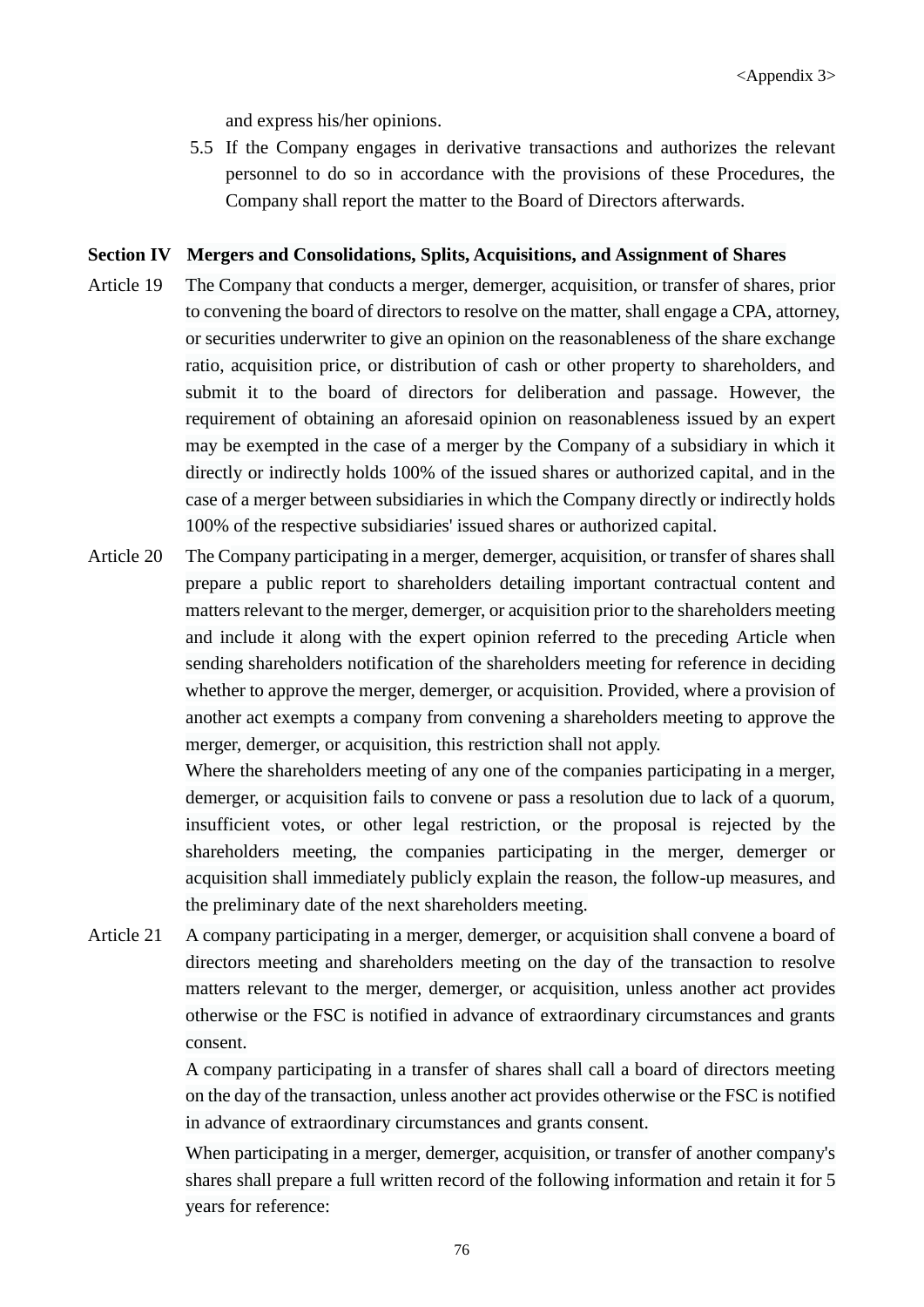and express his/her opinions.

5.5 If the Company engages in derivative transactions and authorizes the relevant personnel to do so in accordance with the provisions of these Procedures, the Company shall report the matter to the Board of Directors afterwards.

**Section IV Mergers and Consolidations, Splits, Acquisitions, and Assignment of Shares**

Article 19 The Company that conducts a merger, demerger, acquisition, or transfer of shares, prior to convening the board of directors to resolve on the matter, shall engage a CPA, attorney, or securities underwriter to give an opinion on the reasonableness of the share exchange ratio, acquisition price, or distribution of cash or other property to shareholders, and submit it to the board of directors for deliberation and passage. However, the requirement of obtaining an aforesaid opinion on reasonableness issued by an expert may be exempted in the case of a merger by the Company of a subsidiary in which it directly or indirectly holds 100% of the issued shares or authorized capital, and in the case of a merger between subsidiaries in which the Company directly or indirectly holds 100% of the respective subsidiaries' issued shares or authorized capital.

Article 20 The Company participating in a merger, demerger, acquisition, or transfer of shares shall prepare a public report to shareholders detailing important contractual content and matters relevant to the merger, demerger, or acquisition prior to the shareholders meeting and include it along with the expert opinion referred to the preceding Article when sending shareholders notification of the shareholders meeting for reference in deciding whether to approve the merger, demerger, or acquisition. Provided, where a provision of another act exempts a company from convening a shareholders meeting to approve the merger, demerger, or acquisition, this restriction shall not apply.

Where the shareholders meeting of any one of the companies participating in a merger, demerger, or acquisition fails to convene or pass a resolution due to lack of a quorum, insufficient votes, or other legal restriction, or the proposal is rejected by the shareholders meeting, the companies participating in the merger, demerger or acquisition shall immediately publicly explain the reason, the follow-up measures, and the preliminary date of the next shareholders meeting.

Article 21 A company participating in a merger, demerger, or acquisition shall convene a board of directors meeting and shareholders meeting on the day of the transaction to resolve matters relevant to the merger, demerger, or acquisition, unless another act provides otherwise or the FSC is notified in advance of extraordinary circumstances and grants consent.

A company participating in a transfer of shares shall call a board of directors meeting on the day of the transaction, unless another act provides otherwise or the FSC is notified in advance of extraordinary circumstances and grants consent.

When participating in a merger, demerger, acquisition, or transfer of another company's shares shall prepare a full written record of the following information and retain it for 5 years for reference: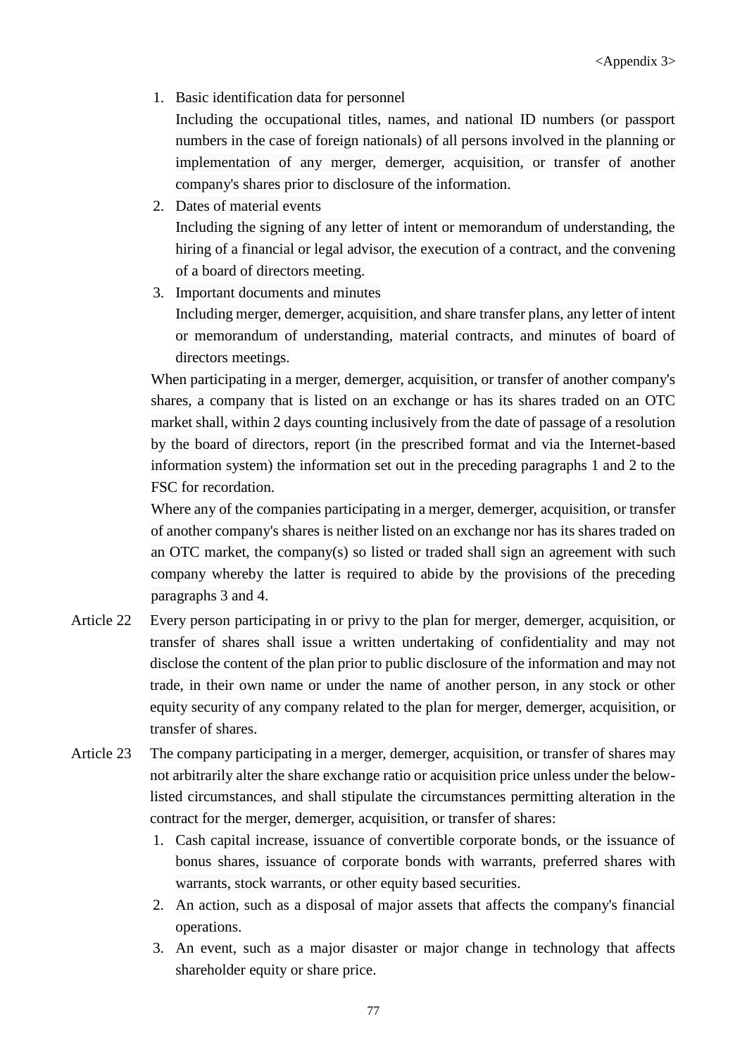<Appendix 3>

1. Basic identification data for personnel
   Including the occupational titles, names, and national ID numbers (or passport numbers in the case of foreign nationals) of all persons involved in the planning or implementation of any merger, demerger, acquisition, or transfer of another company's shares prior to disclosure of the information.
2. Dates of material events
   Including the signing of any letter of intent or memorandum of understanding, the hiring of a financial or legal advisor, the execution of a contract, and the convening of a board of directors meeting.
3. Important documents and minutes
   Including merger, demerger, acquisition, and share transfer plans, any letter of intent or memorandum of understanding, material contracts, and minutes of board of directors meetings.

When participating in a merger, demerger, acquisition, or transfer of another company's shares, a company that is listed on an exchange or has its shares traded on an OTC market shall, within 2 days counting inclusively from the date of passage of a resolution by the board of directors, report (in the prescribed format and via the Internet-based information system) the information set out in the preceding paragraphs 1 and 2 to the FSC for recordation.

Where any of the companies participating in a merger, demerger, acquisition, or transfer of another company's shares is neither listed on an exchange nor has its shares traded on an OTC market, the company(s) so listed or traded shall sign an agreement with such company whereby the latter is required to abide by the provisions of the preceding paragraphs 3 and 4.

Article 22 Every person participating in or privy to the plan for merger, demerger, acquisition, or transfer of shares shall issue a written undertaking of confidentiality and may not disclose the content of the plan prior to public disclosure of the information and may not trade, in their own name or under the name of another person, in any stock or other equity security of any company related to the plan for merger, demerger, acquisition, or transfer of shares.

Article 23 The company participating in a merger, demerger, acquisition, or transfer of shares may not arbitrarily alter the share exchange ratio or acquisition price unless under the below-listed circumstances, and shall stipulate the circumstances permitting alteration in the contract for the merger, demerger, acquisition, or transfer of shares:

1. Cash capital increase, issuance of convertible corporate bonds, or the issuance of bonus shares, issuance of corporate bonds with warrants, preferred shares with warrants, stock warrants, or other equity based securities.
2. An action, such as a disposal of major assets that affects the company's financial operations.
3. An event, such as a major disaster or major change in technology that affects shareholder equity or share price.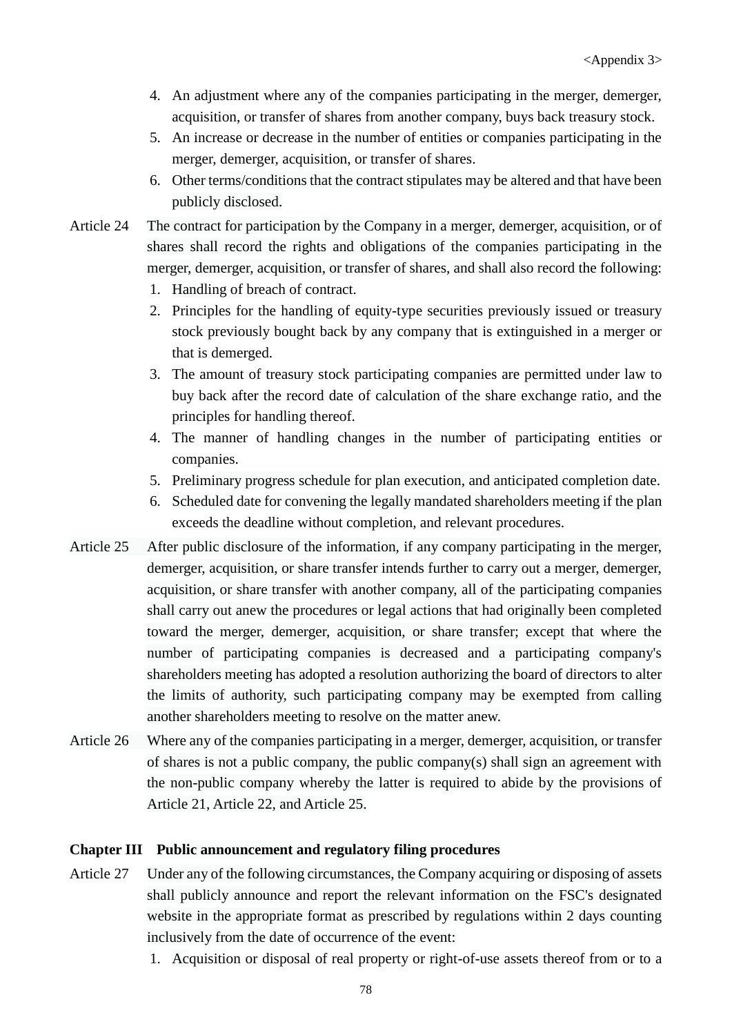4. An adjustment where any of the companies participating in the merger, demerger, acquisition, or transfer of shares from another company, buys back treasury stock.
5. An increase or decrease in the number of entities or companies participating in the merger, demerger, acquisition, or transfer of shares.
6. Other terms/conditions that the contract stipulates may be altered and that have been publicly disclosed.

Article 24 The contract for participation by the Company in a merger, demerger, acquisition, or of shares shall record the rights and obligations of the companies participating in the merger, demerger, acquisition, or transfer of shares, and shall also record the following:

1. Handling of breach of contract.
2. Principles for the handling of equity-type securities previously issued or treasury stock previously bought back by any company that is extinguished in a merger or that is demerged.
3. The amount of treasury stock participating companies are permitted under law to buy back after the record date of calculation of the share exchange ratio, and the principles for handling thereof.
4. The manner of handling changes in the number of participating entities or companies.
5. Preliminary progress schedule for plan execution, and anticipated completion date.
6. Scheduled date for convening the legally mandated shareholders meeting if the plan exceeds the deadline without completion, and relevant procedures.

Article 25 After public disclosure of the information, if any company participating in the merger, demerger, acquisition, or share transfer intends further to carry out a merger, demerger, acquisition, or share transfer with another company, all of the participating companies shall carry out anew the procedures or legal actions that had originally been completed toward the merger, demerger, acquisition, or share transfer; except that where the number of participating companies is decreased and a participating company's shareholders meeting has adopted a resolution authorizing the board of directors to alter the limits of authority, such participating company may be exempted from calling another shareholders meeting to resolve on the matter anew.

Article 26 Where any of the companies participating in a merger, demerger, acquisition, or transfer of shares is not a public company, the public company(s) shall sign an agreement with the non-public company whereby the latter is required to abide by the provisions of Article 21, Article 22, and Article 25.

## Chapter III Public announcement and regulatory filing procedures

Article 27 Under any of the following circumstances, the Company acquiring or disposing of assets shall publicly announce and report the relevant information on the FSC's designated website in the appropriate format as prescribed by regulations within 2 days counting inclusively from the date of occurrence of the event:

1. Acquisition or disposal of real property or right-of-use assets thereof from or to a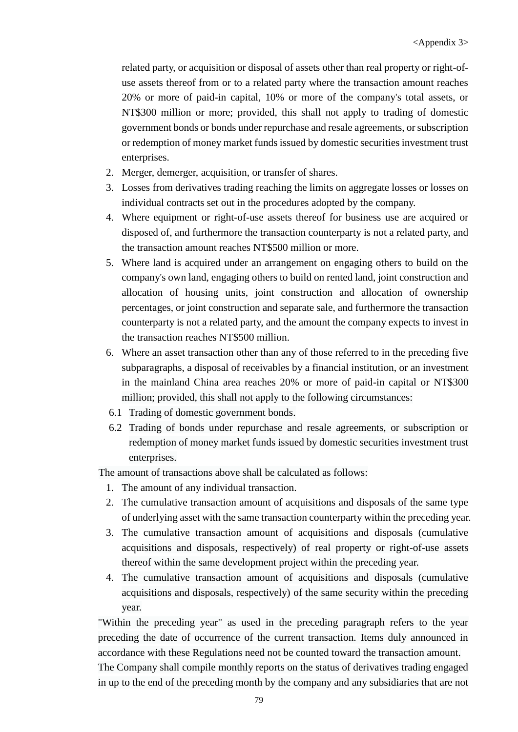related party, or acquisition or disposal of assets other than real property or right-of-use assets thereof from or to a related party where the transaction amount reaches 20% or more of paid-in capital, 10% or more of the company's total assets, or NT$300 million or more; provided, this shall not apply to trading of domestic government bonds or bonds under repurchase and resale agreements, or subscription or redemption of money market funds issued by domestic securities investment trust enterprises.

2. Merger, demerger, acquisition, or transfer of shares.
3. Losses from derivatives trading reaching the limits on aggregate losses or losses on individual contracts set out in the procedures adopted by the company.
4. Where equipment or right-of-use assets thereof for business use are acquired or disposed of, and furthermore the transaction counterparty is not a related party, and the transaction amount reaches NT$500 million or more.
5. Where land is acquired under an arrangement on engaging others to build on the company's own land, engaging others to build on rented land, joint construction and allocation of housing units, joint construction and allocation of ownership percentages, or joint construction and separate sale, and furthermore the transaction counterparty is not a related party, and the amount the company expects to invest in the transaction reaches NT$500 million.
6. Where an asset transaction other than any of those referred to in the preceding five subparagraphs, a disposal of receivables by a financial institution, or an investment in the mainland China area reaches 20% or more of paid-in capital or NT$300 million; provided, this shall not apply to the following circumstances:
   - 6.1 Trading of domestic government bonds.
   - 6.2 Trading of bonds under repurchase and resale agreements, or subscription or redemption of money market funds issued by domestic securities investment trust enterprises.

The amount of transactions above shall be calculated as follows:

1. The amount of any individual transaction.
2. The cumulative transaction amount of acquisitions and disposals of the same type of underlying asset with the same transaction counterparty within the preceding year.
3. The cumulative transaction amount of acquisitions and disposals (cumulative acquisitions and disposals, respectively) of real property or right-of-use assets thereof within the same development project within the preceding year.
4. The cumulative transaction amount of acquisitions and disposals (cumulative acquisitions and disposals, respectively) of the same security within the preceding year.

"Within the preceding year" as used in the preceding paragraph refers to the year preceding the date of occurrence of the current transaction. Items duly announced in accordance with these Regulations need not be counted toward the transaction amount.

The Company shall compile monthly reports on the status of derivatives trading engaged in up to the end of the preceding month by the company and any subsidiaries that are not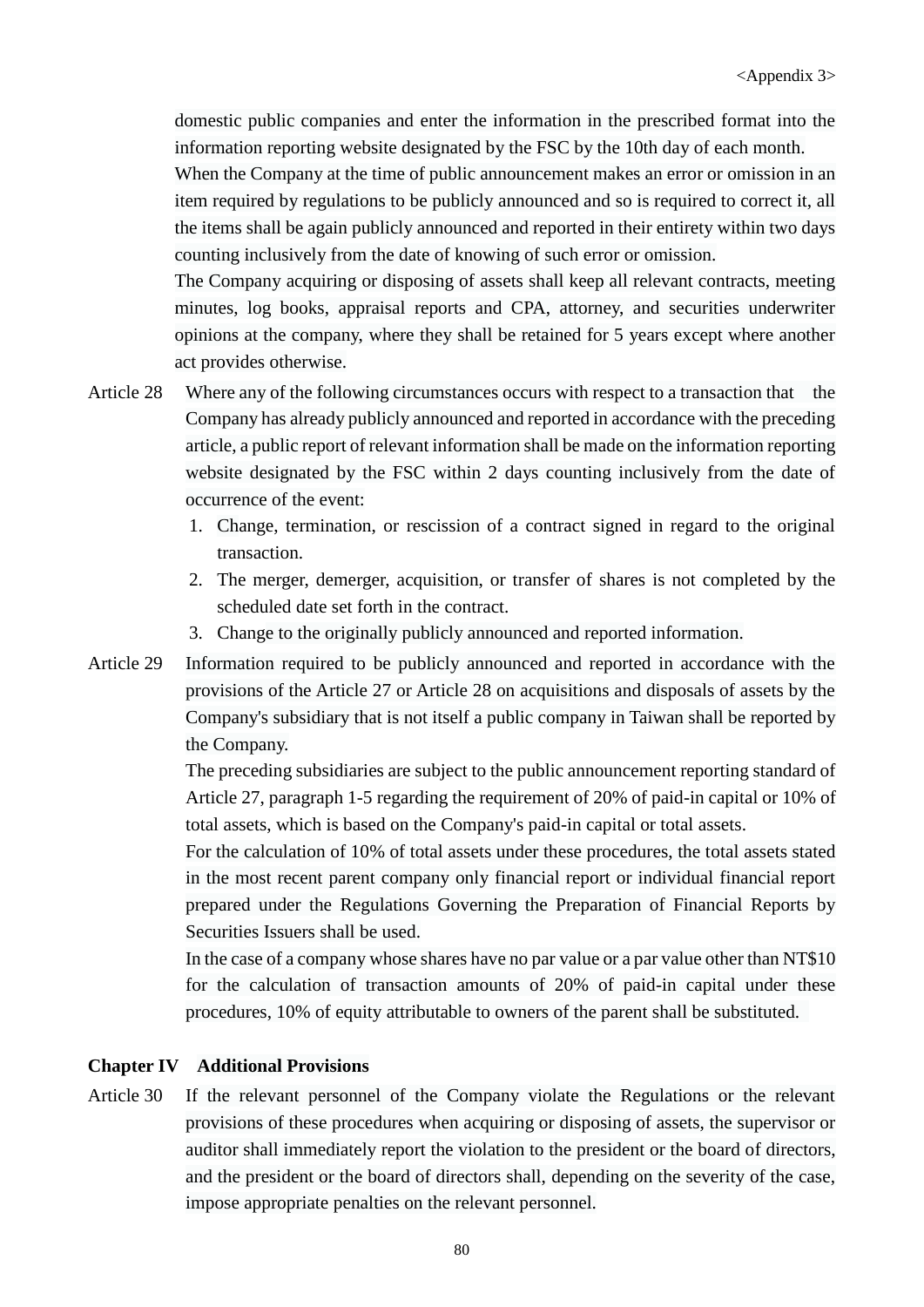domestic public companies and enter the information in the prescribed format into the information reporting website designated by the FSC by the 10th day of each month.

When the Company at the time of public announcement makes an error or omission in an item required by regulations to be publicly announced and so is required to correct it, all the items shall be again publicly announced and reported in their entirety within two days counting inclusively from the date of knowing of such error or omission.

The Company acquiring or disposing of assets shall keep all relevant contracts, meeting minutes, log books, appraisal reports and CPA, attorney, and securities underwriter opinions at the company, where they shall be retained for 5 years except where another act provides otherwise.

Article 28 Where any of the following circumstances occurs with respect to a transaction that the Company has already publicly announced and reported in accordance with the preceding article, a public report of relevant information shall be made on the information reporting website designated by the FSC within 2 days counting inclusively from the date of occurrence of the event:

1. Change, termination, or rescission of a contract signed in regard to the original transaction.
2. The merger, demerger, acquisition, or transfer of shares is not completed by the scheduled date set forth in the contract.
3. Change to the originally publicly announced and reported information.

Article 29 Information required to be publicly announced and reported in accordance with the provisions of the Article 27 or Article 28 on acquisitions and disposals of assets by the Company's subsidiary that is not itself a public company in Taiwan shall be reported by the Company.

The preceding subsidiaries are subject to the public announcement reporting standard of Article 27, paragraph 1-5 regarding the requirement of 20% of paid-in capital or 10% of total assets, which is based on the Company's paid-in capital or total assets.

For the calculation of 10% of total assets under these procedures, the total assets stated in the most recent parent company only financial report or individual financial report prepared under the Regulations Governing the Preparation of Financial Reports by Securities Issuers shall be used.

In the case of a company whose shares have no par value or a par value other than NT$10 for the calculation of transaction amounts of 20% of paid-in capital under these procedures, 10% of equity attributable to owners of the parent shall be substituted.

## Chapter IV Additional Provisions

Article 30 If the relevant personnel of the Company violate the Regulations or the relevant provisions of these procedures when acquiring or disposing of assets, the supervisor or auditor shall immediately report the violation to the president or the board of directors, and the president or the board of directors shall, depending on the severity of the case, impose appropriate penalties on the relevant personnel.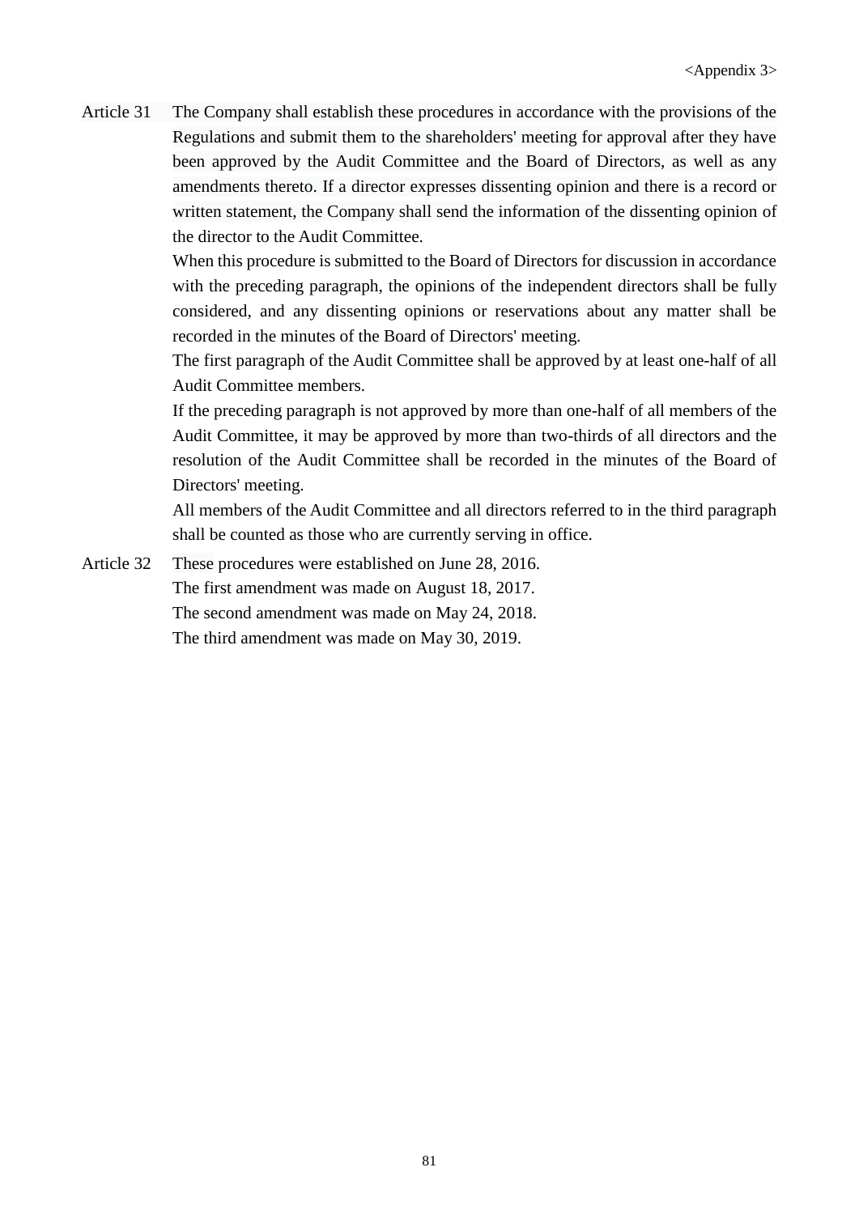<Appendix 3>

Article 31 The Company shall establish these procedures in accordance with the provisions of the Regulations and submit them to the shareholders' meeting for approval after they have been approved by the Audit Committee and the Board of Directors, as well as any amendments thereto. If a director expresses dissenting opinion and there is a record or written statement, the Company shall send the information of the dissenting opinion of the director to the Audit Committee.

When this procedure is submitted to the Board of Directors for discussion in accordance with the preceding paragraph, the opinions of the independent directors shall be fully considered, and any dissenting opinions or reservations about any matter shall be recorded in the minutes of the Board of Directors' meeting.

The first paragraph of the Audit Committee shall be approved by at least one-half of all Audit Committee members.

If the preceding paragraph is not approved by more than one-half of all members of the Audit Committee, it may be approved by more than two-thirds of all directors and the resolution of the Audit Committee shall be recorded in the minutes of the Board of Directors' meeting.

All members of the Audit Committee and all directors referred to in the third paragraph shall be counted as those who are currently serving in office.

Article 32 These procedures were established on June 28, 2016.

The first amendment was made on August 18, 2017.

The second amendment was made on May 24, 2018.

The third amendment was made on May 30, 2019.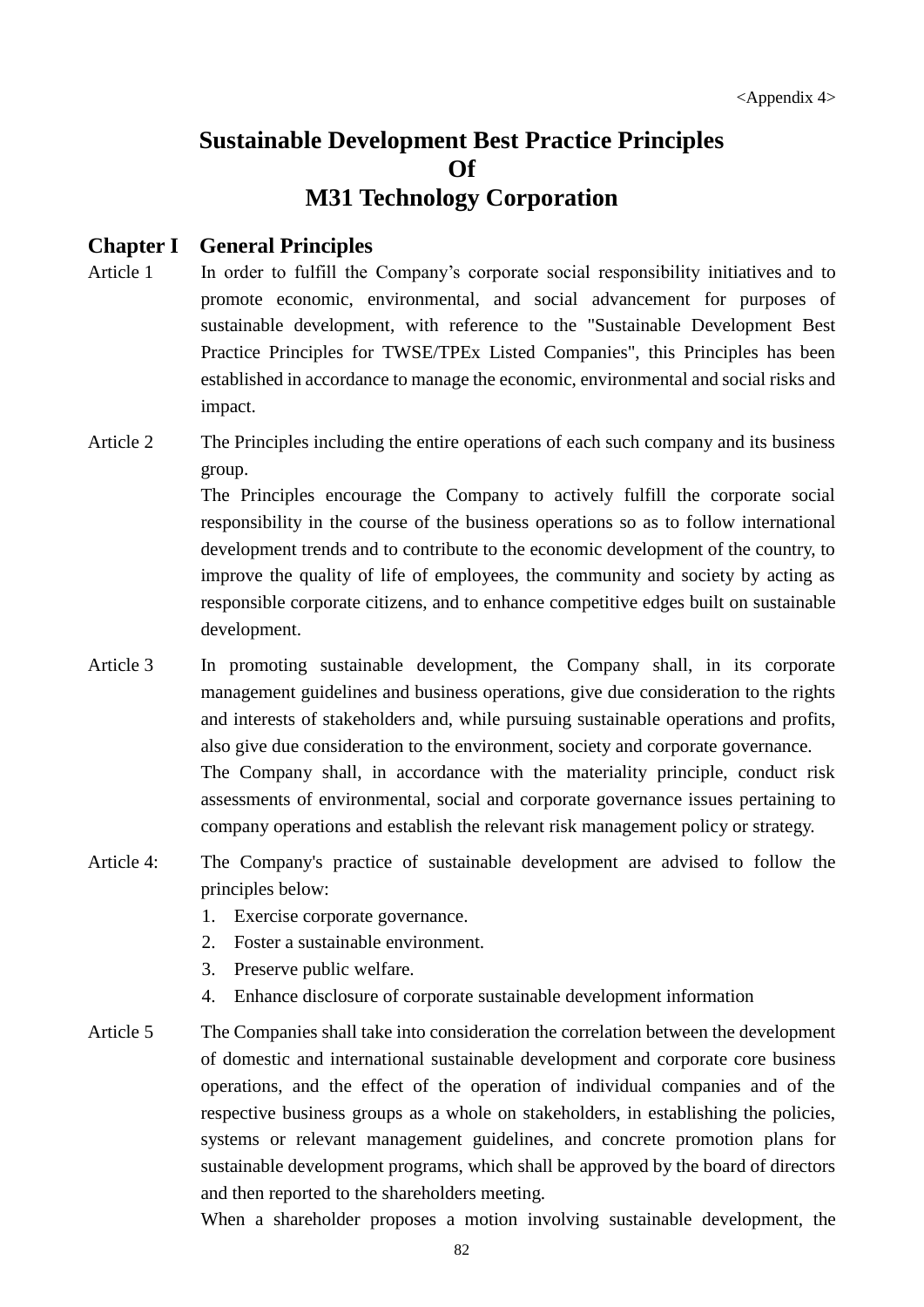<Appendix 4>

# Sustainable Development Best Practice Principles Of M31 Technology Corporation

## Chapter I General Principles

Article 1 In order to fulfill the Company's corporate social responsibility initiatives and to promote economic, environmental, and social advancement for purposes of sustainable development, with reference to the "Sustainable Development Best Practice Principles for TWSE/TPEx Listed Companies", this Principles has been established in accordance to manage the economic, environmental and social risks and impact.

Article 2 The Principles including the entire operations of each such company and its business group.

The Principles encourage the Company to actively fulfill the corporate social responsibility in the course of the business operations so as to follow international development trends and to contribute to the economic development of the country, to improve the quality of life of employees, the community and society by acting as responsible corporate citizens, and to enhance competitive edges built on sustainable development.

Article 3 In promoting sustainable development, the Company shall, in its corporate management guidelines and business operations, give due consideration to the rights and interests of stakeholders and, while pursuing sustainable operations and profits, also give due consideration to the environment, society and corporate governance.

The Company shall, in accordance with the materiality principle, conduct risk assessments of environmental, social and corporate governance issues pertaining to company operations and establish the relevant risk management policy or strategy.

Article 4: The Company's practice of sustainable development are advised to follow the principles below:

1. Exercise corporate governance.
2. Foster a sustainable environment.
3. Preserve public welfare.
4. Enhance disclosure of corporate sustainable development information

Article 5 The Companies shall take into consideration the correlation between the development of domestic and international sustainable development and corporate core business operations, and the effect of the operation of individual companies and of the respective business groups as a whole on stakeholders, in establishing the policies, systems or relevant management guidelines, and concrete promotion plans for sustainable development programs, which shall be approved by the board of directors and then reported to the shareholders meeting.

When a shareholder proposes a motion involving sustainable development, the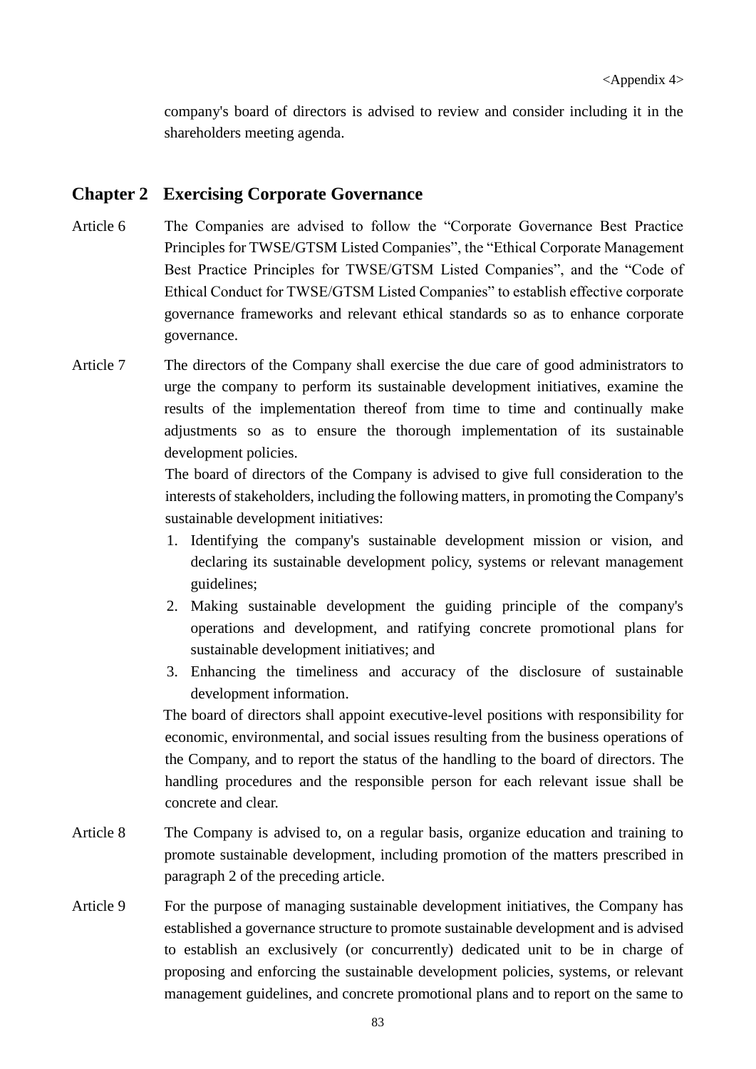company's board of directors is advised to review and consider including it in the shareholders meeting agenda.

## Chapter 2 Exercising Corporate Governance

Article 6 The Companies are advised to follow the "Corporate Governance Best Practice Principles for TWSE/GTSM Listed Companies", the "Ethical Corporate Management Best Practice Principles for TWSE/GTSM Listed Companies", and the "Code of Ethical Conduct for TWSE/GTSM Listed Companies" to establish effective corporate governance frameworks and relevant ethical standards so as to enhance corporate governance.

Article 7 The directors of the Company shall exercise the due care of good administrators to urge the company to perform its sustainable development initiatives, examine the results of the implementation thereof from time to time and continually make adjustments so as to ensure the thorough implementation of its sustainable development policies.

The board of directors of the Company is advised to give full consideration to the interests of stakeholders, including the following matters, in promoting the Company's sustainable development initiatives:

1. Identifying the company's sustainable development mission or vision, and declaring its sustainable development policy, systems or relevant management guidelines;
2. Making sustainable development the guiding principle of the company's operations and development, and ratifying concrete promotional plans for sustainable development initiatives; and
3. Enhancing the timeliness and accuracy of the disclosure of sustainable development information.

The board of directors shall appoint executive-level positions with responsibility for economic, environmental, and social issues resulting from the business operations of the Company, and to report the status of the handling to the board of directors. The handling procedures and the responsible person for each relevant issue shall be concrete and clear.

Article 8 The Company is advised to, on a regular basis, organize education and training to promote sustainable development, including promotion of the matters prescribed in paragraph 2 of the preceding article.

Article 9 For the purpose of managing sustainable development initiatives, the Company has established a governance structure to promote sustainable development and is advised to establish an exclusively (or concurrently) dedicated unit to be in charge of proposing and enforcing the sustainable development policies, systems, or relevant management guidelines, and concrete promotional plans and to report on the same to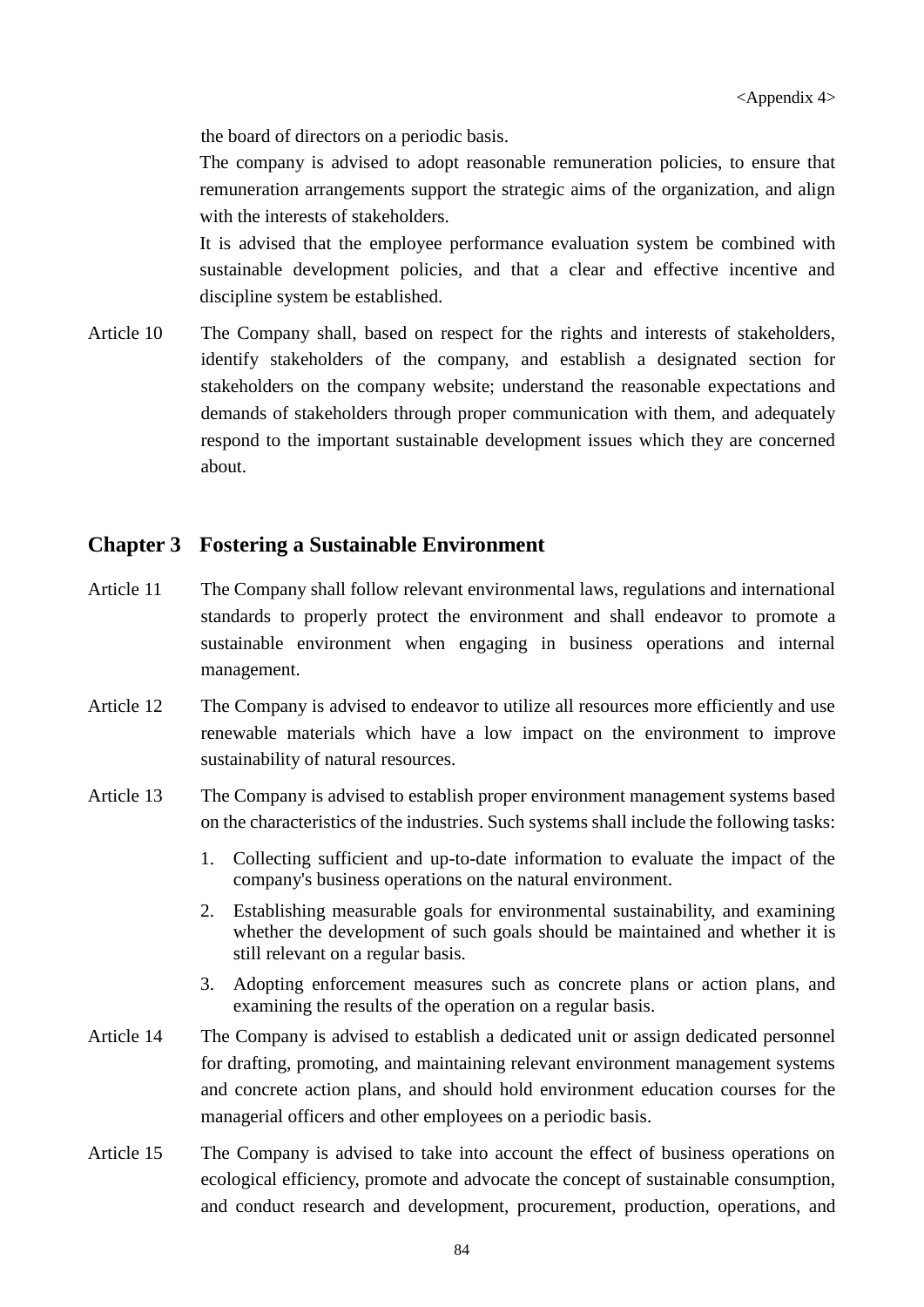the board of directors on a periodic basis.

The company is advised to adopt reasonable remuneration policies, to ensure that remuneration arrangements support the strategic aims of the organization, and align with the interests of stakeholders.

It is advised that the employee performance evaluation system be combined with sustainable development policies, and that a clear and effective incentive and discipline system be established.

Article 10 The Company shall, based on respect for the rights and interests of stakeholders, identify stakeholders of the company, and establish a designated section for stakeholders on the company website; understand the reasonable expectations and demands of stakeholders through proper communication with them, and adequately respond to the important sustainable development issues which they are concerned about.

## Chapter 3 Fostering a Sustainable Environment

Article 11 The Company shall follow relevant environmental laws, regulations and international standards to properly protect the environment and shall endeavor to promote a sustainable environment when engaging in business operations and internal management.

Article 12 The Company is advised to endeavor to utilize all resources more efficiently and use renewable materials which have a low impact on the environment to improve sustainability of natural resources.

Article 13 The Company is advised to establish proper environment management systems based on the characteristics of the industries. Such systems shall include the following tasks:

1. Collecting sufficient and up-to-date information to evaluate the impact of the company's business operations on the natural environment.
2. Establishing measurable goals for environmental sustainability, and examining whether the development of such goals should be maintained and whether it is still relevant on a regular basis.
3. Adopting enforcement measures such as concrete plans or action plans, and examining the results of the operation on a regular basis.

Article 14 The Company is advised to establish a dedicated unit or assign dedicated personnel for drafting, promoting, and maintaining relevant environment management systems and concrete action plans, and should hold environment education courses for the managerial officers and other employees on a periodic basis.

Article 15 The Company is advised to take into account the effect of business operations on ecological efficiency, promote and advocate the concept of sustainable consumption, and conduct research and development, procurement, production, operations, and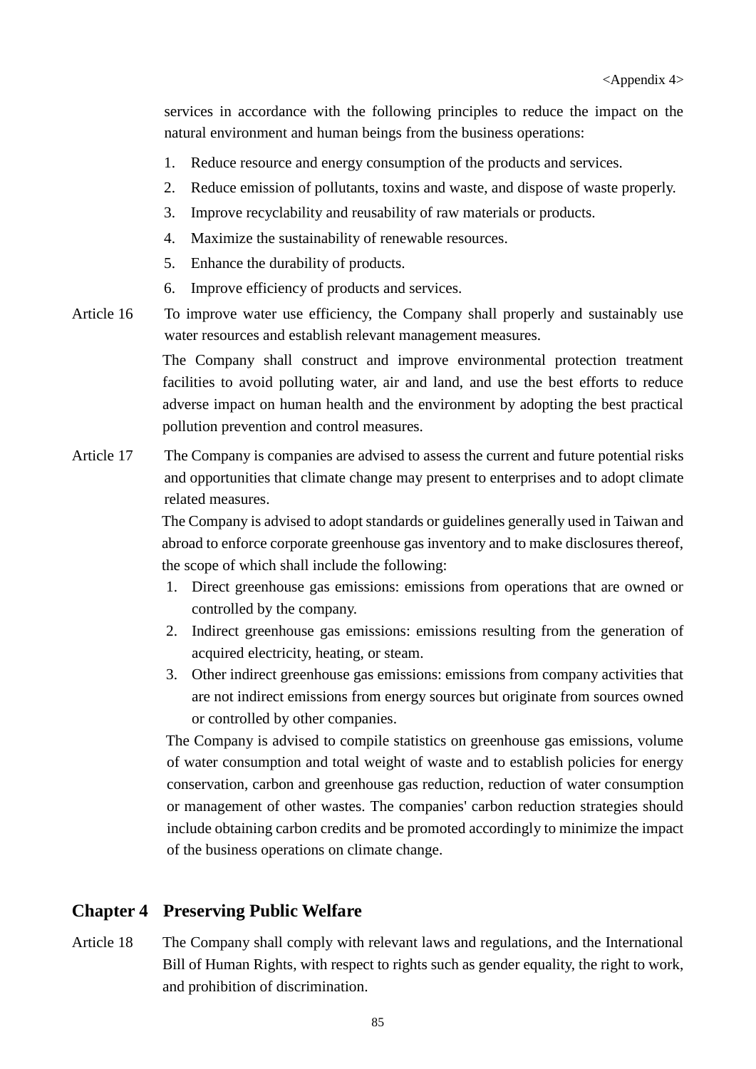services in accordance with the following principles to reduce the impact on the natural environment and human beings from the business operations:

1. Reduce resource and energy consumption of the products and services.
2. Reduce emission of pollutants, toxins and waste, and dispose of waste properly.
3. Improve recyclability and reusability of raw materials or products.
4. Maximize the sustainability of renewable resources.
5. Enhance the durability of products.
6. Improve efficiency of products and services.

Article 16 To improve water use efficiency, the Company shall properly and sustainably use water resources and establish relevant management measures.

The Company shall construct and improve environmental protection treatment facilities to avoid polluting water, air and land, and use the best efforts to reduce adverse impact on human health and the environment by adopting the best practical pollution prevention and control measures.

Article 17 The Company is companies are advised to assess the current and future potential risks and opportunities that climate change may present to enterprises and to adopt climate related measures.

The Company is advised to adopt standards or guidelines generally used in Taiwan and abroad to enforce corporate greenhouse gas inventory and to make disclosures thereof, the scope of which shall include the following:

1. Direct greenhouse gas emissions: emissions from operations that are owned or controlled by the company.
2. Indirect greenhouse gas emissions: emissions resulting from the generation of acquired electricity, heating, or steam.
3. Other indirect greenhouse gas emissions: emissions from company activities that are not indirect emissions from energy sources but originate from sources owned or controlled by other companies.

The Company is advised to compile statistics on greenhouse gas emissions, volume of water consumption and total weight of waste and to establish policies for energy conservation, carbon and greenhouse gas reduction, reduction of water consumption or management of other wastes. The companies' carbon reduction strategies should include obtaining carbon credits and be promoted accordingly to minimize the impact of the business operations on climate change.

## Chapter 4 Preserving Public Welfare

Article 18 The Company shall comply with relevant laws and regulations, and the International Bill of Human Rights, with respect to rights such as gender equality, the right to work, and prohibition of discrimination.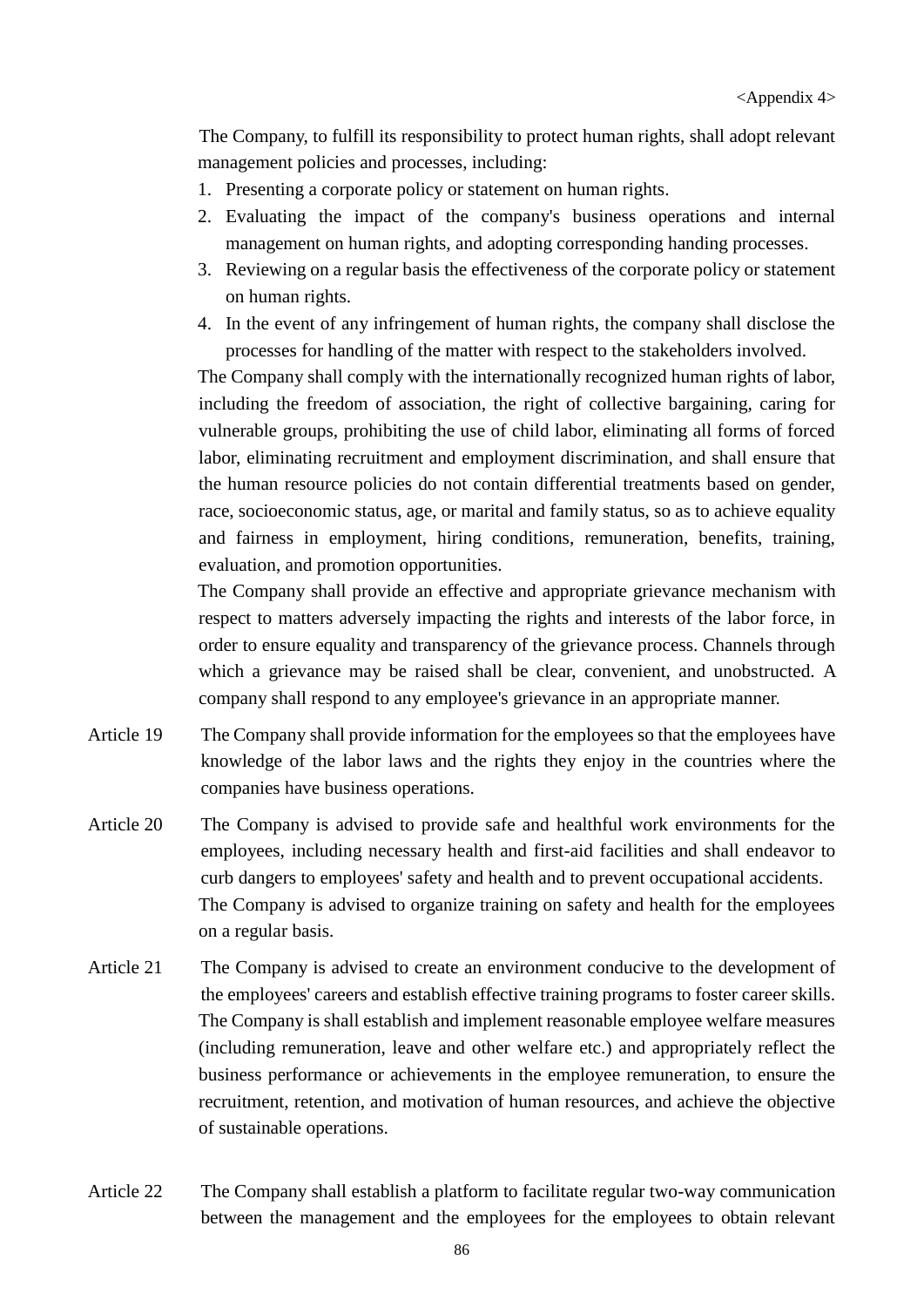<Appendix 4>

The Company, to fulfill its responsibility to protect human rights, shall adopt relevant management policies and processes, including:

1. Presenting a corporate policy or statement on human rights.
2. Evaluating the impact of the company's business operations and internal management on human rights, and adopting corresponding handing processes.
3. Reviewing on a regular basis the effectiveness of the corporate policy or statement on human rights.
4. In the event of any infringement of human rights, the company shall disclose the processes for handling of the matter with respect to the stakeholders involved.

The Company shall comply with the internationally recognized human rights of labor, including the freedom of association, the right of collective bargaining, caring for vulnerable groups, prohibiting the use of child labor, eliminating all forms of forced labor, eliminating recruitment and employment discrimination, and shall ensure that the human resource policies do not contain differential treatments based on gender, race, socioeconomic status, age, or marital and family status, so as to achieve equality and fairness in employment, hiring conditions, remuneration, benefits, training, evaluation, and promotion opportunities.

The Company shall provide an effective and appropriate grievance mechanism with respect to matters adversely impacting the rights and interests of the labor force, in order to ensure equality and transparency of the grievance process. Channels through which a grievance may be raised shall be clear, convenient, and unobstructed. A company shall respond to any employee's grievance in an appropriate manner.

Article 19 The Company shall provide information for the employees so that the employees have knowledge of the labor laws and the rights they enjoy in the countries where the companies have business operations.

Article 20 The Company is advised to provide safe and healthful work environments for the employees, including necessary health and first-aid facilities and shall endeavor to curb dangers to employees' safety and health and to prevent occupational accidents.

The Company is advised to organize training on safety and health for the employees on a regular basis.

Article 21 The Company is advised to create an environment conducive to the development of the employees' careers and establish effective training programs to foster career skills.

The Company is shall establish and implement reasonable employee welfare measures (including remuneration, leave and other welfare etc.) and appropriately reflect the business performance or achievements in the employee remuneration, to ensure the recruitment, retention, and motivation of human resources, and achieve the objective of sustainable operations.

Article 22 The Company shall establish a platform to facilitate regular two-way communication between the management and the employees for the employees to obtain relevant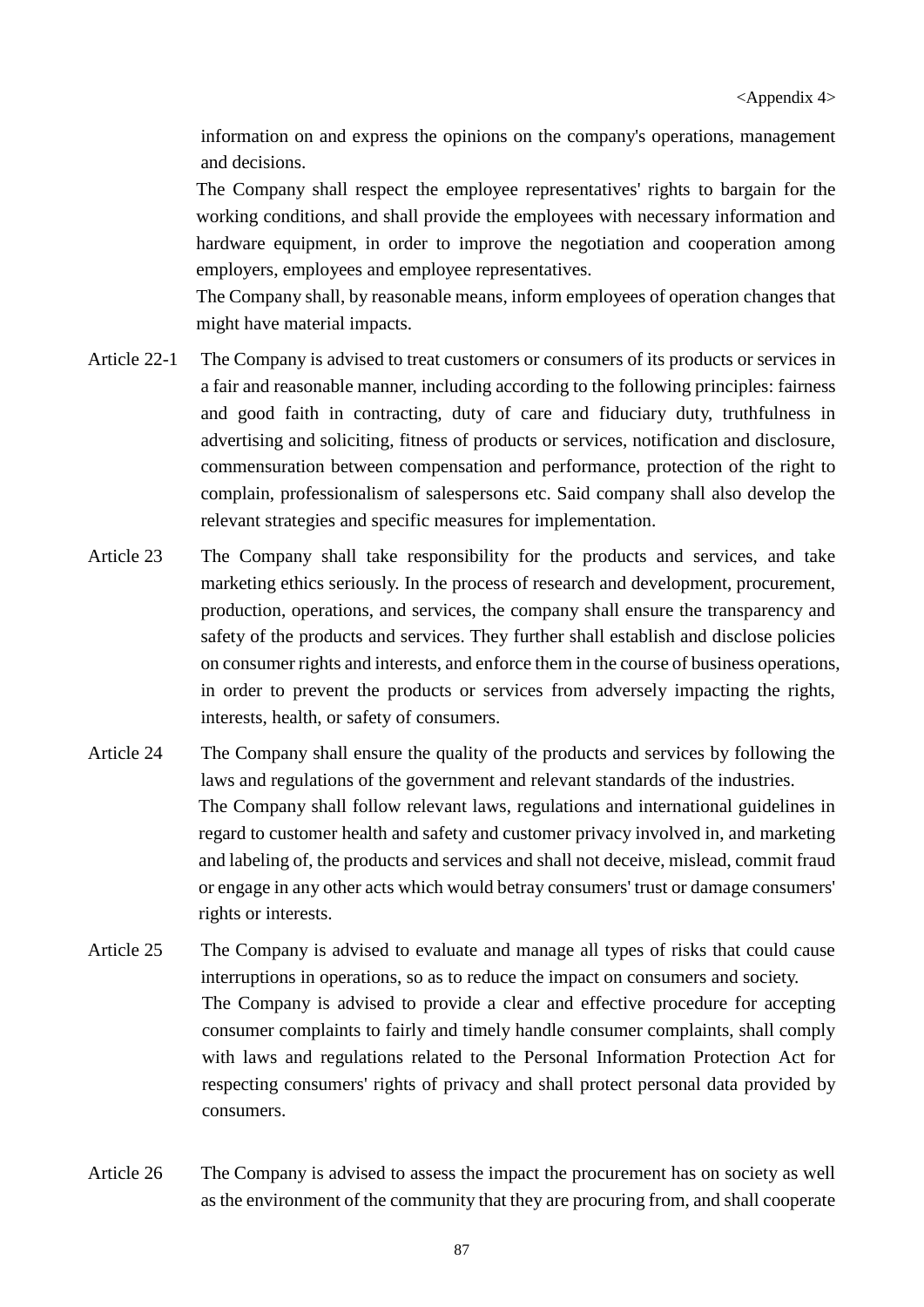information on and express the opinions on the company's operations, management and decisions.

The Company shall respect the employee representatives' rights to bargain for the working conditions, and shall provide the employees with necessary information and hardware equipment, in order to improve the negotiation and cooperation among employers, employees and employee representatives.

The Company shall, by reasonable means, inform employees of operation changes that might have material impacts.

Article 22-1 The Company is advised to treat customers or consumers of its products or services in a fair and reasonable manner, including according to the following principles: fairness and good faith in contracting, duty of care and fiduciary duty, truthfulness in advertising and soliciting, fitness of products or services, notification and disclosure, commensuration between compensation and performance, protection of the right to complain, professionalism of salespersons etc. Said company shall also develop the relevant strategies and specific measures for implementation.

Article 23 The Company shall take responsibility for the products and services, and take marketing ethics seriously. In the process of research and development, procurement, production, operations, and services, the company shall ensure the transparency and safety of the products and services. They further shall establish and disclose policies on consumer rights and interests, and enforce them in the course of business operations, in order to prevent the products or services from adversely impacting the rights, interests, health, or safety of consumers.

Article 24 The Company shall ensure the quality of the products and services by following the laws and regulations of the government and relevant standards of the industries.

The Company shall follow relevant laws, regulations and international guidelines in regard to customer health and safety and customer privacy involved in, and marketing and labeling of, the products and services and shall not deceive, mislead, commit fraud or engage in any other acts which would betray consumers' trust or damage consumers' rights or interests.

Article 25 The Company is advised to evaluate and manage all types of risks that could cause interruptions in operations, so as to reduce the impact on consumers and society.

The Company is advised to provide a clear and effective procedure for accepting consumer complaints to fairly and timely handle consumer complaints, shall comply with laws and regulations related to the Personal Information Protection Act for respecting consumers' rights of privacy and shall protect personal data provided by consumers.

Article 26 The Company is advised to assess the impact the procurement has on society as well as the environment of the community that they are procuring from, and shall cooperate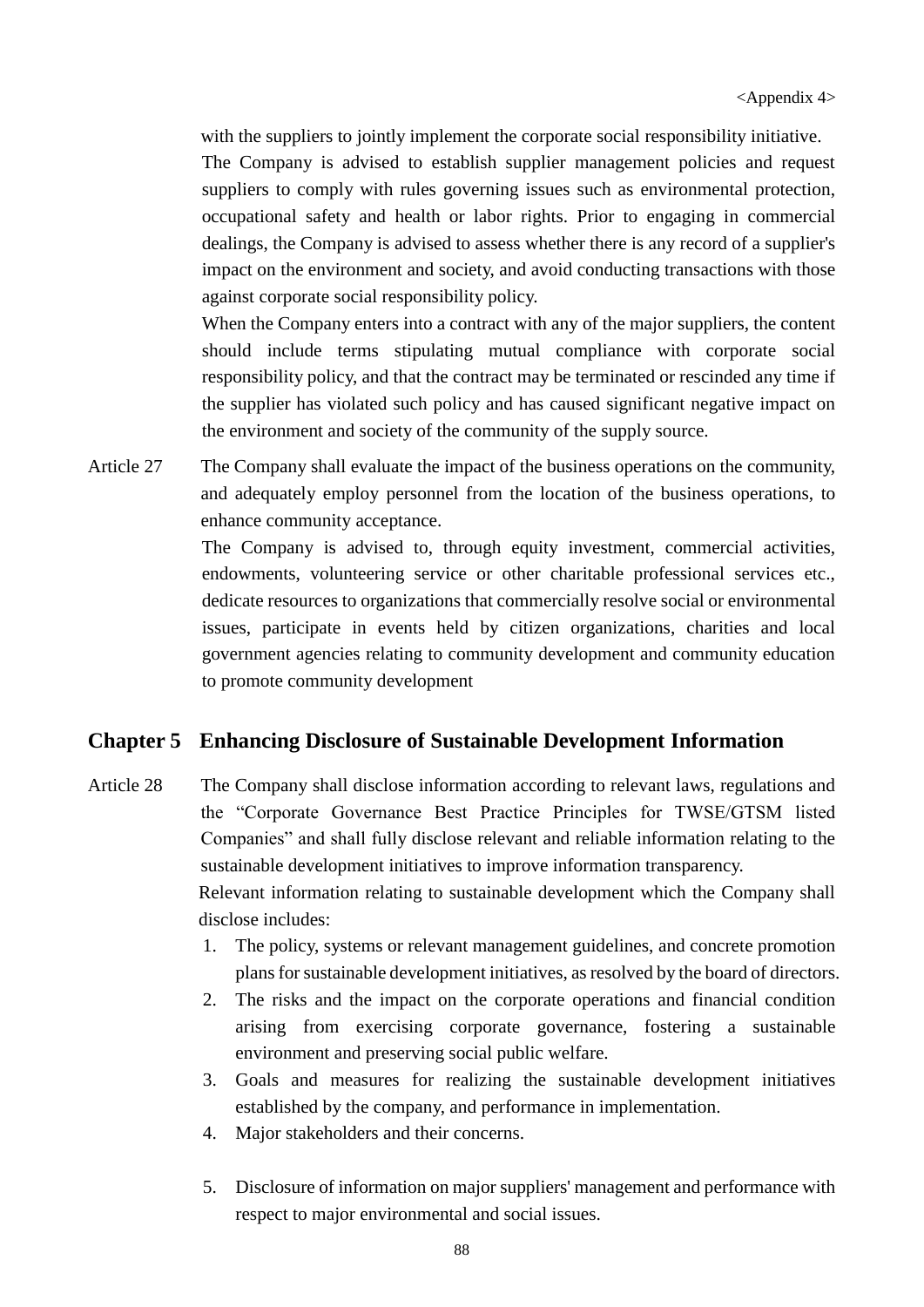with the suppliers to jointly implement the corporate social responsibility initiative.

The Company is advised to establish supplier management policies and request suppliers to comply with rules governing issues such as environmental protection, occupational safety and health or labor rights. Prior to engaging in commercial dealings, the Company is advised to assess whether there is any record of a supplier's impact on the environment and society, and avoid conducting transactions with those against corporate social responsibility policy.

When the Company enters into a contract with any of the major suppliers, the content should include terms stipulating mutual compliance with corporate social responsibility policy, and that the contract may be terminated or rescinded any time if the supplier has violated such policy and has caused significant negative impact on the environment and society of the community of the supply source.

Article 27 The Company shall evaluate the impact of the business operations on the community, and adequately employ personnel from the location of the business operations, to enhance community acceptance.

The Company is advised to, through equity investment, commercial activities, endowments, volunteering service or other charitable professional services etc., dedicate resources to organizations that commercially resolve social or environmental issues, participate in events held by citizen organizations, charities and local government agencies relating to community development and community education to promote community development

## Chapter 5 Enhancing Disclosure of Sustainable Development Information

Article 28 The Company shall disclose information according to relevant laws, regulations and the "Corporate Governance Best Practice Principles for TWSE/GTSM listed Companies" and shall fully disclose relevant and reliable information relating to the sustainable development initiatives to improve information transparency.

Relevant information relating to sustainable development which the Company shall disclose includes:

1. The policy, systems or relevant management guidelines, and concrete promotion plans for sustainable development initiatives, as resolved by the board of directors.
2. The risks and the impact on the corporate operations and financial condition arising from exercising corporate governance, fostering a sustainable environment and preserving social public welfare.
3. Goals and measures for realizing the sustainable development initiatives established by the company, and performance in implementation.
4. Major stakeholders and their concerns.
5. Disclosure of information on major suppliers' management and performance with respect to major environmental and social issues.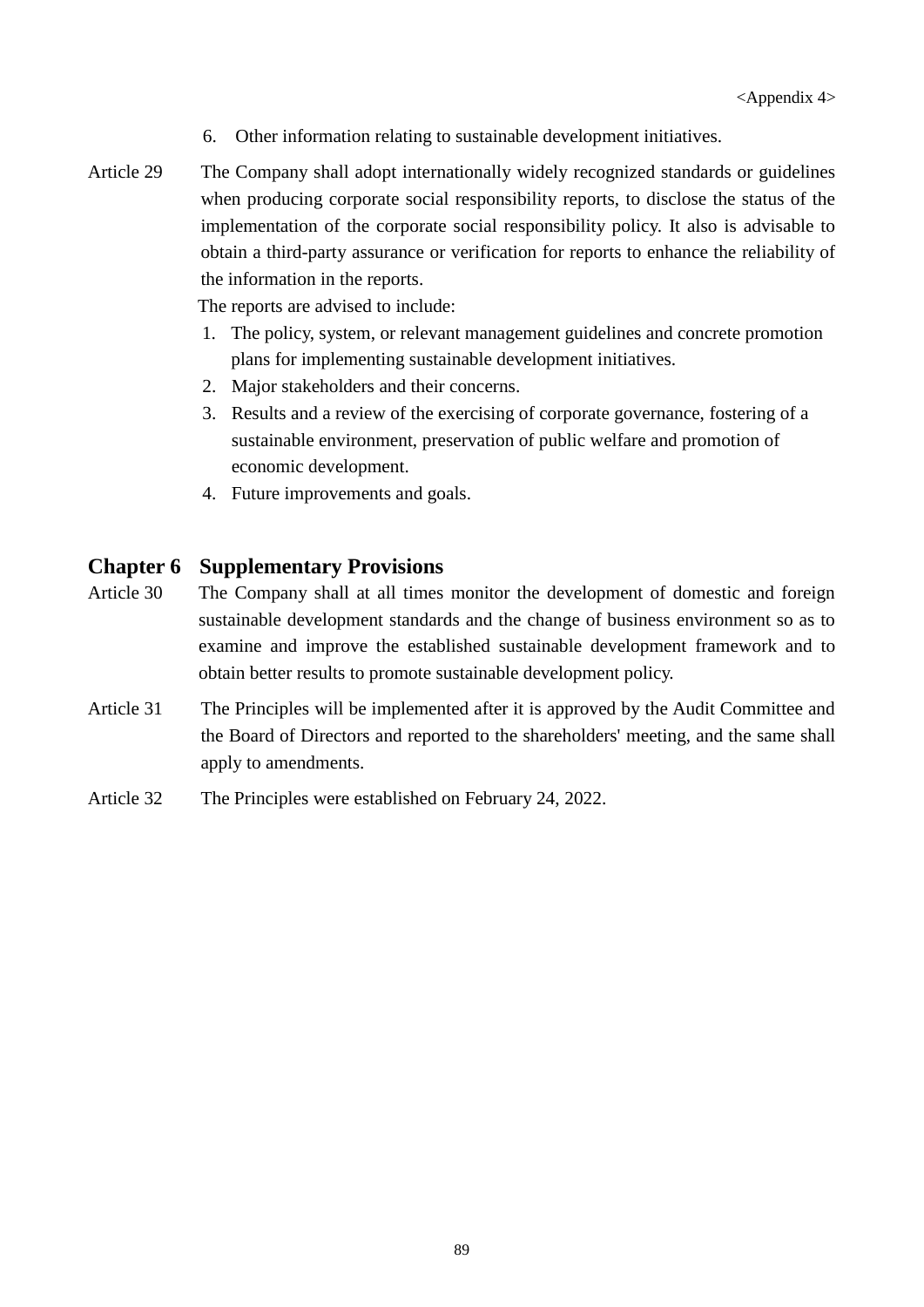6. Other information relating to sustainable development initiatives.

Article 29 The Company shall adopt internationally widely recognized standards or guidelines when producing corporate social responsibility reports, to disclose the status of the implementation of the corporate social responsibility policy. It also is advisable to obtain a third-party assurance or verification for reports to enhance the reliability of the information in the reports.

The reports are advised to include:

1. The policy, system, or relevant management guidelines and concrete promotion plans for implementing sustainable development initiatives.
2. Major stakeholders and their concerns.
3. Results and a review of the exercising of corporate governance, fostering of a sustainable environment, preservation of public welfare and promotion of economic development.
4. Future improvements and goals.

## Chapter 6 Supplementary Provisions

Article 30 The Company shall at all times monitor the development of domestic and foreign sustainable development standards and the change of business environment so as to examine and improve the established sustainable development framework and to obtain better results to promote sustainable development policy.

Article 31 The Principles will be implemented after it is approved by the Audit Committee and the Board of Directors and reported to the shareholders' meeting, and the same shall apply to amendments.

Article 32 The Principles were established on February 24, 2022.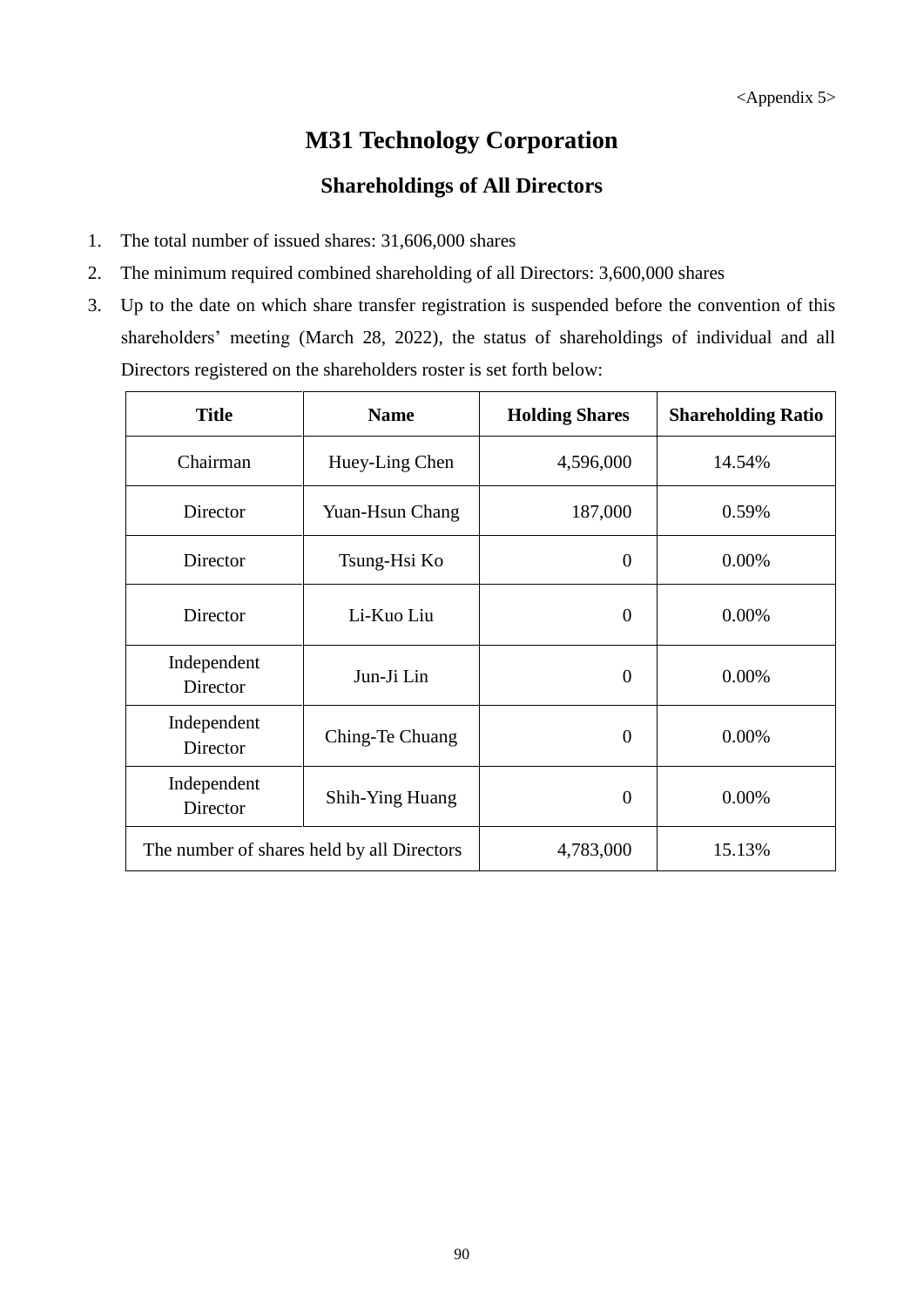<Appendix 5>

# M31 Technology Corporation

## Shareholdings of All Directors

1. The total number of issued shares: 31,606,000 shares
2. The minimum required combined shareholding of all Directors: 3,600,000 shares
3. Up to the date on which share transfer registration is suspended before the convention of this shareholders' meeting (March 28, 2022), the status of shareholdings of individual and all Directors registered on the shareholders roster is set forth below:

| Title | Name | Holding Shares | Shareholding Ratio |
|---|---|---|---|
| Chairman | Huey-Ling Chen | 4,596,000 | 14.54% |
| Director | Yuan-Hsun Chang | 187,000 | 0.59% |
| Director | Tsung-Hsi Ko | 0 | 0.00% |
| Director | Li-Kuo Liu | 0 | 0.00% |
| Independent Director | Jun-Ji Lin | 0 | 0.00% |
| Independent Director | Ching-Te Chuang | 0 | 0.00% |
| Independent Director | Shih-Ying Huang | 0 | 0.00% |
| The number of shares held by all Directors | | 4,783,000 | 15.13% |